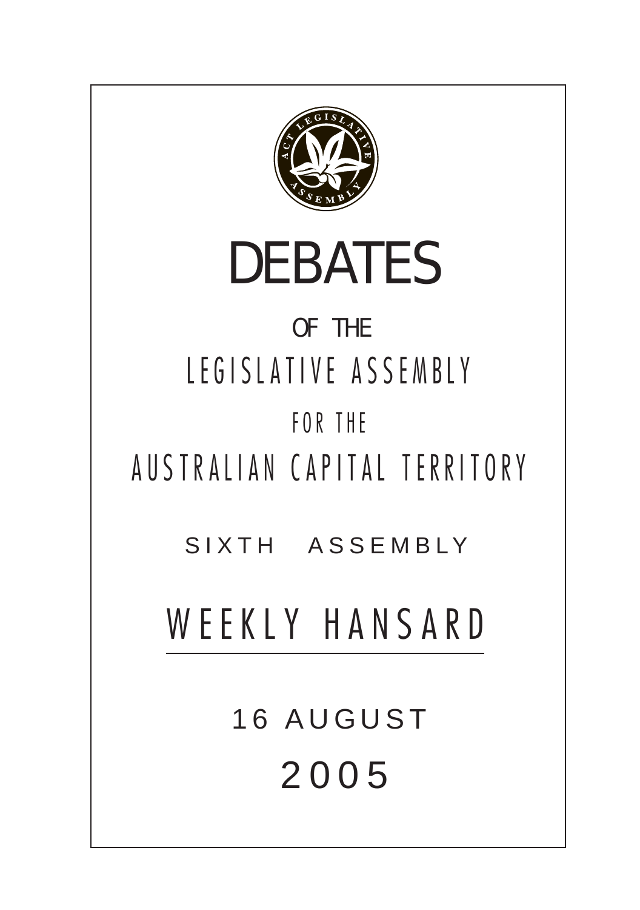# DEBATES

OF THE

LEGISLATIVE ASSEMBLY

FOR THE

AUSTRALIAN CAPITAL TERRITORY

SIXTH ASSEMBLY

## WEEKLY HANSARD

16 AUGUST

2005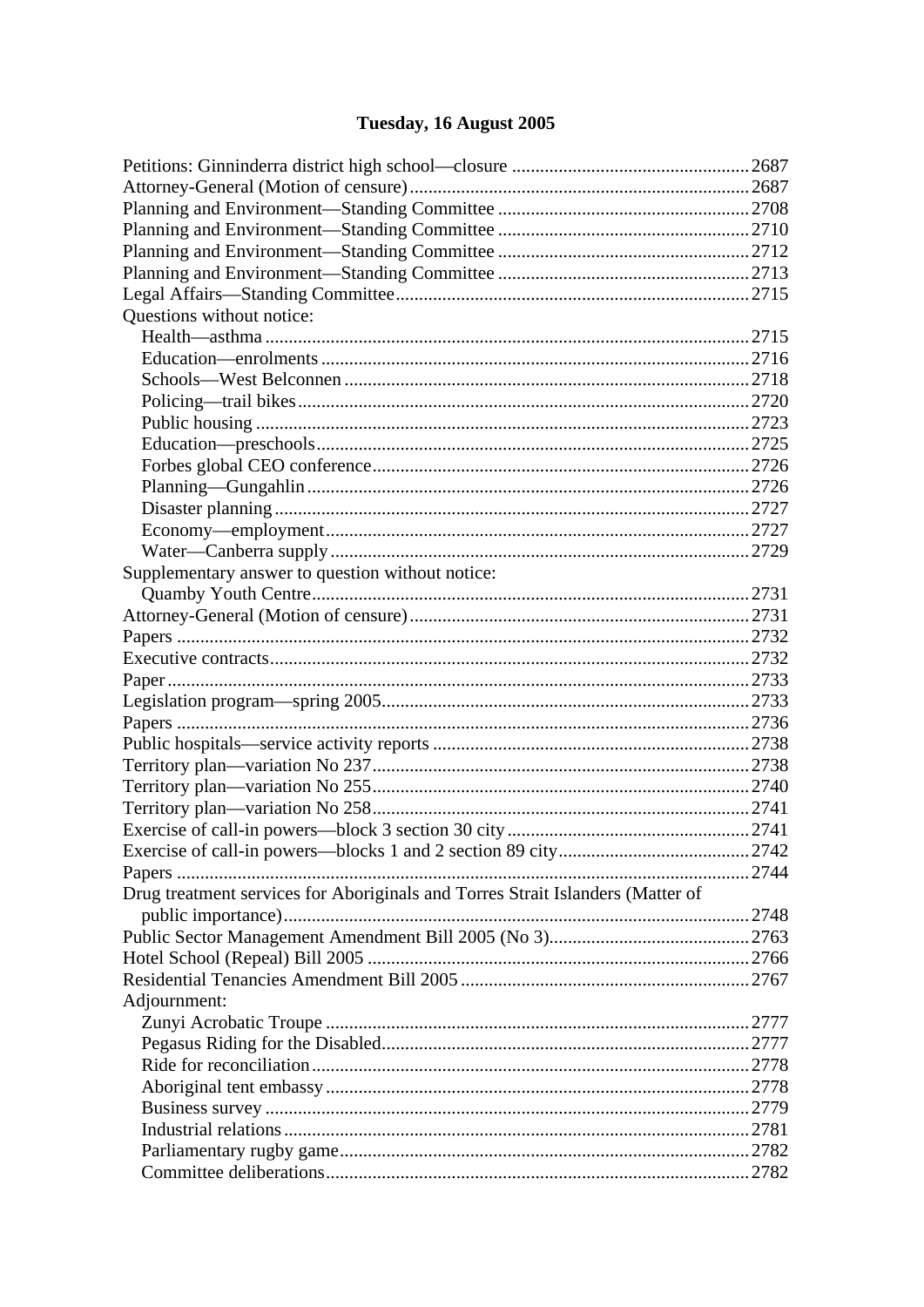## Tuesday, 16 August 2005

Petitions: Ginninderra district high school—closure ... 2687
Attorney-General (Motion of censure) ... 2687
Planning and Environment—Standing Committee ... 2708
Planning and Environment—Standing Committee ... 2710
Planning and Environment—Standing Committee ... 2712
Planning and Environment—Standing Committee ... 2713
Legal Affairs—Standing Committee ... 2715
Questions without notice:
- Health—asthma ... 2715
- Education—enrolments ... 2716
- Schools—West Belconnen ... 2718
- Policing—trail bikes ... 2720
- Public housing ... 2723
- Education—preschools ... 2725
- Forbes global CEO conference ... 2726
- Planning—Gungahlin ... 2726
- Disaster planning ... 2727
- Economy—employment ... 2727
- Water—Canberra supply ... 2729

Supplementary answer to question without notice:
- Quamby Youth Centre ... 2731

Attorney-General (Motion of censure) ... 2731
Papers ... 2732
Executive contracts ... 2732
Paper ... 2733
Legislation program—spring 2005 ... 2733
Papers ... 2736
Public hospitals—service activity reports ... 2738
Territory plan—variation No 237 ... 2738
Territory plan—variation No 255 ... 2740
Territory plan—variation No 258 ... 2741
Exercise of call-in powers—block 3 section 30 city ... 2741
Exercise of call-in powers—blocks 1 and 2 section 89 city ... 2742
Papers ... 2744
Drug treatment services for Aboriginals and Torres Strait Islanders (Matter of public importance) ... 2748
Public Sector Management Amendment Bill 2005 (No 3) ... 2763
Hotel School (Repeal) Bill 2005 ... 2766
Residential Tenancies Amendment Bill 2005 ... 2767
Adjournment:
- Zunyi Acrobatic Troupe ... 2777
- Pegasus Riding for the Disabled ... 2777
- Ride for reconciliation ... 2778
- Aboriginal tent embassy ... 2778
- Business survey ... 2779
- Industrial relations ... 2781
- Parliamentary rugby game ... 2782
- Committee deliberations ... 2782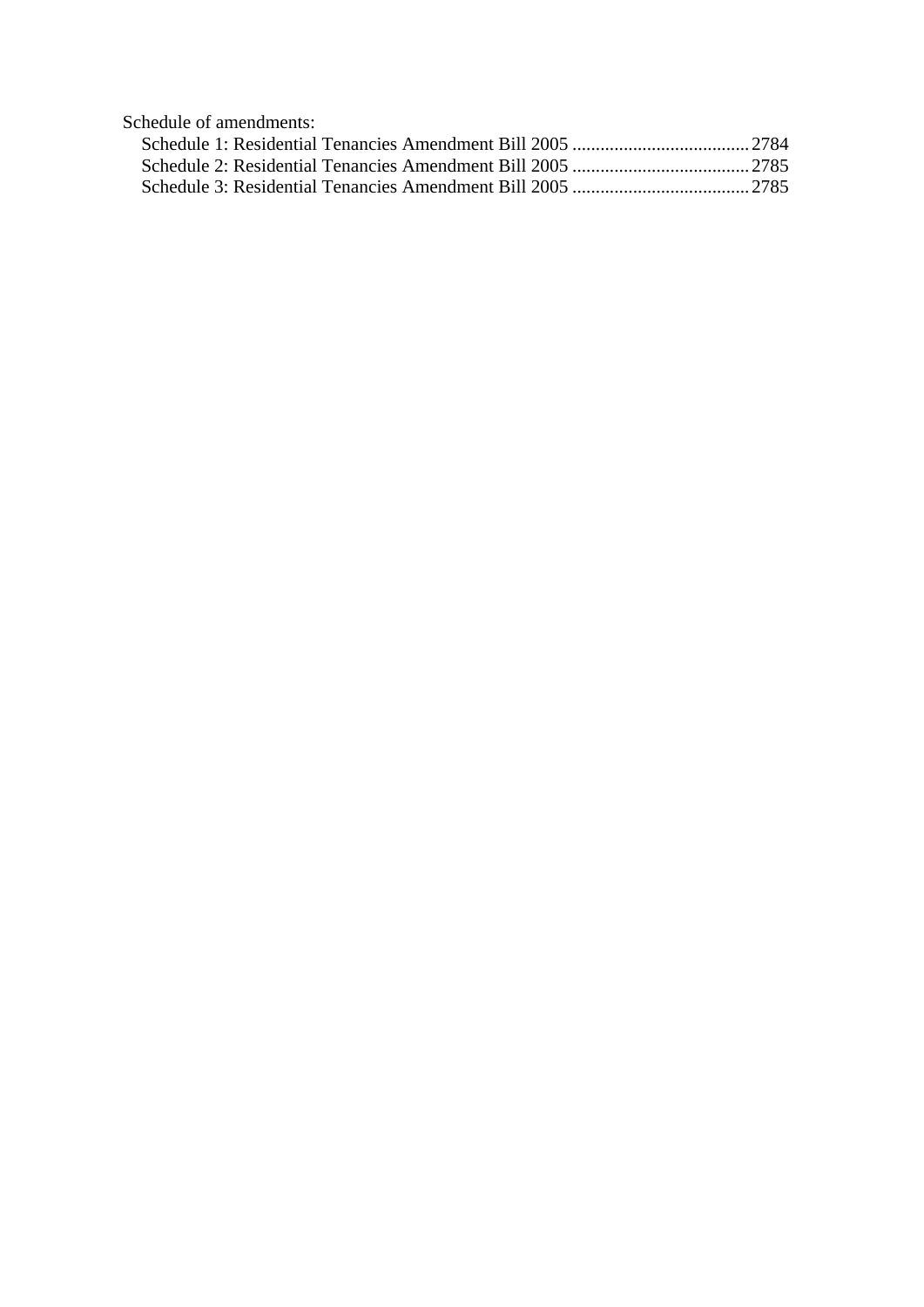Schedule of amendments:

- Schedule 1: Residential Tenancies Amendment Bill 2005 ...................................... 2784
- Schedule 2: Residential Tenancies Amendment Bill 2005 ...................................... 2785
- Schedule 3: Residential Tenancies Amendment Bill 2005 ...................................... 2785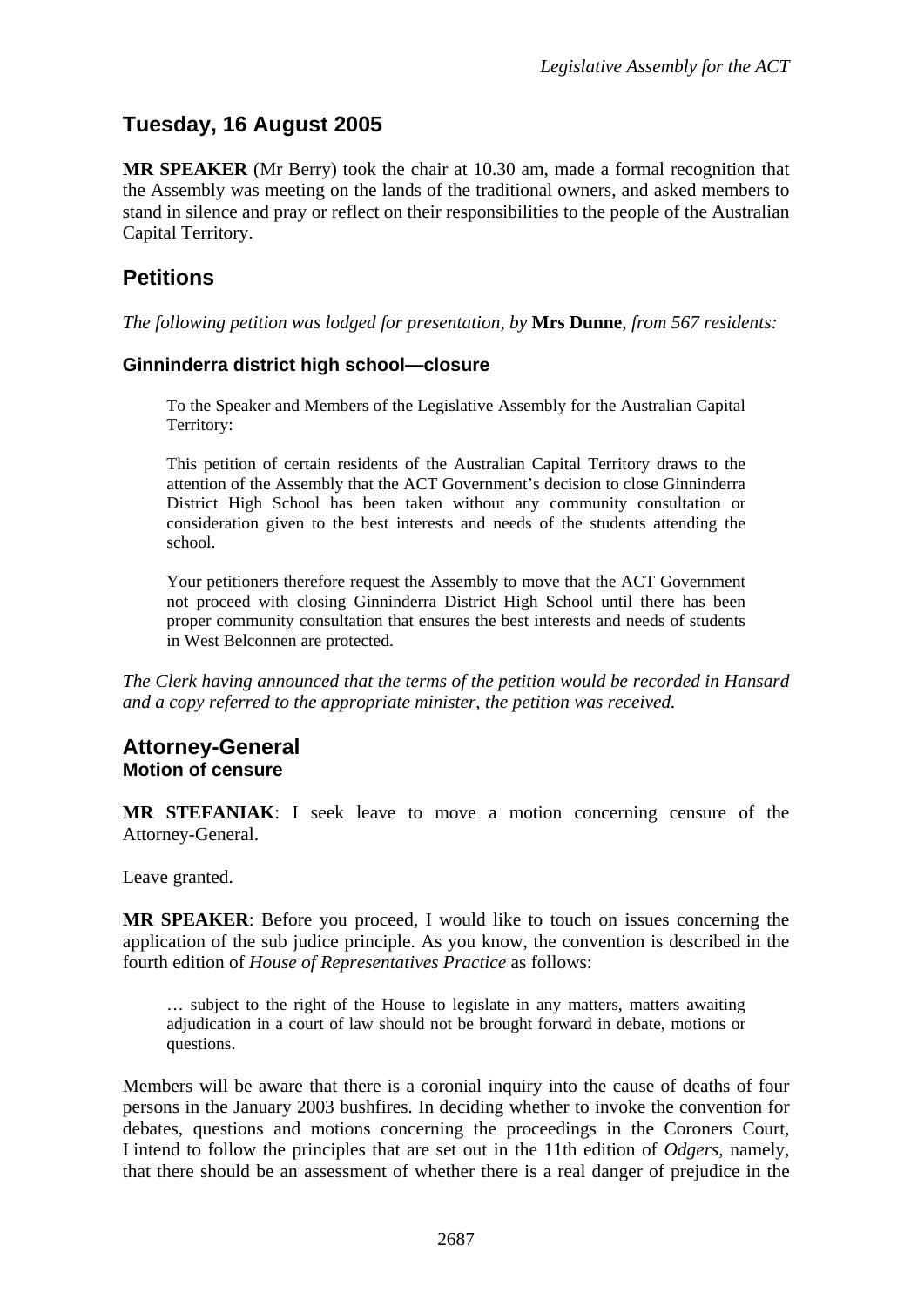## Tuesday, 16 August 2005

**MR SPEAKER** (Mr Berry) took the chair at 10.30 am, made a formal recognition that the Assembly was meeting on the lands of the traditional owners, and asked members to stand in silence and pray or reflect on their responsibilities to the people of the Australian Capital Territory.

## Petitions

*The following petition was lodged for presentation, by* **Mrs Dunne**, *from 567 residents:*

### Ginninderra district high school—closure

> To the Speaker and Members of the Legislative Assembly for the Australian Capital Territory:
>
> This petition of certain residents of the Australian Capital Territory draws to the attention of the Assembly that the ACT Government's decision to close Ginninderra District High School has been taken without any community consultation or consideration given to the best interests and needs of the students attending the school.
>
> Your petitioners therefore request the Assembly to move that the ACT Government not proceed with closing Ginninderra District High School until there has been proper community consultation that ensures the best interests and needs of students in West Belconnen are protected.

*The Clerk having announced that the terms of the petition would be recorded in Hansard and a copy referred to the appropriate minister, the petition was received.*

## Attorney-General
### Motion of censure

**MR STEFANIAK**: I seek leave to move a motion concerning censure of the Attorney-General.

Leave granted.

**MR SPEAKER**: Before you proceed, I would like to touch on issues concerning the application of the sub judice principle. As you know, the convention is described in the fourth edition of *House of Representatives Practice* as follows:

> … subject to the right of the House to legislate in any matters, matters awaiting adjudication in a court of law should not be brought forward in debate, motions or questions.

Members will be aware that there is a coronial inquiry into the cause of deaths of four persons in the January 2003 bushfires. In deciding whether to invoke the convention for debates, questions and motions concerning the proceedings in the Coroners Court, I intend to follow the principles that are set out in the 11th edition of *Odgers*, namely, that there should be an assessment of whether there is a real danger of prejudice in the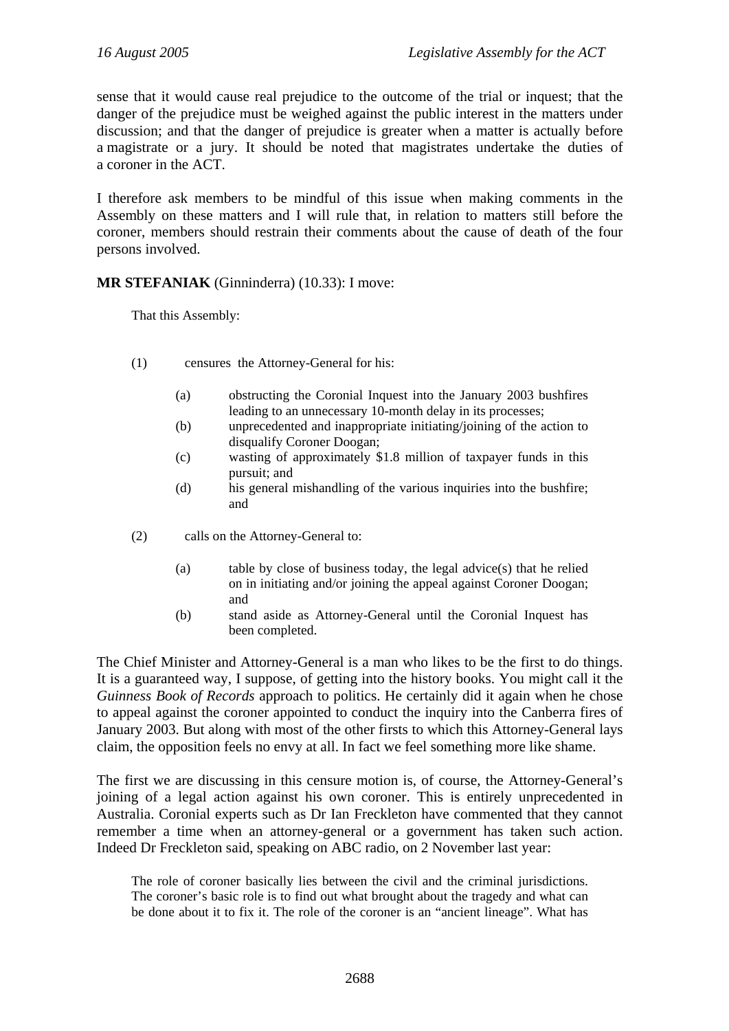sense that it would cause real prejudice to the outcome of the trial or inquest; that the danger of the prejudice must be weighed against the public interest in the matters under discussion; and that the danger of prejudice is greater when a matter is actually before a magistrate or a jury. It should be noted that magistrates undertake the duties of a coroner in the ACT.

I therefore ask members to be mindful of this issue when making comments in the Assembly on these matters and I will rule that, in relation to matters still before the coroner, members should restrain their comments about the cause of death of the four persons involved.

**MR STEFANIAK** (Ginninderra) (10.33): I move:

> That this Assembly:
>
> (1) censures the Attorney-General for his:
>
> > (a) obstructing the Coronial Inquest into the January 2003 bushfires leading to an unnecessary 10-month delay in its processes;
> > (b) unprecedented and inappropriate initiating/joining of the action to disqualify Coroner Doogan;
> > (c) wasting of approximately \$1.8 million of taxpayer funds in this pursuit; and
> > (d) his general mishandling of the various inquiries into the bushfire; and
>
> (2) calls on the Attorney-General to:
>
> > (a) table by close of business today, the legal advice(s) that he relied on in initiating and/or joining the appeal against Coroner Doogan; and
> > (b) stand aside as Attorney-General until the Coronial Inquest has been completed.

The Chief Minister and Attorney-General is a man who likes to be the first to do things. It is a guaranteed way, I suppose, of getting into the history books. You might call it the *Guinness Book of Records* approach to politics. He certainly did it again when he chose to appeal against the coroner appointed to conduct the inquiry into the Canberra fires of January 2003. But along with most of the other firsts to which this Attorney-General lays claim, the opposition feels no envy at all. In fact we feel something more like shame.

The first we are discussing in this censure motion is, of course, the Attorney-General's joining of a legal action against his own coroner. This is entirely unprecedented in Australia. Coronial experts such as Dr Ian Freckleton have commented that they cannot remember a time when an attorney-general or a government has taken such action. Indeed Dr Freckleton said, speaking on ABC radio, on 2 November last year:

> The role of coroner basically lies between the civil and the criminal jurisdictions. The coroner's basic role is to find out what brought about the tragedy and what can be done about it to fix it. The role of the coroner is an "ancient lineage". What has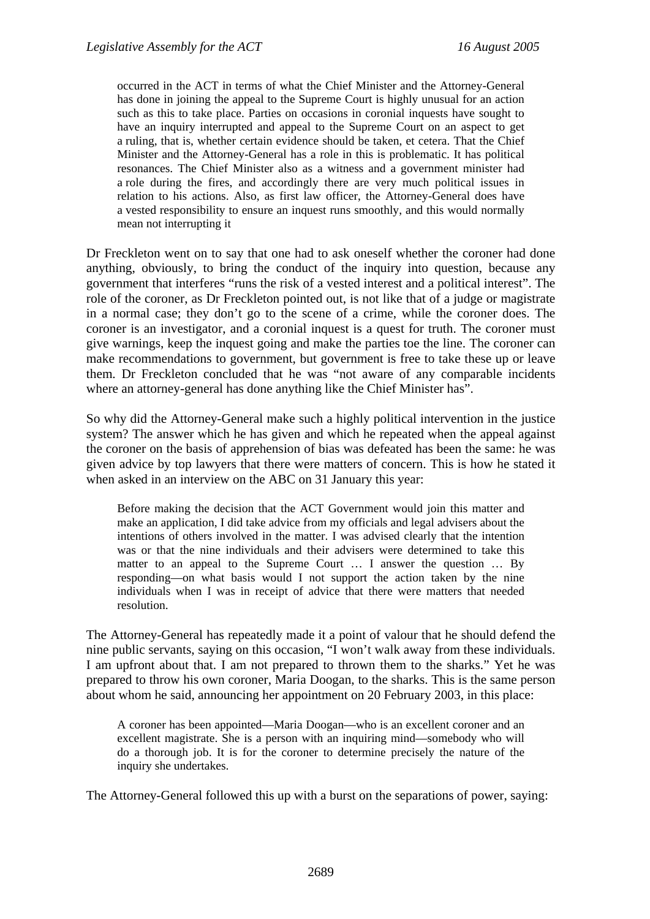> occurred in the ACT in terms of what the Chief Minister and the Attorney-General has done in joining the appeal to the Supreme Court is highly unusual for an action such as this to take place. Parties on occasions in coronial inquests have sought to have an inquiry interrupted and appeal to the Supreme Court on an aspect to get a ruling, that is, whether certain evidence should be taken, et cetera. That the Chief Minister and the Attorney-General has a role in this is problematic. It has political resonances. The Chief Minister also as a witness and a government minister had a role during the fires, and accordingly there are very much political issues in relation to his actions. Also, as first law officer, the Attorney-General does have a vested responsibility to ensure an inquest runs smoothly, and this would normally mean not interrupting it

Dr Freckleton went on to say that one had to ask oneself whether the coroner had done anything, obviously, to bring the conduct of the inquiry into question, because any government that interferes "runs the risk of a vested interest and a political interest". The role of the coroner, as Dr Freckleton pointed out, is not like that of a judge or magistrate in a normal case; they don't go to the scene of a crime, while the coroner does. The coroner is an investigator, and a coronial inquest is a quest for truth. The coroner must give warnings, keep the inquest going and make the parties toe the line. The coroner can make recommendations to government, but government is free to take these up or leave them. Dr Freckleton concluded that he was "not aware of any comparable incidents where an attorney-general has done anything like the Chief Minister has".

So why did the Attorney-General make such a highly political intervention in the justice system? The answer which he has given and which he repeated when the appeal against the coroner on the basis of apprehension of bias was defeated has been the same: he was given advice by top lawyers that there were matters of concern. This is how he stated it when asked in an interview on the ABC on 31 January this year:

> Before making the decision that the ACT Government would join this matter and make an application, I did take advice from my officials and legal advisers about the intentions of others involved in the matter. I was advised clearly that the intention was or that the nine individuals and their advisers were determined to take this matter to an appeal to the Supreme Court … I answer the question … By responding—on what basis would I not support the action taken by the nine individuals when I was in receipt of advice that there were matters that needed resolution.

The Attorney-General has repeatedly made it a point of valour that he should defend the nine public servants, saying on this occasion, "I won't walk away from these individuals. I am upfront about that. I am not prepared to thrown them to the sharks." Yet he was prepared to throw his own coroner, Maria Doogan, to the sharks. This is the same person about whom he said, announcing her appointment on 20 February 2003, in this place:

> A coroner has been appointed—Maria Doogan—who is an excellent coroner and an excellent magistrate. She is a person with an inquiring mind—somebody who will do a thorough job. It is for the coroner to determine precisely the nature of the inquiry she undertakes.

The Attorney-General followed this up with a burst on the separations of power, saying: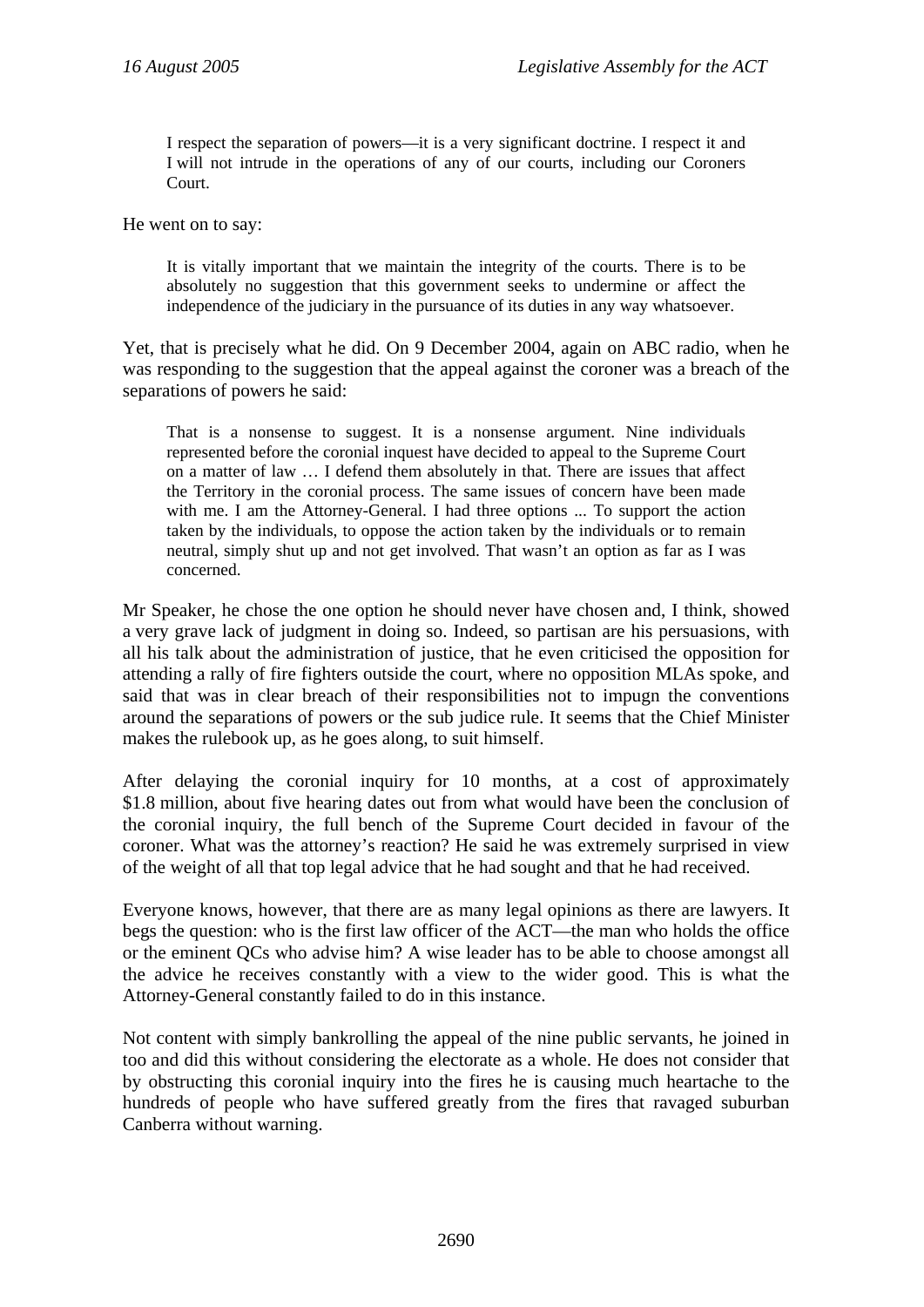> I respect the separation of powers—it is a very significant doctrine. I respect it and I will not intrude in the operations of any of our courts, including our Coroners Court.

He went on to say:

> It is vitally important that we maintain the integrity of the courts. There is to be absolutely no suggestion that this government seeks to undermine or affect the independence of the judiciary in the pursuance of its duties in any way whatsoever.

Yet, that is precisely what he did. On 9 December 2004, again on ABC radio, when he was responding to the suggestion that the appeal against the coroner was a breach of the separations of powers he said:

> That is a nonsense to suggest. It is a nonsense argument. Nine individuals represented before the coronial inquest have decided to appeal to the Supreme Court on a matter of law … I defend them absolutely in that. There are issues that affect the Territory in the coronial process. The same issues of concern have been made with me. I am the Attorney-General. I had three options ... To support the action taken by the individuals, to oppose the action taken by the individuals or to remain neutral, simply shut up and not get involved. That wasn't an option as far as I was concerned.

Mr Speaker, he chose the one option he should never have chosen and, I think, showed a very grave lack of judgment in doing so. Indeed, so partisan are his persuasions, with all his talk about the administration of justice, that he even criticised the opposition for attending a rally of fire fighters outside the court, where no opposition MLAs spoke, and said that was in clear breach of their responsibilities not to impugn the conventions around the separations of powers or the sub judice rule. It seems that the Chief Minister makes the rulebook up, as he goes along, to suit himself.

After delaying the coronial inquiry for 10 months, at a cost of approximately $1.8 million, about five hearing dates out from what would have been the conclusion of the coronial inquiry, the full bench of the Supreme Court decided in favour of the coroner. What was the attorney's reaction? He said he was extremely surprised in view of the weight of all that top legal advice that he had sought and that he had received.

Everyone knows, however, that there are as many legal opinions as there are lawyers. It begs the question: who is the first law officer of the ACT—the man who holds the office or the eminent QCs who advise him? A wise leader has to be able to choose amongst all the advice he receives constantly with a view to the wider good. This is what the Attorney-General constantly failed to do in this instance.

Not content with simply bankrolling the appeal of the nine public servants, he joined in too and did this without considering the electorate as a whole. He does not consider that by obstructing this coronial inquiry into the fires he is causing much heartache to the hundreds of people who have suffered greatly from the fires that ravaged suburban Canberra without warning.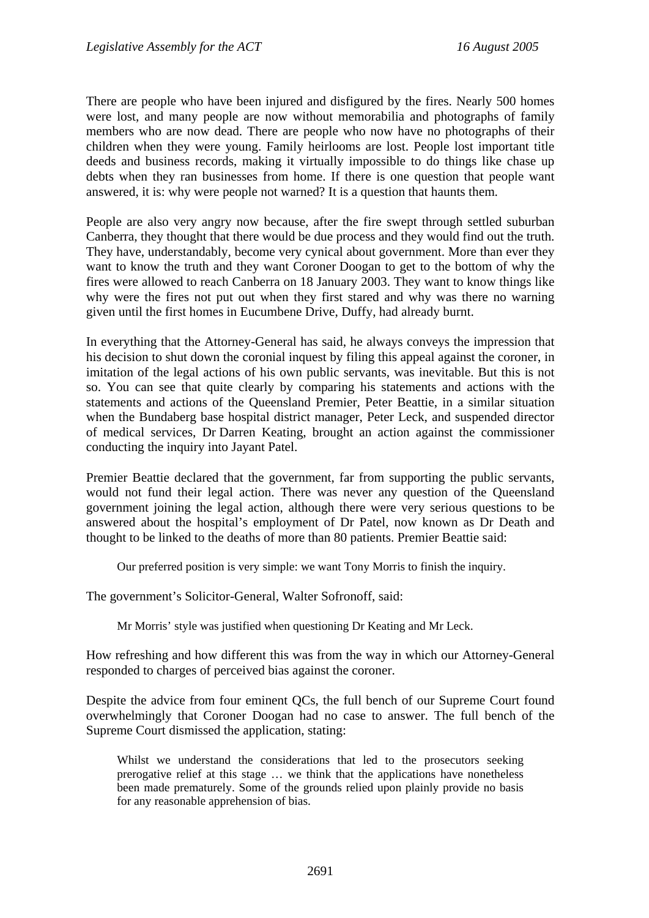There are people who have been injured and disfigured by the fires. Nearly 500 homes were lost, and many people are now without memorabilia and photographs of family members who are now dead. There are people who now have no photographs of their children when they were young. Family heirlooms are lost. People lost important title deeds and business records, making it virtually impossible to do things like chase up debts when they ran businesses from home. If there is one question that people want answered, it is: why were people not warned? It is a question that haunts them.

People are also very angry now because, after the fire swept through settled suburban Canberra, they thought that there would be due process and they would find out the truth. They have, understandably, become very cynical about government. More than ever they want to know the truth and they want Coroner Doogan to get to the bottom of why the fires were allowed to reach Canberra on 18 January 2003. They want to know things like why were the fires not put out when they first stared and why was there no warning given until the first homes in Eucumbene Drive, Duffy, had already burnt.

In everything that the Attorney-General has said, he always conveys the impression that his decision to shut down the coronial inquest by filing this appeal against the coroner, in imitation of the legal actions of his own public servants, was inevitable. But this is not so. You can see that quite clearly by comparing his statements and actions with the statements and actions of the Queensland Premier, Peter Beattie, in a similar situation when the Bundaberg base hospital district manager, Peter Leck, and suspended director of medical services, Dr Darren Keating, brought an action against the commissioner conducting the inquiry into Jayant Patel.

Premier Beattie declared that the government, far from supporting the public servants, would not fund their legal action. There was never any question of the Queensland government joining the legal action, although there were very serious questions to be answered about the hospital's employment of Dr Patel, now known as Dr Death and thought to be linked to the deaths of more than 80 patients. Premier Beattie said:

> Our preferred position is very simple: we want Tony Morris to finish the inquiry.

The government's Solicitor-General, Walter Sofronoff, said:

> Mr Morris' style was justified when questioning Dr Keating and Mr Leck.

How refreshing and how different this was from the way in which our Attorney-General responded to charges of perceived bias against the coroner.

Despite the advice from four eminent QCs, the full bench of our Supreme Court found overwhelmingly that Coroner Doogan had no case to answer. The full bench of the Supreme Court dismissed the application, stating:

> Whilst we understand the considerations that led to the prosecutors seeking prerogative relief at this stage … we think that the applications have nonetheless been made prematurely. Some of the grounds relied upon plainly provide no basis for any reasonable apprehension of bias.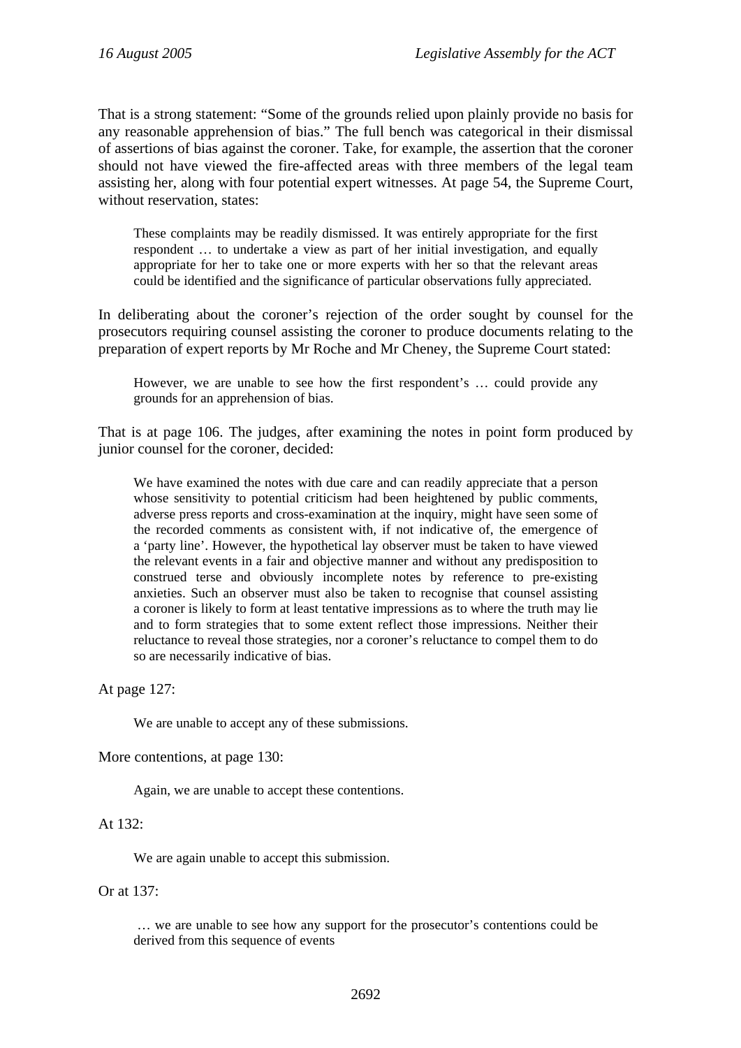That is a strong statement: "Some of the grounds relied upon plainly provide no basis for any reasonable apprehension of bias." The full bench was categorical in their dismissal of assertions of bias against the coroner. Take, for example, the assertion that the coroner should not have viewed the fire-affected areas with three members of the legal team assisting her, along with four potential expert witnesses. At page 54, the Supreme Court, without reservation, states:

> These complaints may be readily dismissed. It was entirely appropriate for the first respondent … to undertake a view as part of her initial investigation, and equally appropriate for her to take one or more experts with her so that the relevant areas could be identified and the significance of particular observations fully appreciated.

In deliberating about the coroner's rejection of the order sought by counsel for the prosecutors requiring counsel assisting the coroner to produce documents relating to the preparation of expert reports by Mr Roche and Mr Cheney, the Supreme Court stated:

> However, we are unable to see how the first respondent's … could provide any grounds for an apprehension of bias.

That is at page 106. The judges, after examining the notes in point form produced by junior counsel for the coroner, decided:

> We have examined the notes with due care and can readily appreciate that a person whose sensitivity to potential criticism had been heightened by public comments, adverse press reports and cross-examination at the inquiry, might have seen some of the recorded comments as consistent with, if not indicative of, the emergence of a 'party line'. However, the hypothetical lay observer must be taken to have viewed the relevant events in a fair and objective manner and without any predisposition to construed terse and obviously incomplete notes by reference to pre-existing anxieties. Such an observer must also be taken to recognise that counsel assisting a coroner is likely to form at least tentative impressions as to where the truth may lie and to form strategies that to some extent reflect those impressions. Neither their reluctance to reveal those strategies, nor a coroner's reluctance to compel them to do so are necessarily indicative of bias.

At page 127:

> We are unable to accept any of these submissions.

More contentions, at page 130:

> Again, we are unable to accept these contentions.

At 132:

> We are again unable to accept this submission.

Or at 137:

> … we are unable to see how any support for the prosecutor's contentions could be derived from this sequence of events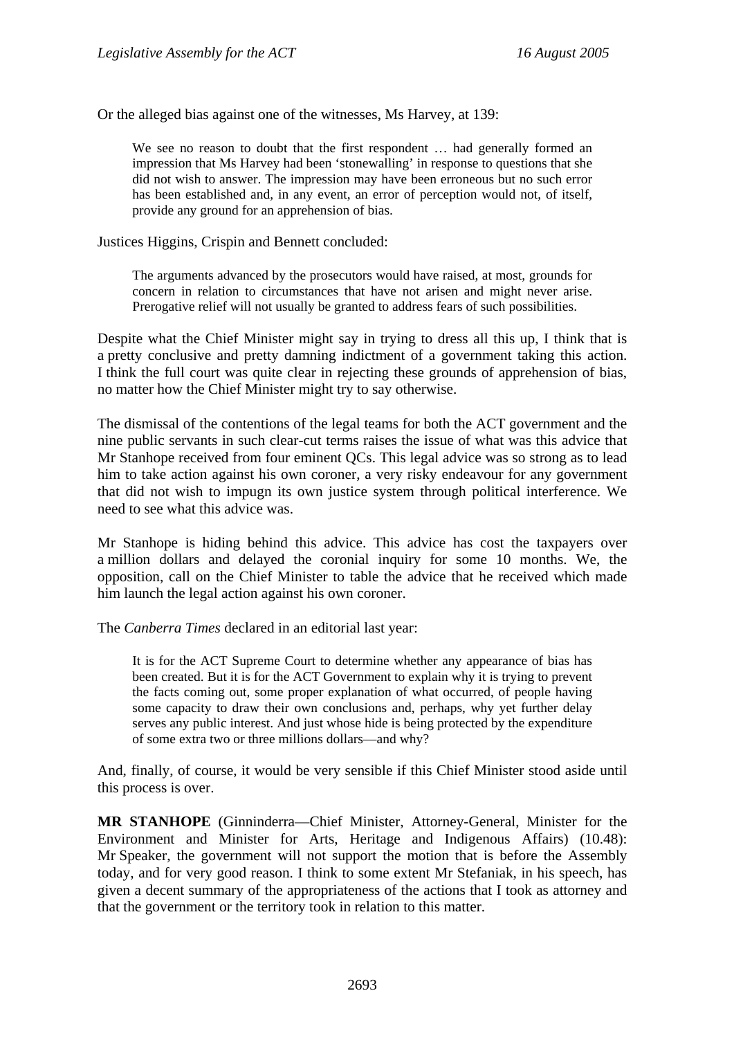Or the alleged bias against one of the witnesses, Ms Harvey, at 139:

> We see no reason to doubt that the first respondent … had generally formed an impression that Ms Harvey had been 'stonewalling' in response to questions that she did not wish to answer. The impression may have been erroneous but no such error has been established and, in any event, an error of perception would not, of itself, provide any ground for an apprehension of bias.

Justices Higgins, Crispin and Bennett concluded:

> The arguments advanced by the prosecutors would have raised, at most, grounds for concern in relation to circumstances that have not arisen and might never arise. Prerogative relief will not usually be granted to address fears of such possibilities.

Despite what the Chief Minister might say in trying to dress all this up, I think that is a pretty conclusive and pretty damning indictment of a government taking this action. I think the full court was quite clear in rejecting these grounds of apprehension of bias, no matter how the Chief Minister might try to say otherwise.

The dismissal of the contentions of the legal teams for both the ACT government and the nine public servants in such clear-cut terms raises the issue of what was this advice that Mr Stanhope received from four eminent QCs. This legal advice was so strong as to lead him to take action against his own coroner, a very risky endeavour for any government that did not wish to impugn its own justice system through political interference. We need to see what this advice was.

Mr Stanhope is hiding behind this advice. This advice has cost the taxpayers over a million dollars and delayed the coronial inquiry for some 10 months. We, the opposition, call on the Chief Minister to table the advice that he received which made him launch the legal action against his own coroner.

The *Canberra Times* declared in an editorial last year:

> It is for the ACT Supreme Court to determine whether any appearance of bias has been created. But it is for the ACT Government to explain why it is trying to prevent the facts coming out, some proper explanation of what occurred, of people having some capacity to draw their own conclusions and, perhaps, why yet further delay serves any public interest. And just whose hide is being protected by the expenditure of some extra two or three millions dollars—and why?

And, finally, of course, it would be very sensible if this Chief Minister stood aside until this process is over.

**MR STANHOPE** (Ginninderra—Chief Minister, Attorney-General, Minister for the Environment and Minister for Arts, Heritage and Indigenous Affairs) (10.48): Mr Speaker, the government will not support the motion that is before the Assembly today, and for very good reason. I think to some extent Mr Stefaniak, in his speech, has given a decent summary of the appropriateness of the actions that I took as attorney and that the government or the territory took in relation to this matter.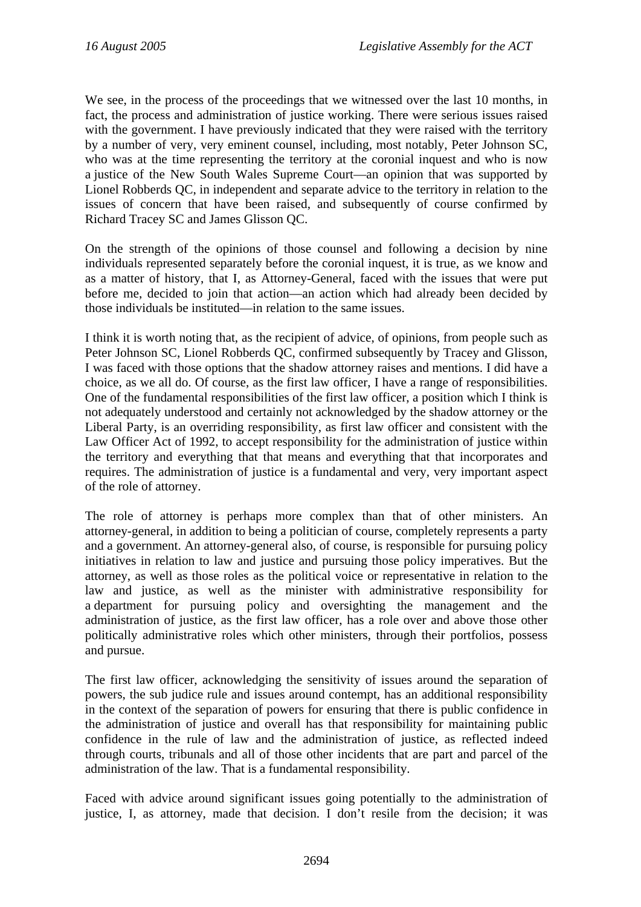We see, in the process of the proceedings that we witnessed over the last 10 months, in fact, the process and administration of justice working. There were serious issues raised with the government. I have previously indicated that they were raised with the territory by a number of very, very eminent counsel, including, most notably, Peter Johnson SC, who was at the time representing the territory at the coronial inquest and who is now a justice of the New South Wales Supreme Court—an opinion that was supported by Lionel Robberds QC, in independent and separate advice to the territory in relation to the issues of concern that have been raised, and subsequently of course confirmed by Richard Tracey SC and James Glisson QC.

On the strength of the opinions of those counsel and following a decision by nine individuals represented separately before the coronial inquest, it is true, as we know and as a matter of history, that I, as Attorney-General, faced with the issues that were put before me, decided to join that action—an action which had already been decided by those individuals be instituted—in relation to the same issues.

I think it is worth noting that, as the recipient of advice, of opinions, from people such as Peter Johnson SC, Lionel Robberds QC, confirmed subsequently by Tracey and Glisson, I was faced with those options that the shadow attorney raises and mentions. I did have a choice, as we all do. Of course, as the first law officer, I have a range of responsibilities. One of the fundamental responsibilities of the first law officer, a position which I think is not adequately understood and certainly not acknowledged by the shadow attorney or the Liberal Party, is an overriding responsibility, as first law officer and consistent with the Law Officer Act of 1992, to accept responsibility for the administration of justice within the territory and everything that that means and everything that that incorporates and requires. The administration of justice is a fundamental and very, very important aspect of the role of attorney.

The role of attorney is perhaps more complex than that of other ministers. An attorney-general, in addition to being a politician of course, completely represents a party and a government. An attorney-general also, of course, is responsible for pursuing policy initiatives in relation to law and justice and pursuing those policy imperatives. But the attorney, as well as those roles as the political voice or representative in relation to the law and justice, as well as the minister with administrative responsibility for a department for pursuing policy and oversighting the management and the administration of justice, as the first law officer, has a role over and above those other politically administrative roles which other ministers, through their portfolios, possess and pursue.

The first law officer, acknowledging the sensitivity of issues around the separation of powers, the sub judice rule and issues around contempt, has an additional responsibility in the context of the separation of powers for ensuring that there is public confidence in the administration of justice and overall has that responsibility for maintaining public confidence in the rule of law and the administration of justice, as reflected indeed through courts, tribunals and all of those other incidents that are part and parcel of the administration of the law. That is a fundamental responsibility.

Faced with advice around significant issues going potentially to the administration of justice, I, as attorney, made that decision. I don't resile from the decision; it was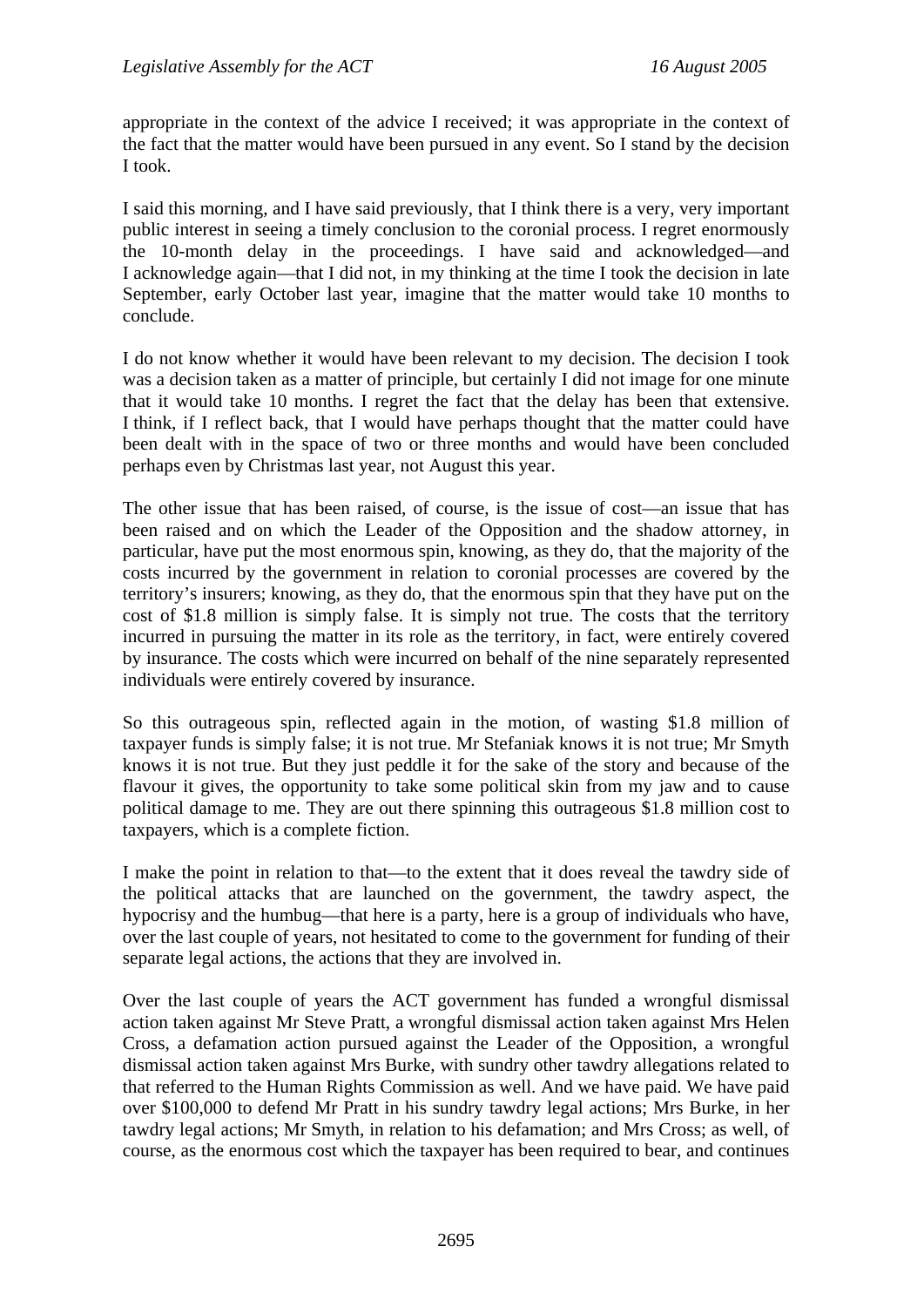appropriate in the context of the advice I received; it was appropriate in the context of the fact that the matter would have been pursued in any event. So I stand by the decision I took.

I said this morning, and I have said previously, that I think there is a very, very important public interest in seeing a timely conclusion to the coronial process. I regret enormously the 10-month delay in the proceedings. I have said and acknowledged—and I acknowledge again—that I did not, in my thinking at the time I took the decision in late September, early October last year, imagine that the matter would take 10 months to conclude.

I do not know whether it would have been relevant to my decision. The decision I took was a decision taken as a matter of principle, but certainly I did not image for one minute that it would take 10 months. I regret the fact that the delay has been that extensive. I think, if I reflect back, that I would have perhaps thought that the matter could have been dealt with in the space of two or three months and would have been concluded perhaps even by Christmas last year, not August this year.

The other issue that has been raised, of course, is the issue of cost—an issue that has been raised and on which the Leader of the Opposition and the shadow attorney, in particular, have put the most enormous spin, knowing, as they do, that the majority of the costs incurred by the government in relation to coronial processes are covered by the territory's insurers; knowing, as they do, that the enormous spin that they have put on the cost of $1.8 million is simply false. It is simply not true. The costs that the territory incurred in pursuing the matter in its role as the territory, in fact, were entirely covered by insurance. The costs which were incurred on behalf of the nine separately represented individuals were entirely covered by insurance.

So this outrageous spin, reflected again in the motion, of wasting $1.8 million of taxpayer funds is simply false; it is not true. Mr Stefaniak knows it is not true; Mr Smyth knows it is not true. But they just peddle it for the sake of the story and because of the flavour it gives, the opportunity to take some political skin from my jaw and to cause political damage to me. They are out there spinning this outrageous $1.8 million cost to taxpayers, which is a complete fiction.

I make the point in relation to that—to the extent that it does reveal the tawdry side of the political attacks that are launched on the government, the tawdry aspect, the hypocrisy and the humbug—that here is a party, here is a group of individuals who have, over the last couple of years, not hesitated to come to the government for funding of their separate legal actions, the actions that they are involved in.

Over the last couple of years the ACT government has funded a wrongful dismissal action taken against Mr Steve Pratt, a wrongful dismissal action taken against Mrs Helen Cross, a defamation action pursued against the Leader of the Opposition, a wrongful dismissal action taken against Mrs Burke, with sundry other tawdry allegations related to that referred to the Human Rights Commission as well. And we have paid. We have paid over $100,000 to defend Mr Pratt in his sundry tawdry legal actions; Mrs Burke, in her tawdry legal actions; Mr Smyth, in relation to his defamation; and Mrs Cross; as well, of course, as the enormous cost which the taxpayer has been required to bear, and continues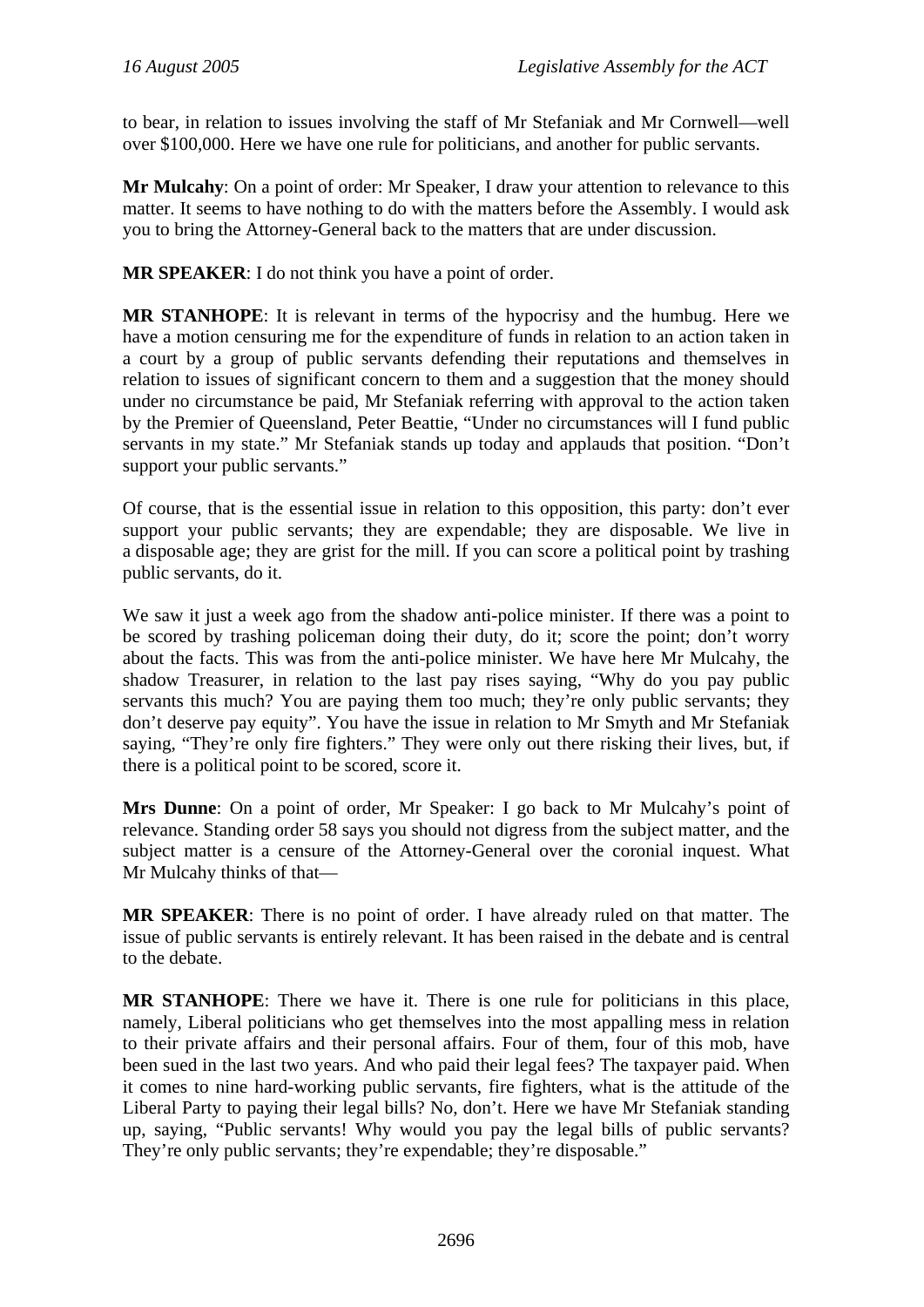to bear, in relation to issues involving the staff of Mr Stefaniak and Mr Cornwell—well over $100,000. Here we have one rule for politicians, and another for public servants.

**Mr Mulcahy**: On a point of order: Mr Speaker, I draw your attention to relevance to this matter. It seems to have nothing to do with the matters before the Assembly. I would ask you to bring the Attorney-General back to the matters that are under discussion.

**MR SPEAKER**: I do not think you have a point of order.

**MR STANHOPE**: It is relevant in terms of the hypocrisy and the humbug. Here we have a motion censuring me for the expenditure of funds in relation to an action taken in a court by a group of public servants defending their reputations and themselves in relation to issues of significant concern to them and a suggestion that the money should under no circumstance be paid, Mr Stefaniak referring with approval to the action taken by the Premier of Queensland, Peter Beattie, "Under no circumstances will I fund public servants in my state." Mr Stefaniak stands up today and applauds that position. "Don't support your public servants."

Of course, that is the essential issue in relation to this opposition, this party: don't ever support your public servants; they are expendable; they are disposable. We live in a disposable age; they are grist for the mill. If you can score a political point by trashing public servants, do it.

We saw it just a week ago from the shadow anti-police minister. If there was a point to be scored by trashing policeman doing their duty, do it; score the point; don't worry about the facts. This was from the anti-police minister. We have here Mr Mulcahy, the shadow Treasurer, in relation to the last pay rises saying, "Why do you pay public servants this much? You are paying them too much; they're only public servants; they don't deserve pay equity". You have the issue in relation to Mr Smyth and Mr Stefaniak saying, "They're only fire fighters." They were only out there risking their lives, but, if there is a political point to be scored, score it.

**Mrs Dunne**: On a point of order, Mr Speaker: I go back to Mr Mulcahy's point of relevance. Standing order 58 says you should not digress from the subject matter, and the subject matter is a censure of the Attorney-General over the coronial inquest. What Mr Mulcahy thinks of that—

**MR SPEAKER**: There is no point of order. I have already ruled on that matter. The issue of public servants is entirely relevant. It has been raised in the debate and is central to the debate.

**MR STANHOPE**: There we have it. There is one rule for politicians in this place, namely, Liberal politicians who get themselves into the most appalling mess in relation to their private affairs and their personal affairs. Four of them, four of this mob, have been sued in the last two years. And who paid their legal fees? The taxpayer paid. When it comes to nine hard-working public servants, fire fighters, what is the attitude of the Liberal Party to paying their legal bills? No, don't. Here we have Mr Stefaniak standing up, saying, "Public servants! Why would you pay the legal bills of public servants? They're only public servants; they're expendable; they're disposable."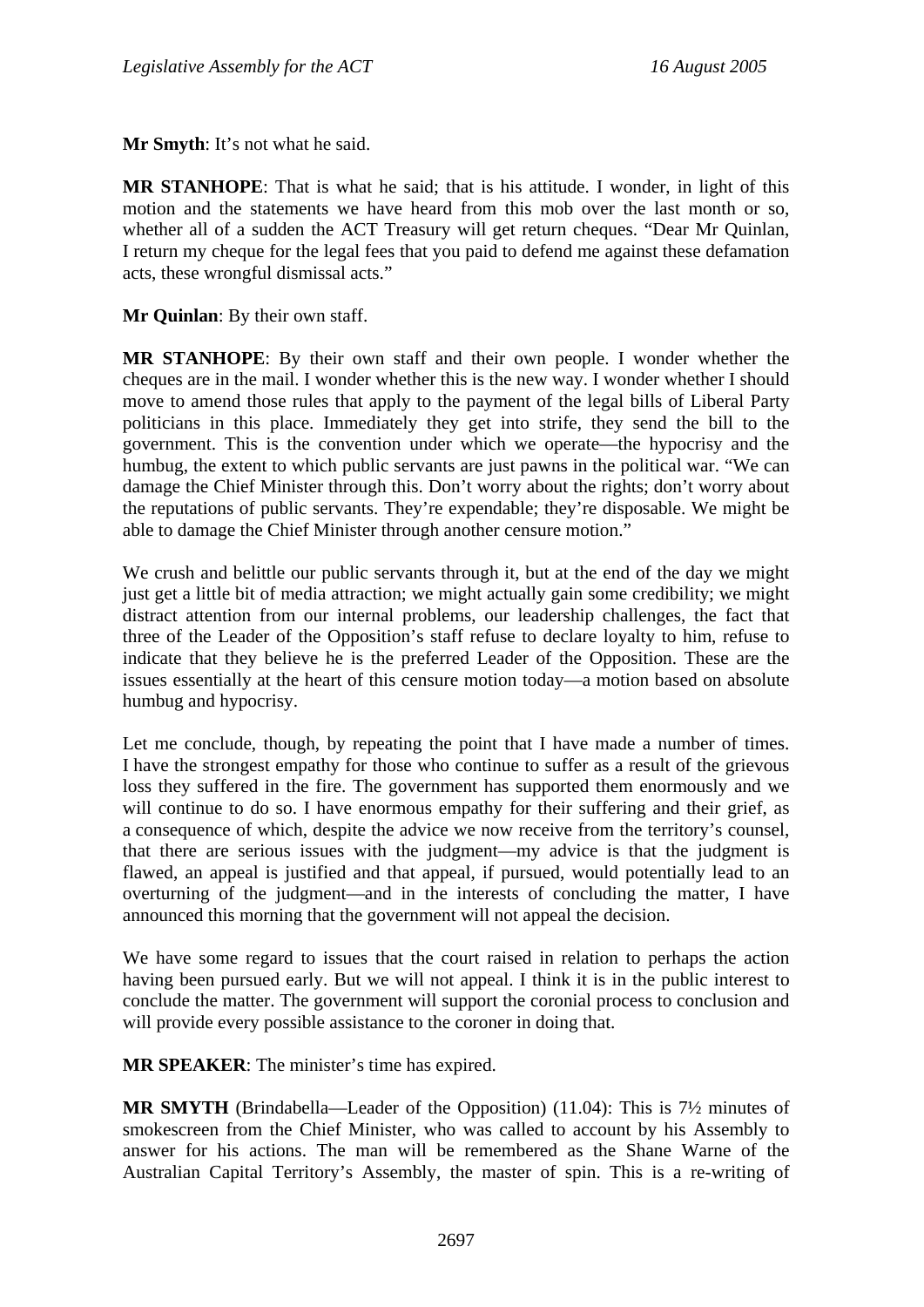**Mr Smyth**: It’s not what he said.

**MR STANHOPE**: That is what he said; that is his attitude. I wonder, in light of this motion and the statements we have heard from this mob over the last month or so, whether all of a sudden the ACT Treasury will get return cheques. “Dear Mr Quinlan, I return my cheque for the legal fees that you paid to defend me against these defamation acts, these wrongful dismissal acts.”

**Mr Quinlan**: By their own staff.

**MR STANHOPE**: By their own staff and their own people. I wonder whether the cheques are in the mail. I wonder whether this is the new way. I wonder whether I should move to amend those rules that apply to the payment of the legal bills of Liberal Party politicians in this place. Immediately they get into strife, they send the bill to the government. This is the convention under which we operate—the hypocrisy and the humbug, the extent to which public servants are just pawns in the political war. “We can damage the Chief Minister through this. Don’t worry about the rights; don’t worry about the reputations of public servants. They’re expendable; they’re disposable. We might be able to damage the Chief Minister through another censure motion.”

We crush and belittle our public servants through it, but at the end of the day we might just get a little bit of media attraction; we might actually gain some credibility; we might distract attention from our internal problems, our leadership challenges, the fact that three of the Leader of the Opposition’s staff refuse to declare loyalty to him, refuse to indicate that they believe he is the preferred Leader of the Opposition. These are the issues essentially at the heart of this censure motion today—a motion based on absolute humbug and hypocrisy.

Let me conclude, though, by repeating the point that I have made a number of times. I have the strongest empathy for those who continue to suffer as a result of the grievous loss they suffered in the fire. The government has supported them enormously and we will continue to do so. I have enormous empathy for their suffering and their grief, as a consequence of which, despite the advice we now receive from the territory’s counsel, that there are serious issues with the judgment—my advice is that the judgment is flawed, an appeal is justified and that appeal, if pursued, would potentially lead to an overturning of the judgment—and in the interests of concluding the matter, I have announced this morning that the government will not appeal the decision.

We have some regard to issues that the court raised in relation to perhaps the action having been pursued early. But we will not appeal. I think it is in the public interest to conclude the matter. The government will support the coronial process to conclusion and will provide every possible assistance to the coroner in doing that.

**MR SPEAKER**: The minister’s time has expired.

**MR SMYTH** (Brindabella—Leader of the Opposition) (11.04): This is 7½ minutes of smokescreen from the Chief Minister, who was called to account by his Assembly to answer for his actions. The man will be remembered as the Shane Warne of the Australian Capital Territory’s Assembly, the master of spin. This is a re-writing of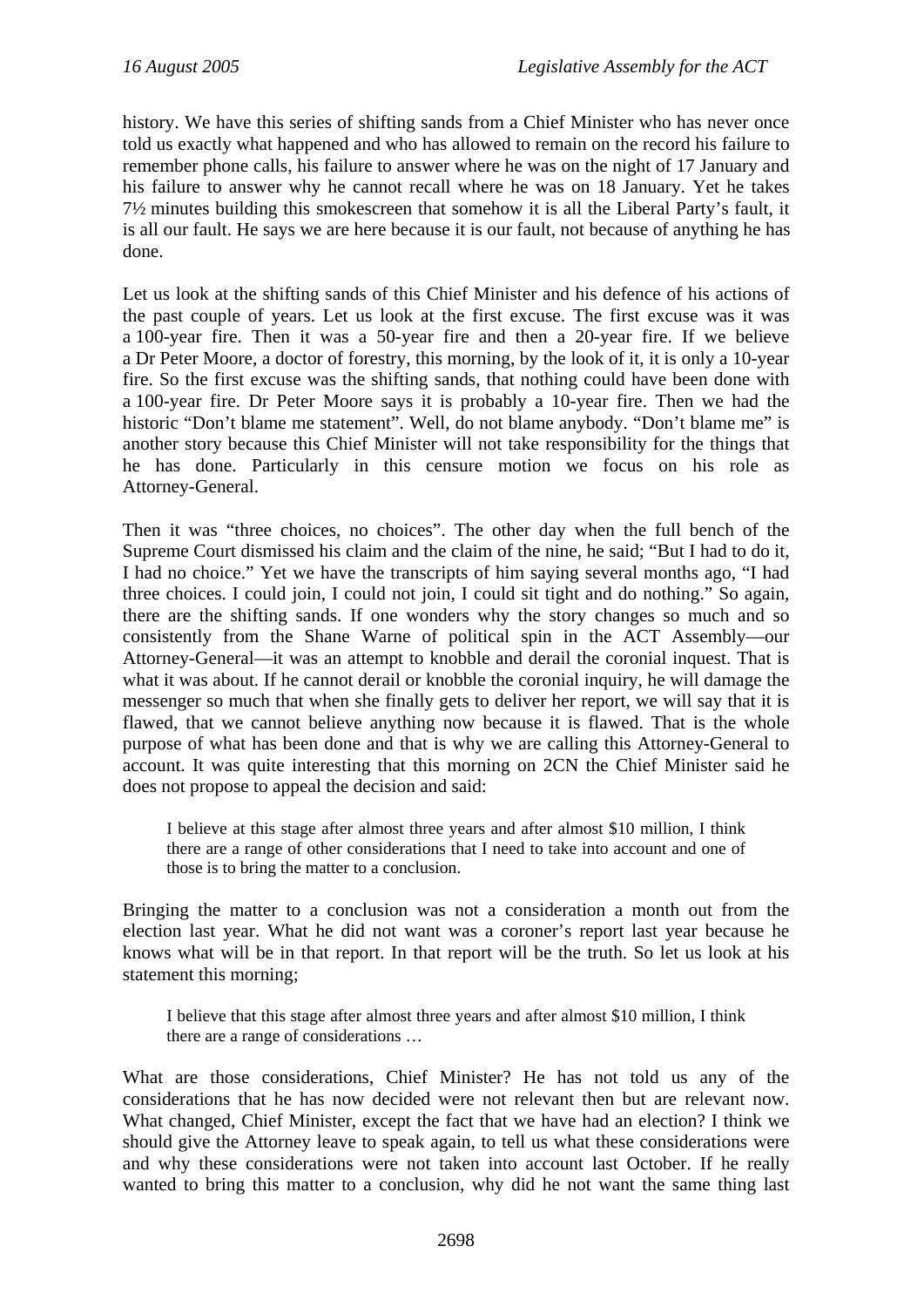history. We have this series of shifting sands from a Chief Minister who has never once told us exactly what happened and who has allowed to remain on the record his failure to remember phone calls, his failure to answer where he was on the night of 17 January and his failure to answer why he cannot recall where he was on 18 January. Yet he takes 7½ minutes building this smokescreen that somehow it is all the Liberal Party's fault, it is all our fault. He says we are here because it is our fault, not because of anything he has done.

Let us look at the shifting sands of this Chief Minister and his defence of his actions of the past couple of years. Let us look at the first excuse. The first excuse was it was a 100-year fire. Then it was a 50-year fire and then a 20-year fire. If we believe a Dr Peter Moore, a doctor of forestry, this morning, by the look of it, it is only a 10-year fire. So the first excuse was the shifting sands, that nothing could have been done with a 100-year fire. Dr Peter Moore says it is probably a 10-year fire. Then we had the historic "Don't blame me statement". Well, do not blame anybody. "Don't blame me" is another story because this Chief Minister will not take responsibility for the things that he has done. Particularly in this censure motion we focus on his role as Attorney-General.

Then it was "three choices, no choices". The other day when the full bench of the Supreme Court dismissed his claim and the claim of the nine, he said; "But I had to do it, I had no choice." Yet we have the transcripts of him saying several months ago, "I had three choices. I could join, I could not join, I could sit tight and do nothing." So again, there are the shifting sands. If one wonders why the story changes so much and so consistently from the Shane Warne of political spin in the ACT Assembly—our Attorney-General—it was an attempt to knobble and derail the coronial inquest. That is what it was about. If he cannot derail or knobble the coronial inquiry, he will damage the messenger so much that when she finally gets to deliver her report, we will say that it is flawed, that we cannot believe anything now because it is flawed. That is the whole purpose of what has been done and that is why we are calling this Attorney-General to account. It was quite interesting that this morning on 2CN the Chief Minister said he does not propose to appeal the decision and said:

> I believe at this stage after almost three years and after almost $10 million, I think there are a range of other considerations that I need to take into account and one of those is to bring the matter to a conclusion.

Bringing the matter to a conclusion was not a consideration a month out from the election last year. What he did not want was a coroner's report last year because he knows what will be in that report. In that report will be the truth. So let us look at his statement this morning;

> I believe that this stage after almost three years and after almost $10 million, I think there are a range of considerations …

What are those considerations, Chief Minister? He has not told us any of the considerations that he has now decided were not relevant then but are relevant now. What changed, Chief Minister, except the fact that we have had an election? I think we should give the Attorney leave to speak again, to tell us what these considerations were and why these considerations were not taken into account last October. If he really wanted to bring this matter to a conclusion, why did he not want the same thing last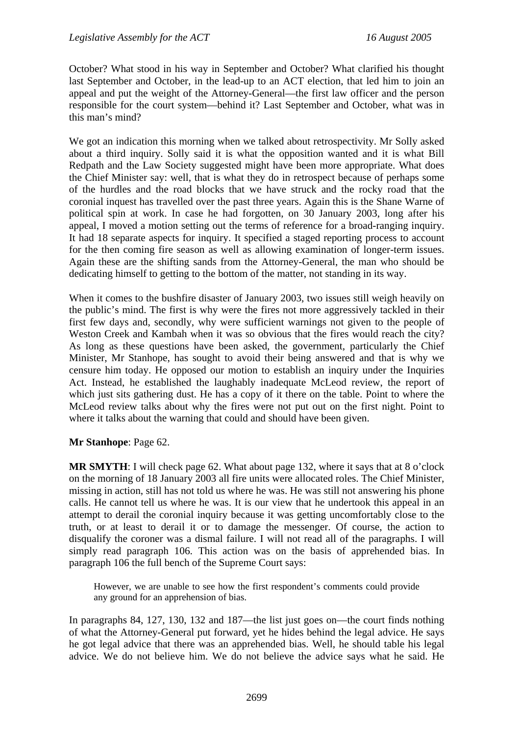October? What stood in his way in September and October? What clarified his thought last September and October, in the lead-up to an ACT election, that led him to join an appeal and put the weight of the Attorney-General—the first law officer and the person responsible for the court system—behind it? Last September and October, what was in this man's mind?

We got an indication this morning when we talked about retrospectivity. Mr Solly asked about a third inquiry. Solly said it is what the opposition wanted and it is what Bill Redpath and the Law Society suggested might have been more appropriate. What does the Chief Minister say: well, that is what they do in retrospect because of perhaps some of the hurdles and the road blocks that we have struck and the rocky road that the coronial inquest has travelled over the past three years. Again this is the Shane Warne of political spin at work. In case he had forgotten, on 30 January 2003, long after his appeal, I moved a motion setting out the terms of reference for a broad-ranging inquiry. It had 18 separate aspects for inquiry. It specified a staged reporting process to account for the then coming fire season as well as allowing examination of longer-term issues. Again these are the shifting sands from the Attorney-General, the man who should be dedicating himself to getting to the bottom of the matter, not standing in its way.

When it comes to the bushfire disaster of January 2003, two issues still weigh heavily on the public's mind. The first is why were the fires not more aggressively tackled in their first few days and, secondly, why were sufficient warnings not given to the people of Weston Creek and Kambah when it was so obvious that the fires would reach the city? As long as these questions have been asked, the government, particularly the Chief Minister, Mr Stanhope, has sought to avoid their being answered and that is why we censure him today. He opposed our motion to establish an inquiry under the Inquiries Act. Instead, he established the laughably inadequate McLeod review, the report of which just sits gathering dust. He has a copy of it there on the table. Point to where the McLeod review talks about why the fires were not put out on the first night. Point to where it talks about the warning that could and should have been given.

**Mr Stanhope**: Page 62.

**MR SMYTH**: I will check page 62. What about page 132, where it says that at 8 o'clock on the morning of 18 January 2003 all fire units were allocated roles. The Chief Minister, missing in action, still has not told us where he was. He was still not answering his phone calls. He cannot tell us where he was. It is our view that he undertook this appeal in an attempt to derail the coronial inquiry because it was getting uncomfortably close to the truth, or at least to derail it or to damage the messenger. Of course, the action to disqualify the coroner was a dismal failure. I will not read all of the paragraphs. I will simply read paragraph 106. This action was on the basis of apprehended bias. In paragraph 106 the full bench of the Supreme Court says:

> However, we are unable to see how the first respondent's comments could provide any ground for an apprehension of bias.

In paragraphs 84, 127, 130, 132 and 187—the list just goes on—the court finds nothing of what the Attorney-General put forward, yet he hides behind the legal advice. He says he got legal advice that there was an apprehended bias. Well, he should table his legal advice. We do not believe him. We do not believe the advice says what he said. He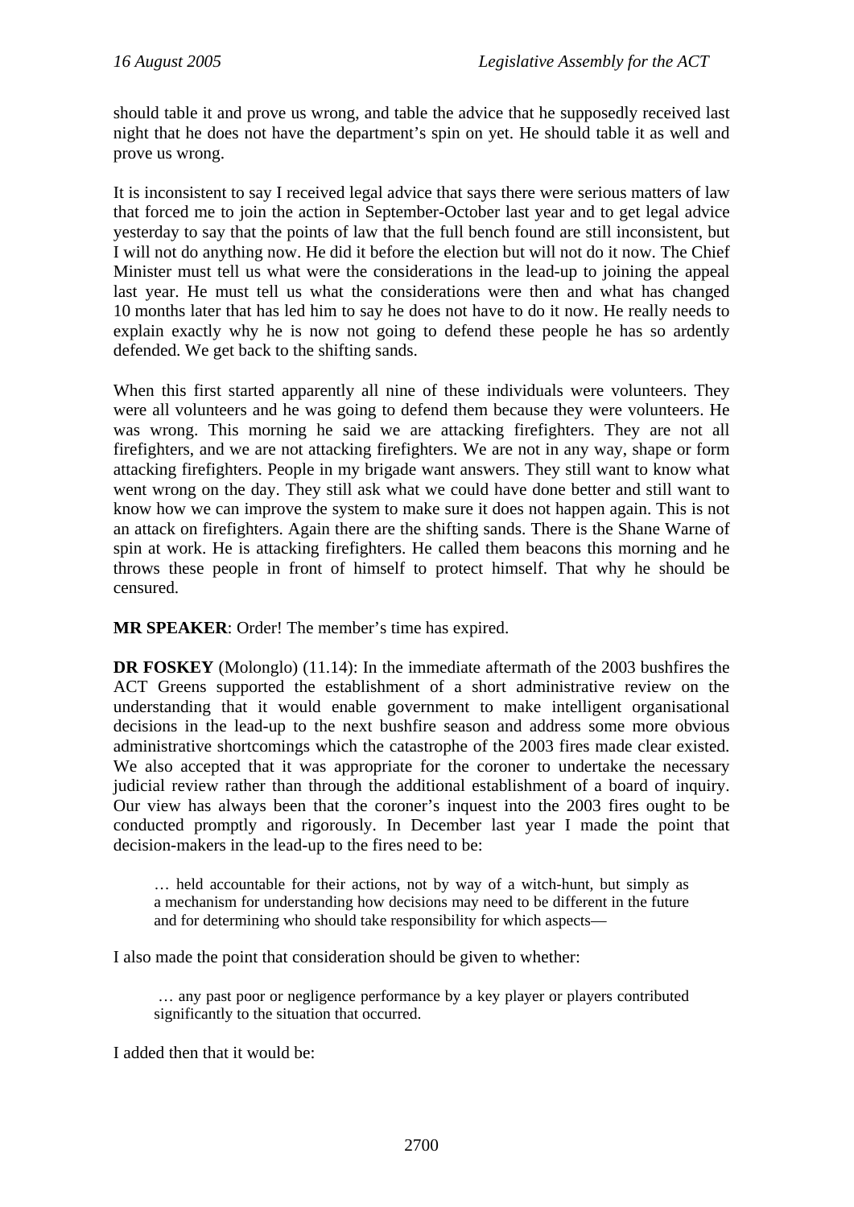should table it and prove us wrong, and table the advice that he supposedly received last night that he does not have the department's spin on yet. He should table it as well and prove us wrong.

It is inconsistent to say I received legal advice that says there were serious matters of law that forced me to join the action in September-October last year and to get legal advice yesterday to say that the points of law that the full bench found are still inconsistent, but I will not do anything now. He did it before the election but will not do it now. The Chief Minister must tell us what were the considerations in the lead-up to joining the appeal last year. He must tell us what the considerations were then and what has changed 10 months later that has led him to say he does not have to do it now. He really needs to explain exactly why he is now not going to defend these people he has so ardently defended. We get back to the shifting sands.

When this first started apparently all nine of these individuals were volunteers. They were all volunteers and he was going to defend them because they were volunteers. He was wrong. This morning he said we are attacking firefighters. They are not all firefighters, and we are not attacking firefighters. We are not in any way, shape or form attacking firefighters. People in my brigade want answers. They still want to know what went wrong on the day. They still ask what we could have done better and still want to know how we can improve the system to make sure it does not happen again. This is not an attack on firefighters. Again there are the shifting sands. There is the Shane Warne of spin at work. He is attacking firefighters. He called them beacons this morning and he throws these people in front of himself to protect himself. That why he should be censured.

**MR SPEAKER**: Order! The member's time has expired.

**DR FOSKEY** (Molonglo) (11.14): In the immediate aftermath of the 2003 bushfires the ACT Greens supported the establishment of a short administrative review on the understanding that it would enable government to make intelligent organisational decisions in the lead-up to the next bushfire season and address some more obvious administrative shortcomings which the catastrophe of the 2003 fires made clear existed. We also accepted that it was appropriate for the coroner to undertake the necessary judicial review rather than through the additional establishment of a board of inquiry. Our view has always been that the coroner's inquest into the 2003 fires ought to be conducted promptly and rigorously. In December last year I made the point that decision-makers in the lead-up to the fires need to be:

> … held accountable for their actions, not by way of a witch-hunt, but simply as a mechanism for understanding how decisions may need to be different in the future and for determining who should take responsibility for which aspects—

I also made the point that consideration should be given to whether:

> … any past poor or negligence performance by a key player or players contributed significantly to the situation that occurred.

I added then that it would be: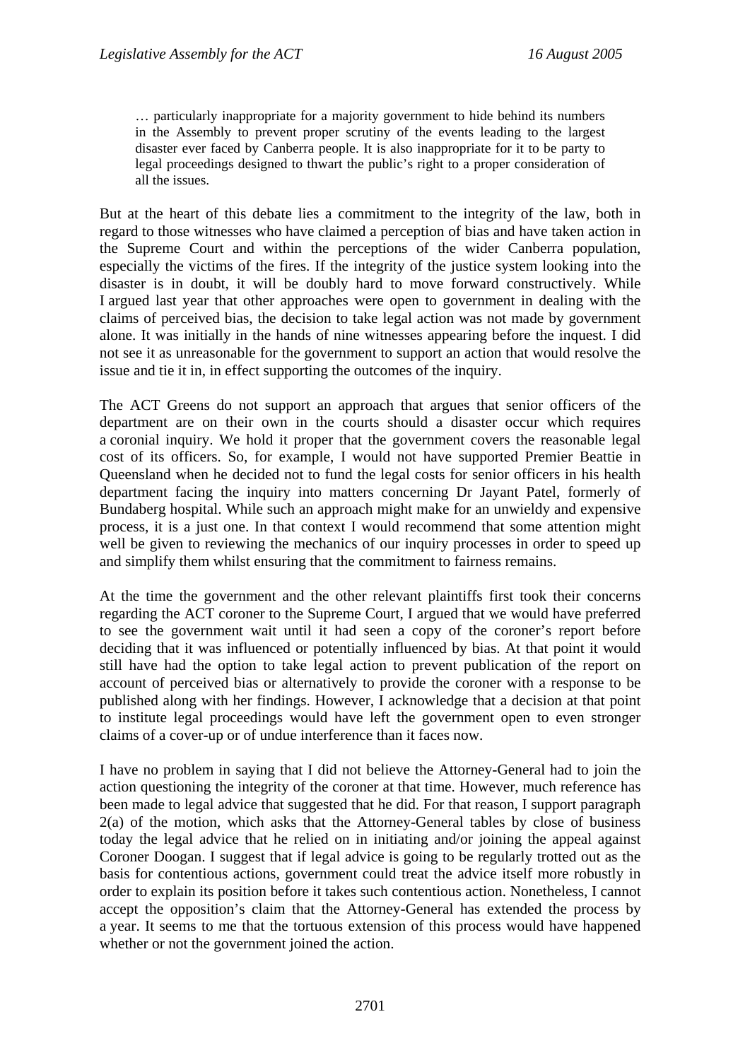> … particularly inappropriate for a majority government to hide behind its numbers in the Assembly to prevent proper scrutiny of the events leading to the largest disaster ever faced by Canberra people. It is also inappropriate for it to be party to legal proceedings designed to thwart the public's right to a proper consideration of all the issues.

But at the heart of this debate lies a commitment to the integrity of the law, both in regard to those witnesses who have claimed a perception of bias and have taken action in the Supreme Court and within the perceptions of the wider Canberra population, especially the victims of the fires. If the integrity of the justice system looking into the disaster is in doubt, it will be doubly hard to move forward constructively. While I argued last year that other approaches were open to government in dealing with the claims of perceived bias, the decision to take legal action was not made by government alone. It was initially in the hands of nine witnesses appearing before the inquest. I did not see it as unreasonable for the government to support an action that would resolve the issue and tie it in, in effect supporting the outcomes of the inquiry.

The ACT Greens do not support an approach that argues that senior officers of the department are on their own in the courts should a disaster occur which requires a coronial inquiry. We hold it proper that the government covers the reasonable legal cost of its officers. So, for example, I would not have supported Premier Beattie in Queensland when he decided not to fund the legal costs for senior officers in his health department facing the inquiry into matters concerning Dr Jayant Patel, formerly of Bundaberg hospital. While such an approach might make for an unwieldy and expensive process, it is a just one. In that context I would recommend that some attention might well be given to reviewing the mechanics of our inquiry processes in order to speed up and simplify them whilst ensuring that the commitment to fairness remains.

At the time the government and the other relevant plaintiffs first took their concerns regarding the ACT coroner to the Supreme Court, I argued that we would have preferred to see the government wait until it had seen a copy of the coroner's report before deciding that it was influenced or potentially influenced by bias. At that point it would still have had the option to take legal action to prevent publication of the report on account of perceived bias or alternatively to provide the coroner with a response to be published along with her findings. However, I acknowledge that a decision at that point to institute legal proceedings would have left the government open to even stronger claims of a cover-up or of undue interference than it faces now.

I have no problem in saying that I did not believe the Attorney-General had to join the action questioning the integrity of the coroner at that time. However, much reference has been made to legal advice that suggested that he did. For that reason, I support paragraph 2(a) of the motion, which asks that the Attorney-General tables by close of business today the legal advice that he relied on in initiating and/or joining the appeal against Coroner Doogan. I suggest that if legal advice is going to be regularly trotted out as the basis for contentious actions, government could treat the advice itself more robustly in order to explain its position before it takes such contentious action. Nonetheless, I cannot accept the opposition's claim that the Attorney-General has extended the process by a year. It seems to me that the tortuous extension of this process would have happened whether or not the government joined the action.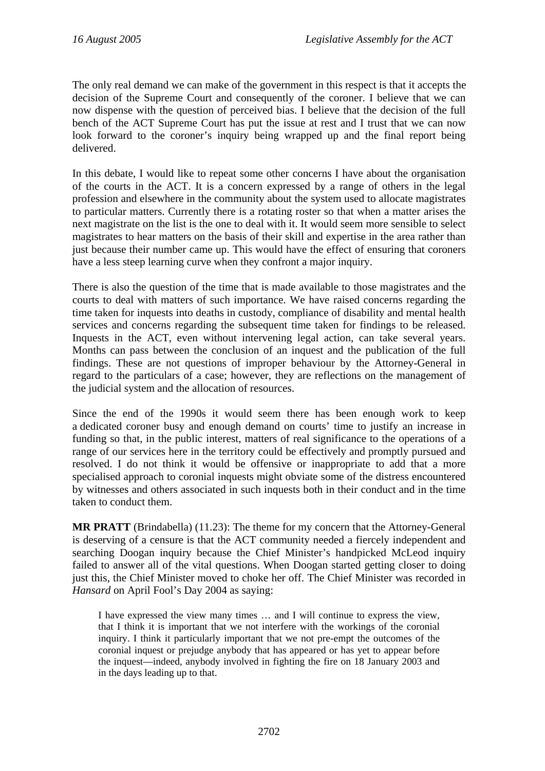The only real demand we can make of the government in this respect is that it accepts the decision of the Supreme Court and consequently of the coroner. I believe that we can now dispense with the question of perceived bias. I believe that the decision of the full bench of the ACT Supreme Court has put the issue at rest and I trust that we can now look forward to the coroner's inquiry being wrapped up and the final report being delivered.

In this debate, I would like to repeat some other concerns I have about the organisation of the courts in the ACT. It is a concern expressed by a range of others in the legal profession and elsewhere in the community about the system used to allocate magistrates to particular matters. Currently there is a rotating roster so that when a matter arises the next magistrate on the list is the one to deal with it. It would seem more sensible to select magistrates to hear matters on the basis of their skill and expertise in the area rather than just because their number came up. This would have the effect of ensuring that coroners have a less steep learning curve when they confront a major inquiry.

There is also the question of the time that is made available to those magistrates and the courts to deal with matters of such importance. We have raised concerns regarding the time taken for inquests into deaths in custody, compliance of disability and mental health services and concerns regarding the subsequent time taken for findings to be released. Inquests in the ACT, even without intervening legal action, can take several years. Months can pass between the conclusion of an inquest and the publication of the full findings. These are not questions of improper behaviour by the Attorney-General in regard to the particulars of a case; however, they are reflections on the management of the judicial system and the allocation of resources.

Since the end of the 1990s it would seem there has been enough work to keep a dedicated coroner busy and enough demand on courts' time to justify an increase in funding so that, in the public interest, matters of real significance to the operations of a range of our services here in the territory could be effectively and promptly pursued and resolved. I do not think it would be offensive or inappropriate to add that a more specialised approach to coronial inquests might obviate some of the distress encountered by witnesses and others associated in such inquests both in their conduct and in the time taken to conduct them.

**MR PRATT** (Brindabella) (11.23): The theme for my concern that the Attorney-General is deserving of a censure is that the ACT community needed a fiercely independent and searching Doogan inquiry because the Chief Minister's handpicked McLeod inquiry failed to answer all of the vital questions. When Doogan started getting closer to doing just this, the Chief Minister moved to choke her off. The Chief Minister was recorded in *Hansard* on April Fool's Day 2004 as saying:

> I have expressed the view many times … and I will continue to express the view, that I think it is important that we not interfere with the workings of the coronial inquiry. I think it particularly important that we not pre-empt the outcomes of the coronial inquest or prejudge anybody that has appeared or has yet to appear before the inquest—indeed, anybody involved in fighting the fire on 18 January 2003 and in the days leading up to that.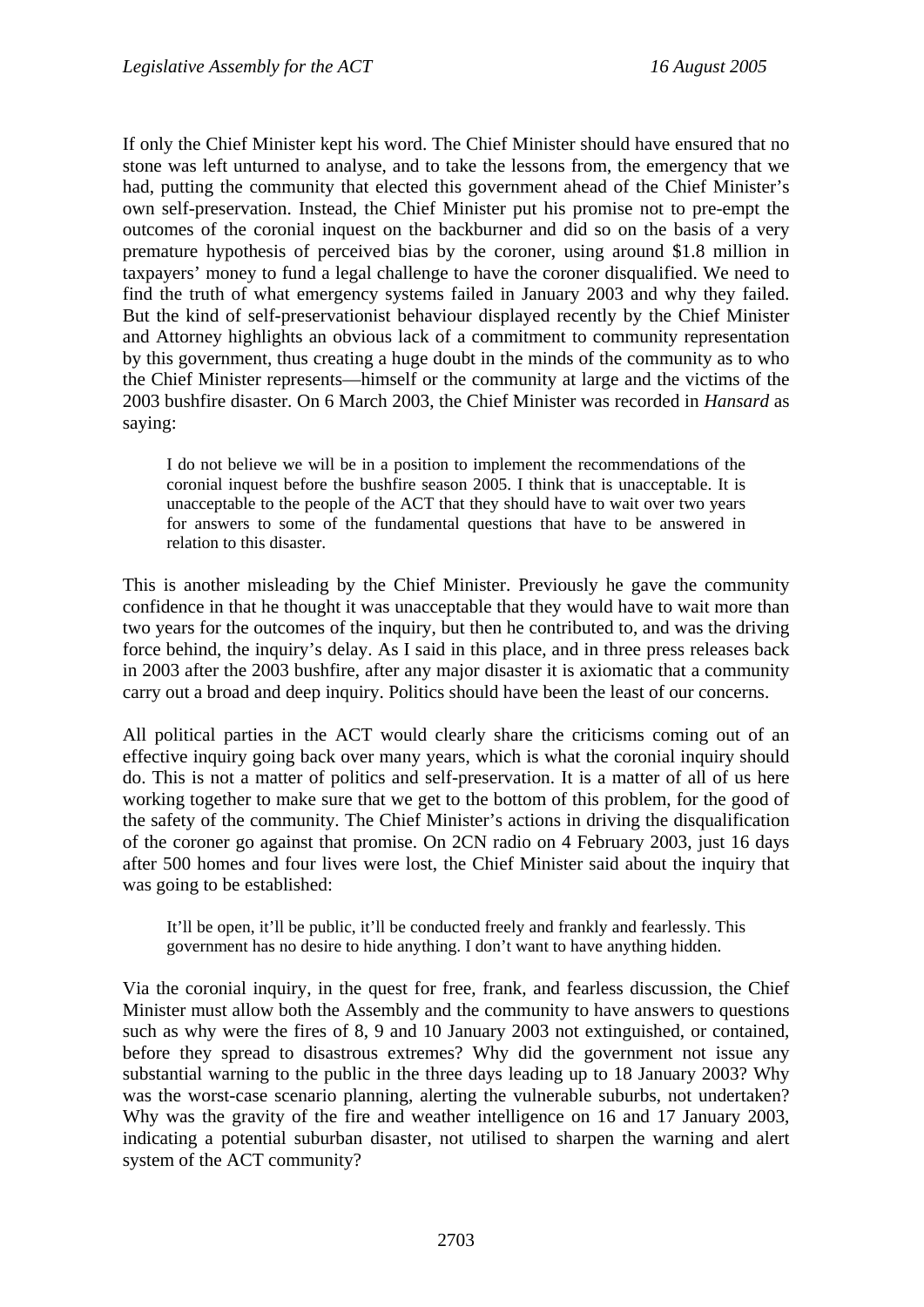If only the Chief Minister kept his word. The Chief Minister should have ensured that no stone was left unturned to analyse, and to take the lessons from, the emergency that we had, putting the community that elected this government ahead of the Chief Minister's own self-preservation. Instead, the Chief Minister put his promise not to pre-empt the outcomes of the coronial inquest on the backburner and did so on the basis of a very premature hypothesis of perceived bias by the coroner, using around $1.8 million in taxpayers' money to fund a legal challenge to have the coroner disqualified. We need to find the truth of what emergency systems failed in January 2003 and why they failed. But the kind of self-preservationist behaviour displayed recently by the Chief Minister and Attorney highlights an obvious lack of a commitment to community representation by this government, thus creating a huge doubt in the minds of the community as to who the Chief Minister represents—himself or the community at large and the victims of the 2003 bushfire disaster. On 6 March 2003, the Chief Minister was recorded in *Hansard* as saying:

> I do not believe we will be in a position to implement the recommendations of the coronial inquest before the bushfire season 2005. I think that is unacceptable. It is unacceptable to the people of the ACT that they should have to wait over two years for answers to some of the fundamental questions that have to be answered in relation to this disaster.

This is another misleading by the Chief Minister. Previously he gave the community confidence in that he thought it was unacceptable that they would have to wait more than two years for the outcomes of the inquiry, but then he contributed to, and was the driving force behind, the inquiry's delay. As I said in this place, and in three press releases back in 2003 after the 2003 bushfire, after any major disaster it is axiomatic that a community carry out a broad and deep inquiry. Politics should have been the least of our concerns.

All political parties in the ACT would clearly share the criticisms coming out of an effective inquiry going back over many years, which is what the coronial inquiry should do. This is not a matter of politics and self-preservation. It is a matter of all of us here working together to make sure that we get to the bottom of this problem, for the good of the safety of the community. The Chief Minister's actions in driving the disqualification of the coroner go against that promise. On 2CN radio on 4 February 2003, just 16 days after 500 homes and four lives were lost, the Chief Minister said about the inquiry that was going to be established:

> It'll be open, it'll be public, it'll be conducted freely and frankly and fearlessly. This government has no desire to hide anything. I don't want to have anything hidden.

Via the coronial inquiry, in the quest for free, frank, and fearless discussion, the Chief Minister must allow both the Assembly and the community to have answers to questions such as why were the fires of 8, 9 and 10 January 2003 not extinguished, or contained, before they spread to disastrous extremes? Why did the government not issue any substantial warning to the public in the three days leading up to 18 January 2003? Why was the worst-case scenario planning, alerting the vulnerable suburbs, not undertaken? Why was the gravity of the fire and weather intelligence on 16 and 17 January 2003, indicating a potential suburban disaster, not utilised to sharpen the warning and alert system of the ACT community?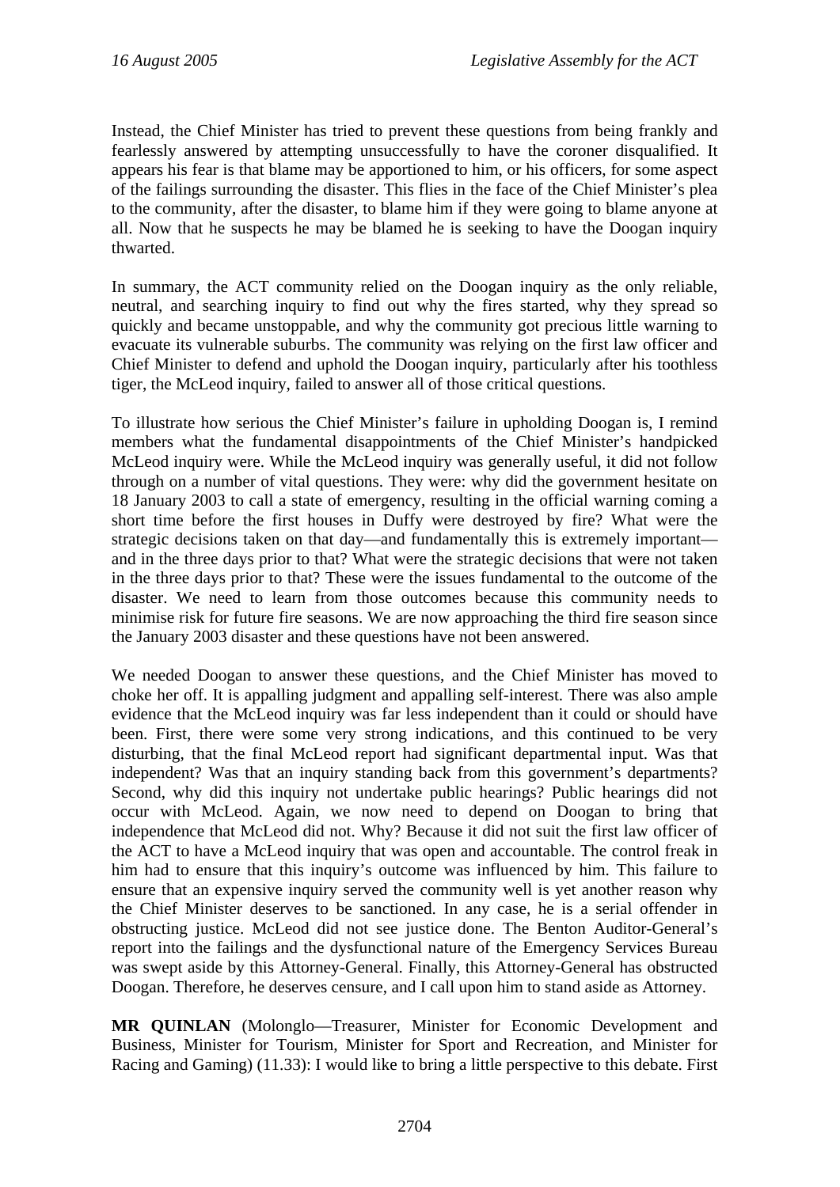Instead, the Chief Minister has tried to prevent these questions from being frankly and fearlessly answered by attempting unsuccessfully to have the coroner disqualified. It appears his fear is that blame may be apportioned to him, or his officers, for some aspect of the failings surrounding the disaster. This flies in the face of the Chief Minister's plea to the community, after the disaster, to blame him if they were going to blame anyone at all. Now that he suspects he may be blamed he is seeking to have the Doogan inquiry thwarted.

In summary, the ACT community relied on the Doogan inquiry as the only reliable, neutral, and searching inquiry to find out why the fires started, why they spread so quickly and became unstoppable, and why the community got precious little warning to evacuate its vulnerable suburbs. The community was relying on the first law officer and Chief Minister to defend and uphold the Doogan inquiry, particularly after his toothless tiger, the McLeod inquiry, failed to answer all of those critical questions.

To illustrate how serious the Chief Minister's failure in upholding Doogan is, I remind members what the fundamental disappointments of the Chief Minister's handpicked McLeod inquiry were. While the McLeod inquiry was generally useful, it did not follow through on a number of vital questions. They were: why did the government hesitate on 18 January 2003 to call a state of emergency, resulting in the official warning coming a short time before the first houses in Duffy were destroyed by fire? What were the strategic decisions taken on that day—and fundamentally this is extremely important—and in the three days prior to that? What were the strategic decisions that were not taken in the three days prior to that? These were the issues fundamental to the outcome of the disaster. We need to learn from those outcomes because this community needs to minimise risk for future fire seasons. We are now approaching the third fire season since the January 2003 disaster and these questions have not been answered.

We needed Doogan to answer these questions, and the Chief Minister has moved to choke her off. It is appalling judgment and appalling self-interest. There was also ample evidence that the McLeod inquiry was far less independent than it could or should have been. First, there were some very strong indications, and this continued to be very disturbing, that the final McLeod report had significant departmental input. Was that independent? Was that an inquiry standing back from this government's departments? Second, why did this inquiry not undertake public hearings? Public hearings did not occur with McLeod. Again, we now need to depend on Doogan to bring that independence that McLeod did not. Why? Because it did not suit the first law officer of the ACT to have a McLeod inquiry that was open and accountable. The control freak in him had to ensure that this inquiry's outcome was influenced by him. This failure to ensure that an expensive inquiry served the community well is yet another reason why the Chief Minister deserves to be sanctioned. In any case, he is a serial offender in obstructing justice. McLeod did not see justice done. The Benton Auditor-General's report into the failings and the dysfunctional nature of the Emergency Services Bureau was swept aside by this Attorney-General. Finally, this Attorney-General has obstructed Doogan. Therefore, he deserves censure, and I call upon him to stand aside as Attorney.

**MR QUINLAN** (Molonglo—Treasurer, Minister for Economic Development and Business, Minister for Tourism, Minister for Sport and Recreation, and Minister for Racing and Gaming) (11.33): I would like to bring a little perspective to this debate. First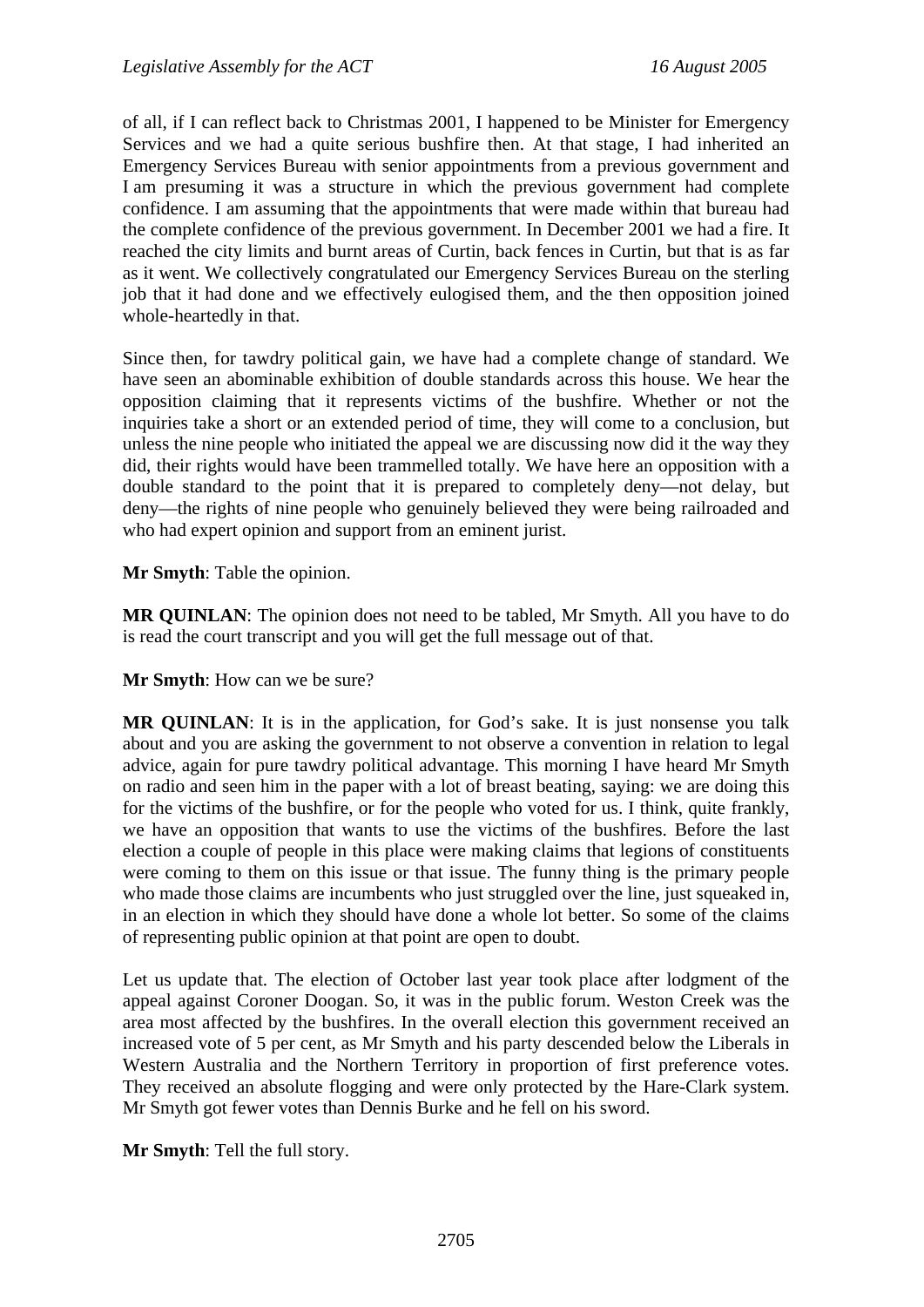of all, if I can reflect back to Christmas 2001, I happened to be Minister for Emergency Services and we had a quite serious bushfire then. At that stage, I had inherited an Emergency Services Bureau with senior appointments from a previous government and I am presuming it was a structure in which the previous government had complete confidence. I am assuming that the appointments that were made within that bureau had the complete confidence of the previous government. In December 2001 we had a fire. It reached the city limits and burnt areas of Curtin, back fences in Curtin, but that is as far as it went. We collectively congratulated our Emergency Services Bureau on the sterling job that it had done and we effectively eulogised them, and the then opposition joined whole-heartedly in that.

Since then, for tawdry political gain, we have had a complete change of standard. We have seen an abominable exhibition of double standards across this house. We hear the opposition claiming that it represents victims of the bushfire. Whether or not the inquiries take a short or an extended period of time, they will come to a conclusion, but unless the nine people who initiated the appeal we are discussing now did it the way they did, their rights would have been trammelled totally. We have here an opposition with a double standard to the point that it is prepared to completely deny—not delay, but deny—the rights of nine people who genuinely believed they were being railroaded and who had expert opinion and support from an eminent jurist.

**Mr Smyth**: Table the opinion.

**MR QUINLAN**: The opinion does not need to be tabled, Mr Smyth. All you have to do is read the court transcript and you will get the full message out of that.

**Mr Smyth**: How can we be sure?

**MR QUINLAN**: It is in the application, for God's sake. It is just nonsense you talk about and you are asking the government to not observe a convention in relation to legal advice, again for pure tawdry political advantage. This morning I have heard Mr Smyth on radio and seen him in the paper with a lot of breast beating, saying: we are doing this for the victims of the bushfire, or for the people who voted for us. I think, quite frankly, we have an opposition that wants to use the victims of the bushfires. Before the last election a couple of people in this place were making claims that legions of constituents were coming to them on this issue or that issue. The funny thing is the primary people who made those claims are incumbents who just struggled over the line, just squeaked in, in an election in which they should have done a whole lot better. So some of the claims of representing public opinion at that point are open to doubt.

Let us update that. The election of October last year took place after lodgment of the appeal against Coroner Doogan. So, it was in the public forum. Weston Creek was the area most affected by the bushfires. In the overall election this government received an increased vote of 5 per cent, as Mr Smyth and his party descended below the Liberals in Western Australia and the Northern Territory in proportion of first preference votes. They received an absolute flogging and were only protected by the Hare-Clark system. Mr Smyth got fewer votes than Dennis Burke and he fell on his sword.

**Mr Smyth**: Tell the full story.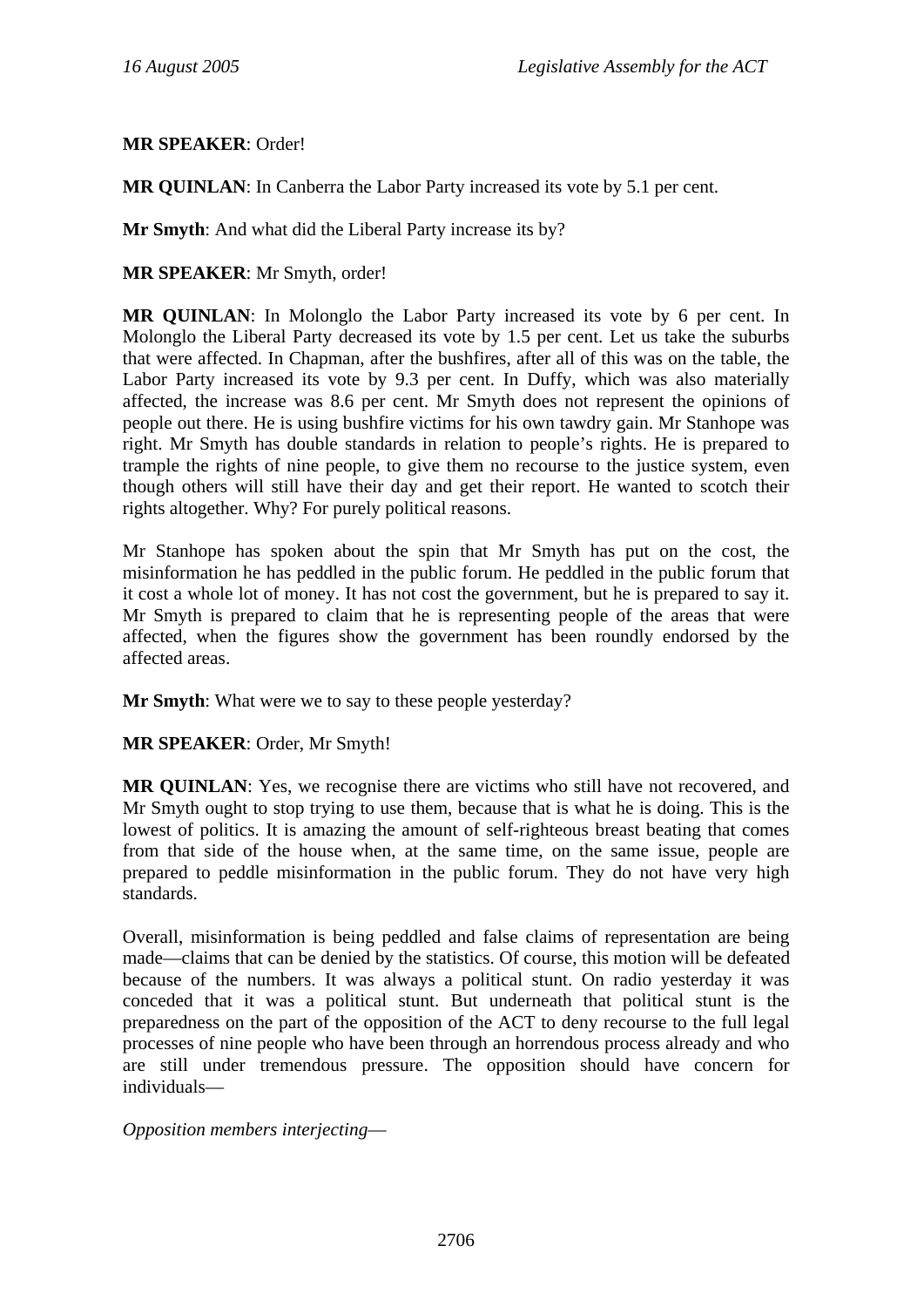**MR SPEAKER**: Order!

**MR QUINLAN**: In Canberra the Labor Party increased its vote by 5.1 per cent.

**Mr Smyth**: And what did the Liberal Party increase its by?

**MR SPEAKER**: Mr Smyth, order!

**MR QUINLAN**: In Molonglo the Labor Party increased its vote by 6 per cent. In Molonglo the Liberal Party decreased its vote by 1.5 per cent. Let us take the suburbs that were affected. In Chapman, after the bushfires, after all of this was on the table, the Labor Party increased its vote by 9.3 per cent. In Duffy, which was also materially affected, the increase was 8.6 per cent. Mr Smyth does not represent the opinions of people out there. He is using bushfire victims for his own tawdry gain. Mr Stanhope was right. Mr Smyth has double standards in relation to people's rights. He is prepared to trample the rights of nine people, to give them no recourse to the justice system, even though others will still have their day and get their report. He wanted to scotch their rights altogether. Why? For purely political reasons.

Mr Stanhope has spoken about the spin that Mr Smyth has put on the cost, the misinformation he has peddled in the public forum. He peddled in the public forum that it cost a whole lot of money. It has not cost the government, but he is prepared to say it. Mr Smyth is prepared to claim that he is representing people of the areas that were affected, when the figures show the government has been roundly endorsed by the affected areas.

**Mr Smyth**: What were we to say to these people yesterday?

**MR SPEAKER**: Order, Mr Smyth!

**MR QUINLAN**: Yes, we recognise there are victims who still have not recovered, and Mr Smyth ought to stop trying to use them, because that is what he is doing. This is the lowest of politics. It is amazing the amount of self-righteous breast beating that comes from that side of the house when, at the same time, on the same issue, people are prepared to peddle misinformation in the public forum. They do not have very high standards.

Overall, misinformation is being peddled and false claims of representation are being made—claims that can be denied by the statistics. Of course, this motion will be defeated because of the numbers. It was always a political stunt. On radio yesterday it was conceded that it was a political stunt. But underneath that political stunt is the preparedness on the part of the opposition of the ACT to deny recourse to the full legal processes of nine people who have been through an horrendous process already and who are still under tremendous pressure. The opposition should have concern for individuals—

*Opposition members interjecting*—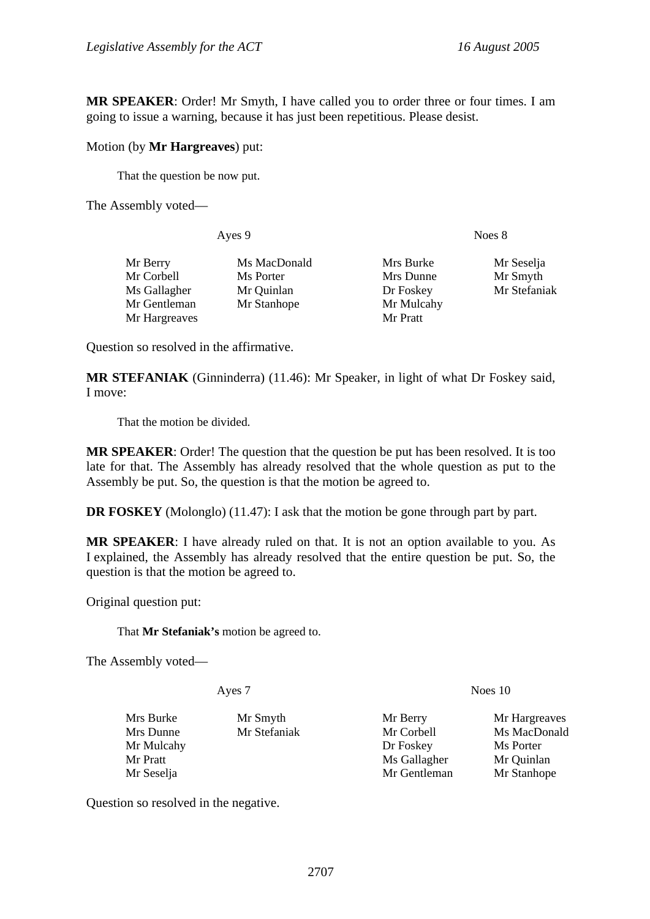**MR SPEAKER**: Order! Mr Smyth, I have called you to order three or four times. I am going to issue a warning, because it has just been repetitious. Please desist.

Motion (by **Mr Hargreaves**) put:

> That the question be now put.

The Assembly voted—

| Ayes 9 | | Noes 8 | |
|---|---|---|---|
| Mr Berry | Ms MacDonald | Mrs Burke | Mr Seselja |
| Mr Corbell | Ms Porter | Mrs Dunne | Mr Smyth |
| Ms Gallagher | Mr Quinlan | Dr Foskey | Mr Stefaniak |
| Mr Gentleman | Mr Stanhope | Mr Mulcahy | |
| Mr Hargreaves | | Mr Pratt | |

Question so resolved in the affirmative.

**MR STEFANIAK** (Ginninderra) (11.46): Mr Speaker, in light of what Dr Foskey said, I move:

> That the motion be divided.

**MR SPEAKER**: Order! The question that the question be put has been resolved. It is too late for that. The Assembly has already resolved that the whole question as put to the Assembly be put. So, the question is that the motion be agreed to.

**DR FOSKEY** (Molonglo) (11.47): I ask that the motion be gone through part by part.

**MR SPEAKER**: I have already ruled on that. It is not an option available to you. As I explained, the Assembly has already resolved that the entire question be put. So, the question is that the motion be agreed to.

Original question put:

> That **Mr Stefaniak's** motion be agreed to.

The Assembly voted—

| Ayes 7 | | Noes 10 | |
|---|---|---|---|
| Mrs Burke | Mr Smyth | Mr Berry | Mr Hargreaves |
| Mrs Dunne | Mr Stefaniak | Mr Corbell | Ms MacDonald |
| Mr Mulcahy | | Dr Foskey | Ms Porter |
| Mr Pratt | | Ms Gallagher | Mr Quinlan |
| Mr Seselja | | Mr Gentleman | Mr Stanhope |

Question so resolved in the negative.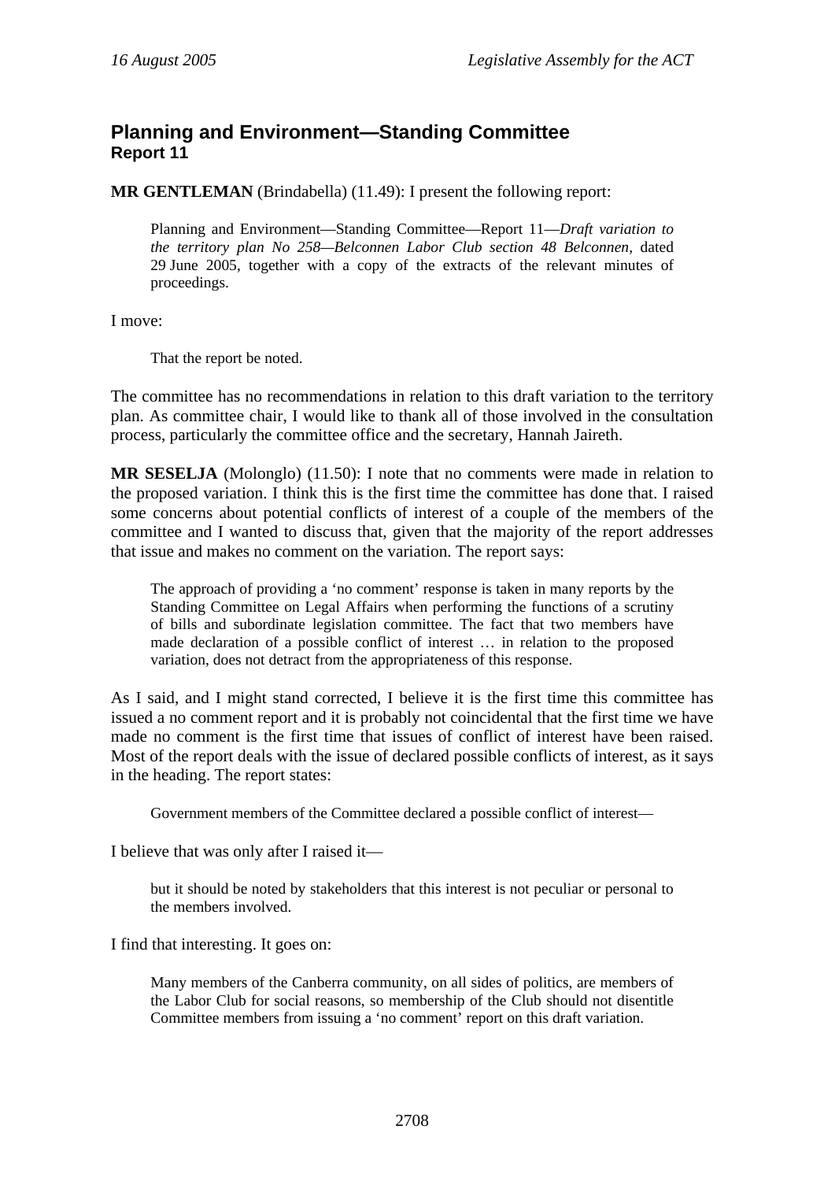## Planning and Environment—Standing Committee
### Report 11

**MR GENTLEMAN** (Brindabella) (11.49): I present the following report:

> Planning and Environment—Standing Committee—Report 11—*Draft variation to the territory plan No 258—Belconnen Labor Club section 48 Belconnen*, dated 29 June 2005, together with a copy of the extracts of the relevant minutes of proceedings.

I move:

> That the report be noted.

The committee has no recommendations in relation to this draft variation to the territory plan. As committee chair, I would like to thank all of those involved in the consultation process, particularly the committee office and the secretary, Hannah Jaireth.

**MR SESELJA** (Molonglo) (11.50): I note that no comments were made in relation to the proposed variation. I think this is the first time the committee has done that. I raised some concerns about potential conflicts of interest of a couple of the members of the committee and I wanted to discuss that, given that the majority of the report addresses that issue and makes no comment on the variation. The report says:

> The approach of providing a 'no comment' response is taken in many reports by the Standing Committee on Legal Affairs when performing the functions of a scrutiny of bills and subordinate legislation committee. The fact that two members have made declaration of a possible conflict of interest … in relation to the proposed variation, does not detract from the appropriateness of this response.

As I said, and I might stand corrected, I believe it is the first time this committee has issued a no comment report and it is probably not coincidental that the first time we have made no comment is the first time that issues of conflict of interest have been raised. Most of the report deals with the issue of declared possible conflicts of interest, as it says in the heading. The report states:

> Government members of the Committee declared a possible conflict of interest—

I believe that was only after I raised it—

> but it should be noted by stakeholders that this interest is not peculiar or personal to the members involved.

I find that interesting. It goes on:

> Many members of the Canberra community, on all sides of politics, are members of the Labor Club for social reasons, so membership of the Club should not disentitle Committee members from issuing a 'no comment' report on this draft variation.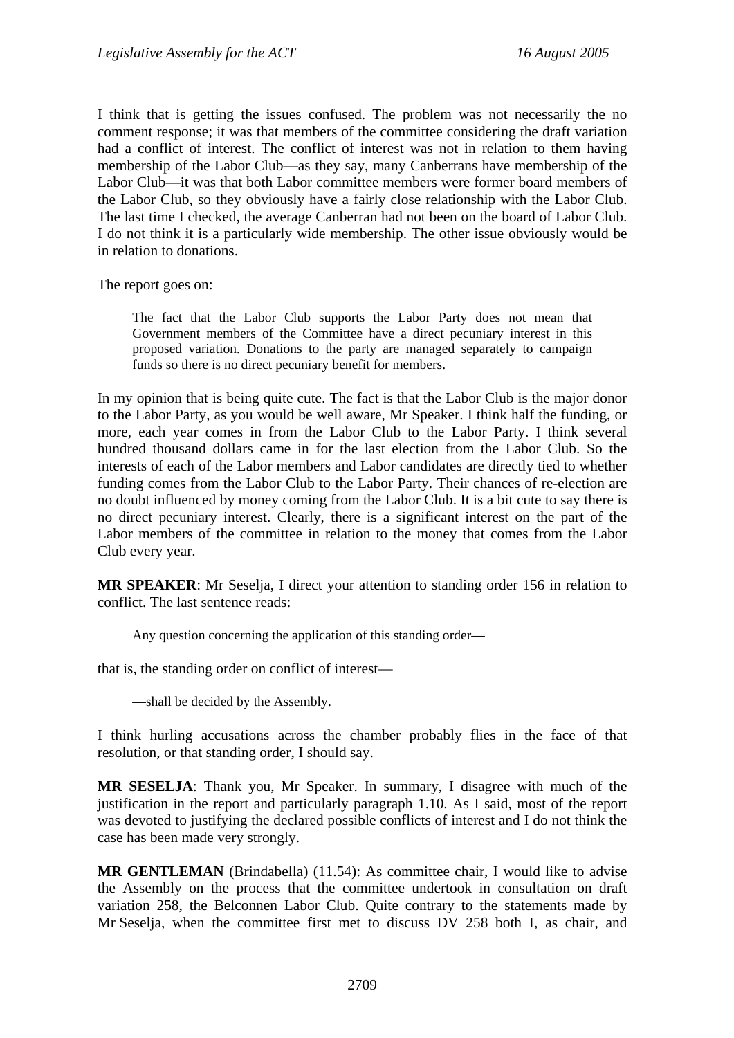I think that is getting the issues confused. The problem was not necessarily the no comment response; it was that members of the committee considering the draft variation had a conflict of interest. The conflict of interest was not in relation to them having membership of the Labor Club—as they say, many Canberrans have membership of the Labor Club—it was that both Labor committee members were former board members of the Labor Club, so they obviously have a fairly close relationship with the Labor Club. The last time I checked, the average Canberran had not been on the board of Labor Club. I do not think it is a particularly wide membership. The other issue obviously would be in relation to donations.

The report goes on:

> The fact that the Labor Club supports the Labor Party does not mean that Government members of the Committee have a direct pecuniary interest in this proposed variation. Donations to the party are managed separately to campaign funds so there is no direct pecuniary benefit for members.

In my opinion that is being quite cute. The fact is that the Labor Club is the major donor to the Labor Party, as you would be well aware, Mr Speaker. I think half the funding, or more, each year comes in from the Labor Club to the Labor Party. I think several hundred thousand dollars came in for the last election from the Labor Club. So the interests of each of the Labor members and Labor candidates are directly tied to whether funding comes from the Labor Club to the Labor Party. Their chances of re-election are no doubt influenced by money coming from the Labor Club. It is a bit cute to say there is no direct pecuniary interest. Clearly, there is a significant interest on the part of the Labor members of the committee in relation to the money that comes from the Labor Club every year.

**MR SPEAKER**: Mr Seselja, I direct your attention to standing order 156 in relation to conflict. The last sentence reads:

> Any question concerning the application of this standing order—

that is, the standing order on conflict of interest—

> —shall be decided by the Assembly.

I think hurling accusations across the chamber probably flies in the face of that resolution, or that standing order, I should say.

**MR SESELJA**: Thank you, Mr Speaker. In summary, I disagree with much of the justification in the report and particularly paragraph 1.10. As I said, most of the report was devoted to justifying the declared possible conflicts of interest and I do not think the case has been made very strongly.

**MR GENTLEMAN** (Brindabella) (11.54): As committee chair, I would like to advise the Assembly on the process that the committee undertook in consultation on draft variation 258, the Belconnen Labor Club. Quite contrary to the statements made by Mr Seselja, when the committee first met to discuss DV 258 both I, as chair, and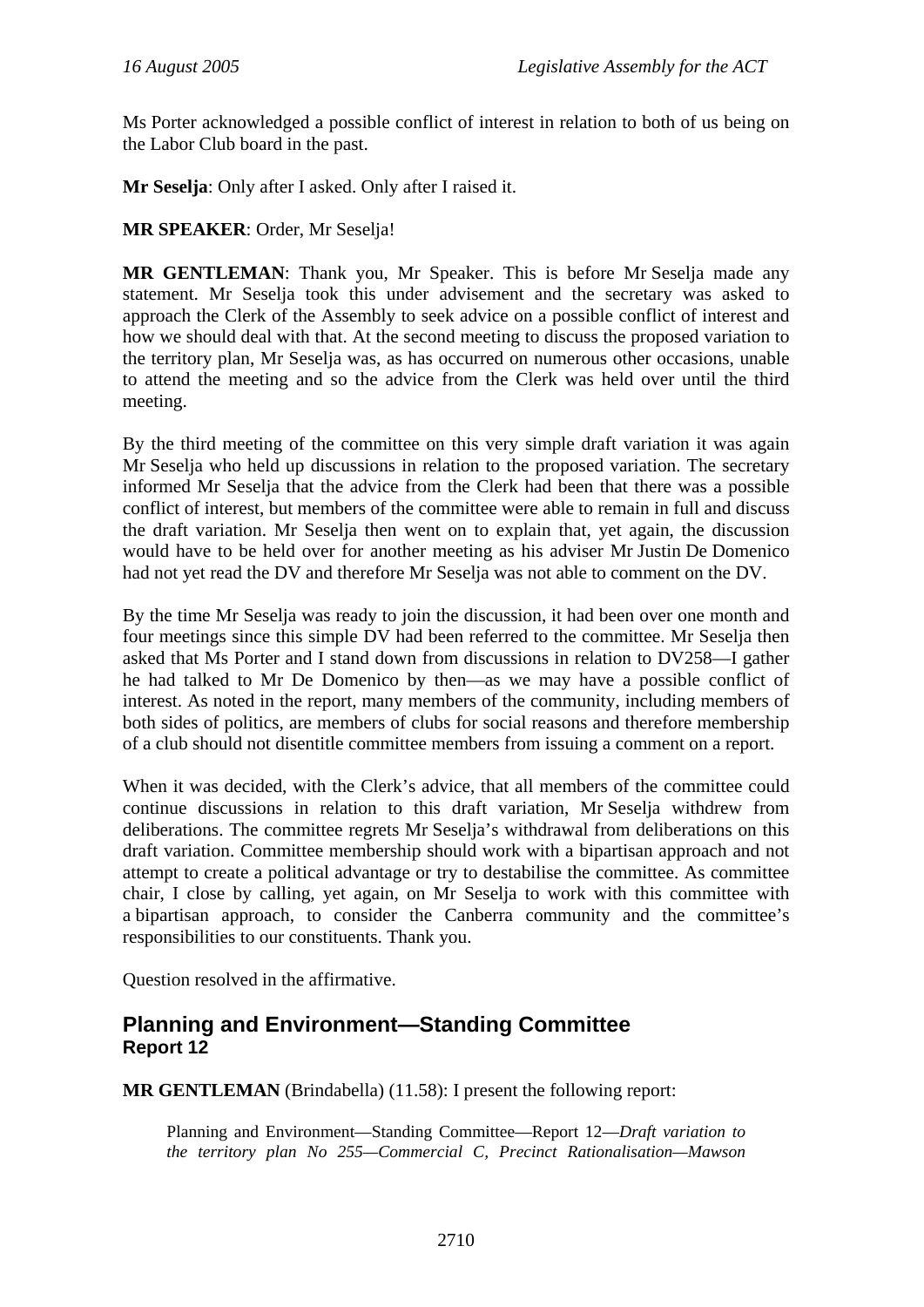Ms Porter acknowledged a possible conflict of interest in relation to both of us being on the Labor Club board in the past.

**Mr Seselja**: Only after I asked. Only after I raised it.

**MR SPEAKER**: Order, Mr Seselja!

**MR GENTLEMAN**: Thank you, Mr Speaker. This is before Mr Seselja made any statement. Mr Seselja took this under advisement and the secretary was asked to approach the Clerk of the Assembly to seek advice on a possible conflict of interest and how we should deal with that. At the second meeting to discuss the proposed variation to the territory plan, Mr Seselja was, as has occurred on numerous other occasions, unable to attend the meeting and so the advice from the Clerk was held over until the third meeting.

By the third meeting of the committee on this very simple draft variation it was again Mr Seselja who held up discussions in relation to the proposed variation. The secretary informed Mr Seselja that the advice from the Clerk had been that there was a possible conflict of interest, but members of the committee were able to remain in full and discuss the draft variation. Mr Seselja then went on to explain that, yet again, the discussion would have to be held over for another meeting as his adviser Mr Justin De Domenico had not yet read the DV and therefore Mr Seselja was not able to comment on the DV.

By the time Mr Seselja was ready to join the discussion, it had been over one month and four meetings since this simple DV had been referred to the committee. Mr Seselja then asked that Ms Porter and I stand down from discussions in relation to DV258—I gather he had talked to Mr De Domenico by then—as we may have a possible conflict of interest. As noted in the report, many members of the community, including members of both sides of politics, are members of clubs for social reasons and therefore membership of a club should not disentitle committee members from issuing a comment on a report.

When it was decided, with the Clerk's advice, that all members of the committee could continue discussions in relation to this draft variation, Mr Seselja withdrew from deliberations. The committee regrets Mr Seselja's withdrawal from deliberations on this draft variation. Committee membership should work with a bipartisan approach and not attempt to create a political advantage or try to destabilise the committee. As committee chair, I close by calling, yet again, on Mr Seselja to work with this committee with a bipartisan approach, to consider the Canberra community and the committee's responsibilities to our constituents. Thank you.

Question resolved in the affirmative.

## Planning and Environment—Standing Committee
### Report 12

**MR GENTLEMAN** (Brindabella) (11.58): I present the following report:

> Planning and Environment—Standing Committee—Report 12—*Draft variation to the territory plan No 255—Commercial C, Precinct Rationalisation—Mawson*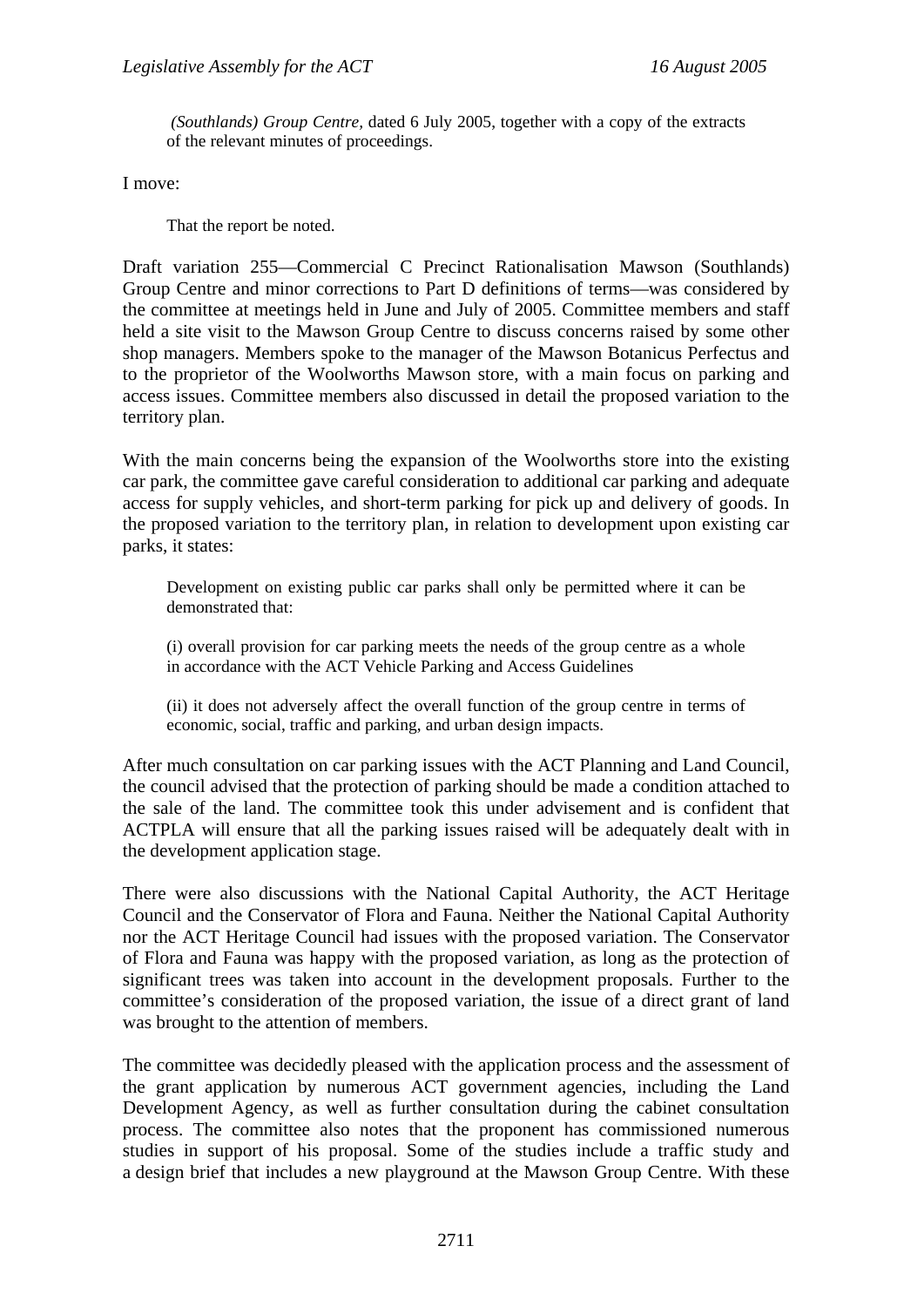*(Southlands) Group Centre,* dated 6 July 2005, together with a copy of the extracts of the relevant minutes of proceedings.

I move:

> That the report be noted.

Draft variation 255—Commercial C Precinct Rationalisation Mawson (Southlands) Group Centre and minor corrections to Part D definitions of terms—was considered by the committee at meetings held in June and July of 2005. Committee members and staff held a site visit to the Mawson Group Centre to discuss concerns raised by some other shop managers. Members spoke to the manager of the Mawson Botanicus Perfectus and to the proprietor of the Woolworths Mawson store, with a main focus on parking and access issues. Committee members also discussed in detail the proposed variation to the territory plan.

With the main concerns being the expansion of the Woolworths store into the existing car park, the committee gave careful consideration to additional car parking and adequate access for supply vehicles, and short-term parking for pick up and delivery of goods. In the proposed variation to the territory plan, in relation to development upon existing car parks, it states:

> Development on existing public car parks shall only be permitted where it can be demonstrated that:
>
> (i) overall provision for car parking meets the needs of the group centre as a whole in accordance with the ACT Vehicle Parking and Access Guidelines
>
> (ii) it does not adversely affect the overall function of the group centre in terms of economic, social, traffic and parking, and urban design impacts.

After much consultation on car parking issues with the ACT Planning and Land Council, the council advised that the protection of parking should be made a condition attached to the sale of the land. The committee took this under advisement and is confident that ACTPLA will ensure that all the parking issues raised will be adequately dealt with in the development application stage.

There were also discussions with the National Capital Authority, the ACT Heritage Council and the Conservator of Flora and Fauna. Neither the National Capital Authority nor the ACT Heritage Council had issues with the proposed variation. The Conservator of Flora and Fauna was happy with the proposed variation, as long as the protection of significant trees was taken into account in the development proposals. Further to the committee's consideration of the proposed variation, the issue of a direct grant of land was brought to the attention of members.

The committee was decidedly pleased with the application process and the assessment of the grant application by numerous ACT government agencies, including the Land Development Agency, as well as further consultation during the cabinet consultation process. The committee also notes that the proponent has commissioned numerous studies in support of his proposal. Some of the studies include a traffic study and a design brief that includes a new playground at the Mawson Group Centre. With these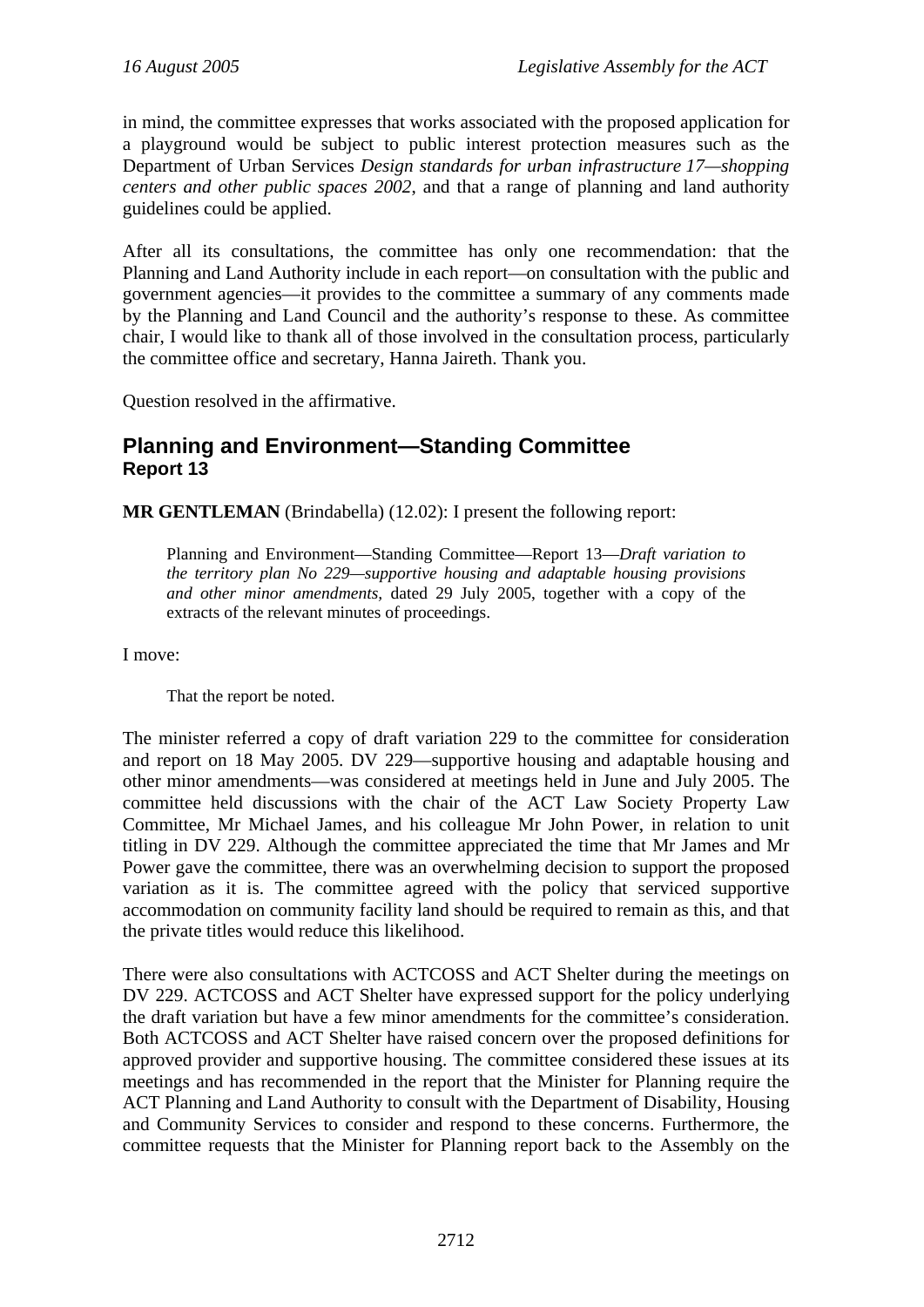in mind, the committee expresses that works associated with the proposed application for a playground would be subject to public interest protection measures such as the Department of Urban Services *Design standards for urban infrastructure 17—shopping centers and other public spaces 2002*, and that a range of planning and land authority guidelines could be applied.

After all its consultations, the committee has only one recommendation: that the Planning and Land Authority include in each report—on consultation with the public and government agencies—it provides to the committee a summary of any comments made by the Planning and Land Council and the authority's response to these. As committee chair, I would like to thank all of those involved in the consultation process, particularly the committee office and secretary, Hanna Jaireth. Thank you.

Question resolved in the affirmative.

## Planning and Environment—Standing Committee
### Report 13

**MR GENTLEMAN** (Brindabella) (12.02): I present the following report:

> Planning and Environment—Standing Committee—Report 13—*Draft variation to the territory plan No 229—supportive housing and adaptable housing provisions and other minor amendments*, dated 29 July 2005, together with a copy of the extracts of the relevant minutes of proceedings.

I move:

> That the report be noted.

The minister referred a copy of draft variation 229 to the committee for consideration and report on 18 May 2005. DV 229—supportive housing and adaptable housing and other minor amendments—was considered at meetings held in June and July 2005. The committee held discussions with the chair of the ACT Law Society Property Law Committee, Mr Michael James, and his colleague Mr John Power, in relation to unit titling in DV 229. Although the committee appreciated the time that Mr James and Mr Power gave the committee, there was an overwhelming decision to support the proposed variation as it is. The committee agreed with the policy that serviced supportive accommodation on community facility land should be required to remain as this, and that the private titles would reduce this likelihood.

There were also consultations with ACTCOSS and ACT Shelter during the meetings on DV 229. ACTCOSS and ACT Shelter have expressed support for the policy underlying the draft variation but have a few minor amendments for the committee's consideration. Both ACTCOSS and ACT Shelter have raised concern over the proposed definitions for approved provider and supportive housing. The committee considered these issues at its meetings and has recommended in the report that the Minister for Planning require the ACT Planning and Land Authority to consult with the Department of Disability, Housing and Community Services to consider and respond to these concerns. Furthermore, the committee requests that the Minister for Planning report back to the Assembly on the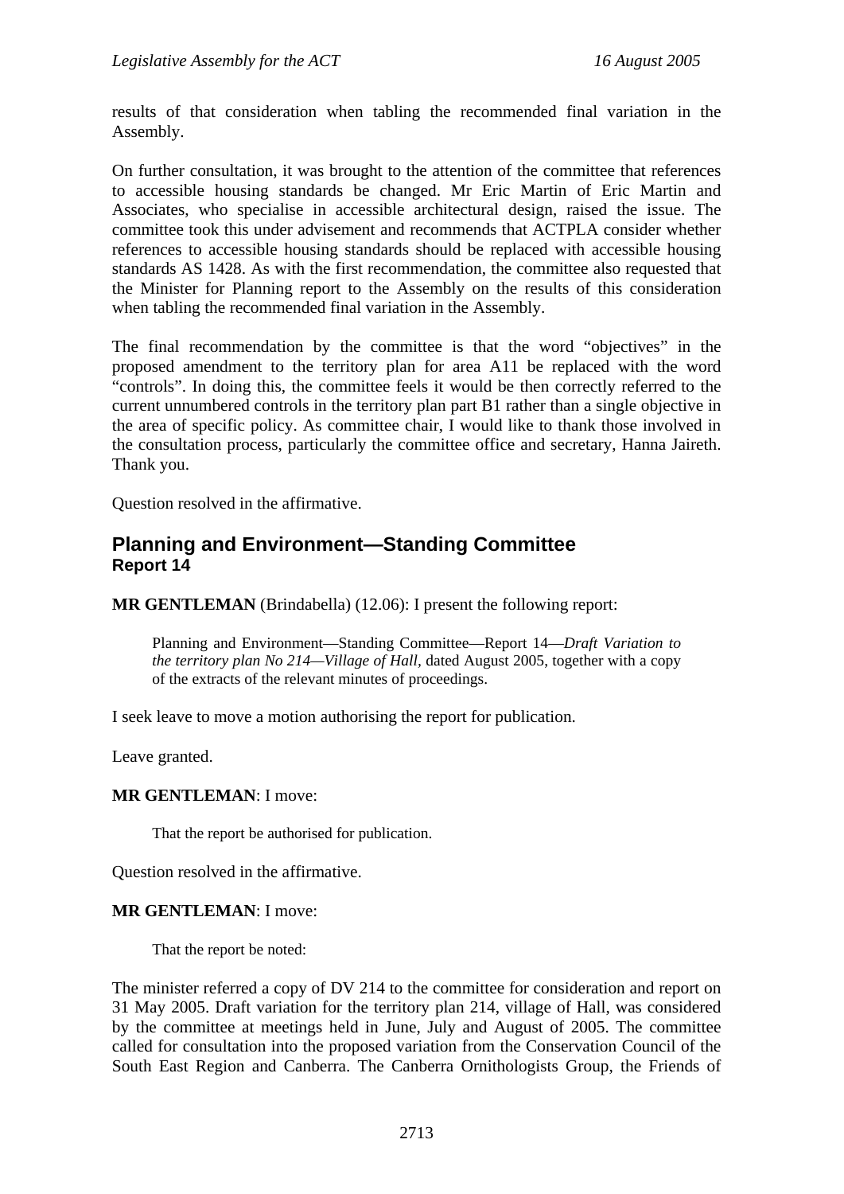results of that consideration when tabling the recommended final variation in the Assembly.

On further consultation, it was brought to the attention of the committee that references to accessible housing standards be changed. Mr Eric Martin of Eric Martin and Associates, who specialise in accessible architectural design, raised the issue. The committee took this under advisement and recommends that ACTPLA consider whether references to accessible housing standards should be replaced with accessible housing standards AS 1428. As with the first recommendation, the committee also requested that the Minister for Planning report to the Assembly on the results of this consideration when tabling the recommended final variation in the Assembly.

The final recommendation by the committee is that the word "objectives" in the proposed amendment to the territory plan for area A11 be replaced with the word "controls". In doing this, the committee feels it would be then correctly referred to the current unnumbered controls in the territory plan part B1 rather than a single objective in the area of specific policy. As committee chair, I would like to thank those involved in the consultation process, particularly the committee office and secretary, Hanna Jaireth. Thank you.

Question resolved in the affirmative.

## Planning and Environment—Standing Committee
### Report 14

**MR GENTLEMAN** (Brindabella) (12.06): I present the following report:

> Planning and Environment—Standing Committee—Report 14—*Draft Variation to the territory plan No 214—Village of Hall*, dated August 2005, together with a copy of the extracts of the relevant minutes of proceedings.

I seek leave to move a motion authorising the report for publication.

Leave granted.

**MR GENTLEMAN**: I move:

> That the report be authorised for publication.

Question resolved in the affirmative.

**MR GENTLEMAN**: I move:

> That the report be noted:

The minister referred a copy of DV 214 to the committee for consideration and report on 31 May 2005. Draft variation for the territory plan 214, village of Hall, was considered by the committee at meetings held in June, July and August of 2005. The committee called for consultation into the proposed variation from the Conservation Council of the South East Region and Canberra. The Canberra Ornithologists Group, the Friends of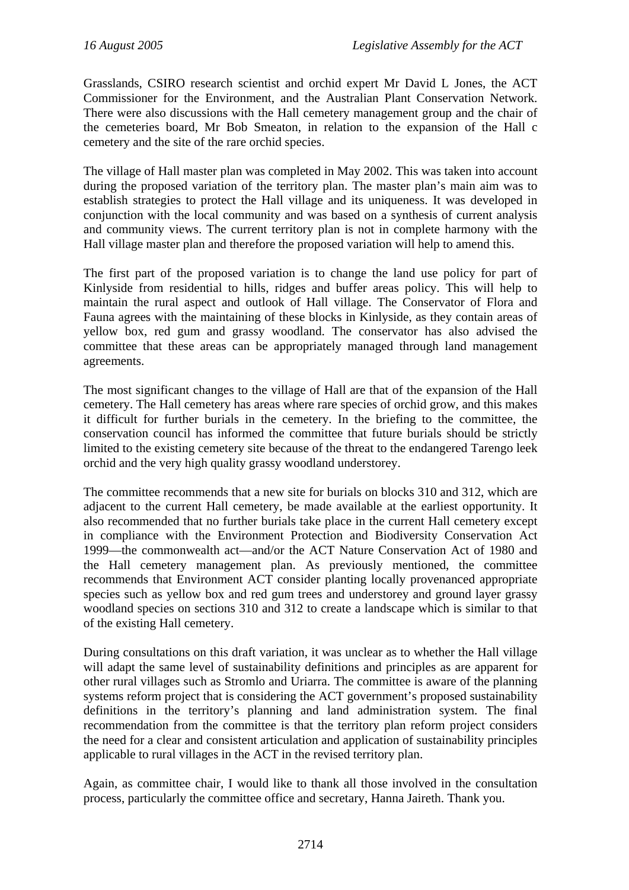Grasslands, CSIRO research scientist and orchid expert Mr David L Jones, the ACT Commissioner for the Environment, and the Australian Plant Conservation Network. There were also discussions with the Hall cemetery management group and the chair of the cemeteries board, Mr Bob Smeaton, in relation to the expansion of the Hall c cemetery and the site of the rare orchid species.

The village of Hall master plan was completed in May 2002. This was taken into account during the proposed variation of the territory plan. The master plan's main aim was to establish strategies to protect the Hall village and its uniqueness. It was developed in conjunction with the local community and was based on a synthesis of current analysis and community views. The current territory plan is not in complete harmony with the Hall village master plan and therefore the proposed variation will help to amend this.

The first part of the proposed variation is to change the land use policy for part of Kinlyside from residential to hills, ridges and buffer areas policy. This will help to maintain the rural aspect and outlook of Hall village. The Conservator of Flora and Fauna agrees with the maintaining of these blocks in Kinlyside, as they contain areas of yellow box, red gum and grassy woodland. The conservator has also advised the committee that these areas can be appropriately managed through land management agreements.

The most significant changes to the village of Hall are that of the expansion of the Hall cemetery. The Hall cemetery has areas where rare species of orchid grow, and this makes it difficult for further burials in the cemetery. In the briefing to the committee, the conservation council has informed the committee that future burials should be strictly limited to the existing cemetery site because of the threat to the endangered Tarengo leek orchid and the very high quality grassy woodland understorey.

The committee recommends that a new site for burials on blocks 310 and 312, which are adjacent to the current Hall cemetery, be made available at the earliest opportunity. It also recommended that no further burials take place in the current Hall cemetery except in compliance with the Environment Protection and Biodiversity Conservation Act 1999—the commonwealth act—and/or the ACT Nature Conservation Act of 1980 and the Hall cemetery management plan. As previously mentioned, the committee recommends that Environment ACT consider planting locally provenanced appropriate species such as yellow box and red gum trees and understorey and ground layer grassy woodland species on sections 310 and 312 to create a landscape which is similar to that of the existing Hall cemetery.

During consultations on this draft variation, it was unclear as to whether the Hall village will adapt the same level of sustainability definitions and principles as are apparent for other rural villages such as Stromlo and Uriarra. The committee is aware of the planning systems reform project that is considering the ACT government's proposed sustainability definitions in the territory's planning and land administration system. The final recommendation from the committee is that the territory plan reform project considers the need for a clear and consistent articulation and application of sustainability principles applicable to rural villages in the ACT in the revised territory plan.

Again, as committee chair, I would like to thank all those involved in the consultation process, particularly the committee office and secretary, Hanna Jaireth. Thank you.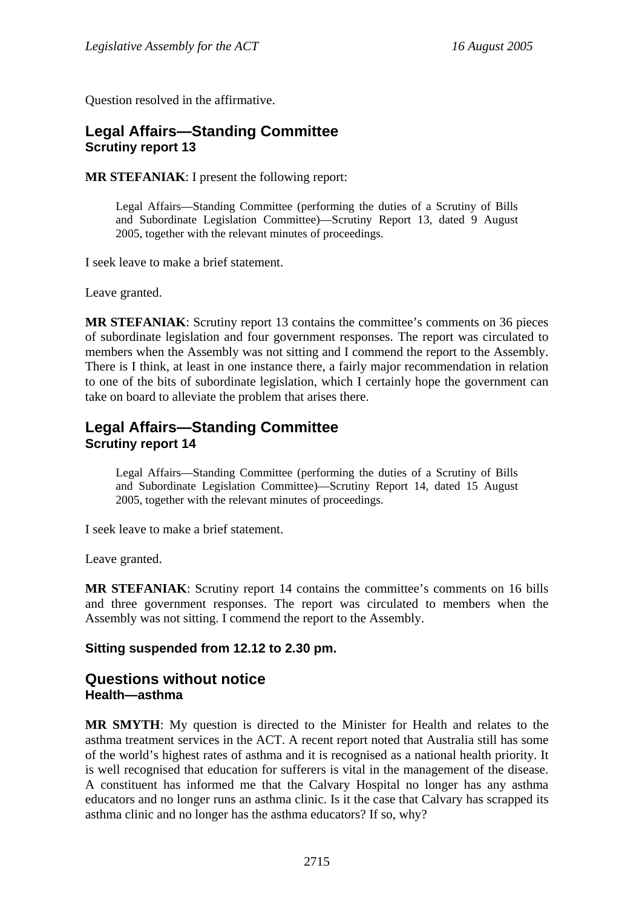Question resolved in the affirmative.

## Legal Affairs—Standing Committee
### Scrutiny report 13

**MR STEFANIAK**: I present the following report:

> Legal Affairs—Standing Committee (performing the duties of a Scrutiny of Bills and Subordinate Legislation Committee)—Scrutiny Report 13, dated 9 August 2005, together with the relevant minutes of proceedings.

I seek leave to make a brief statement.

Leave granted.

**MR STEFANIAK**: Scrutiny report 13 contains the committee's comments on 36 pieces of subordinate legislation and four government responses. The report was circulated to members when the Assembly was not sitting and I commend the report to the Assembly. There is I think, at least in one instance there, a fairly major recommendation in relation to one of the bits of subordinate legislation, which I certainly hope the government can take on board to alleviate the problem that arises there.

## Legal Affairs—Standing Committee
### Scrutiny report 14

> Legal Affairs—Standing Committee (performing the duties of a Scrutiny of Bills and Subordinate Legislation Committee)—Scrutiny Report 14, dated 15 August 2005, together with the relevant minutes of proceedings.

I seek leave to make a brief statement.

Leave granted.

**MR STEFANIAK**: Scrutiny report 14 contains the committee's comments on 16 bills and three government responses. The report was circulated to members when the Assembly was not sitting. I commend the report to the Assembly.

**Sitting suspended from 12.12 to 2.30 pm.**

## Questions without notice
### Health—asthma

**MR SMYTH**: My question is directed to the Minister for Health and relates to the asthma treatment services in the ACT. A recent report noted that Australia still has some of the world's highest rates of asthma and it is recognised as a national health priority. It is well recognised that education for sufferers is vital in the management of the disease. A constituent has informed me that the Calvary Hospital no longer has any asthma educators and no longer runs an asthma clinic. Is it the case that Calvary has scrapped its asthma clinic and no longer has the asthma educators? If so, why?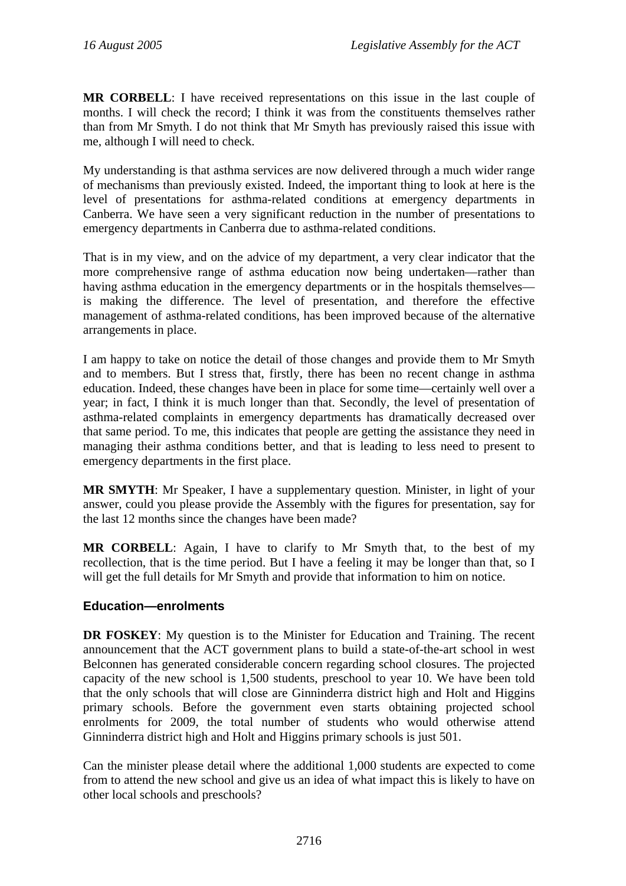**MR CORBELL**: I have received representations on this issue in the last couple of months. I will check the record; I think it was from the constituents themselves rather than from Mr Smyth. I do not think that Mr Smyth has previously raised this issue with me, although I will need to check.

My understanding is that asthma services are now delivered through a much wider range of mechanisms than previously existed. Indeed, the important thing to look at here is the level of presentations for asthma-related conditions at emergency departments in Canberra. We have seen a very significant reduction in the number of presentations to emergency departments in Canberra due to asthma-related conditions.

That is in my view, and on the advice of my department, a very clear indicator that the more comprehensive range of asthma education now being undertaken—rather than having asthma education in the emergency departments or in the hospitals themselves—is making the difference. The level of presentation, and therefore the effective management of asthma-related conditions, has been improved because of the alternative arrangements in place.

I am happy to take on notice the detail of those changes and provide them to Mr Smyth and to members. But I stress that, firstly, there has been no recent change in asthma education. Indeed, these changes have been in place for some time—certainly well over a year; in fact, I think it is much longer than that. Secondly, the level of presentation of asthma-related complaints in emergency departments has dramatically decreased over that same period. To me, this indicates that people are getting the assistance they need in managing their asthma conditions better, and that is leading to less need to present to emergency departments in the first place.

**MR SMYTH**: Mr Speaker, I have a supplementary question. Minister, in light of your answer, could you please provide the Assembly with the figures for presentation, say for the last 12 months since the changes have been made?

**MR CORBELL**: Again, I have to clarify to Mr Smyth that, to the best of my recollection, that is the time period. But I have a feeling it may be longer than that, so I will get the full details for Mr Smyth and provide that information to him on notice.

### Education—enrolments

**DR FOSKEY**: My question is to the Minister for Education and Training. The recent announcement that the ACT government plans to build a state-of-the-art school in west Belconnen has generated considerable concern regarding school closures. The projected capacity of the new school is 1,500 students, preschool to year 10. We have been told that the only schools that will close are Ginninderra district high and Holt and Higgins primary schools. Before the government even starts obtaining projected school enrolments for 2009, the total number of students who would otherwise attend Ginninderra district high and Holt and Higgins primary schools is just 501.

Can the minister please detail where the additional 1,000 students are expected to come from to attend the new school and give us an idea of what impact this is likely to have on other local schools and preschools?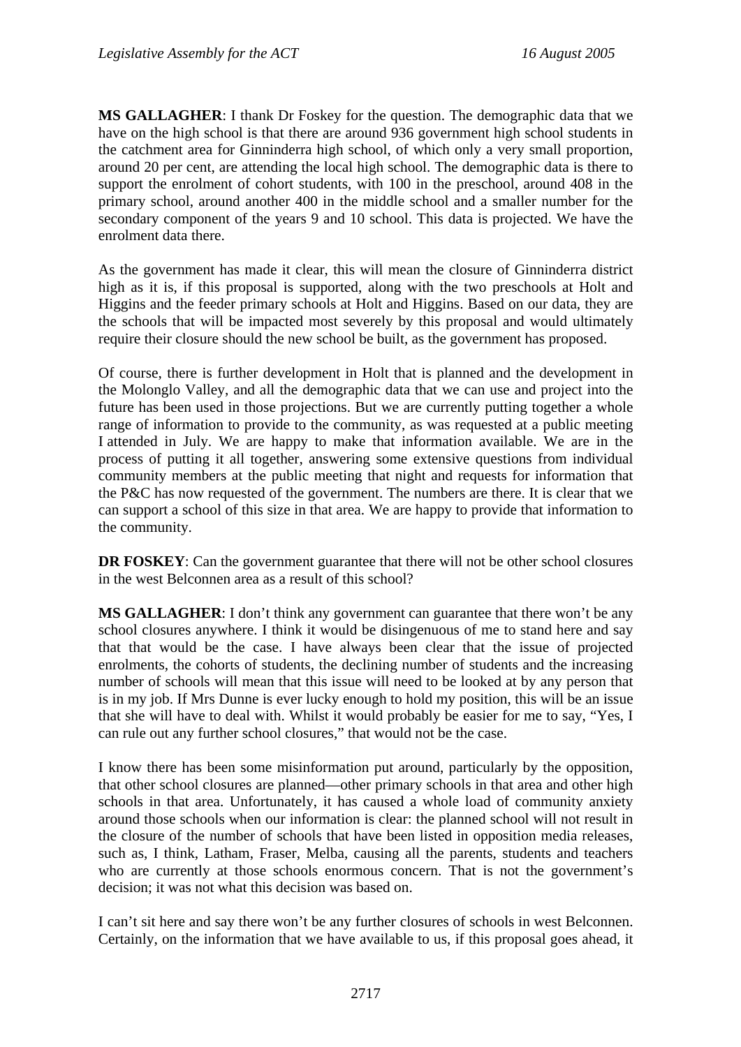**MS GALLAGHER**: I thank Dr Foskey for the question. The demographic data that we have on the high school is that there are around 936 government high school students in the catchment area for Ginninderra high school, of which only a very small proportion, around 20 per cent, are attending the local high school. The demographic data is there to support the enrolment of cohort students, with 100 in the preschool, around 408 in the primary school, around another 400 in the middle school and a smaller number for the secondary component of the years 9 and 10 school. This data is projected. We have the enrolment data there.

As the government has made it clear, this will mean the closure of Ginninderra district high as it is, if this proposal is supported, along with the two preschools at Holt and Higgins and the feeder primary schools at Holt and Higgins. Based on our data, they are the schools that will be impacted most severely by this proposal and would ultimately require their closure should the new school be built, as the government has proposed.

Of course, there is further development in Holt that is planned and the development in the Molonglo Valley, and all the demographic data that we can use and project into the future has been used in those projections. But we are currently putting together a whole range of information to provide to the community, as was requested at a public meeting I attended in July. We are happy to make that information available. We are in the process of putting it all together, answering some extensive questions from individual community members at the public meeting that night and requests for information that the P&C has now requested of the government. The numbers are there. It is clear that we can support a school of this size in that area. We are happy to provide that information to the community.

**DR FOSKEY**: Can the government guarantee that there will not be other school closures in the west Belconnen area as a result of this school?

**MS GALLAGHER**: I don't think any government can guarantee that there won't be any school closures anywhere. I think it would be disingenuous of me to stand here and say that that would be the case. I have always been clear that the issue of projected enrolments, the cohorts of students, the declining number of students and the increasing number of schools will mean that this issue will need to be looked at by any person that is in my job. If Mrs Dunne is ever lucky enough to hold my position, this will be an issue that she will have to deal with. Whilst it would probably be easier for me to say, "Yes, I can rule out any further school closures," that would not be the case.

I know there has been some misinformation put around, particularly by the opposition, that other school closures are planned—other primary schools in that area and other high schools in that area. Unfortunately, it has caused a whole load of community anxiety around those schools when our information is clear: the planned school will not result in the closure of the number of schools that have been listed in opposition media releases, such as, I think, Latham, Fraser, Melba, causing all the parents, students and teachers who are currently at those schools enormous concern. That is not the government's decision; it was not what this decision was based on.

I can't sit here and say there won't be any further closures of schools in west Belconnen. Certainly, on the information that we have available to us, if this proposal goes ahead, it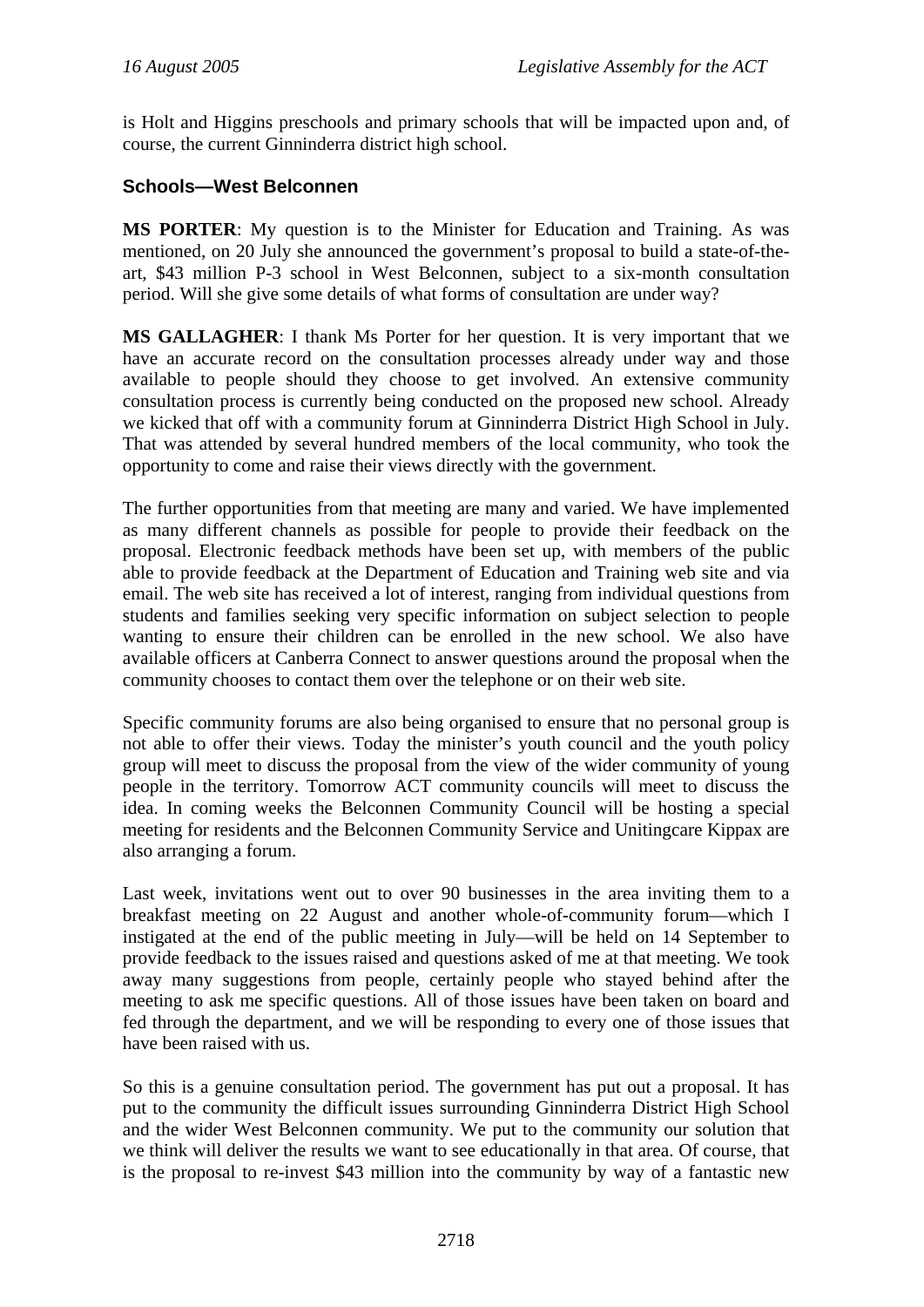is Holt and Higgins preschools and primary schools that will be impacted upon and, of course, the current Ginninderra district high school.

### Schools—West Belconnen

**MS PORTER**: My question is to the Minister for Education and Training. As was mentioned, on 20 July she announced the government's proposal to build a state-of-the-art, $43 million P-3 school in West Belconnen, subject to a six-month consultation period. Will she give some details of what forms of consultation are under way?

**MS GALLAGHER**: I thank Ms Porter for her question. It is very important that we have an accurate record on the consultation processes already under way and those available to people should they choose to get involved. An extensive community consultation process is currently being conducted on the proposed new school. Already we kicked that off with a community forum at Ginninderra District High School in July. That was attended by several hundred members of the local community, who took the opportunity to come and raise their views directly with the government.

The further opportunities from that meeting are many and varied. We have implemented as many different channels as possible for people to provide their feedback on the proposal. Electronic feedback methods have been set up, with members of the public able to provide feedback at the Department of Education and Training web site and via email. The web site has received a lot of interest, ranging from individual questions from students and families seeking very specific information on subject selection to people wanting to ensure their children can be enrolled in the new school. We also have available officers at Canberra Connect to answer questions around the proposal when the community chooses to contact them over the telephone or on their web site.

Specific community forums are also being organised to ensure that no personal group is not able to offer their views. Today the minister's youth council and the youth policy group will meet to discuss the proposal from the view of the wider community of young people in the territory. Tomorrow ACT community councils will meet to discuss the idea. In coming weeks the Belconnen Community Council will be hosting a special meeting for residents and the Belconnen Community Service and Unitingcare Kippax are also arranging a forum.

Last week, invitations went out to over 90 businesses in the area inviting them to a breakfast meeting on 22 August and another whole-of-community forum—which I instigated at the end of the public meeting in July—will be held on 14 September to provide feedback to the issues raised and questions asked of me at that meeting. We took away many suggestions from people, certainly people who stayed behind after the meeting to ask me specific questions. All of those issues have been taken on board and fed through the department, and we will be responding to every one of those issues that have been raised with us.

So this is a genuine consultation period. The government has put out a proposal. It has put to the community the difficult issues surrounding Ginninderra District High School and the wider West Belconnen community. We put to the community our solution that we think will deliver the results we want to see educationally in that area. Of course, that is the proposal to re-invest $43 million into the community by way of a fantastic new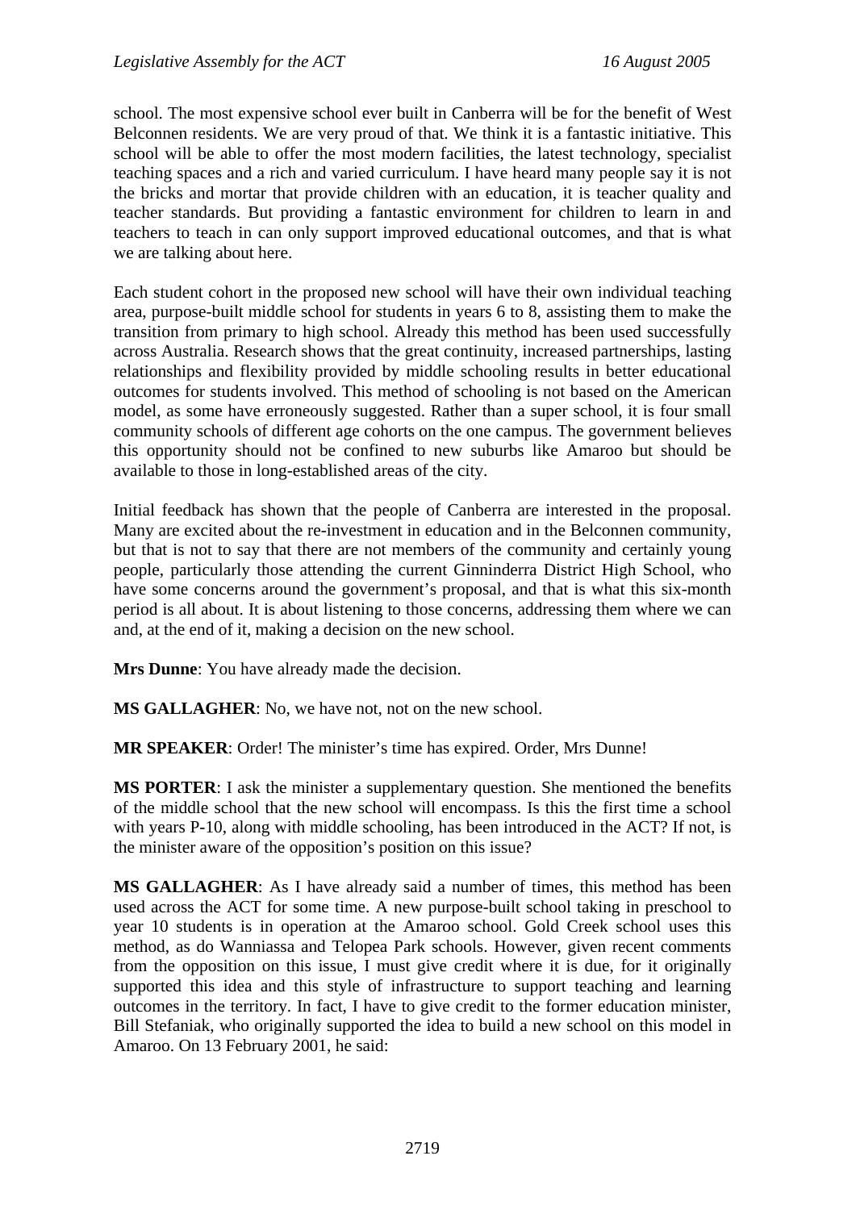school. The most expensive school ever built in Canberra will be for the benefit of West Belconnen residents. We are very proud of that. We think it is a fantastic initiative. This school will be able to offer the most modern facilities, the latest technology, specialist teaching spaces and a rich and varied curriculum. I have heard many people say it is not the bricks and mortar that provide children with an education, it is teacher quality and teacher standards. But providing a fantastic environment for children to learn in and teachers to teach in can only support improved educational outcomes, and that is what we are talking about here.

Each student cohort in the proposed new school will have their own individual teaching area, purpose-built middle school for students in years 6 to 8, assisting them to make the transition from primary to high school. Already this method has been used successfully across Australia. Research shows that the great continuity, increased partnerships, lasting relationships and flexibility provided by middle schooling results in better educational outcomes for students involved. This method of schooling is not based on the American model, as some have erroneously suggested. Rather than a super school, it is four small community schools of different age cohorts on the one campus. The government believes this opportunity should not be confined to new suburbs like Amaroo but should be available to those in long-established areas of the city.

Initial feedback has shown that the people of Canberra are interested in the proposal. Many are excited about the re-investment in education and in the Belconnen community, but that is not to say that there are not members of the community and certainly young people, particularly those attending the current Ginninderra District High School, who have some concerns around the government's proposal, and that is what this six-month period is all about. It is about listening to those concerns, addressing them where we can and, at the end of it, making a decision on the new school.

**Mrs Dunne**: You have already made the decision.

**MS GALLAGHER**: No, we have not, not on the new school.

**MR SPEAKER**: Order! The minister's time has expired. Order, Mrs Dunne!

**MS PORTER**: I ask the minister a supplementary question. She mentioned the benefits of the middle school that the new school will encompass. Is this the first time a school with years P-10, along with middle schooling, has been introduced in the ACT? If not, is the minister aware of the opposition's position on this issue?

**MS GALLAGHER**: As I have already said a number of times, this method has been used across the ACT for some time. A new purpose-built school taking in preschool to year 10 students is in operation at the Amaroo school. Gold Creek school uses this method, as do Wanniassa and Telopea Park schools. However, given recent comments from the opposition on this issue, I must give credit where it is due, for it originally supported this idea and this style of infrastructure to support teaching and learning outcomes in the territory. In fact, I have to give credit to the former education minister, Bill Stefaniak, who originally supported the idea to build a new school on this model in Amaroo. On 13 February 2001, he said: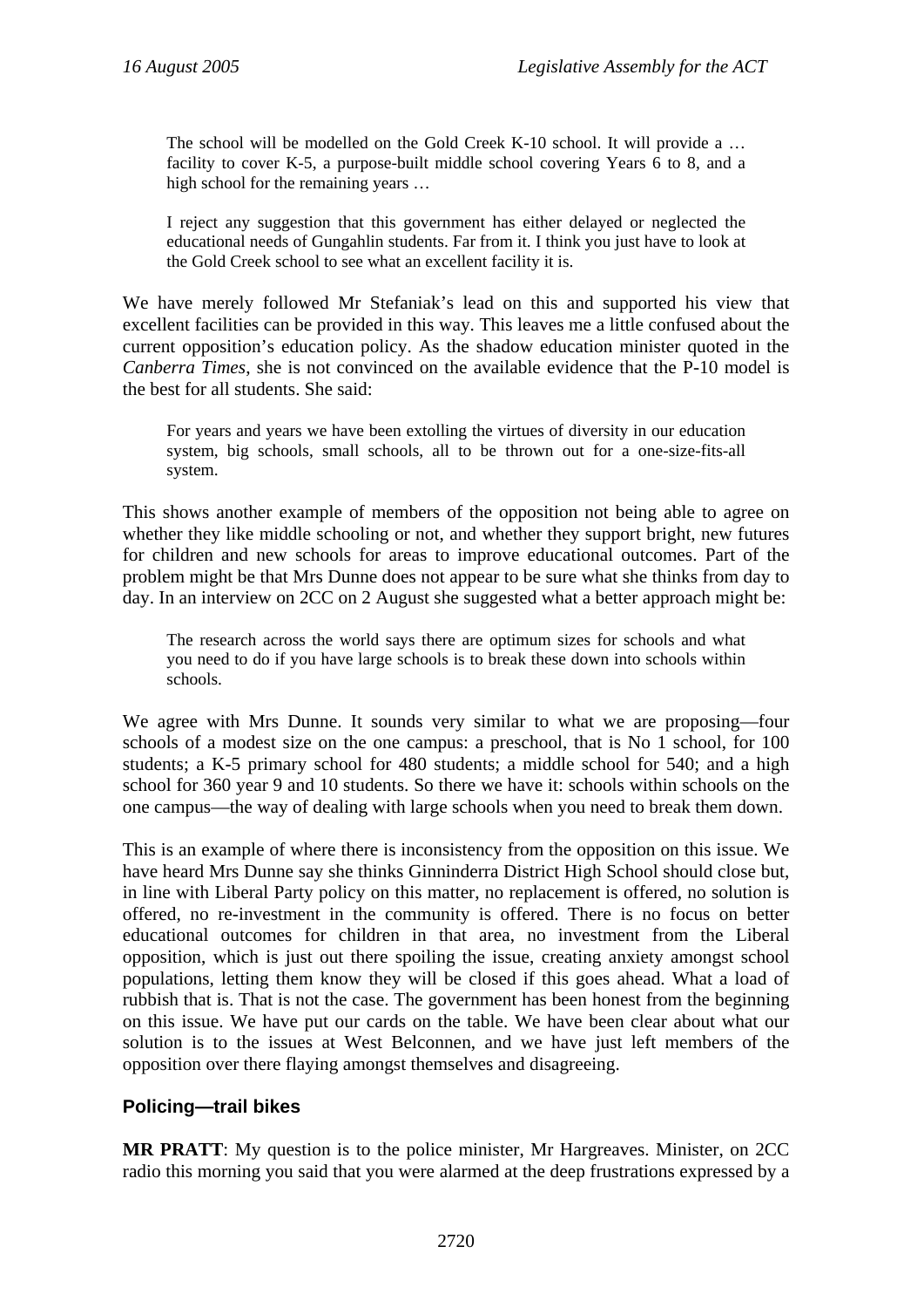> The school will be modelled on the Gold Creek K-10 school. It will provide a … facility to cover K-5, a purpose-built middle school covering Years 6 to 8, and a high school for the remaining years …
>
> I reject any suggestion that this government has either delayed or neglected the educational needs of Gungahlin students. Far from it. I think you just have to look at the Gold Creek school to see what an excellent facility it is.

We have merely followed Mr Stefaniak's lead on this and supported his view that excellent facilities can be provided in this way. This leaves me a little confused about the current opposition's education policy. As the shadow education minister quoted in the *Canberra Times*, she is not convinced on the available evidence that the P-10 model is the best for all students. She said:

> For years and years we have been extolling the virtues of diversity in our education system, big schools, small schools, all to be thrown out for a one-size-fits-all system.

This shows another example of members of the opposition not being able to agree on whether they like middle schooling or not, and whether they support bright, new futures for children and new schools for areas to improve educational outcomes. Part of the problem might be that Mrs Dunne does not appear to be sure what she thinks from day to day. In an interview on 2CC on 2 August she suggested what a better approach might be:

> The research across the world says there are optimum sizes for schools and what you need to do if you have large schools is to break these down into schools within schools.

We agree with Mrs Dunne. It sounds very similar to what we are proposing—four schools of a modest size on the one campus: a preschool, that is No 1 school, for 100 students; a K-5 primary school for 480 students; a middle school for 540; and a high school for 360 year 9 and 10 students. So there we have it: schools within schools on the one campus—the way of dealing with large schools when you need to break them down.

This is an example of where there is inconsistency from the opposition on this issue. We have heard Mrs Dunne say she thinks Ginninderra District High School should close but, in line with Liberal Party policy on this matter, no replacement is offered, no solution is offered, no re-investment in the community is offered. There is no focus on better educational outcomes for children in that area, no investment from the Liberal opposition, which is just out there spoiling the issue, creating anxiety amongst school populations, letting them know they will be closed if this goes ahead. What a load of rubbish that is. That is not the case. The government has been honest from the beginning on this issue. We have put our cards on the table. We have been clear about what our solution is to the issues at West Belconnen, and we have just left members of the opposition over there flaying amongst themselves and disagreeing.

## Policing—trail bikes

**MR PRATT**: My question is to the police minister, Mr Hargreaves. Minister, on 2CC radio this morning you said that you were alarmed at the deep frustrations expressed by a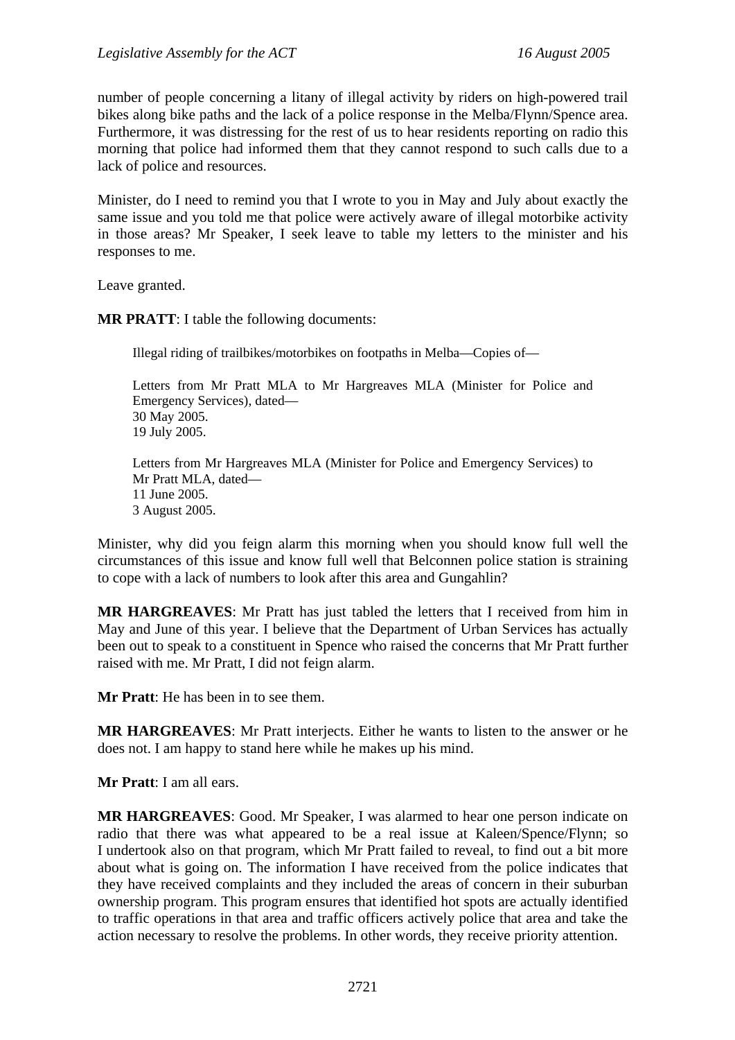number of people concerning a litany of illegal activity by riders on high-powered trail bikes along bike paths and the lack of a police response in the Melba/Flynn/Spence area. Furthermore, it was distressing for the rest of us to hear residents reporting on radio this morning that police had informed them that they cannot respond to such calls due to a lack of police and resources.

Minister, do I need to remind you that I wrote to you in May and July about exactly the same issue and you told me that police were actively aware of illegal motorbike activity in those areas? Mr Speaker, I seek leave to table my letters to the minister and his responses to me.

Leave granted.

**MR PRATT**: I table the following documents:

> Illegal riding of trailbikes/motorbikes on footpaths in Melba—Copies of—
>
> Letters from Mr Pratt MLA to Mr Hargreaves MLA (Minister for Police and Emergency Services), dated—
> 30 May 2005.
> 19 July 2005.
>
> Letters from Mr Hargreaves MLA (Minister for Police and Emergency Services) to Mr Pratt MLA, dated—
> 11 June 2005.
> 3 August 2005.

Minister, why did you feign alarm this morning when you should know full well the circumstances of this issue and know full well that Belconnen police station is straining to cope with a lack of numbers to look after this area and Gungahlin?

**MR HARGREAVES**: Mr Pratt has just tabled the letters that I received from him in May and June of this year. I believe that the Department of Urban Services has actually been out to speak to a constituent in Spence who raised the concerns that Mr Pratt further raised with me. Mr Pratt, I did not feign alarm.

**Mr Pratt**: He has been in to see them.

**MR HARGREAVES**: Mr Pratt interjects. Either he wants to listen to the answer or he does not. I am happy to stand here while he makes up his mind.

**Mr Pratt**: I am all ears.

**MR HARGREAVES**: Good. Mr Speaker, I was alarmed to hear one person indicate on radio that there was what appeared to be a real issue at Kaleen/Spence/Flynn; so I undertook also on that program, which Mr Pratt failed to reveal, to find out a bit more about what is going on. The information I have received from the police indicates that they have received complaints and they included the areas of concern in their suburban ownership program. This program ensures that identified hot spots are actually identified to traffic operations in that area and traffic officers actively police that area and take the action necessary to resolve the problems. In other words, they receive priority attention.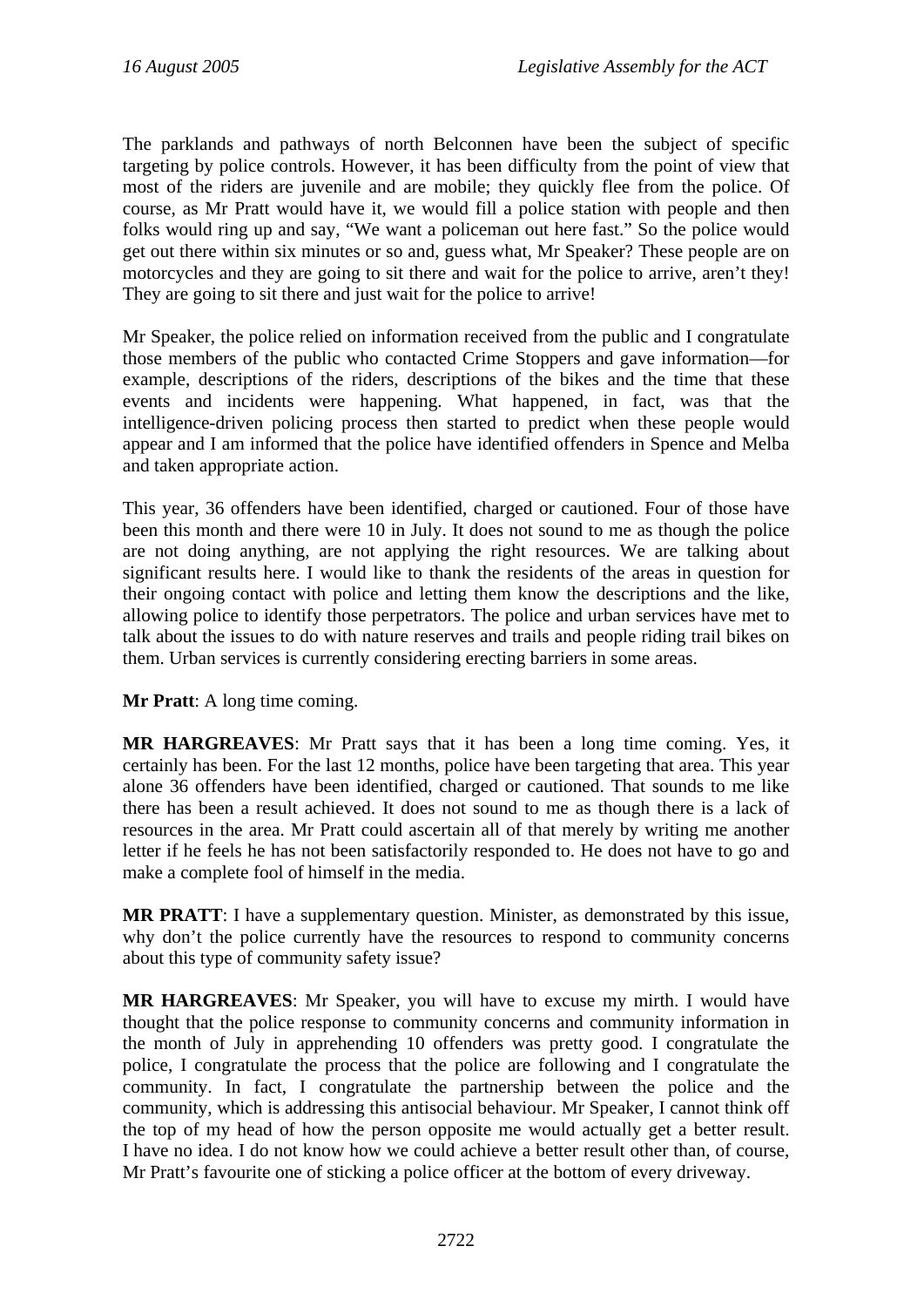The parklands and pathways of north Belconnen have been the subject of specific targeting by police controls. However, it has been difficulty from the point of view that most of the riders are juvenile and are mobile; they quickly flee from the police. Of course, as Mr Pratt would have it, we would fill a police station with people and then folks would ring up and say, "We want a policeman out here fast." So the police would get out there within six minutes or so and, guess what, Mr Speaker? These people are on motorcycles and they are going to sit there and wait for the police to arrive, aren't they! They are going to sit there and just wait for the police to arrive!

Mr Speaker, the police relied on information received from the public and I congratulate those members of the public who contacted Crime Stoppers and gave information—for example, descriptions of the riders, descriptions of the bikes and the time that these events and incidents were happening. What happened, in fact, was that the intelligence-driven policing process then started to predict when these people would appear and I am informed that the police have identified offenders in Spence and Melba and taken appropriate action.

This year, 36 offenders have been identified, charged or cautioned. Four of those have been this month and there were 10 in July. It does not sound to me as though the police are not doing anything, are not applying the right resources. We are talking about significant results here. I would like to thank the residents of the areas in question for their ongoing contact with police and letting them know the descriptions and the like, allowing police to identify those perpetrators. The police and urban services have met to talk about the issues to do with nature reserves and trails and people riding trail bikes on them. Urban services is currently considering erecting barriers in some areas.

**Mr Pratt**: A long time coming.

**MR HARGREAVES**: Mr Pratt says that it has been a long time coming. Yes, it certainly has been. For the last 12 months, police have been targeting that area. This year alone 36 offenders have been identified, charged or cautioned. That sounds to me like there has been a result achieved. It does not sound to me as though there is a lack of resources in the area. Mr Pratt could ascertain all of that merely by writing me another letter if he feels he has not been satisfactorily responded to. He does not have to go and make a complete fool of himself in the media.

**MR PRATT**: I have a supplementary question. Minister, as demonstrated by this issue, why don't the police currently have the resources to respond to community concerns about this type of community safety issue?

**MR HARGREAVES**: Mr Speaker, you will have to excuse my mirth. I would have thought that the police response to community concerns and community information in the month of July in apprehending 10 offenders was pretty good. I congratulate the police, I congratulate the process that the police are following and I congratulate the community. In fact, I congratulate the partnership between the police and the community, which is addressing this antisocial behaviour. Mr Speaker, I cannot think off the top of my head of how the person opposite me would actually get a better result. I have no idea. I do not know how we could achieve a better result other than, of course, Mr Pratt's favourite one of sticking a police officer at the bottom of every driveway.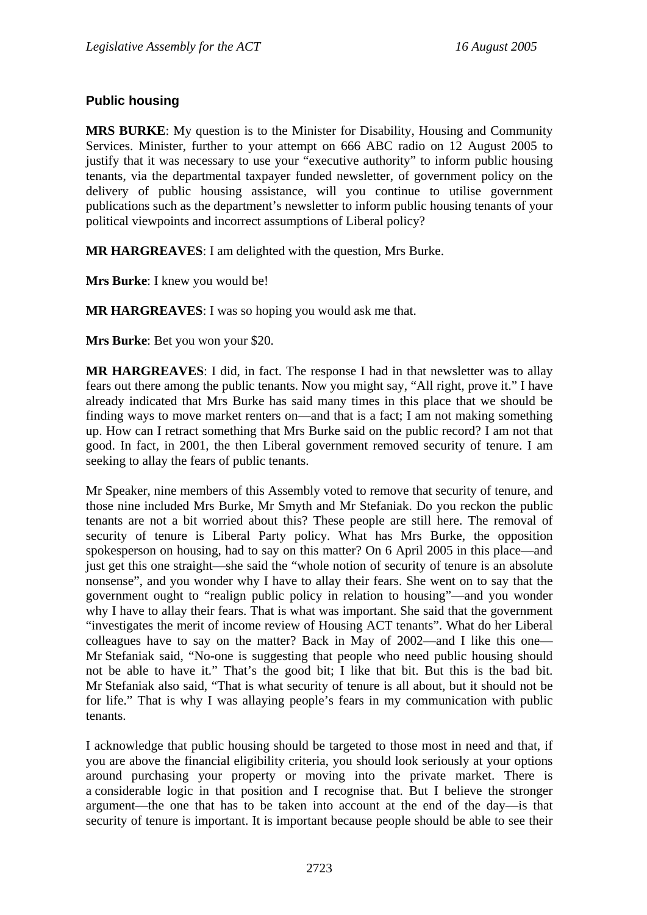## Public housing

**MRS BURKE**: My question is to the Minister for Disability, Housing and Community Services. Minister, further to your attempt on 666 ABC radio on 12 August 2005 to justify that it was necessary to use your "executive authority" to inform public housing tenants, via the departmental taxpayer funded newsletter, of government policy on the delivery of public housing assistance, will you continue to utilise government publications such as the department's newsletter to inform public housing tenants of your political viewpoints and incorrect assumptions of Liberal policy?

**MR HARGREAVES**: I am delighted with the question, Mrs Burke.

**Mrs Burke**: I knew you would be!

**MR HARGREAVES**: I was so hoping you would ask me that.

**Mrs Burke**: Bet you won your $20.

**MR HARGREAVES**: I did, in fact. The response I had in that newsletter was to allay fears out there among the public tenants. Now you might say, "All right, prove it." I have already indicated that Mrs Burke has said many times in this place that we should be finding ways to move market renters on—and that is a fact; I am not making something up. How can I retract something that Mrs Burke said on the public record? I am not that good. In fact, in 2001, the then Liberal government removed security of tenure. I am seeking to allay the fears of public tenants.

Mr Speaker, nine members of this Assembly voted to remove that security of tenure, and those nine included Mrs Burke, Mr Smyth and Mr Stefaniak. Do you reckon the public tenants are not a bit worried about this? These people are still here. The removal of security of tenure is Liberal Party policy. What has Mrs Burke, the opposition spokesperson on housing, had to say on this matter? On 6 April 2005 in this place—and just get this one straight—she said the "whole notion of security of tenure is an absolute nonsense", and you wonder why I have to allay their fears. She went on to say that the government ought to "realign public policy in relation to housing"—and you wonder why I have to allay their fears. That is what was important. She said that the government "investigates the merit of income review of Housing ACT tenants". What do her Liberal colleagues have to say on the matter? Back in May of 2002—and I like this one—Mr Stefaniak said, "No-one is suggesting that people who need public housing should not be able to have it." That's the good bit; I like that bit. But this is the bad bit. Mr Stefaniak also said, "That is what security of tenure is all about, but it should not be for life." That is why I was allaying people's fears in my communication with public tenants.

I acknowledge that public housing should be targeted to those most in need and that, if you are above the financial eligibility criteria, you should look seriously at your options around purchasing your property or moving into the private market. There is a considerable logic in that position and I recognise that. But I believe the stronger argument—the one that has to be taken into account at the end of the day—is that security of tenure is important. It is important because people should be able to see their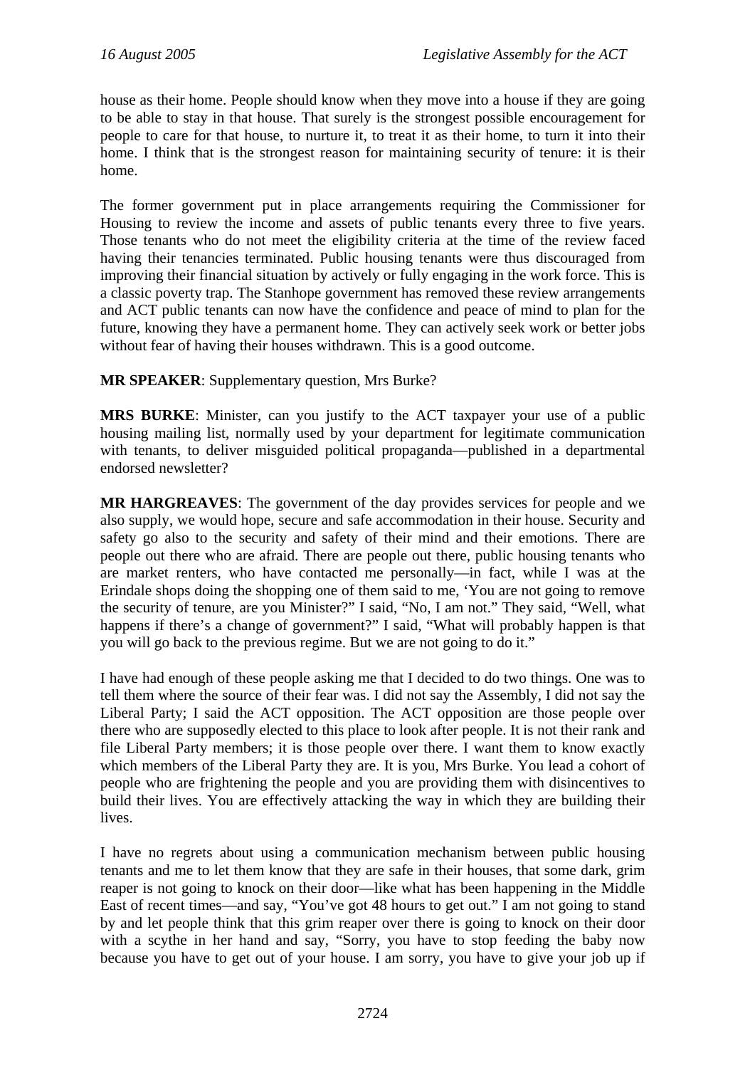house as their home. People should know when they move into a house if they are going to be able to stay in that house. That surely is the strongest possible encouragement for people to care for that house, to nurture it, to treat it as their home, to turn it into their home. I think that is the strongest reason for maintaining security of tenure: it is their home.

The former government put in place arrangements requiring the Commissioner for Housing to review the income and assets of public tenants every three to five years. Those tenants who do not meet the eligibility criteria at the time of the review faced having their tenancies terminated. Public housing tenants were thus discouraged from improving their financial situation by actively or fully engaging in the work force. This is a classic poverty trap. The Stanhope government has removed these review arrangements and ACT public tenants can now have the confidence and peace of mind to plan for the future, knowing they have a permanent home. They can actively seek work or better jobs without fear of having their houses withdrawn. This is a good outcome.

**MR SPEAKER**: Supplementary question, Mrs Burke?

**MRS BURKE**: Minister, can you justify to the ACT taxpayer your use of a public housing mailing list, normally used by your department for legitimate communication with tenants, to deliver misguided political propaganda—published in a departmental endorsed newsletter?

**MR HARGREAVES**: The government of the day provides services for people and we also supply, we would hope, secure and safe accommodation in their house. Security and safety go also to the security and safety of their mind and their emotions. There are people out there who are afraid. There are people out there, public housing tenants who are market renters, who have contacted me personally—in fact, while I was at the Erindale shops doing the shopping one of them said to me, 'You are not going to remove the security of tenure, are you Minister?" I said, "No, I am not." They said, "Well, what happens if there's a change of government?" I said, "What will probably happen is that you will go back to the previous regime. But we are not going to do it."

I have had enough of these people asking me that I decided to do two things. One was to tell them where the source of their fear was. I did not say the Assembly, I did not say the Liberal Party; I said the ACT opposition. The ACT opposition are those people over there who are supposedly elected to this place to look after people. It is not their rank and file Liberal Party members; it is those people over there. I want them to know exactly which members of the Liberal Party they are. It is you, Mrs Burke. You lead a cohort of people who are frightening the people and you are providing them with disincentives to build their lives. You are effectively attacking the way in which they are building their lives.

I have no regrets about using a communication mechanism between public housing tenants and me to let them know that they are safe in their houses, that some dark, grim reaper is not going to knock on their door—like what has been happening in the Middle East of recent times—and say, "You've got 48 hours to get out." I am not going to stand by and let people think that this grim reaper over there is going to knock on their door with a scythe in her hand and say, "Sorry, you have to stop feeding the baby now because you have to get out of your house. I am sorry, you have to give your job up if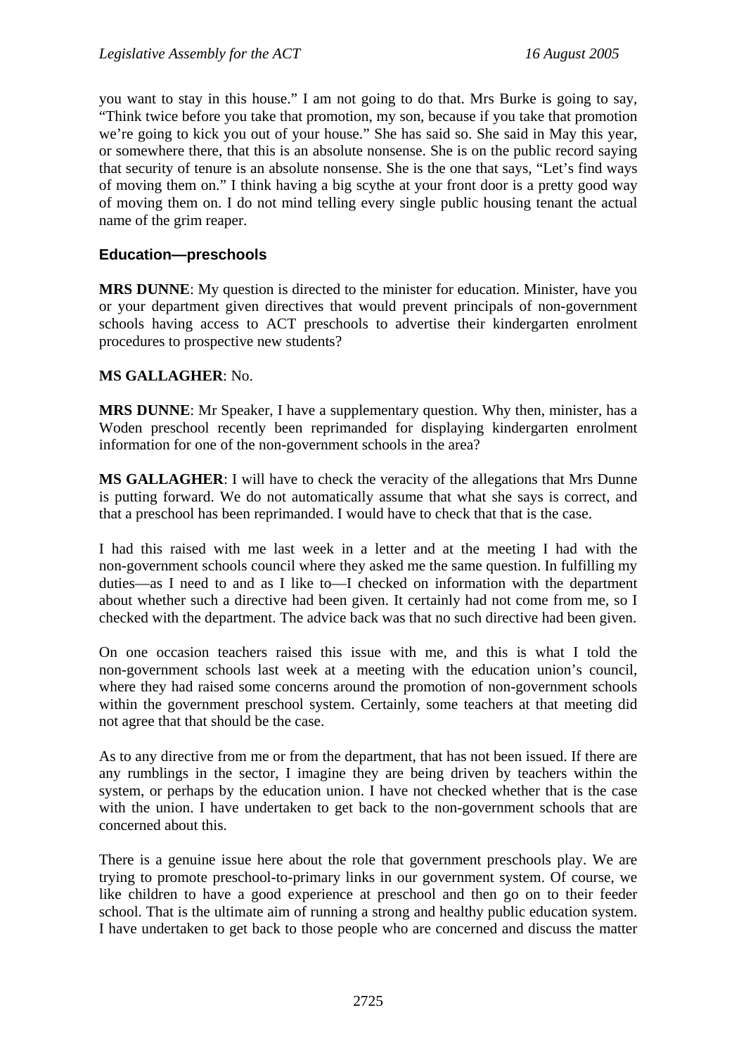you want to stay in this house." I am not going to do that. Mrs Burke is going to say, "Think twice before you take that promotion, my son, because if you take that promotion we're going to kick you out of your house." She has said so. She said in May this year, or somewhere there, that this is an absolute nonsense. She is on the public record saying that security of tenure is an absolute nonsense. She is the one that says, "Let's find ways of moving them on." I think having a big scythe at your front door is a pretty good way of moving them on. I do not mind telling every single public housing tenant the actual name of the grim reaper.

### Education—preschools

**MRS DUNNE**: My question is directed to the minister for education. Minister, have you or your department given directives that would prevent principals of non-government schools having access to ACT preschools to advertise their kindergarten enrolment procedures to prospective new students?

**MS GALLAGHER**: No.

**MRS DUNNE**: Mr Speaker, I have a supplementary question. Why then, minister, has a Woden preschool recently been reprimanded for displaying kindergarten enrolment information for one of the non-government schools in the area?

**MS GALLAGHER**: I will have to check the veracity of the allegations that Mrs Dunne is putting forward. We do not automatically assume that what she says is correct, and that a preschool has been reprimanded. I would have to check that that is the case.

I had this raised with me last week in a letter and at the meeting I had with the non-government schools council where they asked me the same question. In fulfilling my duties—as I need to and as I like to—I checked on information with the department about whether such a directive had been given. It certainly had not come from me, so I checked with the department. The advice back was that no such directive had been given.

On one occasion teachers raised this issue with me, and this is what I told the non-government schools last week at a meeting with the education union's council, where they had raised some concerns around the promotion of non-government schools within the government preschool system. Certainly, some teachers at that meeting did not agree that that should be the case.

As to any directive from me or from the department, that has not been issued. If there are any rumblings in the sector, I imagine they are being driven by teachers within the system, or perhaps by the education union. I have not checked whether that is the case with the union. I have undertaken to get back to the non-government schools that are concerned about this.

There is a genuine issue here about the role that government preschools play. We are trying to promote preschool-to-primary links in our government system. Of course, we like children to have a good experience at preschool and then go on to their feeder school. That is the ultimate aim of running a strong and healthy public education system. I have undertaken to get back to those people who are concerned and discuss the matter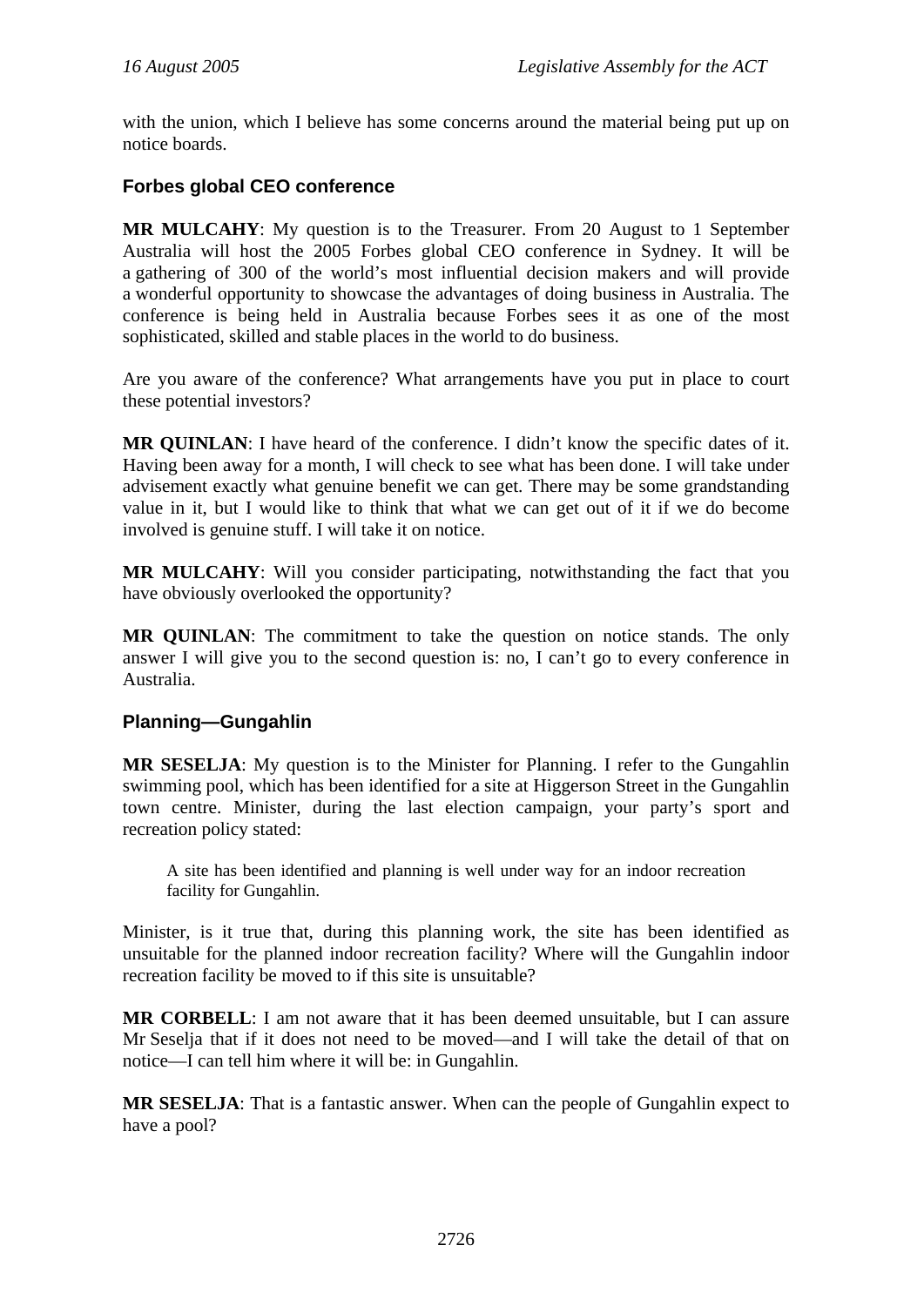with the union, which I believe has some concerns around the material being put up on notice boards.

### Forbes global CEO conference

**MR MULCAHY**: My question is to the Treasurer. From 20 August to 1 September Australia will host the 2005 Forbes global CEO conference in Sydney. It will be a gathering of 300 of the world's most influential decision makers and will provide a wonderful opportunity to showcase the advantages of doing business in Australia. The conference is being held in Australia because Forbes sees it as one of the most sophisticated, skilled and stable places in the world to do business.

Are you aware of the conference? What arrangements have you put in place to court these potential investors?

**MR QUINLAN**: I have heard of the conference. I didn't know the specific dates of it. Having been away for a month, I will check to see what has been done. I will take under advisement exactly what genuine benefit we can get. There may be some grandstanding value in it, but I would like to think that what we can get out of it if we do become involved is genuine stuff. I will take it on notice.

**MR MULCAHY**: Will you consider participating, notwithstanding the fact that you have obviously overlooked the opportunity?

**MR QUINLAN**: The commitment to take the question on notice stands. The only answer I will give you to the second question is: no, I can't go to every conference in Australia.

### Planning—Gungahlin

**MR SESELJA**: My question is to the Minister for Planning. I refer to the Gungahlin swimming pool, which has been identified for a site at Higgerson Street in the Gungahlin town centre. Minister, during the last election campaign, your party's sport and recreation policy stated:

> A site has been identified and planning is well under way for an indoor recreation facility for Gungahlin.

Minister, is it true that, during this planning work, the site has been identified as unsuitable for the planned indoor recreation facility? Where will the Gungahlin indoor recreation facility be moved to if this site is unsuitable?

**MR CORBELL**: I am not aware that it has been deemed unsuitable, but I can assure Mr Seselja that if it does not need to be moved—and I will take the detail of that on notice—I can tell him where it will be: in Gungahlin.

**MR SESELJA**: That is a fantastic answer. When can the people of Gungahlin expect to have a pool?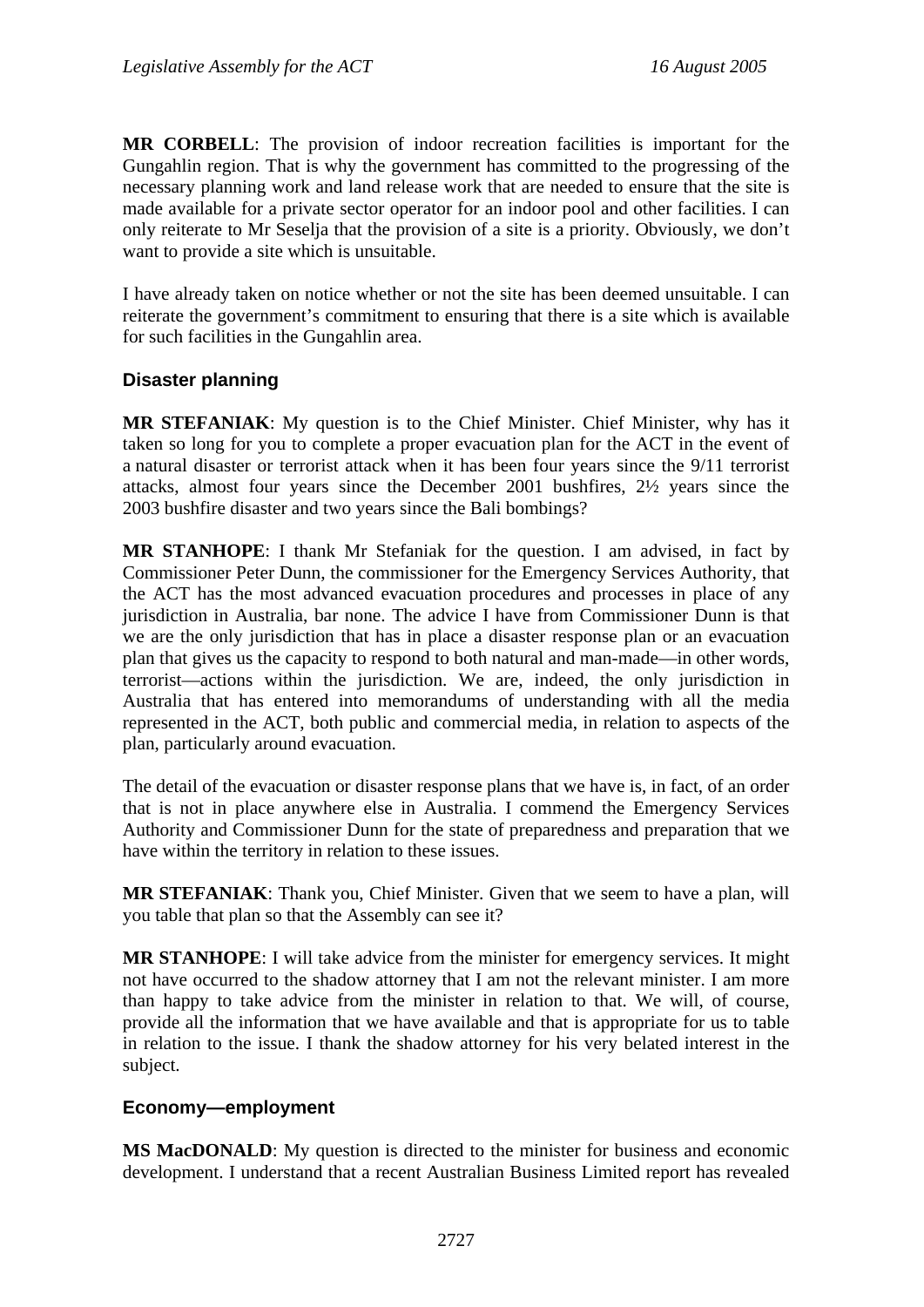**MR CORBELL**: The provision of indoor recreation facilities is important for the Gungahlin region. That is why the government has committed to the progressing of the necessary planning work and land release work that are needed to ensure that the site is made available for a private sector operator for an indoor pool and other facilities. I can only reiterate to Mr Seselja that the provision of a site is a priority. Obviously, we don't want to provide a site which is unsuitable.

I have already taken on notice whether or not the site has been deemed unsuitable. I can reiterate the government's commitment to ensuring that there is a site which is available for such facilities in the Gungahlin area.

### Disaster planning

**MR STEFANIAK**: My question is to the Chief Minister. Chief Minister, why has it taken so long for you to complete a proper evacuation plan for the ACT in the event of a natural disaster or terrorist attack when it has been four years since the 9/11 terrorist attacks, almost four years since the December 2001 bushfires, 2½ years since the 2003 bushfire disaster and two years since the Bali bombings?

**MR STANHOPE**: I thank Mr Stefaniak for the question. I am advised, in fact by Commissioner Peter Dunn, the commissioner for the Emergency Services Authority, that the ACT has the most advanced evacuation procedures and processes in place of any jurisdiction in Australia, bar none. The advice I have from Commissioner Dunn is that we are the only jurisdiction that has in place a disaster response plan or an evacuation plan that gives us the capacity to respond to both natural and man-made—in other words, terrorist—actions within the jurisdiction. We are, indeed, the only jurisdiction in Australia that has entered into memorandums of understanding with all the media represented in the ACT, both public and commercial media, in relation to aspects of the plan, particularly around evacuation.

The detail of the evacuation or disaster response plans that we have is, in fact, of an order that is not in place anywhere else in Australia. I commend the Emergency Services Authority and Commissioner Dunn for the state of preparedness and preparation that we have within the territory in relation to these issues.

**MR STEFANIAK**: Thank you, Chief Minister. Given that we seem to have a plan, will you table that plan so that the Assembly can see it?

**MR STANHOPE**: I will take advice from the minister for emergency services. It might not have occurred to the shadow attorney that I am not the relevant minister. I am more than happy to take advice from the minister in relation to that. We will, of course, provide all the information that we have available and that is appropriate for us to table in relation to the issue. I thank the shadow attorney for his very belated interest in the subject.

### Economy—employment

**MS MacDONALD**: My question is directed to the minister for business and economic development. I understand that a recent Australian Business Limited report has revealed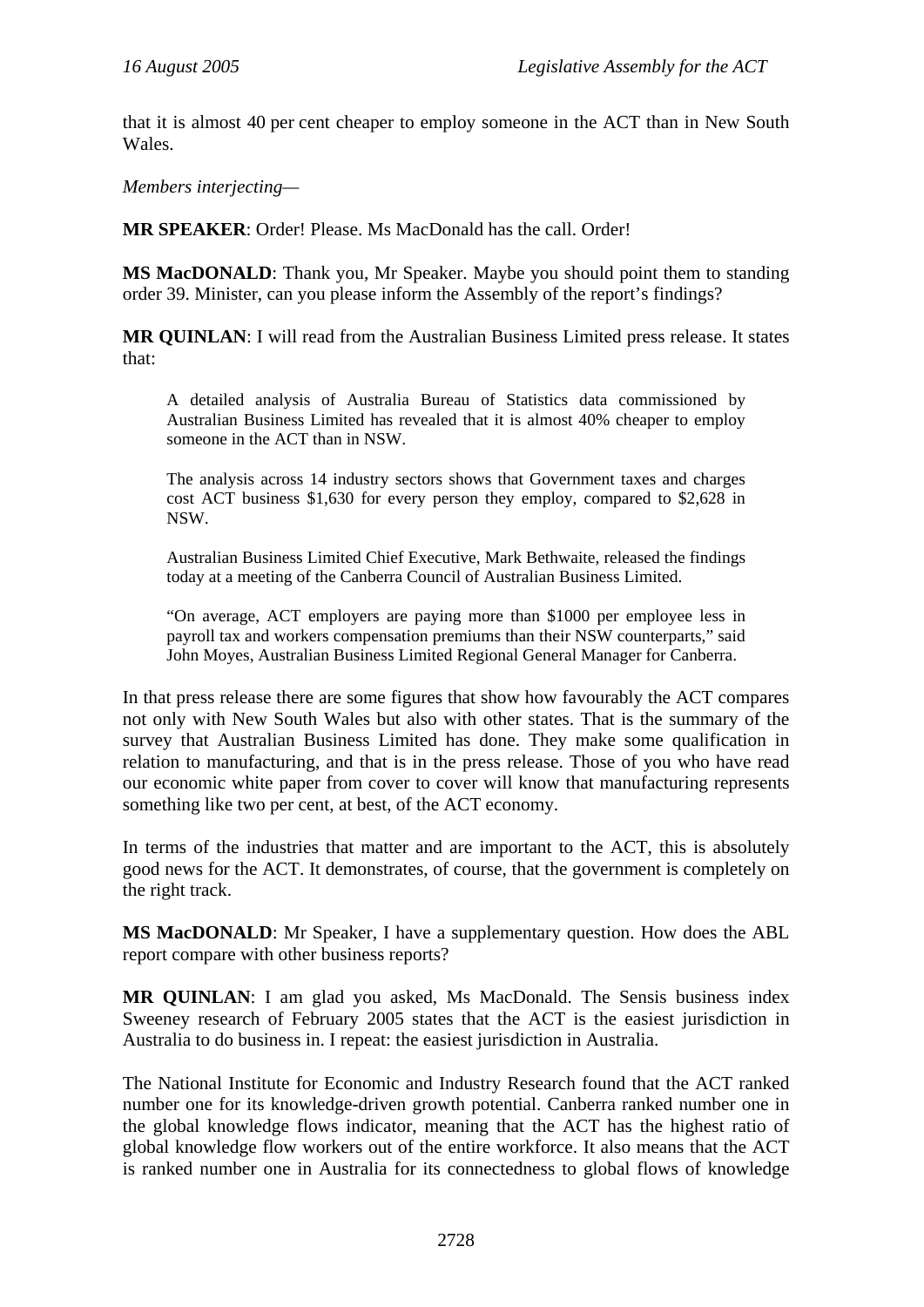that it is almost 40 per cent cheaper to employ someone in the ACT than in New South Wales.

*Members interjecting—*

**MR SPEAKER**: Order! Please. Ms MacDonald has the call. Order!

**MS MacDONALD**: Thank you, Mr Speaker. Maybe you should point them to standing order 39. Minister, can you please inform the Assembly of the report's findings?

**MR QUINLAN**: I will read from the Australian Business Limited press release. It states that:

> A detailed analysis of Australia Bureau of Statistics data commissioned by Australian Business Limited has revealed that it is almost 40% cheaper to employ someone in the ACT than in NSW.
>
> The analysis across 14 industry sectors shows that Government taxes and charges cost ACT business $1,630 for every person they employ, compared to $2,628 in NSW.
>
> Australian Business Limited Chief Executive, Mark Bethwaite, released the findings today at a meeting of the Canberra Council of Australian Business Limited.
>
> "On average, ACT employers are paying more than $1000 per employee less in payroll tax and workers compensation premiums than their NSW counterparts," said John Moyes, Australian Business Limited Regional General Manager for Canberra.

In that press release there are some figures that show how favourably the ACT compares not only with New South Wales but also with other states. That is the summary of the survey that Australian Business Limited has done. They make some qualification in relation to manufacturing, and that is in the press release. Those of you who have read our economic white paper from cover to cover will know that manufacturing represents something like two per cent, at best, of the ACT economy.

In terms of the industries that matter and are important to the ACT, this is absolutely good news for the ACT. It demonstrates, of course, that the government is completely on the right track.

**MS MacDONALD**: Mr Speaker, I have a supplementary question. How does the ABL report compare with other business reports?

**MR QUINLAN**: I am glad you asked, Ms MacDonald. The Sensis business index Sweeney research of February 2005 states that the ACT is the easiest jurisdiction in Australia to do business in. I repeat: the easiest jurisdiction in Australia.

The National Institute for Economic and Industry Research found that the ACT ranked number one for its knowledge-driven growth potential. Canberra ranked number one in the global knowledge flows indicator, meaning that the ACT has the highest ratio of global knowledge flow workers out of the entire workforce. It also means that the ACT is ranked number one in Australia for its connectedness to global flows of knowledge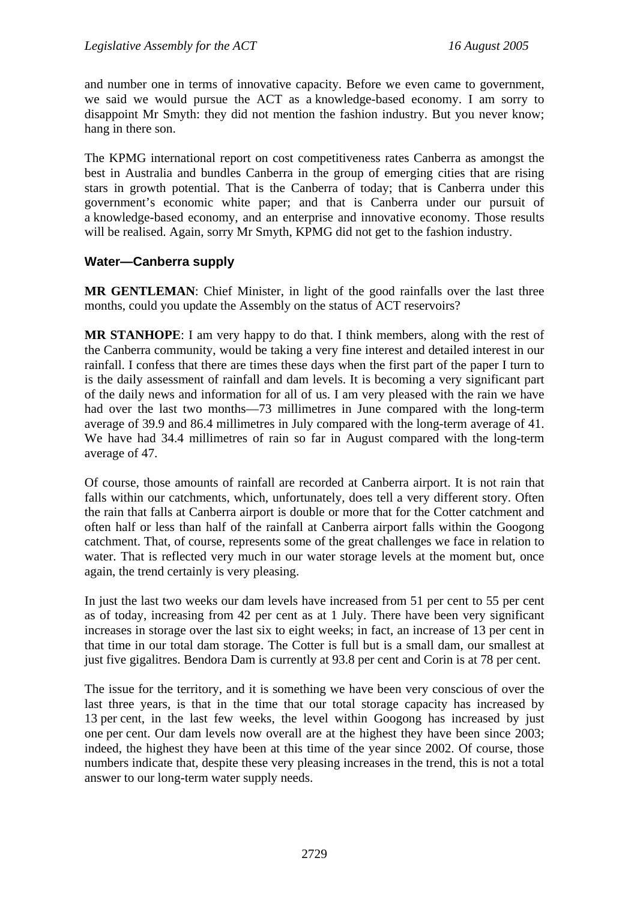and number one in terms of innovative capacity. Before we even came to government, we said we would pursue the ACT as a knowledge-based economy. I am sorry to disappoint Mr Smyth: they did not mention the fashion industry. But you never know; hang in there son.

The KPMG international report on cost competitiveness rates Canberra as amongst the best in Australia and bundles Canberra in the group of emerging cities that are rising stars in growth potential. That is the Canberra of today; that is Canberra under this government's economic white paper; and that is Canberra under our pursuit of a knowledge-based economy, and an enterprise and innovative economy. Those results will be realised. Again, sorry Mr Smyth, KPMG did not get to the fashion industry.

### Water—Canberra supply

**MR GENTLEMAN**: Chief Minister, in light of the good rainfalls over the last three months, could you update the Assembly on the status of ACT reservoirs?

**MR STANHOPE**: I am very happy to do that. I think members, along with the rest of the Canberra community, would be taking a very fine interest and detailed interest in our rainfall. I confess that there are times these days when the first part of the paper I turn to is the daily assessment of rainfall and dam levels. It is becoming a very significant part of the daily news and information for all of us. I am very pleased with the rain we have had over the last two months—73 millimetres in June compared with the long-term average of 39.9 and 86.4 millimetres in July compared with the long-term average of 41. We have had 34.4 millimetres of rain so far in August compared with the long-term average of 47.

Of course, those amounts of rainfall are recorded at Canberra airport. It is not rain that falls within our catchments, which, unfortunately, does tell a very different story. Often the rain that falls at Canberra airport is double or more that for the Cotter catchment and often half or less than half of the rainfall at Canberra airport falls within the Googong catchment. That, of course, represents some of the great challenges we face in relation to water. That is reflected very much in our water storage levels at the moment but, once again, the trend certainly is very pleasing.

In just the last two weeks our dam levels have increased from 51 per cent to 55 per cent as of today, increasing from 42 per cent as at 1 July. There have been very significant increases in storage over the last six to eight weeks; in fact, an increase of 13 per cent in that time in our total dam storage. The Cotter is full but is a small dam, our smallest at just five gigalitres. Bendora Dam is currently at 93.8 per cent and Corin is at 78 per cent.

The issue for the territory, and it is something we have been very conscious of over the last three years, is that in the time that our total storage capacity has increased by 13 per cent, in the last few weeks, the level within Googong has increased by just one per cent. Our dam levels now overall are at the highest they have been since 2003; indeed, the highest they have been at this time of the year since 2002. Of course, those numbers indicate that, despite these very pleasing increases in the trend, this is not a total answer to our long-term water supply needs.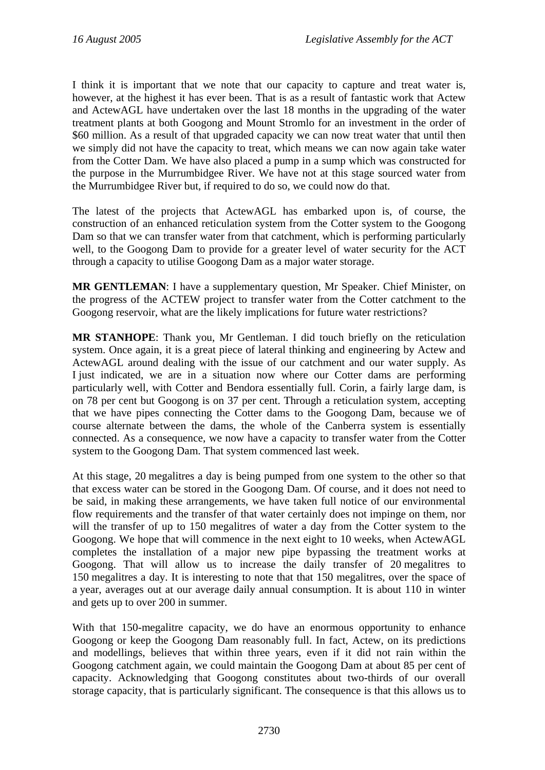I think it is important that we note that our capacity to capture and treat water is, however, at the highest it has ever been. That is as a result of fantastic work that Actew and ActewAGL have undertaken over the last 18 months in the upgrading of the water treatment plants at both Googong and Mount Stromlo for an investment in the order of $60 million. As a result of that upgraded capacity we can now treat water that until then we simply did not have the capacity to treat, which means we can now again take water from the Cotter Dam. We have also placed a pump in a sump which was constructed for the purpose in the Murrumbidgee River. We have not at this stage sourced water from the Murrumbidgee River but, if required to do so, we could now do that.

The latest of the projects that ActewAGL has embarked upon is, of course, the construction of an enhanced reticulation system from the Cotter system to the Googong Dam so that we can transfer water from that catchment, which is performing particularly well, to the Googong Dam to provide for a greater level of water security for the ACT through a capacity to utilise Googong Dam as a major water storage.

**MR GENTLEMAN**: I have a supplementary question, Mr Speaker. Chief Minister, on the progress of the ACTEW project to transfer water from the Cotter catchment to the Googong reservoir, what are the likely implications for future water restrictions?

**MR STANHOPE**: Thank you, Mr Gentleman. I did touch briefly on the reticulation system. Once again, it is a great piece of lateral thinking and engineering by Actew and ActewAGL around dealing with the issue of our catchment and our water supply. As I just indicated, we are in a situation now where our Cotter dams are performing particularly well, with Cotter and Bendora essentially full. Corin, a fairly large dam, is on 78 per cent but Googong is on 37 per cent. Through a reticulation system, accepting that we have pipes connecting the Cotter dams to the Googong Dam, because we of course alternate between the dams, the whole of the Canberra system is essentially connected. As a consequence, we now have a capacity to transfer water from the Cotter system to the Googong Dam. That system commenced last week.

At this stage, 20 megalitres a day is being pumped from one system to the other so that that excess water can be stored in the Googong Dam. Of course, and it does not need to be said, in making these arrangements, we have taken full notice of our environmental flow requirements and the transfer of that water certainly does not impinge on them, nor will the transfer of up to 150 megalitres of water a day from the Cotter system to the Googong. We hope that will commence in the next eight to 10 weeks, when ActewAGL completes the installation of a major new pipe bypassing the treatment works at Googong. That will allow us to increase the daily transfer of 20 megalitres to 150 megalitres a day. It is interesting to note that that 150 megalitres, over the space of a year, averages out at our average daily annual consumption. It is about 110 in winter and gets up to over 200 in summer.

With that 150-megalitre capacity, we do have an enormous opportunity to enhance Googong or keep the Googong Dam reasonably full. In fact, Actew, on its predictions and modellings, believes that within three years, even if it did not rain within the Googong catchment area, we could maintain the Googong Dam at about 85 per cent of capacity. Acknowledging that Googong constitutes about two-thirds of our overall storage capacity, that is particularly significant. The consequence is that this allows us to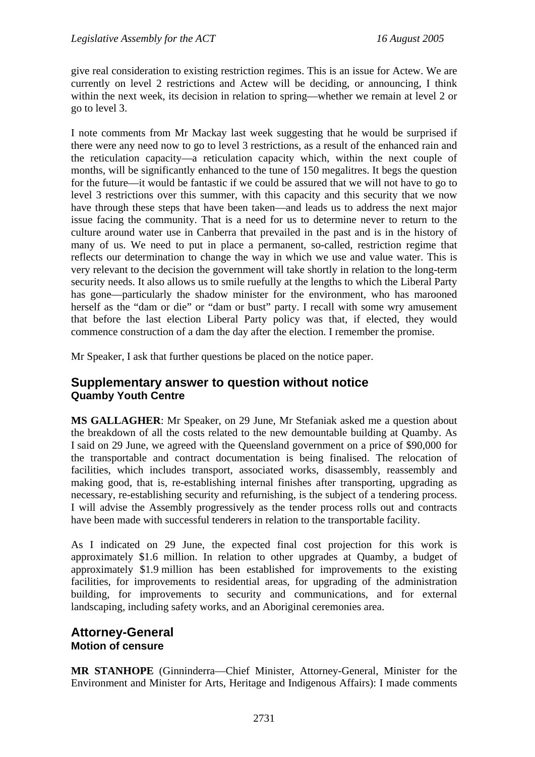give real consideration to existing restriction regimes. This is an issue for Actew. We are currently on level 2 restrictions and Actew will be deciding, or announcing, I think within the next week, its decision in relation to spring—whether we remain at level 2 or go to level 3.

I note comments from Mr Mackay last week suggesting that he would be surprised if there were any need now to go to level 3 restrictions, as a result of the enhanced rain and the reticulation capacity—a reticulation capacity which, within the next couple of months, will be significantly enhanced to the tune of 150 megalitres. It begs the question for the future—it would be fantastic if we could be assured that we will not have to go to level 3 restrictions over this summer, with this capacity and this security that we now have through these steps that have been taken—and leads us to address the next major issue facing the community. That is a need for us to determine never to return to the culture around water use in Canberra that prevailed in the past and is in the history of many of us. We need to put in place a permanent, so-called, restriction regime that reflects our determination to change the way in which we use and value water. This is very relevant to the decision the government will take shortly in relation to the long-term security needs. It also allows us to smile ruefully at the lengths to which the Liberal Party has gone—particularly the shadow minister for the environment, who has marooned herself as the "dam or die" or "dam or bust" party. I recall with some wry amusement that before the last election Liberal Party policy was that, if elected, they would commence construction of a dam the day after the election. I remember the promise.

Mr Speaker, I ask that further questions be placed on the notice paper.

## Supplementary answer to question without notice

### Quamby Youth Centre

**MS GALLAGHER**: Mr Speaker, on 29 June, Mr Stefaniak asked me a question about the breakdown of all the costs related to the new demountable building at Quamby. As I said on 29 June, we agreed with the Queensland government on a price of $90,000 for the transportable and contract documentation is being finalised. The relocation of facilities, which includes transport, associated works, disassembly, reassembly and making good, that is, re-establishing internal finishes after transporting, upgrading as necessary, re-establishing security and refurnishing, is the subject of a tendering process. I will advise the Assembly progressively as the tender process rolls out and contracts have been made with successful tenderers in relation to the transportable facility.

As I indicated on 29 June, the expected final cost projection for this work is approximately $1.6 million. In relation to other upgrades at Quamby, a budget of approximately $1.9 million has been established for improvements to the existing facilities, for improvements to residential areas, for upgrading of the administration building, for improvements to security and communications, and for external landscaping, including safety works, and an Aboriginal ceremonies area.

## Attorney-General

### Motion of censure

**MR STANHOPE** (Ginninderra—Chief Minister, Attorney-General, Minister for the Environment and Minister for Arts, Heritage and Indigenous Affairs): I made comments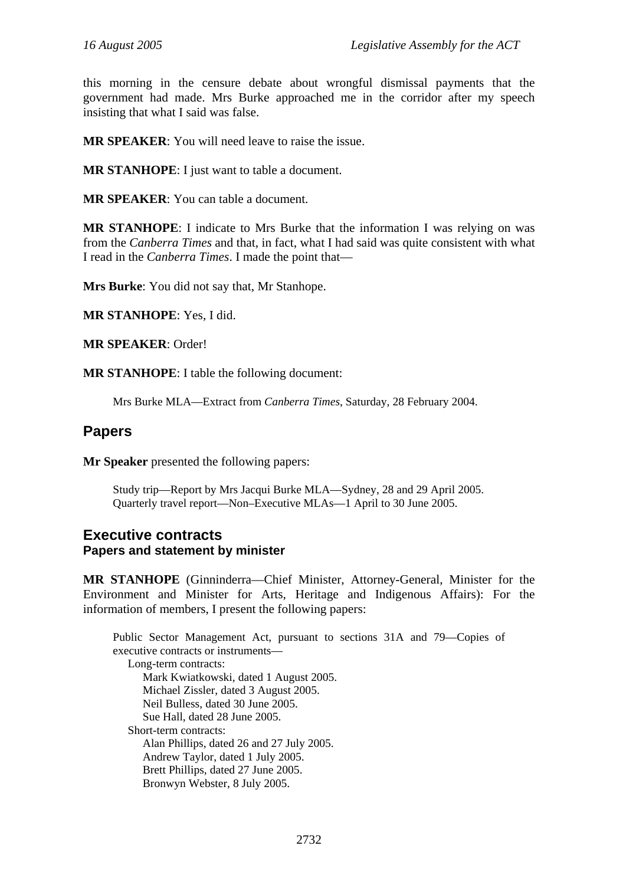this morning in the censure debate about wrongful dismissal payments that the government had made. Mrs Burke approached me in the corridor after my speech insisting that what I said was false.

**MR SPEAKER**: You will need leave to raise the issue.

**MR STANHOPE**: I just want to table a document.

**MR SPEAKER**: You can table a document.

**MR STANHOPE**: I indicate to Mrs Burke that the information I was relying on was from the *Canberra Times* and that, in fact, what I had said was quite consistent with what I read in the *Canberra Times*. I made the point that—

**Mrs Burke**: You did not say that, Mr Stanhope.

**MR STANHOPE**: Yes, I did.

**MR SPEAKER**: Order!

**MR STANHOPE**: I table the following document:

> Mrs Burke MLA—Extract from *Canberra Times*, Saturday, 28 February 2004.

## Papers

**Mr Speaker** presented the following papers:

> Study trip—Report by Mrs Jacqui Burke MLA—Sydney, 28 and 29 April 2005.
> Quarterly travel report—Non–Executive MLAs—1 April to 30 June 2005.

## Executive contracts
### Papers and statement by minister

**MR STANHOPE** (Ginninderra—Chief Minister, Attorney-General, Minister for the Environment and Minister for Arts, Heritage and Indigenous Affairs): For the information of members, I present the following papers:

> Public Sector Management Act, pursuant to sections 31A and 79—Copies of executive contracts or instruments—
> - Long-term contracts:
>   - Mark Kwiatkowski, dated 1 August 2005.
>   - Michael Zissler, dated 3 August 2005.
>   - Neil Bulless, dated 30 June 2005.
>   - Sue Hall, dated 28 June 2005.
> - Short-term contracts:
>   - Alan Phillips, dated 26 and 27 July 2005.
>   - Andrew Taylor, dated 1 July 2005.
>   - Brett Phillips, dated 27 June 2005.
>   - Bronwyn Webster, 8 July 2005.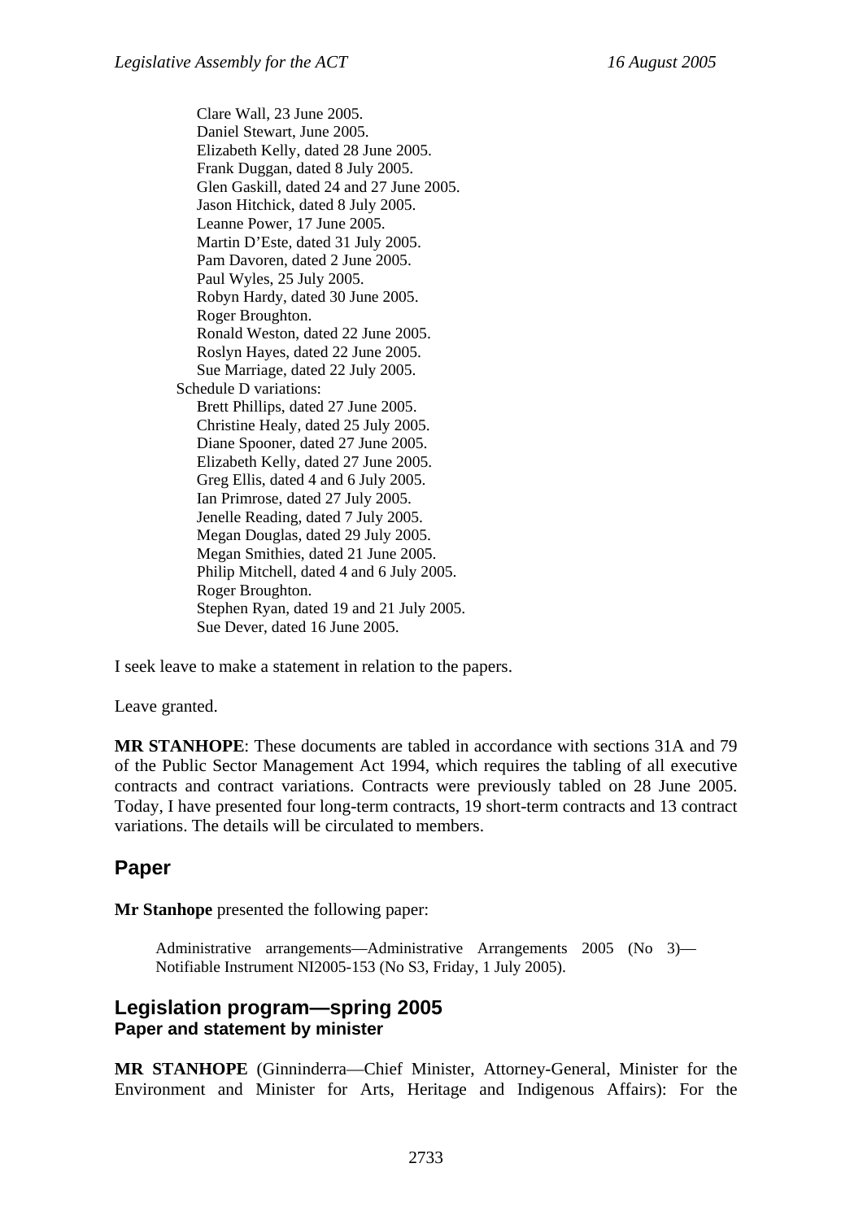Clare Wall, 23 June 2005.
Daniel Stewart, June 2005.
Elizabeth Kelly, dated 28 June 2005.
Frank Duggan, dated 8 July 2005.
Glen Gaskill, dated 24 and 27 June 2005.
Jason Hitchick, dated 8 July 2005.
Leanne Power, 17 June 2005.
Martin D'Este, dated 31 July 2005.
Pam Davoren, dated 2 June 2005.
Paul Wyles, 25 July 2005.
Robyn Hardy, dated 30 June 2005.
Roger Broughton.
Ronald Weston, dated 22 June 2005.
Roslyn Hayes, dated 22 June 2005.
Sue Marriage, dated 22 July 2005.

Schedule D variations:

Brett Phillips, dated 27 June 2005.
Christine Healy, dated 25 July 2005.
Diane Spooner, dated 27 June 2005.
Elizabeth Kelly, dated 27 June 2005.
Greg Ellis, dated 4 and 6 July 2005.
Ian Primrose, dated 27 July 2005.
Jenelle Reading, dated 7 July 2005.
Megan Douglas, dated 29 July 2005.
Megan Smithies, dated 21 June 2005.
Philip Mitchell, dated 4 and 6 July 2005.
Roger Broughton.
Stephen Ryan, dated 19 and 21 July 2005.
Sue Dever, dated 16 June 2005.

I seek leave to make a statement in relation to the papers.

Leave granted.

**MR STANHOPE**: These documents are tabled in accordance with sections 31A and 79 of the Public Sector Management Act 1994, which requires the tabling of all executive contracts and contract variations. Contracts were previously tabled on 28 June 2005. Today, I have presented four long-term contracts, 19 short-term contracts and 13 contract variations. The details will be circulated to members.

## Paper

**Mr Stanhope** presented the following paper:

> Administrative arrangements—Administrative Arrangements 2005 (No 3)—Notifiable Instrument NI2005-153 (No S3, Friday, 1 July 2005).

## Legislation program—spring 2005
### Paper and statement by minister

**MR STANHOPE** (Ginninderra—Chief Minister, Attorney-General, Minister for the Environment and Minister for Arts, Heritage and Indigenous Affairs): For the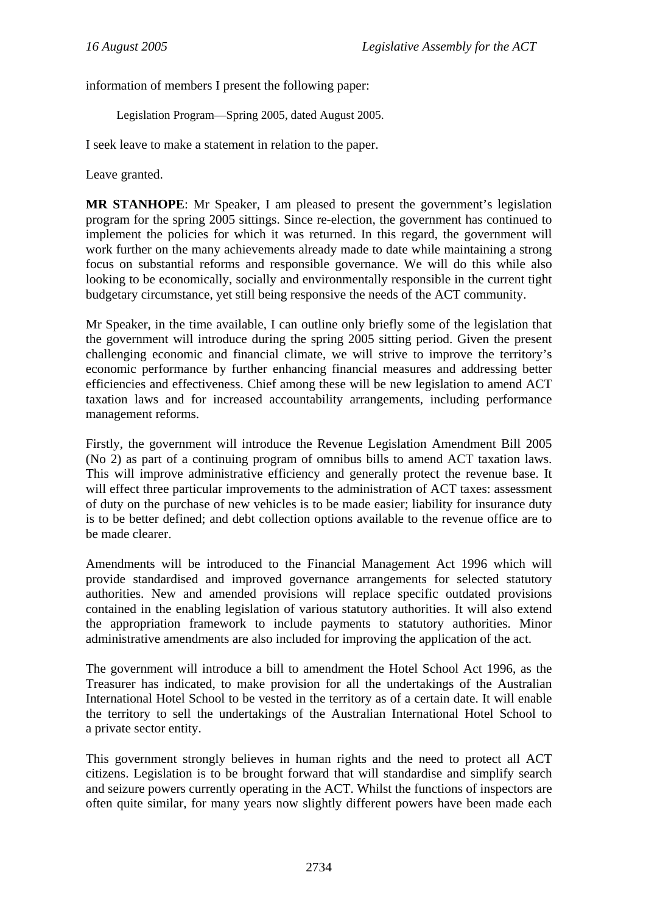information of members I present the following paper:

> Legislation Program—Spring 2005, dated August 2005.

I seek leave to make a statement in relation to the paper.

Leave granted.

**MR STANHOPE**: Mr Speaker, I am pleased to present the government's legislation program for the spring 2005 sittings. Since re-election, the government has continued to implement the policies for which it was returned. In this regard, the government will work further on the many achievements already made to date while maintaining a strong focus on substantial reforms and responsible governance. We will do this while also looking to be economically, socially and environmentally responsible in the current tight budgetary circumstance, yet still being responsive the needs of the ACT community.

Mr Speaker, in the time available, I can outline only briefly some of the legislation that the government will introduce during the spring 2005 sitting period. Given the present challenging economic and financial climate, we will strive to improve the territory's economic performance by further enhancing financial measures and addressing better efficiencies and effectiveness. Chief among these will be new legislation to amend ACT taxation laws and for increased accountability arrangements, including performance management reforms.

Firstly, the government will introduce the Revenue Legislation Amendment Bill 2005 (No 2) as part of a continuing program of omnibus bills to amend ACT taxation laws. This will improve administrative efficiency and generally protect the revenue base. It will effect three particular improvements to the administration of ACT taxes: assessment of duty on the purchase of new vehicles is to be made easier; liability for insurance duty is to be better defined; and debt collection options available to the revenue office are to be made clearer.

Amendments will be introduced to the Financial Management Act 1996 which will provide standardised and improved governance arrangements for selected statutory authorities. New and amended provisions will replace specific outdated provisions contained in the enabling legislation of various statutory authorities. It will also extend the appropriation framework to include payments to statutory authorities. Minor administrative amendments are also included for improving the application of the act.

The government will introduce a bill to amendment the Hotel School Act 1996, as the Treasurer has indicated, to make provision for all the undertakings of the Australian International Hotel School to be vested in the territory as of a certain date. It will enable the territory to sell the undertakings of the Australian International Hotel School to a private sector entity.

This government strongly believes in human rights and the need to protect all ACT citizens. Legislation is to be brought forward that will standardise and simplify search and seizure powers currently operating in the ACT. Whilst the functions of inspectors are often quite similar, for many years now slightly different powers have been made each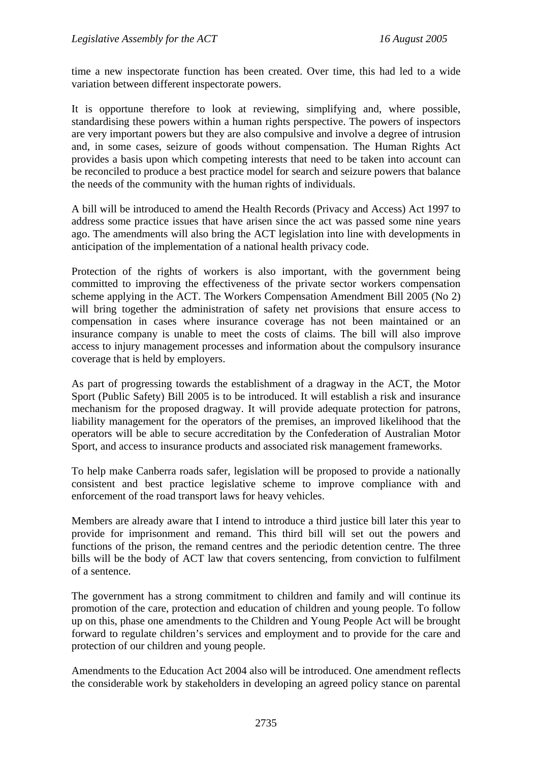time a new inspectorate function has been created. Over time, this had led to a wide variation between different inspectorate powers.

It is opportune therefore to look at reviewing, simplifying and, where possible, standardising these powers within a human rights perspective. The powers of inspectors are very important powers but they are also compulsive and involve a degree of intrusion and, in some cases, seizure of goods without compensation. The Human Rights Act provides a basis upon which competing interests that need to be taken into account can be reconciled to produce a best practice model for search and seizure powers that balance the needs of the community with the human rights of individuals.

A bill will be introduced to amend the Health Records (Privacy and Access) Act 1997 to address some practice issues that have arisen since the act was passed some nine years ago. The amendments will also bring the ACT legislation into line with developments in anticipation of the implementation of a national health privacy code.

Protection of the rights of workers is also important, with the government being committed to improving the effectiveness of the private sector workers compensation scheme applying in the ACT. The Workers Compensation Amendment Bill 2005 (No 2) will bring together the administration of safety net provisions that ensure access to compensation in cases where insurance coverage has not been maintained or an insurance company is unable to meet the costs of claims. The bill will also improve access to injury management processes and information about the compulsory insurance coverage that is held by employers.

As part of progressing towards the establishment of a dragway in the ACT, the Motor Sport (Public Safety) Bill 2005 is to be introduced. It will establish a risk and insurance mechanism for the proposed dragway. It will provide adequate protection for patrons, liability management for the operators of the premises, an improved likelihood that the operators will be able to secure accreditation by the Confederation of Australian Motor Sport, and access to insurance products and associated risk management frameworks.

To help make Canberra roads safer, legislation will be proposed to provide a nationally consistent and best practice legislative scheme to improve compliance with and enforcement of the road transport laws for heavy vehicles.

Members are already aware that I intend to introduce a third justice bill later this year to provide for imprisonment and remand. This third bill will set out the powers and functions of the prison, the remand centres and the periodic detention centre. The three bills will be the body of ACT law that covers sentencing, from conviction to fulfilment of a sentence.

The government has a strong commitment to children and family and will continue its promotion of the care, protection and education of children and young people. To follow up on this, phase one amendments to the Children and Young People Act will be brought forward to regulate children's services and employment and to provide for the care and protection of our children and young people.

Amendments to the Education Act 2004 also will be introduced. One amendment reflects the considerable work by stakeholders in developing an agreed policy stance on parental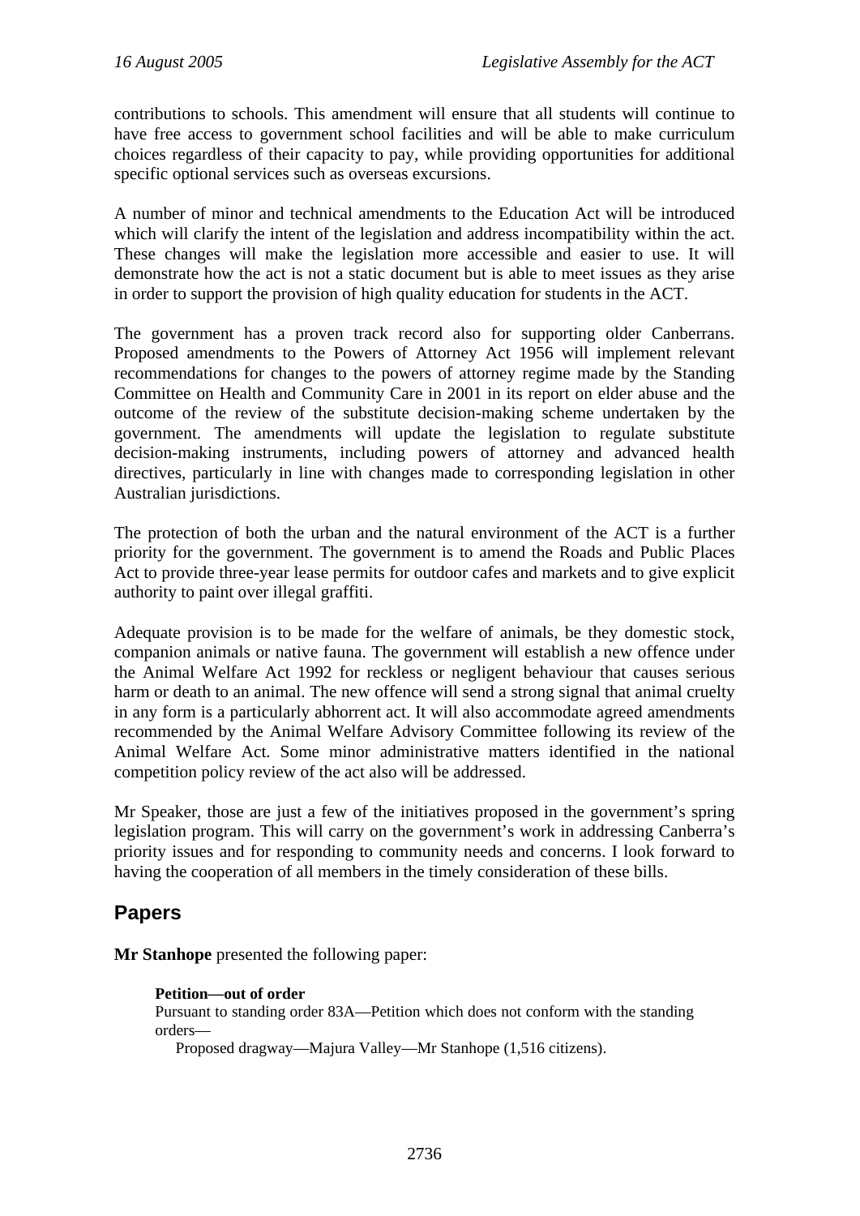contributions to schools. This amendment will ensure that all students will continue to have free access to government school facilities and will be able to make curriculum choices regardless of their capacity to pay, while providing opportunities for additional specific optional services such as overseas excursions.

A number of minor and technical amendments to the Education Act will be introduced which will clarify the intent of the legislation and address incompatibility within the act. These changes will make the legislation more accessible and easier to use. It will demonstrate how the act is not a static document but is able to meet issues as they arise in order to support the provision of high quality education for students in the ACT.

The government has a proven track record also for supporting older Canberrans. Proposed amendments to the Powers of Attorney Act 1956 will implement relevant recommendations for changes to the powers of attorney regime made by the Standing Committee on Health and Community Care in 2001 in its report on elder abuse and the outcome of the review of the substitute decision-making scheme undertaken by the government. The amendments will update the legislation to regulate substitute decision-making instruments, including powers of attorney and advanced health directives, particularly in line with changes made to corresponding legislation in other Australian jurisdictions.

The protection of both the urban and the natural environment of the ACT is a further priority for the government. The government is to amend the Roads and Public Places Act to provide three-year lease permits for outdoor cafes and markets and to give explicit authority to paint over illegal graffiti.

Adequate provision is to be made for the welfare of animals, be they domestic stock, companion animals or native fauna. The government will establish a new offence under the Animal Welfare Act 1992 for reckless or negligent behaviour that causes serious harm or death to an animal. The new offence will send a strong signal that animal cruelty in any form is a particularly abhorrent act. It will also accommodate agreed amendments recommended by the Animal Welfare Advisory Committee following its review of the Animal Welfare Act. Some minor administrative matters identified in the national competition policy review of the act also will be addressed.

Mr Speaker, those are just a few of the initiatives proposed in the government's spring legislation program. This will carry on the government's work in addressing Canberra's priority issues and for responding to community needs and concerns. I look forward to having the cooperation of all members in the timely consideration of these bills.

## Papers

**Mr Stanhope** presented the following paper:

> **Petition—out of order**
> Pursuant to standing order 83A—Petition which does not conform with the standing orders—
> Proposed dragway—Majura Valley—Mr Stanhope (1,516 citizens).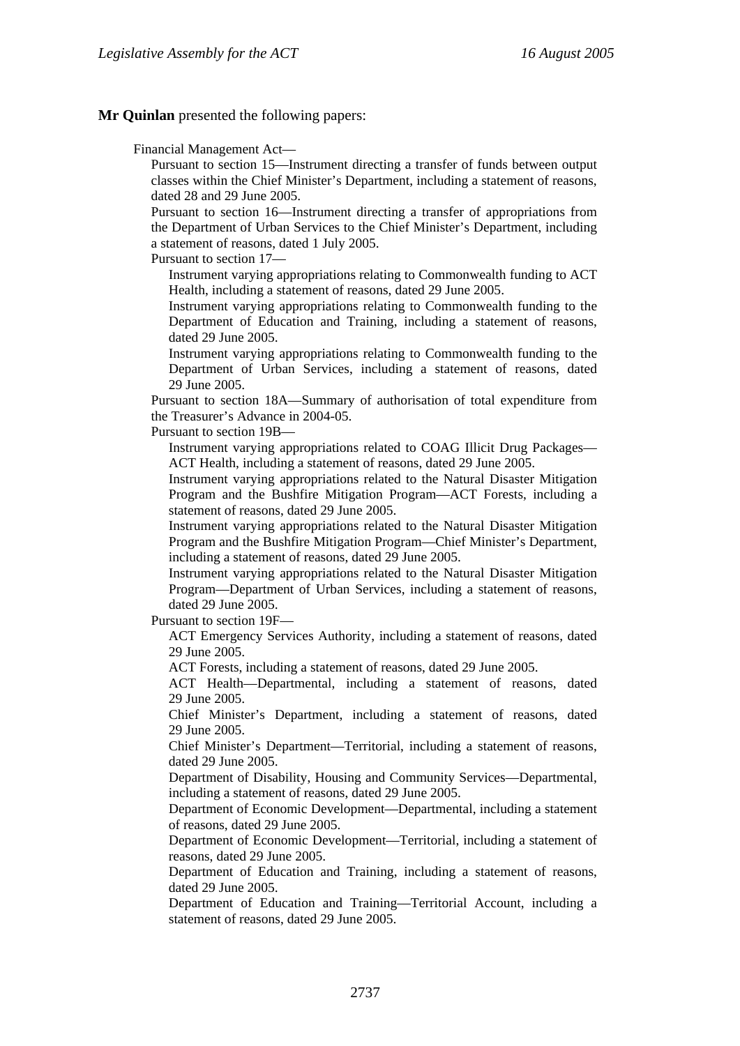**Mr Quinlan** presented the following papers:

Financial Management Act—

Pursuant to section 15—Instrument directing a transfer of funds between output classes within the Chief Minister's Department, including a statement of reasons, dated 28 and 29 June 2005.

Pursuant to section 16—Instrument directing a transfer of appropriations from the Department of Urban Services to the Chief Minister's Department, including a statement of reasons, dated 1 July 2005.

Pursuant to section 17—

Instrument varying appropriations relating to Commonwealth funding to ACT Health, including a statement of reasons, dated 29 June 2005.

Instrument varying appropriations relating to Commonwealth funding to the Department of Education and Training, including a statement of reasons, dated 29 June 2005.

Instrument varying appropriations relating to Commonwealth funding to the Department of Urban Services, including a statement of reasons, dated 29 June 2005.

Pursuant to section 18A—Summary of authorisation of total expenditure from the Treasurer's Advance in 2004-05.

Pursuant to section 19B—

Instrument varying appropriations related to COAG Illicit Drug Packages—ACT Health, including a statement of reasons, dated 29 June 2005.

Instrument varying appropriations related to the Natural Disaster Mitigation Program and the Bushfire Mitigation Program—ACT Forests, including a statement of reasons, dated 29 June 2005.

Instrument varying appropriations related to the Natural Disaster Mitigation Program and the Bushfire Mitigation Program—Chief Minister's Department, including a statement of reasons, dated 29 June 2005.

Instrument varying appropriations related to the Natural Disaster Mitigation Program—Department of Urban Services, including a statement of reasons, dated 29 June 2005.

Pursuant to section 19F—

ACT Emergency Services Authority, including a statement of reasons, dated 29 June 2005.

ACT Forests, including a statement of reasons, dated 29 June 2005.

ACT Health—Departmental, including a statement of reasons, dated 29 June 2005.

Chief Minister's Department, including a statement of reasons, dated 29 June 2005.

Chief Minister's Department—Territorial, including a statement of reasons, dated 29 June 2005.

Department of Disability, Housing and Community Services—Departmental, including a statement of reasons, dated 29 June 2005.

Department of Economic Development—Departmental, including a statement of reasons, dated 29 June 2005.

Department of Economic Development—Territorial, including a statement of reasons, dated 29 June 2005.

Department of Education and Training, including a statement of reasons, dated 29 June 2005.

Department of Education and Training—Territorial Account, including a statement of reasons, dated 29 June 2005.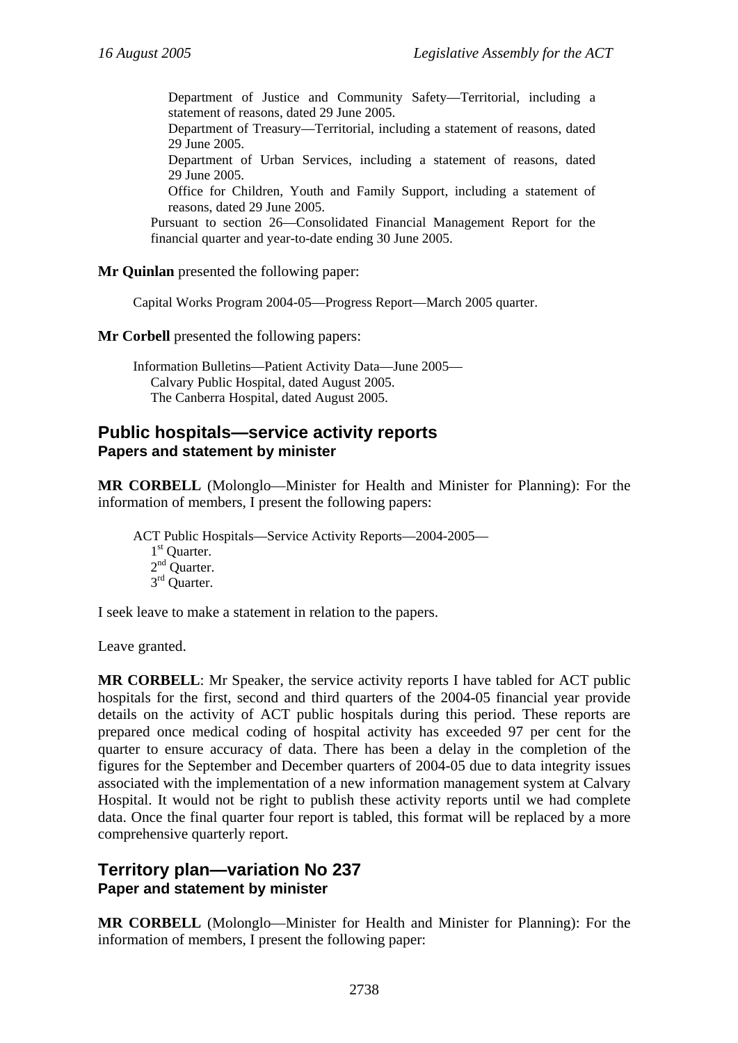Department of Justice and Community Safety—Territorial, including a statement of reasons, dated 29 June 2005.

Department of Treasury—Territorial, including a statement of reasons, dated 29 June 2005.

Department of Urban Services, including a statement of reasons, dated 29 June 2005.

Office for Children, Youth and Family Support, including a statement of reasons, dated 29 June 2005.

Pursuant to section 26—Consolidated Financial Management Report for the financial quarter and year-to-date ending 30 June 2005.

**Mr Quinlan** presented the following paper:

Capital Works Program 2004-05—Progress Report—March 2005 quarter.

**Mr Corbell** presented the following papers:

Information Bulletins—Patient Activity Data—June 2005—
Calvary Public Hospital, dated August 2005.
The Canberra Hospital, dated August 2005.

## Public hospitals—service activity reports
### Papers and statement by minister

**MR CORBELL** (Molonglo—Minister for Health and Minister for Planning): For the information of members, I present the following papers:

ACT Public Hospitals—Service Activity Reports—2004-2005—
1st Quarter.
2nd Quarter.
3rd Quarter.

I seek leave to make a statement in relation to the papers.

Leave granted.

**MR CORBELL**: Mr Speaker, the service activity reports I have tabled for ACT public hospitals for the first, second and third quarters of the 2004-05 financial year provide details on the activity of ACT public hospitals during this period. These reports are prepared once medical coding of hospital activity has exceeded 97 per cent for the quarter to ensure accuracy of data. There has been a delay in the completion of the figures for the September and December quarters of 2004-05 due to data integrity issues associated with the implementation of a new information management system at Calvary Hospital. It would not be right to publish these activity reports until we had complete data. Once the final quarter four report is tabled, this format will be replaced by a more comprehensive quarterly report.

## Territory plan—variation No 237
### Paper and statement by minister

**MR CORBELL** (Molonglo—Minister for Health and Minister for Planning): For the information of members, I present the following paper: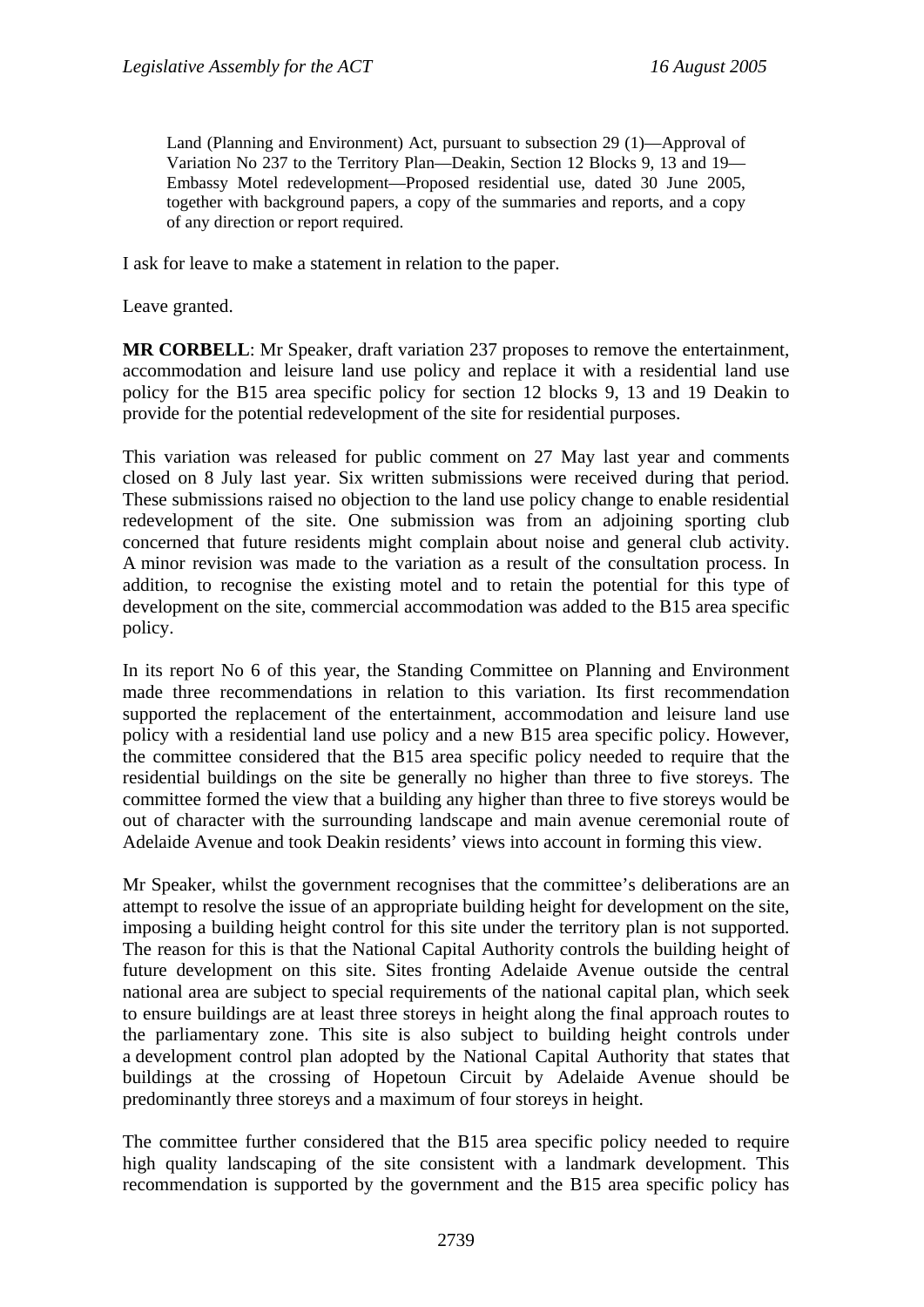Land (Planning and Environment) Act, pursuant to subsection 29 (1)—Approval of Variation No 237 to the Territory Plan—Deakin, Section 12 Blocks 9, 13 and 19—Embassy Motel redevelopment—Proposed residential use, dated 30 June 2005, together with background papers, a copy of the summaries and reports, and a copy of any direction or report required.

I ask for leave to make a statement in relation to the paper.

Leave granted.

**MR CORBELL**: Mr Speaker, draft variation 237 proposes to remove the entertainment, accommodation and leisure land use policy and replace it with a residential land use policy for the B15 area specific policy for section 12 blocks 9, 13 and 19 Deakin to provide for the potential redevelopment of the site for residential purposes.

This variation was released for public comment on 27 May last year and comments closed on 8 July last year. Six written submissions were received during that period. These submissions raised no objection to the land use policy change to enable residential redevelopment of the site. One submission was from an adjoining sporting club concerned that future residents might complain about noise and general club activity. A minor revision was made to the variation as a result of the consultation process. In addition, to recognise the existing motel and to retain the potential for this type of development on the site, commercial accommodation was added to the B15 area specific policy.

In its report No 6 of this year, the Standing Committee on Planning and Environment made three recommendations in relation to this variation. Its first recommendation supported the replacement of the entertainment, accommodation and leisure land use policy with a residential land use policy and a new B15 area specific policy. However, the committee considered that the B15 area specific policy needed to require that the residential buildings on the site be generally no higher than three to five storeys. The committee formed the view that a building any higher than three to five storeys would be out of character with the surrounding landscape and main avenue ceremonial route of Adelaide Avenue and took Deakin residents' views into account in forming this view.

Mr Speaker, whilst the government recognises that the committee's deliberations are an attempt to resolve the issue of an appropriate building height for development on the site, imposing a building height control for this site under the territory plan is not supported. The reason for this is that the National Capital Authority controls the building height of future development on this site. Sites fronting Adelaide Avenue outside the central national area are subject to special requirements of the national capital plan, which seek to ensure buildings are at least three storeys in height along the final approach routes to the parliamentary zone. This site is also subject to building height controls under a development control plan adopted by the National Capital Authority that states that buildings at the crossing of Hopetoun Circuit by Adelaide Avenue should be predominantly three storeys and a maximum of four storeys in height.

The committee further considered that the B15 area specific policy needed to require high quality landscaping of the site consistent with a landmark development. This recommendation is supported by the government and the B15 area specific policy has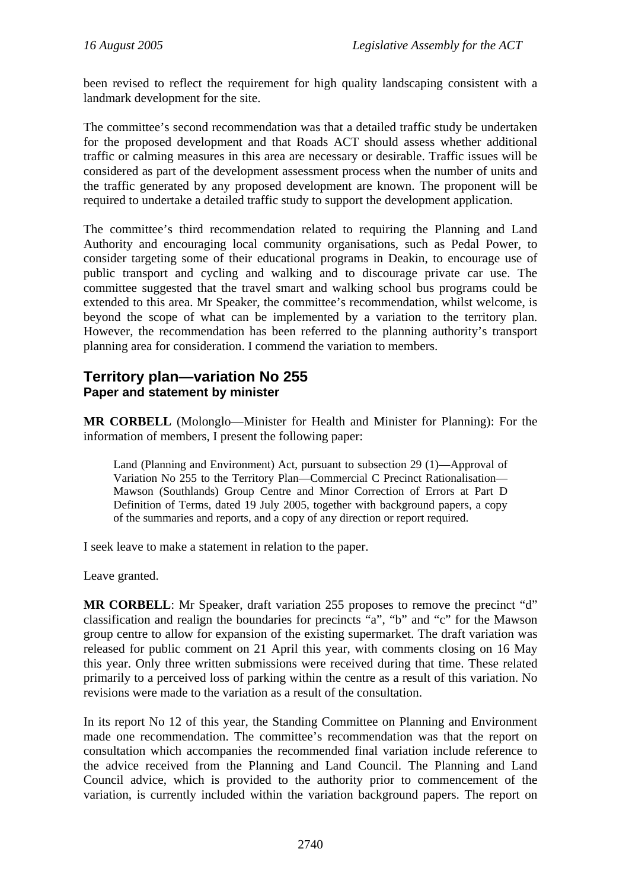been revised to reflect the requirement for high quality landscaping consistent with a landmark development for the site.

The committee's second recommendation was that a detailed traffic study be undertaken for the proposed development and that Roads ACT should assess whether additional traffic or calming measures in this area are necessary or desirable. Traffic issues will be considered as part of the development assessment process when the number of units and the traffic generated by any proposed development are known. The proponent will be required to undertake a detailed traffic study to support the development application.

The committee's third recommendation related to requiring the Planning and Land Authority and encouraging local community organisations, such as Pedal Power, to consider targeting some of their educational programs in Deakin, to encourage use of public transport and cycling and walking and to discourage private car use. The committee suggested that the travel smart and walking school bus programs could be extended to this area. Mr Speaker, the committee's recommendation, whilst welcome, is beyond the scope of what can be implemented by a variation to the territory plan. However, the recommendation has been referred to the planning authority's transport planning area for consideration. I commend the variation to members.

## Territory plan—variation No 255
### Paper and statement by minister

**MR CORBELL** (Molonglo—Minister for Health and Minister for Planning): For the information of members, I present the following paper:

> Land (Planning and Environment) Act, pursuant to subsection 29 (1)—Approval of Variation No 255 to the Territory Plan—Commercial C Precinct Rationalisation—Mawson (Southlands) Group Centre and Minor Correction of Errors at Part D Definition of Terms, dated 19 July 2005, together with background papers, a copy of the summaries and reports, and a copy of any direction or report required.

I seek leave to make a statement in relation to the paper.

Leave granted.

**MR CORBELL**: Mr Speaker, draft variation 255 proposes to remove the precinct "d" classification and realign the boundaries for precincts "a", "b" and "c" for the Mawson group centre to allow for expansion of the existing supermarket. The draft variation was released for public comment on 21 April this year, with comments closing on 16 May this year. Only three written submissions were received during that time. These related primarily to a perceived loss of parking within the centre as a result of this variation. No revisions were made to the variation as a result of the consultation.

In its report No 12 of this year, the Standing Committee on Planning and Environment made one recommendation. The committee's recommendation was that the report on consultation which accompanies the recommended final variation include reference to the advice received from the Planning and Land Council. The Planning and Land Council advice, which is provided to the authority prior to commencement of the variation, is currently included within the variation background papers. The report on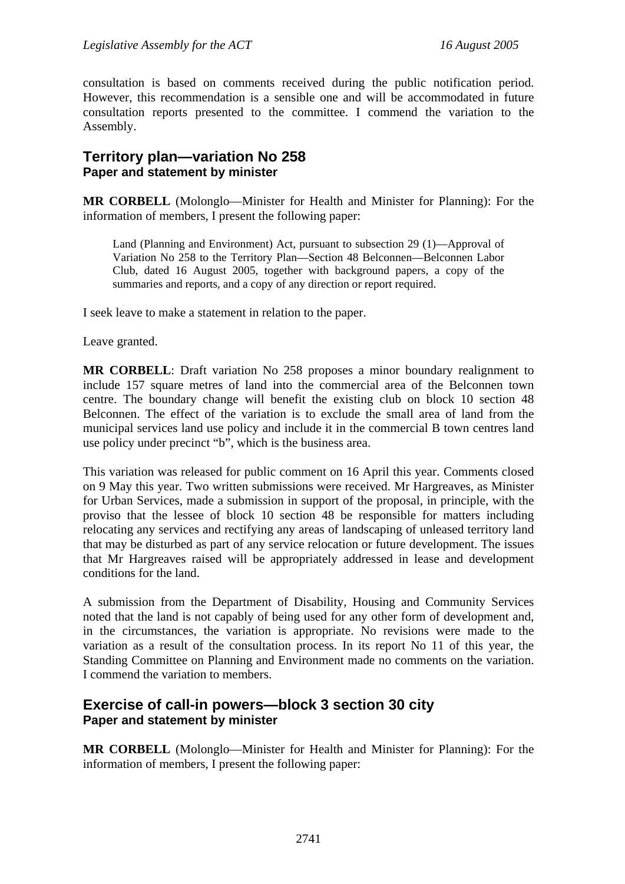consultation is based on comments received during the public notification period. However, this recommendation is a sensible one and will be accommodated in future consultation reports presented to the committee. I commend the variation to the Assembly.

## Territory plan—variation No 258
### Paper and statement by minister

**MR CORBELL** (Molonglo—Minister for Health and Minister for Planning): For the information of members, I present the following paper:

> Land (Planning and Environment) Act, pursuant to subsection 29 (1)—Approval of Variation No 258 to the Territory Plan—Section 48 Belconnen—Belconnen Labor Club, dated 16 August 2005, together with background papers, a copy of the summaries and reports, and a copy of any direction or report required.

I seek leave to make a statement in relation to the paper.

Leave granted.

**MR CORBELL**: Draft variation No 258 proposes a minor boundary realignment to include 157 square metres of land into the commercial area of the Belconnen town centre. The boundary change will benefit the existing club on block 10 section 48 Belconnen. The effect of the variation is to exclude the small area of land from the municipal services land use policy and include it in the commercial B town centres land use policy under precinct "b", which is the business area.

This variation was released for public comment on 16 April this year. Comments closed on 9 May this year. Two written submissions were received. Mr Hargreaves, as Minister for Urban Services, made a submission in support of the proposal, in principle, with the proviso that the lessee of block 10 section 48 be responsible for matters including relocating any services and rectifying any areas of landscaping of unleased territory land that may be disturbed as part of any service relocation or future development. The issues that Mr Hargreaves raised will be appropriately addressed in lease and development conditions for the land.

A submission from the Department of Disability, Housing and Community Services noted that the land is not capably of being used for any other form of development and, in the circumstances, the variation is appropriate. No revisions were made to the variation as a result of the consultation process. In its report No 11 of this year, the Standing Committee on Planning and Environment made no comments on the variation. I commend the variation to members.

## Exercise of call-in powers—block 3 section 30 city
### Paper and statement by minister

**MR CORBELL** (Molonglo—Minister for Health and Minister for Planning): For the information of members, I present the following paper: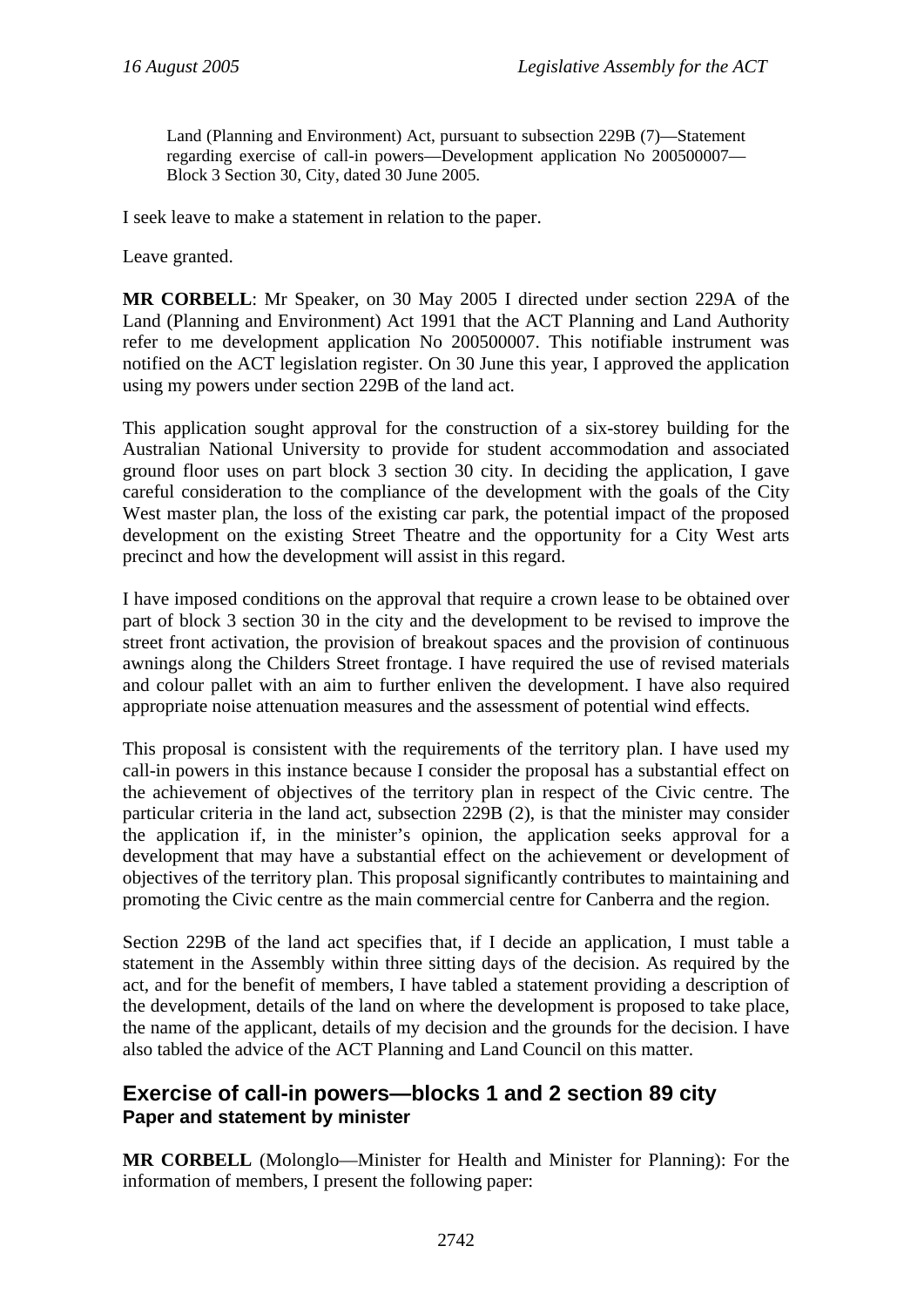Land (Planning and Environment) Act, pursuant to subsection 229B (7)—Statement regarding exercise of call-in powers—Development application No 200500007—Block 3 Section 30, City, dated 30 June 2005.

I seek leave to make a statement in relation to the paper.

Leave granted.

**MR CORBELL**: Mr Speaker, on 30 May 2005 I directed under section 229A of the Land (Planning and Environment) Act 1991 that the ACT Planning and Land Authority refer to me development application No 200500007. This notifiable instrument was notified on the ACT legislation register. On 30 June this year, I approved the application using my powers under section 229B of the land act.

This application sought approval for the construction of a six-storey building for the Australian National University to provide for student accommodation and associated ground floor uses on part block 3 section 30 city. In deciding the application, I gave careful consideration to the compliance of the development with the goals of the City West master plan, the loss of the existing car park, the potential impact of the proposed development on the existing Street Theatre and the opportunity for a City West arts precinct and how the development will assist in this regard.

I have imposed conditions on the approval that require a crown lease to be obtained over part of block 3 section 30 in the city and the development to be revised to improve the street front activation, the provision of breakout spaces and the provision of continuous awnings along the Childers Street frontage. I have required the use of revised materials and colour pallet with an aim to further enliven the development. I have also required appropriate noise attenuation measures and the assessment of potential wind effects.

This proposal is consistent with the requirements of the territory plan. I have used my call-in powers in this instance because I consider the proposal has a substantial effect on the achievement of objectives of the territory plan in respect of the Civic centre. The particular criteria in the land act, subsection 229B (2), is that the minister may consider the application if, in the minister's opinion, the application seeks approval for a development that may have a substantial effect on the achievement or development of objectives of the territory plan. This proposal significantly contributes to maintaining and promoting the Civic centre as the main commercial centre for Canberra and the region.

Section 229B of the land act specifies that, if I decide an application, I must table a statement in the Assembly within three sitting days of the decision. As required by the act, and for the benefit of members, I have tabled a statement providing a description of the development, details of the land on where the development is proposed to take place, the name of the applicant, details of my decision and the grounds for the decision. I have also tabled the advice of the ACT Planning and Land Council on this matter.

## Exercise of call-in powers—blocks 1 and 2 section 89 city

### Paper and statement by minister

**MR CORBELL** (Molonglo—Minister for Health and Minister for Planning): For the information of members, I present the following paper: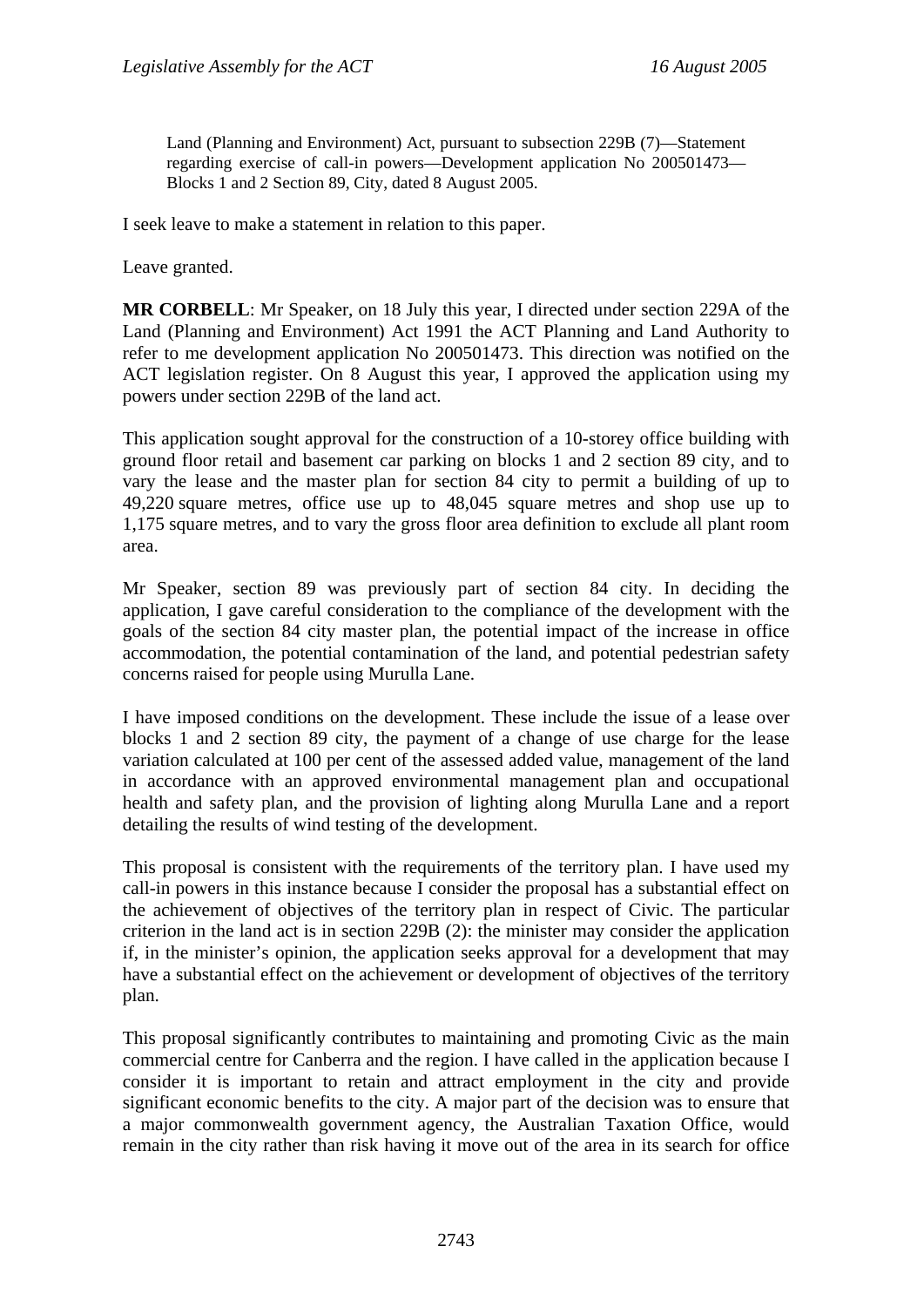Land (Planning and Environment) Act, pursuant to subsection 229B (7)—Statement regarding exercise of call-in powers—Development application No 200501473—Blocks 1 and 2 Section 89, City, dated 8 August 2005.

I seek leave to make a statement in relation to this paper.

Leave granted.

**MR CORBELL**: Mr Speaker, on 18 July this year, I directed under section 229A of the Land (Planning and Environment) Act 1991 the ACT Planning and Land Authority to refer to me development application No 200501473. This direction was notified on the ACT legislation register. On 8 August this year, I approved the application using my powers under section 229B of the land act.

This application sought approval for the construction of a 10-storey office building with ground floor retail and basement car parking on blocks 1 and 2 section 89 city, and to vary the lease and the master plan for section 84 city to permit a building of up to 49,220 square metres, office use up to 48,045 square metres and shop use up to 1,175 square metres, and to vary the gross floor area definition to exclude all plant room area.

Mr Speaker, section 89 was previously part of section 84 city. In deciding the application, I gave careful consideration to the compliance of the development with the goals of the section 84 city master plan, the potential impact of the increase in office accommodation, the potential contamination of the land, and potential pedestrian safety concerns raised for people using Murulla Lane.

I have imposed conditions on the development. These include the issue of a lease over blocks 1 and 2 section 89 city, the payment of a change of use charge for the lease variation calculated at 100 per cent of the assessed added value, management of the land in accordance with an approved environmental management plan and occupational health and safety plan, and the provision of lighting along Murulla Lane and a report detailing the results of wind testing of the development.

This proposal is consistent with the requirements of the territory plan. I have used my call-in powers in this instance because I consider the proposal has a substantial effect on the achievement of objectives of the territory plan in respect of Civic. The particular criterion in the land act is in section 229B (2): the minister may consider the application if, in the minister's opinion, the application seeks approval for a development that may have a substantial effect on the achievement or development of objectives of the territory plan.

This proposal significantly contributes to maintaining and promoting Civic as the main commercial centre for Canberra and the region. I have called in the application because I consider it is important to retain and attract employment in the city and provide significant economic benefits to the city. A major part of the decision was to ensure that a major commonwealth government agency, the Australian Taxation Office, would remain in the city rather than risk having it move out of the area in its search for office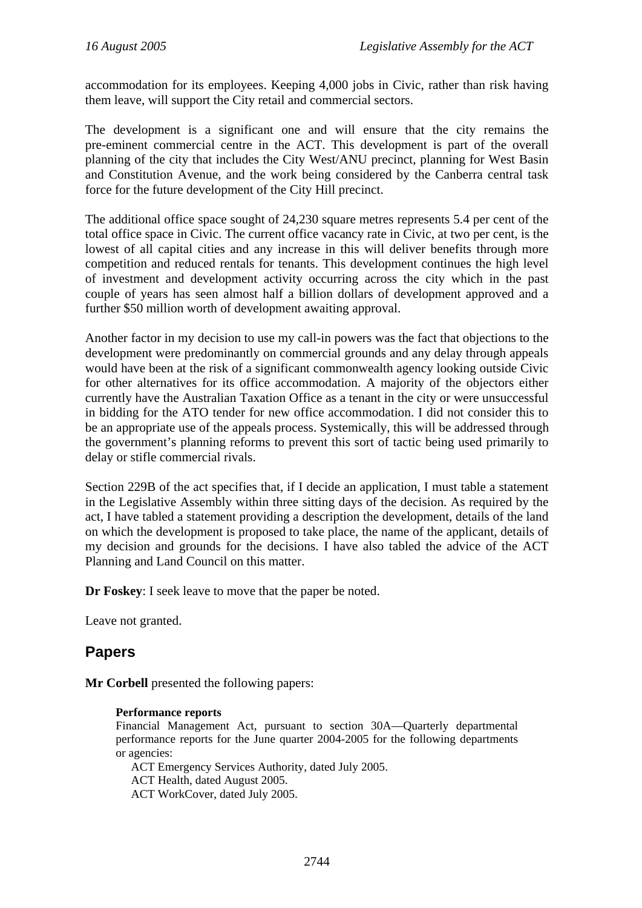accommodation for its employees. Keeping 4,000 jobs in Civic, rather than risk having them leave, will support the City retail and commercial sectors.

The development is a significant one and will ensure that the city remains the pre-eminent commercial centre in the ACT. This development is part of the overall planning of the city that includes the City West/ANU precinct, planning for West Basin and Constitution Avenue, and the work being considered by the Canberra central task force for the future development of the City Hill precinct.

The additional office space sought of 24,230 square metres represents 5.4 per cent of the total office space in Civic. The current office vacancy rate in Civic, at two per cent, is the lowest of all capital cities and any increase in this will deliver benefits through more competition and reduced rentals for tenants. This development continues the high level of investment and development activity occurring across the city which in the past couple of years has seen almost half a billion dollars of development approved and a further $50 million worth of development awaiting approval.

Another factor in my decision to use my call-in powers was the fact that objections to the development were predominantly on commercial grounds and any delay through appeals would have been at the risk of a significant commonwealth agency looking outside Civic for other alternatives for its office accommodation. A majority of the objectors either currently have the Australian Taxation Office as a tenant in the city or were unsuccessful in bidding for the ATO tender for new office accommodation. I did not consider this to be an appropriate use of the appeals process. Systemically, this will be addressed through the government's planning reforms to prevent this sort of tactic being used primarily to delay or stifle commercial rivals.

Section 229B of the act specifies that, if I decide an application, I must table a statement in the Legislative Assembly within three sitting days of the decision. As required by the act, I have tabled a statement providing a description the development, details of the land on which the development is proposed to take place, the name of the applicant, details of my decision and grounds for the decisions. I have also tabled the advice of the ACT Planning and Land Council on this matter.

**Dr Foskey**: I seek leave to move that the paper be noted.

Leave not granted.

## Papers

**Mr Corbell** presented the following papers:

> **Performance reports**
>
> Financial Management Act, pursuant to section 30A—Quarterly departmental performance reports for the June quarter 2004-2005 for the following departments or agencies:
>
> ACT Emergency Services Authority, dated July 2005.
>
> ACT Health, dated August 2005.
>
> ACT WorkCover, dated July 2005.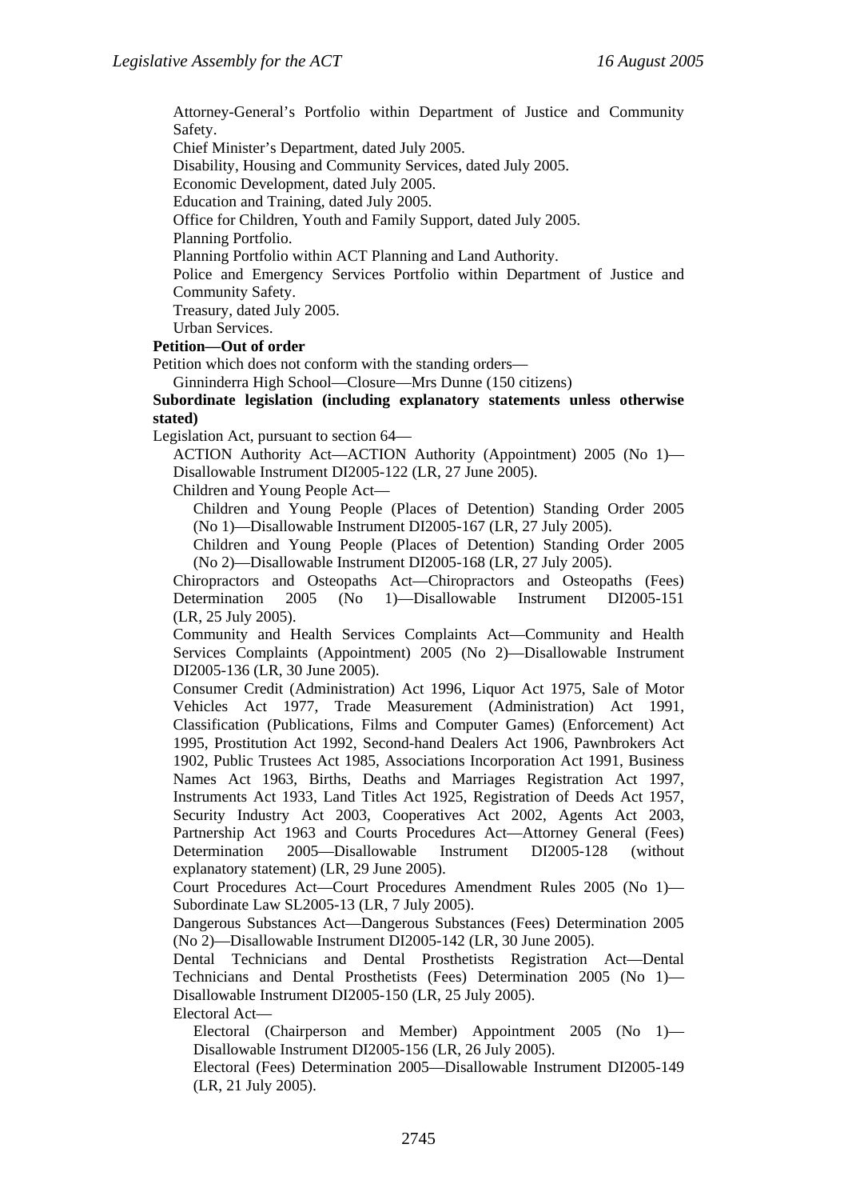Attorney-General's Portfolio within Department of Justice and Community Safety.

Chief Minister's Department, dated July 2005.

Disability, Housing and Community Services, dated July 2005.

Economic Development, dated July 2005.

Education and Training, dated July 2005.

Office for Children, Youth and Family Support, dated July 2005.

Planning Portfolio.

Planning Portfolio within ACT Planning and Land Authority.

Police and Emergency Services Portfolio within Department of Justice and Community Safety.

Treasury, dated July 2005.

Urban Services.

**Petition—Out of order**

Petition which does not conform with the standing orders—

Ginninderra High School—Closure—Mrs Dunne (150 citizens)

**Subordinate legislation (including explanatory statements unless otherwise stated)**

Legislation Act, pursuant to section 64—

ACTION Authority Act—ACTION Authority (Appointment) 2005 (No 1)—Disallowable Instrument DI2005-122 (LR, 27 June 2005).

Children and Young People Act—

Children and Young People (Places of Detention) Standing Order 2005 (No 1)—Disallowable Instrument DI2005-167 (LR, 27 July 2005).

Children and Young People (Places of Detention) Standing Order 2005 (No 2)—Disallowable Instrument DI2005-168 (LR, 27 July 2005).

Chiropractors and Osteopaths Act—Chiropractors and Osteopaths (Fees) Determination 2005 (No 1)—Disallowable Instrument DI2005-151 (LR, 25 July 2005).

Community and Health Services Complaints Act—Community and Health Services Complaints (Appointment) 2005 (No 2)—Disallowable Instrument DI2005-136 (LR, 30 June 2005).

Consumer Credit (Administration) Act 1996, Liquor Act 1975, Sale of Motor Vehicles Act 1977, Trade Measurement (Administration) Act 1991, Classification (Publications, Films and Computer Games) (Enforcement) Act 1995, Prostitution Act 1992, Second-hand Dealers Act 1906, Pawnbrokers Act 1902, Public Trustees Act 1985, Associations Incorporation Act 1991, Business Names Act 1963, Births, Deaths and Marriages Registration Act 1997, Instruments Act 1933, Land Titles Act 1925, Registration of Deeds Act 1957, Security Industry Act 2003, Cooperatives Act 2002, Agents Act 2003, Partnership Act 1963 and Courts Procedures Act—Attorney General (Fees) Determination 2005—Disallowable Instrument DI2005-128 (without explanatory statement) (LR, 29 June 2005).

Court Procedures Act—Court Procedures Amendment Rules 2005 (No 1)—Subordinate Law SL2005-13 (LR, 7 July 2005).

Dangerous Substances Act—Dangerous Substances (Fees) Determination 2005 (No 2)—Disallowable Instrument DI2005-142 (LR, 30 June 2005).

Dental Technicians and Dental Prosthetists Registration Act—Dental Technicians and Dental Prosthetists (Fees) Determination 2005 (No 1)—Disallowable Instrument DI2005-150 (LR, 25 July 2005).

Electoral Act—

Electoral (Chairperson and Member) Appointment 2005 (No 1)—Disallowable Instrument DI2005-156 (LR, 26 July 2005).

Electoral (Fees) Determination 2005—Disallowable Instrument DI2005-149 (LR, 21 July 2005).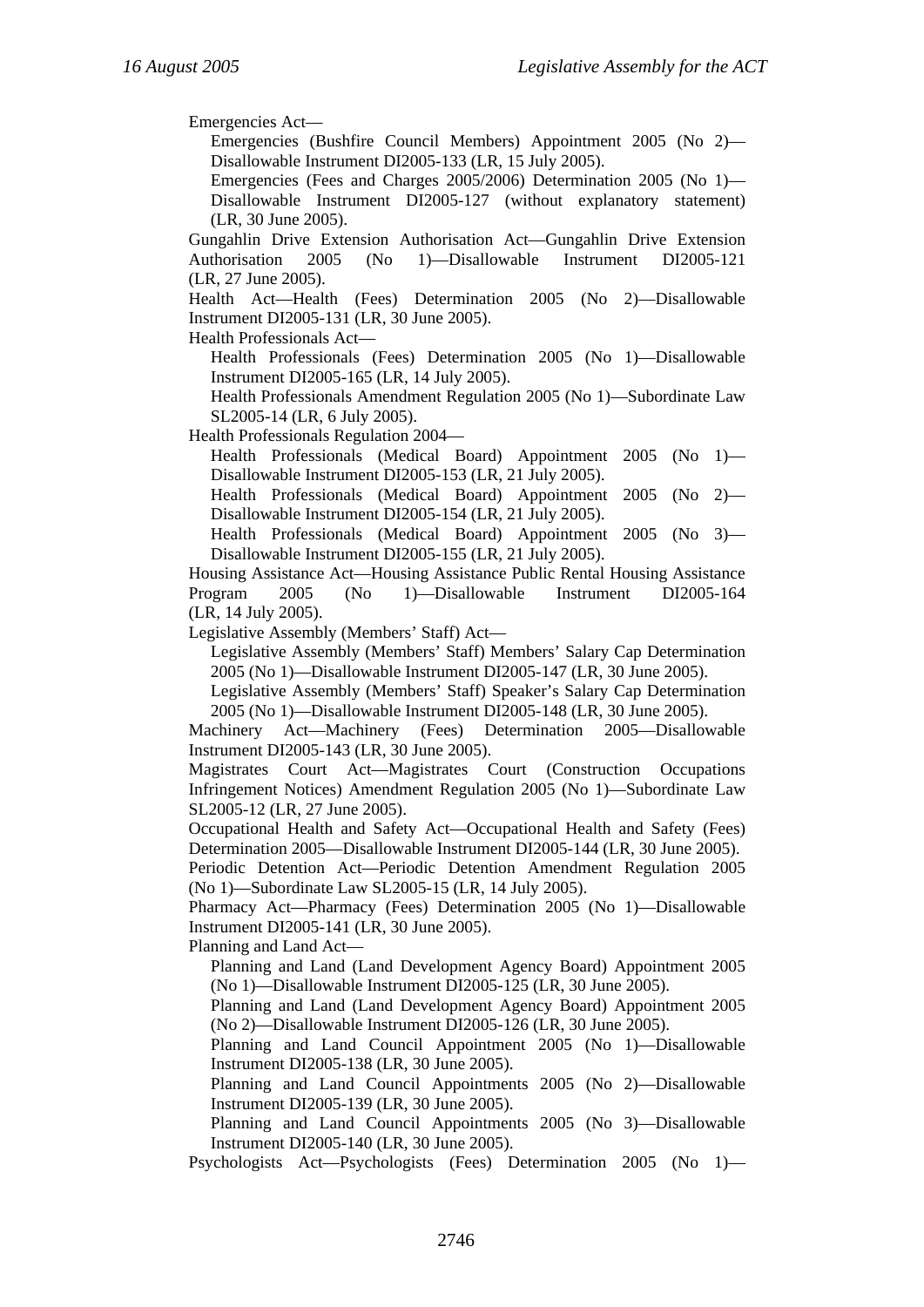Emergencies Act—

Emergencies (Bushfire Council Members) Appointment 2005 (No 2)—Disallowable Instrument DI2005-133 (LR, 15 July 2005).

Emergencies (Fees and Charges 2005/2006) Determination 2005 (No 1)—Disallowable Instrument DI2005-127 (without explanatory statement) (LR, 30 June 2005).

Gungahlin Drive Extension Authorisation Act—Gungahlin Drive Extension Authorisation 2005 (No 1)—Disallowable Instrument DI2005-121 (LR, 27 June 2005).

Health Act—Health (Fees) Determination 2005 (No 2)—Disallowable Instrument DI2005-131 (LR, 30 June 2005).

Health Professionals Act—

Health Professionals (Fees) Determination 2005 (No 1)—Disallowable Instrument DI2005-165 (LR, 14 July 2005).

Health Professionals Amendment Regulation 2005 (No 1)—Subordinate Law SL2005-14 (LR, 6 July 2005).

Health Professionals Regulation 2004—

Health Professionals (Medical Board) Appointment 2005 (No 1)—Disallowable Instrument DI2005-153 (LR, 21 July 2005).

Health Professionals (Medical Board) Appointment 2005 (No 2)—Disallowable Instrument DI2005-154 (LR, 21 July 2005).

Health Professionals (Medical Board) Appointment 2005 (No 3)—Disallowable Instrument DI2005-155 (LR, 21 July 2005).

Housing Assistance Act—Housing Assistance Public Rental Housing Assistance Program 2005 (No 1)—Disallowable Instrument DI2005-164 (LR, 14 July 2005).

Legislative Assembly (Members' Staff) Act—

Legislative Assembly (Members' Staff) Members' Salary Cap Determination 2005 (No 1)—Disallowable Instrument DI2005-147 (LR, 30 June 2005).

Legislative Assembly (Members' Staff) Speaker's Salary Cap Determination 2005 (No 1)—Disallowable Instrument DI2005-148 (LR, 30 June 2005).

Machinery Act—Machinery (Fees) Determination 2005—Disallowable Instrument DI2005-143 (LR, 30 June 2005).

Magistrates Court Act—Magistrates Court (Construction Occupations Infringement Notices) Amendment Regulation 2005 (No 1)—Subordinate Law SL2005-12 (LR, 27 June 2005).

Occupational Health and Safety Act—Occupational Health and Safety (Fees) Determination 2005—Disallowable Instrument DI2005-144 (LR, 30 June 2005).

Periodic Detention Act—Periodic Detention Amendment Regulation 2005 (No 1)—Subordinate Law SL2005-15 (LR, 14 July 2005).

Pharmacy Act—Pharmacy (Fees) Determination 2005 (No 1)—Disallowable Instrument DI2005-141 (LR, 30 June 2005).

Planning and Land Act—

Planning and Land (Land Development Agency Board) Appointment 2005 (No 1)—Disallowable Instrument DI2005-125 (LR, 30 June 2005).

Planning and Land (Land Development Agency Board) Appointment 2005 (No 2)—Disallowable Instrument DI2005-126 (LR, 30 June 2005).

Planning and Land Council Appointment 2005 (No 1)—Disallowable Instrument DI2005-138 (LR, 30 June 2005).

Planning and Land Council Appointments 2005 (No 2)—Disallowable Instrument DI2005-139 (LR, 30 June 2005).

Planning and Land Council Appointments 2005 (No 3)—Disallowable Instrument DI2005-140 (LR, 30 June 2005).

Psychologists Act—Psychologists (Fees) Determination 2005 (No 1)—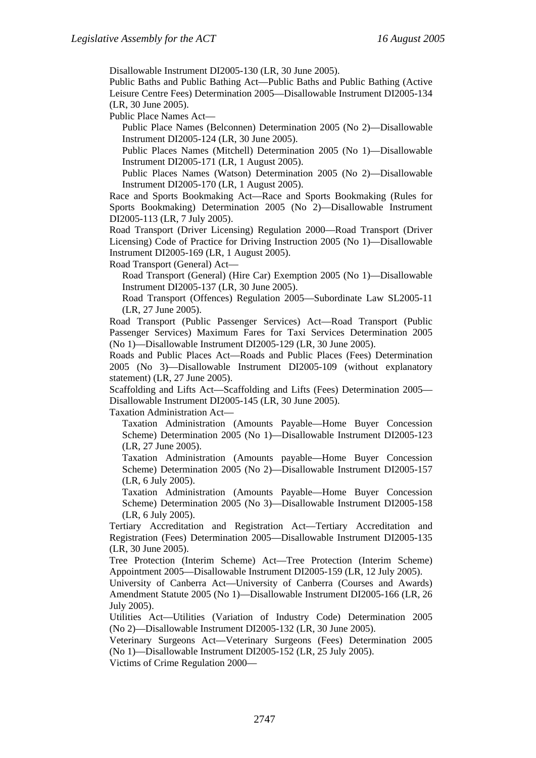Disallowable Instrument DI2005-130 (LR, 30 June 2005).

Public Baths and Public Bathing Act—Public Baths and Public Bathing (Active Leisure Centre Fees) Determination 2005—Disallowable Instrument DI2005-134 (LR, 30 June 2005).

Public Place Names Act—

Public Place Names (Belconnen) Determination 2005 (No 2)—Disallowable Instrument DI2005-124 (LR, 30 June 2005).

Public Places Names (Mitchell) Determination 2005 (No 1)—Disallowable Instrument DI2005-171 (LR, 1 August 2005).

Public Places Names (Watson) Determination 2005 (No 2)—Disallowable Instrument DI2005-170 (LR, 1 August 2005).

Race and Sports Bookmaking Act—Race and Sports Bookmaking (Rules for Sports Bookmaking) Determination 2005 (No 2)—Disallowable Instrument DI2005-113 (LR, 7 July 2005).

Road Transport (Driver Licensing) Regulation 2000—Road Transport (Driver Licensing) Code of Practice for Driving Instruction 2005 (No 1)—Disallowable Instrument DI2005-169 (LR, 1 August 2005).

Road Transport (General) Act—

Road Transport (General) (Hire Car) Exemption 2005 (No 1)—Disallowable Instrument DI2005-137 (LR, 30 June 2005).

Road Transport (Offences) Regulation 2005—Subordinate Law SL2005-11 (LR, 27 June 2005).

Road Transport (Public Passenger Services) Act—Road Transport (Public Passenger Services) Maximum Fares for Taxi Services Determination 2005 (No 1)—Disallowable Instrument DI2005-129 (LR, 30 June 2005).

Roads and Public Places Act—Roads and Public Places (Fees) Determination 2005 (No 3)—Disallowable Instrument DI2005-109 (without explanatory statement) (LR, 27 June 2005).

Scaffolding and Lifts Act—Scaffolding and Lifts (Fees) Determination 2005—Disallowable Instrument DI2005-145 (LR, 30 June 2005).

Taxation Administration Act—

Taxation Administration (Amounts Payable—Home Buyer Concession Scheme) Determination 2005 (No 1)—Disallowable Instrument DI2005-123 (LR, 27 June 2005).

Taxation Administration (Amounts payable—Home Buyer Concession Scheme) Determination 2005 (No 2)—Disallowable Instrument DI2005-157 (LR, 6 July 2005).

Taxation Administration (Amounts Payable—Home Buyer Concession Scheme) Determination 2005 (No 3)—Disallowable Instrument DI2005-158 (LR, 6 July 2005).

Tertiary Accreditation and Registration Act—Tertiary Accreditation and Registration (Fees) Determination 2005—Disallowable Instrument DI2005-135 (LR, 30 June 2005).

Tree Protection (Interim Scheme) Act—Tree Protection (Interim Scheme) Appointment 2005—Disallowable Instrument DI2005-159 (LR, 12 July 2005).

University of Canberra Act—University of Canberra (Courses and Awards) Amendment Statute 2005 (No 1)—Disallowable Instrument DI2005-166 (LR, 26 July 2005).

Utilities Act—Utilities (Variation of Industry Code) Determination 2005 (No 2)—Disallowable Instrument DI2005-132 (LR, 30 June 2005).

Veterinary Surgeons Act—Veterinary Surgeons (Fees) Determination 2005 (No 1)—Disallowable Instrument DI2005-152 (LR, 25 July 2005).

Victims of Crime Regulation 2000—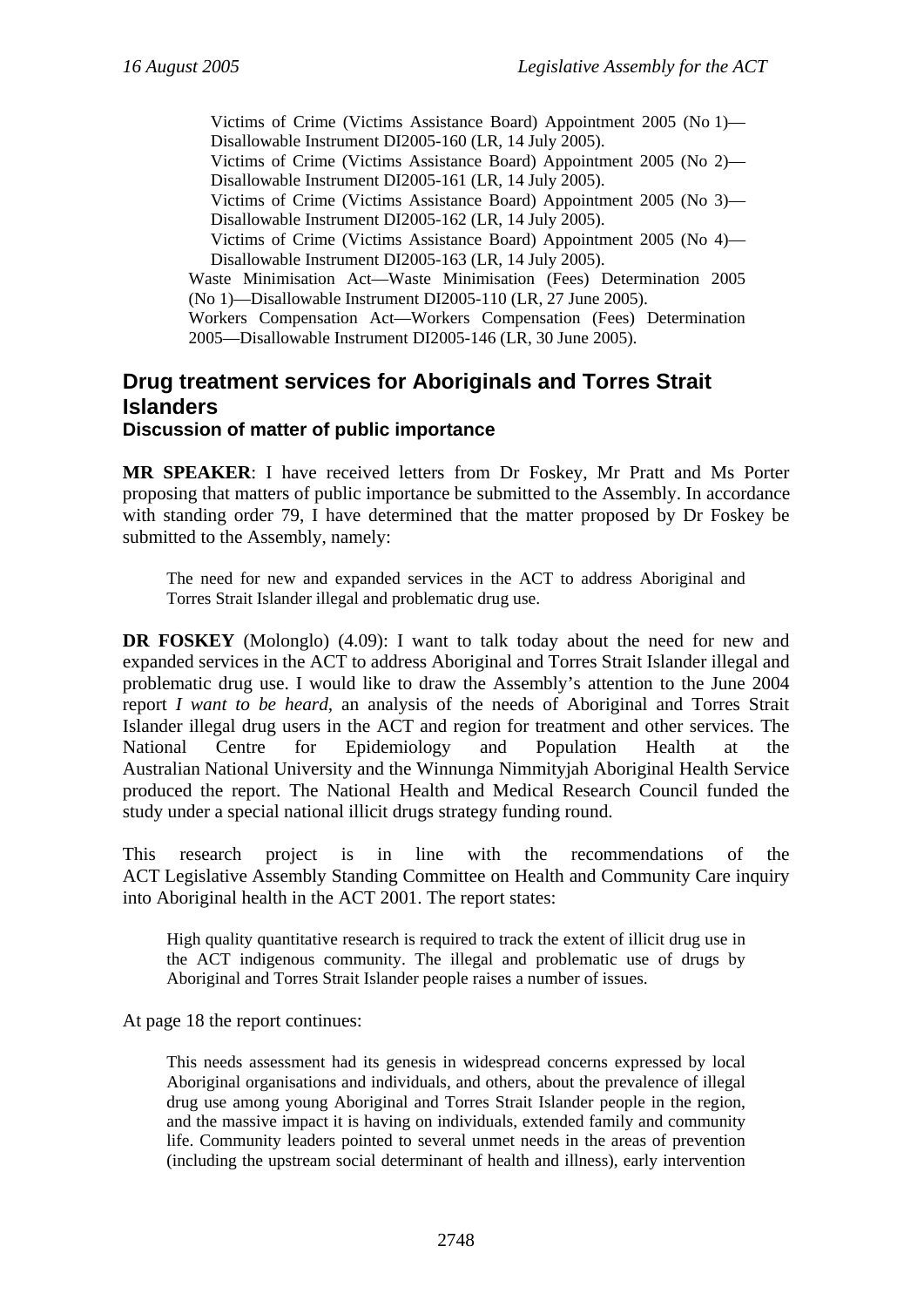Victims of Crime (Victims Assistance Board) Appointment 2005 (No 1)—Disallowable Instrument DI2005-160 (LR, 14 July 2005).

Victims of Crime (Victims Assistance Board) Appointment 2005 (No 2)—Disallowable Instrument DI2005-161 (LR, 14 July 2005).

Victims of Crime (Victims Assistance Board) Appointment 2005 (No 3)—Disallowable Instrument DI2005-162 (LR, 14 July 2005).

Victims of Crime (Victims Assistance Board) Appointment 2005 (No 4)—Disallowable Instrument DI2005-163 (LR, 14 July 2005).

Waste Minimisation Act—Waste Minimisation (Fees) Determination 2005 (No 1)—Disallowable Instrument DI2005-110 (LR, 27 June 2005).

Workers Compensation Act—Workers Compensation (Fees) Determination 2005—Disallowable Instrument DI2005-146 (LR, 30 June 2005).

## Drug treatment services for Aboriginals and Torres Strait Islanders

### Discussion of matter of public importance

**MR SPEAKER**: I have received letters from Dr Foskey, Mr Pratt and Ms Porter proposing that matters of public importance be submitted to the Assembly. In accordance with standing order 79, I have determined that the matter proposed by Dr Foskey be submitted to the Assembly, namely:

> The need for new and expanded services in the ACT to address Aboriginal and Torres Strait Islander illegal and problematic drug use.

**DR FOSKEY** (Molonglo) (4.09): I want to talk today about the need for new and expanded services in the ACT to address Aboriginal and Torres Strait Islander illegal and problematic drug use. I would like to draw the Assembly's attention to the June 2004 report *I want to be heard*, an analysis of the needs of Aboriginal and Torres Strait Islander illegal drug users in the ACT and region for treatment and other services. The National Centre for Epidemiology and Population Health at the Australian National University and the Winnunga Nimmityjah Aboriginal Health Service produced the report. The National Health and Medical Research Council funded the study under a special national illicit drugs strategy funding round.

This research project is in line with the recommendations of the ACT Legislative Assembly Standing Committee on Health and Community Care inquiry into Aboriginal health in the ACT 2001. The report states:

> High quality quantitative research is required to track the extent of illicit drug use in the ACT indigenous community. The illegal and problematic use of drugs by Aboriginal and Torres Strait Islander people raises a number of issues.

At page 18 the report continues:

> This needs assessment had its genesis in widespread concerns expressed by local Aboriginal organisations and individuals, and others, about the prevalence of illegal drug use among young Aboriginal and Torres Strait Islander people in the region, and the massive impact it is having on individuals, extended family and community life. Community leaders pointed to several unmet needs in the areas of prevention (including the upstream social determinant of health and illness), early intervention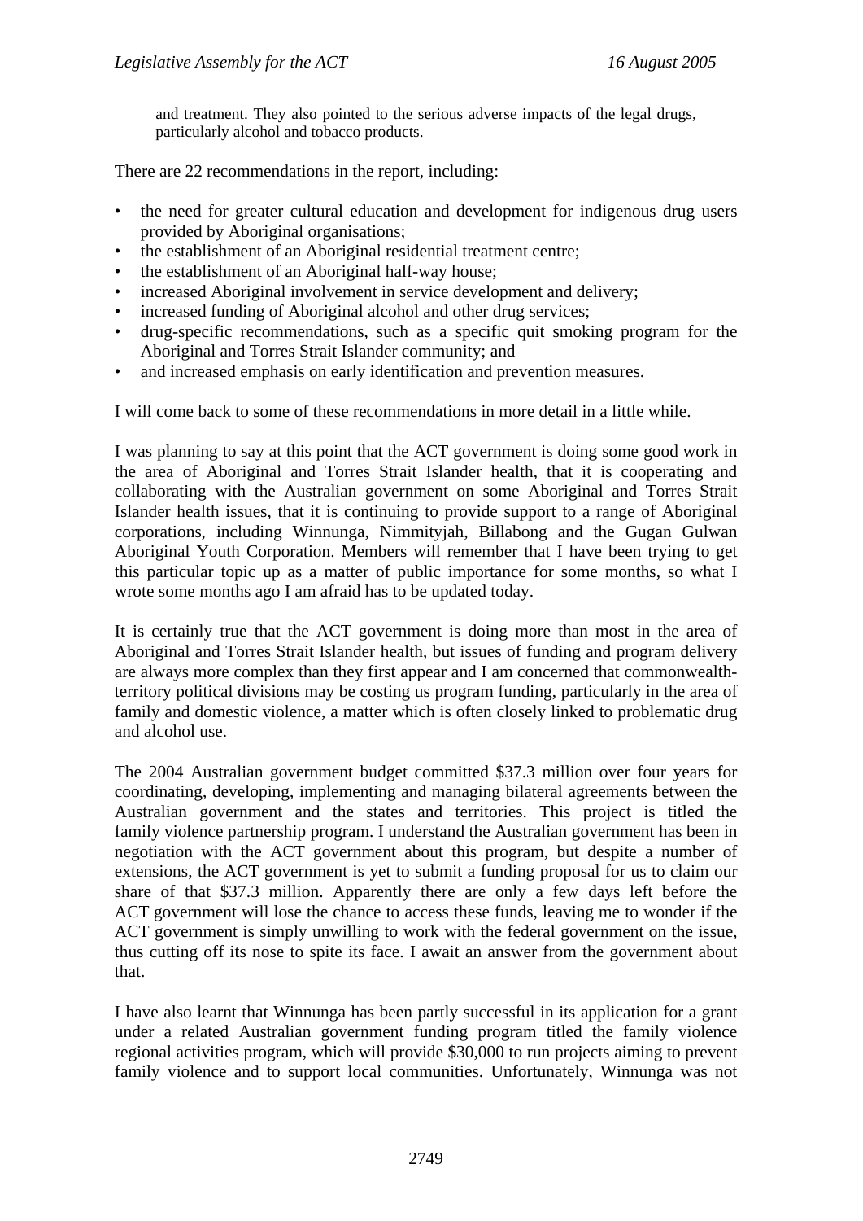and treatment. They also pointed to the serious adverse impacts of the legal drugs, particularly alcohol and tobacco products.

There are 22 recommendations in the report, including:

- the need for greater cultural education and development for indigenous drug users provided by Aboriginal organisations;
- the establishment of an Aboriginal residential treatment centre;
- the establishment of an Aboriginal half-way house;
- increased Aboriginal involvement in service development and delivery;
- increased funding of Aboriginal alcohol and other drug services;
- drug-specific recommendations, such as a specific quit smoking program for the Aboriginal and Torres Strait Islander community; and
- and increased emphasis on early identification and prevention measures.

I will come back to some of these recommendations in more detail in a little while.

I was planning to say at this point that the ACT government is doing some good work in the area of Aboriginal and Torres Strait Islander health, that it is cooperating and collaborating with the Australian government on some Aboriginal and Torres Strait Islander health issues, that it is continuing to provide support to a range of Aboriginal corporations, including Winnunga, Nimmityjah, Billabong and the Gugan Gulwan Aboriginal Youth Corporation. Members will remember that I have been trying to get this particular topic up as a matter of public importance for some months, so what I wrote some months ago I am afraid has to be updated today.

It is certainly true that the ACT government is doing more than most in the area of Aboriginal and Torres Strait Islander health, but issues of funding and program delivery are always more complex than they first appear and I am concerned that commonwealth-territory political divisions may be costing us program funding, particularly in the area of family and domestic violence, a matter which is often closely linked to problematic drug and alcohol use.

The 2004 Australian government budget committed $37.3 million over four years for coordinating, developing, implementing and managing bilateral agreements between the Australian government and the states and territories. This project is titled the family violence partnership program. I understand the Australian government has been in negotiation with the ACT government about this program, but despite a number of extensions, the ACT government is yet to submit a funding proposal for us to claim our share of that $37.3 million. Apparently there are only a few days left before the ACT government will lose the chance to access these funds, leaving me to wonder if the ACT government is simply unwilling to work with the federal government on the issue, thus cutting off its nose to spite its face. I await an answer from the government about that.

I have also learnt that Winnunga has been partly successful in its application for a grant under a related Australian government funding program titled the family violence regional activities program, which will provide $30,000 to run projects aiming to prevent family violence and to support local communities. Unfortunately, Winnunga was not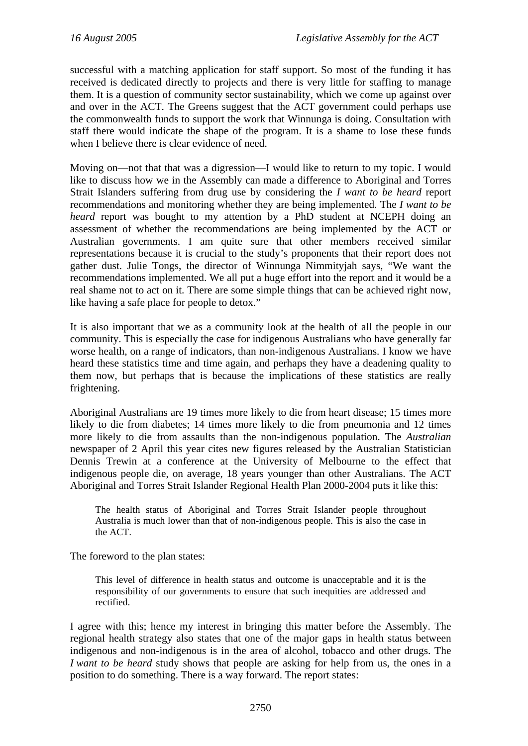successful with a matching application for staff support. So most of the funding it has received is dedicated directly to projects and there is very little for staffing to manage them. It is a question of community sector sustainability, which we come up against over and over in the ACT. The Greens suggest that the ACT government could perhaps use the commonwealth funds to support the work that Winnunga is doing. Consultation with staff there would indicate the shape of the program. It is a shame to lose these funds when I believe there is clear evidence of need.

Moving on—not that that was a digression—I would like to return to my topic. I would like to discuss how we in the Assembly can made a difference to Aboriginal and Torres Strait Islanders suffering from drug use by considering the *I want to be heard* report recommendations and monitoring whether they are being implemented. The *I want to be heard* report was bought to my attention by a PhD student at NCEPH doing an assessment of whether the recommendations are being implemented by the ACT or Australian governments. I am quite sure that other members received similar representations because it is crucial to the study's proponents that their report does not gather dust. Julie Tongs, the director of Winnunga Nimmityjah says, "We want the recommendations implemented. We all put a huge effort into the report and it would be a real shame not to act on it. There are some simple things that can be achieved right now, like having a safe place for people to detox."

It is also important that we as a community look at the health of all the people in our community. This is especially the case for indigenous Australians who have generally far worse health, on a range of indicators, than non-indigenous Australians. I know we have heard these statistics time and time again, and perhaps they have a deadening quality to them now, but perhaps that is because the implications of these statistics are really frightening.

Aboriginal Australians are 19 times more likely to die from heart disease; 15 times more likely to die from diabetes; 14 times more likely to die from pneumonia and 12 times more likely to die from assaults than the non-indigenous population. The *Australian* newspaper of 2 April this year cites new figures released by the Australian Statistician Dennis Trewin at a conference at the University of Melbourne to the effect that indigenous people die, on average, 18 years younger than other Australians. The ACT Aboriginal and Torres Strait Islander Regional Health Plan 2000-2004 puts it like this:

> The health status of Aboriginal and Torres Strait Islander people throughout Australia is much lower than that of non-indigenous people. This is also the case in the ACT.

The foreword to the plan states:

> This level of difference in health status and outcome is unacceptable and it is the responsibility of our governments to ensure that such inequities are addressed and rectified.

I agree with this; hence my interest in bringing this matter before the Assembly. The regional health strategy also states that one of the major gaps in health status between indigenous and non-indigenous is in the area of alcohol, tobacco and other drugs. The *I want to be heard* study shows that people are asking for help from us, the ones in a position to do something. There is a way forward. The report states: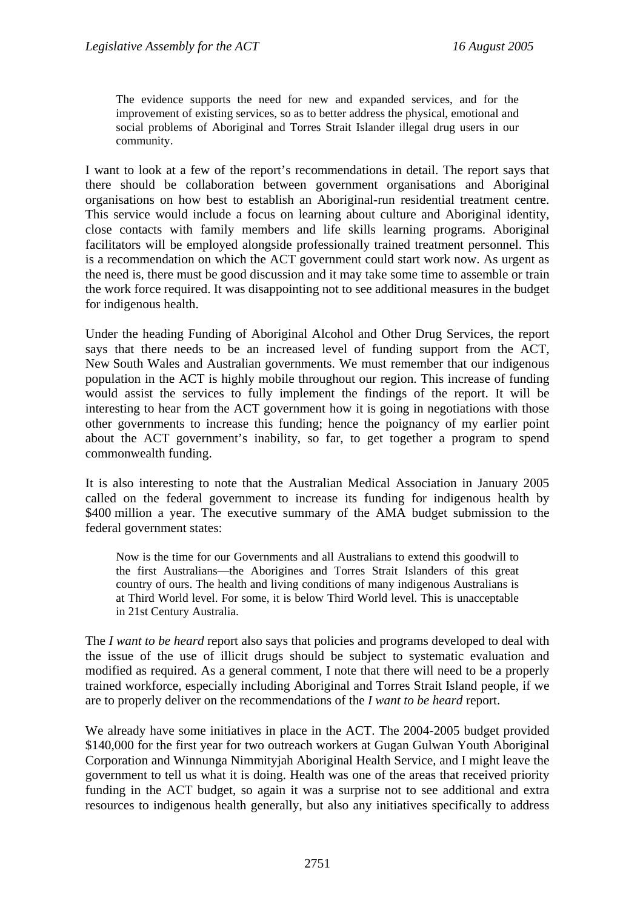> The evidence supports the need for new and expanded services, and for the improvement of existing services, so as to better address the physical, emotional and social problems of Aboriginal and Torres Strait Islander illegal drug users in our community.

I want to look at a few of the report's recommendations in detail. The report says that there should be collaboration between government organisations and Aboriginal organisations on how best to establish an Aboriginal-run residential treatment centre. This service would include a focus on learning about culture and Aboriginal identity, close contacts with family members and life skills learning programs. Aboriginal facilitators will be employed alongside professionally trained treatment personnel. This is a recommendation on which the ACT government could start work now. As urgent as the need is, there must be good discussion and it may take some time to assemble or train the work force required. It was disappointing not to see additional measures in the budget for indigenous health.

Under the heading Funding of Aboriginal Alcohol and Other Drug Services, the report says that there needs to be an increased level of funding support from the ACT, New South Wales and Australian governments. We must remember that our indigenous population in the ACT is highly mobile throughout our region. This increase of funding would assist the services to fully implement the findings of the report. It will be interesting to hear from the ACT government how it is going in negotiations with those other governments to increase this funding; hence the poignancy of my earlier point about the ACT government's inability, so far, to get together a program to spend commonwealth funding.

It is also interesting to note that the Australian Medical Association in January 2005 called on the federal government to increase its funding for indigenous health by \$400 million a year. The executive summary of the AMA budget submission to the federal government states:

> Now is the time for our Governments and all Australians to extend this goodwill to the first Australians—the Aborigines and Torres Strait Islanders of this great country of ours. The health and living conditions of many indigenous Australians is at Third World level. For some, it is below Third World level. This is unacceptable in 21st Century Australia.

The *I want to be heard* report also says that policies and programs developed to deal with the issue of the use of illicit drugs should be subject to systematic evaluation and modified as required. As a general comment, I note that there will need to be a properly trained workforce, especially including Aboriginal and Torres Strait Island people, if we are to properly deliver on the recommendations of the *I want to be heard* report.

We already have some initiatives in place in the ACT. The 2004-2005 budget provided \$140,000 for the first year for two outreach workers at Gugan Gulwan Youth Aboriginal Corporation and Winnunga Nimmityjah Aboriginal Health Service, and I might leave the government to tell us what it is doing. Health was one of the areas that received priority funding in the ACT budget, so again it was a surprise not to see additional and extra resources to indigenous health generally, but also any initiatives specifically to address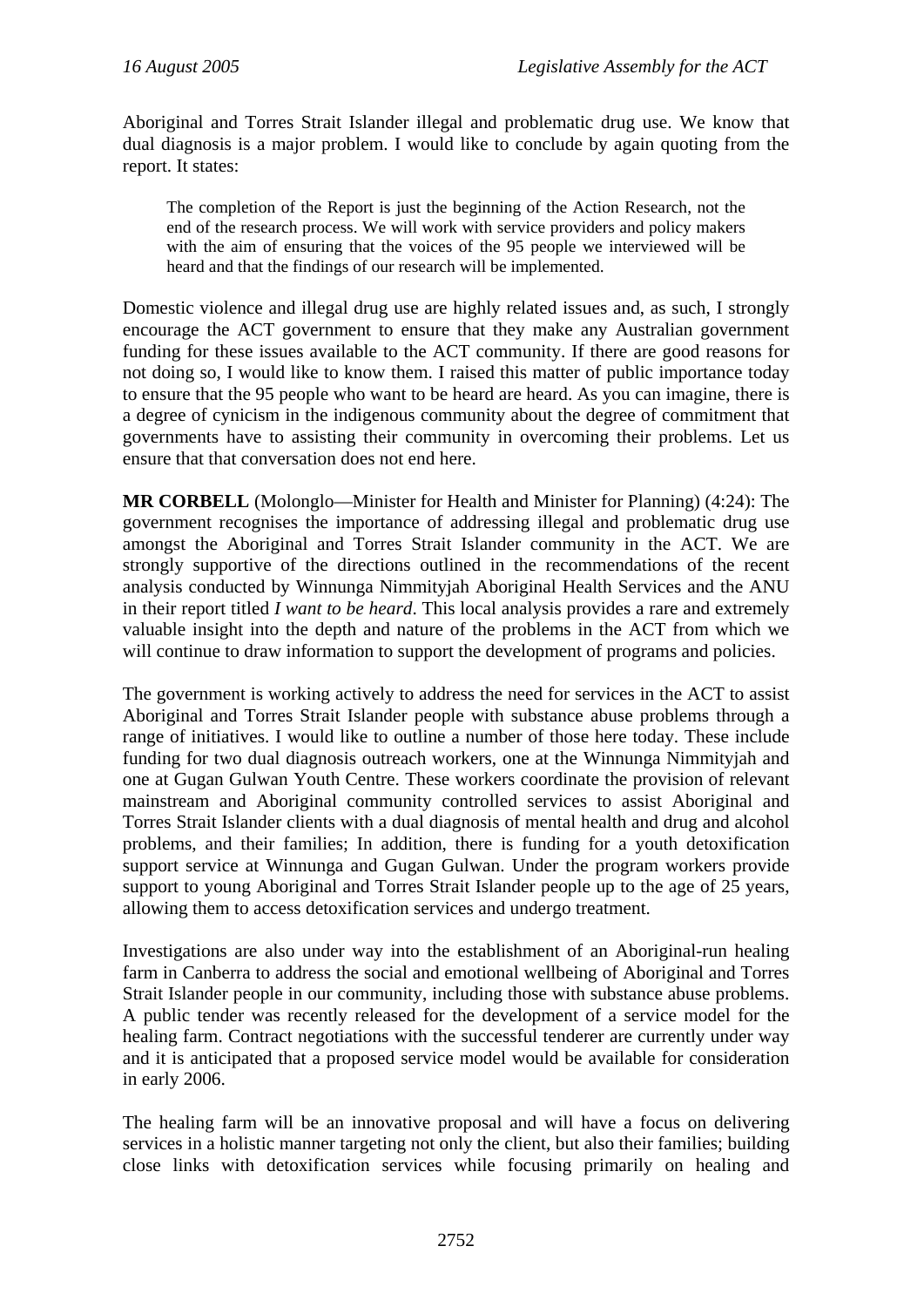Aboriginal and Torres Strait Islander illegal and problematic drug use. We know that dual diagnosis is a major problem. I would like to conclude by again quoting from the report. It states:

> The completion of the Report is just the beginning of the Action Research, not the end of the research process. We will work with service providers and policy makers with the aim of ensuring that the voices of the 95 people we interviewed will be heard and that the findings of our research will be implemented.

Domestic violence and illegal drug use are highly related issues and, as such, I strongly encourage the ACT government to ensure that they make any Australian government funding for these issues available to the ACT community. If there are good reasons for not doing so, I would like to know them. I raised this matter of public importance today to ensure that the 95 people who want to be heard are heard. As you can imagine, there is a degree of cynicism in the indigenous community about the degree of commitment that governments have to assisting their community in overcoming their problems. Let us ensure that that conversation does not end here.

**MR CORBELL** (Molonglo—Minister for Health and Minister for Planning) (4:24): The government recognises the importance of addressing illegal and problematic drug use amongst the Aboriginal and Torres Strait Islander community in the ACT. We are strongly supportive of the directions outlined in the recommendations of the recent analysis conducted by Winnunga Nimmityjah Aboriginal Health Services and the ANU in their report titled *I want to be heard*. This local analysis provides a rare and extremely valuable insight into the depth and nature of the problems in the ACT from which we will continue to draw information to support the development of programs and policies.

The government is working actively to address the need for services in the ACT to assist Aboriginal and Torres Strait Islander people with substance abuse problems through a range of initiatives. I would like to outline a number of those here today. These include funding for two dual diagnosis outreach workers, one at the Winnunga Nimmityjah and one at Gugan Gulwan Youth Centre. These workers coordinate the provision of relevant mainstream and Aboriginal community controlled services to assist Aboriginal and Torres Strait Islander clients with a dual diagnosis of mental health and drug and alcohol problems, and their families; In addition, there is funding for a youth detoxification support service at Winnunga and Gugan Gulwan. Under the program workers provide support to young Aboriginal and Torres Strait Islander people up to the age of 25 years, allowing them to access detoxification services and undergo treatment.

Investigations are also under way into the establishment of an Aboriginal-run healing farm in Canberra to address the social and emotional wellbeing of Aboriginal and Torres Strait Islander people in our community, including those with substance abuse problems. A public tender was recently released for the development of a service model for the healing farm. Contract negotiations with the successful tenderer are currently under way and it is anticipated that a proposed service model would be available for consideration in early 2006.

The healing farm will be an innovative proposal and will have a focus on delivering services in a holistic manner targeting not only the client, but also their families; building close links with detoxification services while focusing primarily on healing and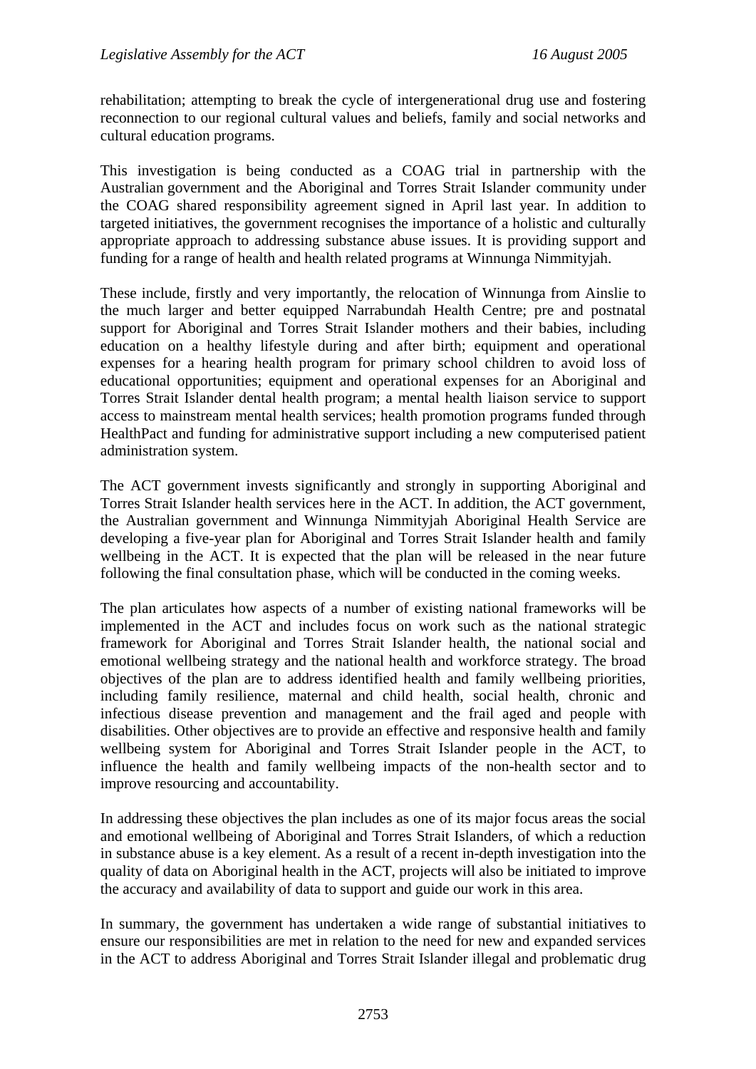rehabilitation; attempting to break the cycle of intergenerational drug use and fostering reconnection to our regional cultural values and beliefs, family and social networks and cultural education programs.

This investigation is being conducted as a COAG trial in partnership with the Australian government and the Aboriginal and Torres Strait Islander community under the COAG shared responsibility agreement signed in April last year. In addition to targeted initiatives, the government recognises the importance of a holistic and culturally appropriate approach to addressing substance abuse issues. It is providing support and funding for a range of health and health related programs at Winnunga Nimmityjah.

These include, firstly and very importantly, the relocation of Winnunga from Ainslie to the much larger and better equipped Narrabundah Health Centre; pre and postnatal support for Aboriginal and Torres Strait Islander mothers and their babies, including education on a healthy lifestyle during and after birth; equipment and operational expenses for a hearing health program for primary school children to avoid loss of educational opportunities; equipment and operational expenses for an Aboriginal and Torres Strait Islander dental health program; a mental health liaison service to support access to mainstream mental health services; health promotion programs funded through HealthPact and funding for administrative support including a new computerised patient administration system.

The ACT government invests significantly and strongly in supporting Aboriginal and Torres Strait Islander health services here in the ACT. In addition, the ACT government, the Australian government and Winnunga Nimmityjah Aboriginal Health Service are developing a five-year plan for Aboriginal and Torres Strait Islander health and family wellbeing in the ACT. It is expected that the plan will be released in the near future following the final consultation phase, which will be conducted in the coming weeks.

The plan articulates how aspects of a number of existing national frameworks will be implemented in the ACT and includes focus on work such as the national strategic framework for Aboriginal and Torres Strait Islander health, the national social and emotional wellbeing strategy and the national health and workforce strategy. The broad objectives of the plan are to address identified health and family wellbeing priorities, including family resilience, maternal and child health, social health, chronic and infectious disease prevention and management and the frail aged and people with disabilities. Other objectives are to provide an effective and responsive health and family wellbeing system for Aboriginal and Torres Strait Islander people in the ACT, to influence the health and family wellbeing impacts of the non-health sector and to improve resourcing and accountability.

In addressing these objectives the plan includes as one of its major focus areas the social and emotional wellbeing of Aboriginal and Torres Strait Islanders, of which a reduction in substance abuse is a key element. As a result of a recent in-depth investigation into the quality of data on Aboriginal health in the ACT, projects will also be initiated to improve the accuracy and availability of data to support and guide our work in this area.

In summary, the government has undertaken a wide range of substantial initiatives to ensure our responsibilities are met in relation to the need for new and expanded services in the ACT to address Aboriginal and Torres Strait Islander illegal and problematic drug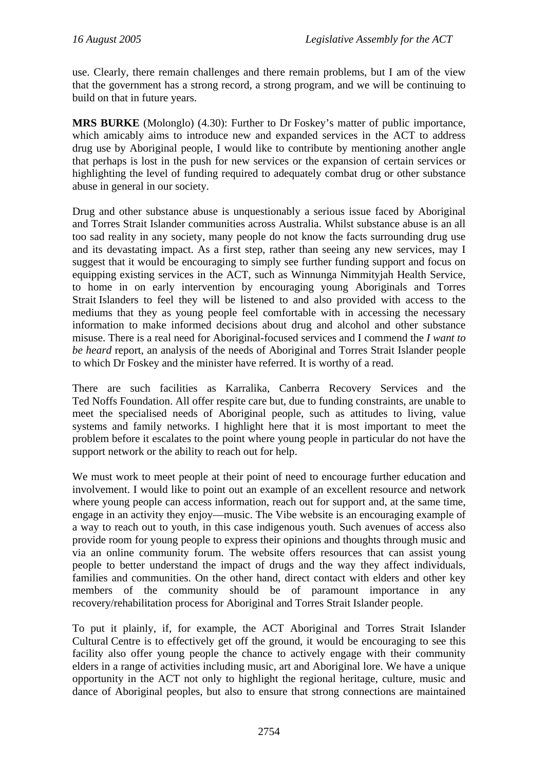use. Clearly, there remain challenges and there remain problems, but I am of the view that the government has a strong record, a strong program, and we will be continuing to build on that in future years.

**MRS BURKE** (Molonglo) (4.30): Further to Dr Foskey's matter of public importance, which amicably aims to introduce new and expanded services in the ACT to address drug use by Aboriginal people, I would like to contribute by mentioning another angle that perhaps is lost in the push for new services or the expansion of certain services or highlighting the level of funding required to adequately combat drug or other substance abuse in general in our society.

Drug and other substance abuse is unquestionably a serious issue faced by Aboriginal and Torres Strait Islander communities across Australia. Whilst substance abuse is an all too sad reality in any society, many people do not know the facts surrounding drug use and its devastating impact. As a first step, rather than seeing any new services, may I suggest that it would be encouraging to simply see further funding support and focus on equipping existing services in the ACT, such as Winnunga Nimmityjah Health Service, to home in on early intervention by encouraging young Aboriginals and Torres Strait Islanders to feel they will be listened to and also provided with access to the mediums that they as young people feel comfortable with in accessing the necessary information to make informed decisions about drug and alcohol and other substance misuse. There is a real need for Aboriginal-focused services and I commend the *I want to be heard* report, an analysis of the needs of Aboriginal and Torres Strait Islander people to which Dr Foskey and the minister have referred. It is worthy of a read.

There are such facilities as Karralika, Canberra Recovery Services and the Ted Noffs Foundation. All offer respite care but, due to funding constraints, are unable to meet the specialised needs of Aboriginal people, such as attitudes to living, value systems and family networks. I highlight here that it is most important to meet the problem before it escalates to the point where young people in particular do not have the support network or the ability to reach out for help.

We must work to meet people at their point of need to encourage further education and involvement. I would like to point out an example of an excellent resource and network where young people can access information, reach out for support and, at the same time, engage in an activity they enjoy—music. The Vibe website is an encouraging example of a way to reach out to youth, in this case indigenous youth. Such avenues of access also provide room for young people to express their opinions and thoughts through music and via an online community forum. The website offers resources that can assist young people to better understand the impact of drugs and the way they affect individuals, families and communities. On the other hand, direct contact with elders and other key members of the community should be of paramount importance in any recovery/rehabilitation process for Aboriginal and Torres Strait Islander people.

To put it plainly, if, for example, the ACT Aboriginal and Torres Strait Islander Cultural Centre is to effectively get off the ground, it would be encouraging to see this facility also offer young people the chance to actively engage with their community elders in a range of activities including music, art and Aboriginal lore. We have a unique opportunity in the ACT not only to highlight the regional heritage, culture, music and dance of Aboriginal peoples, but also to ensure that strong connections are maintained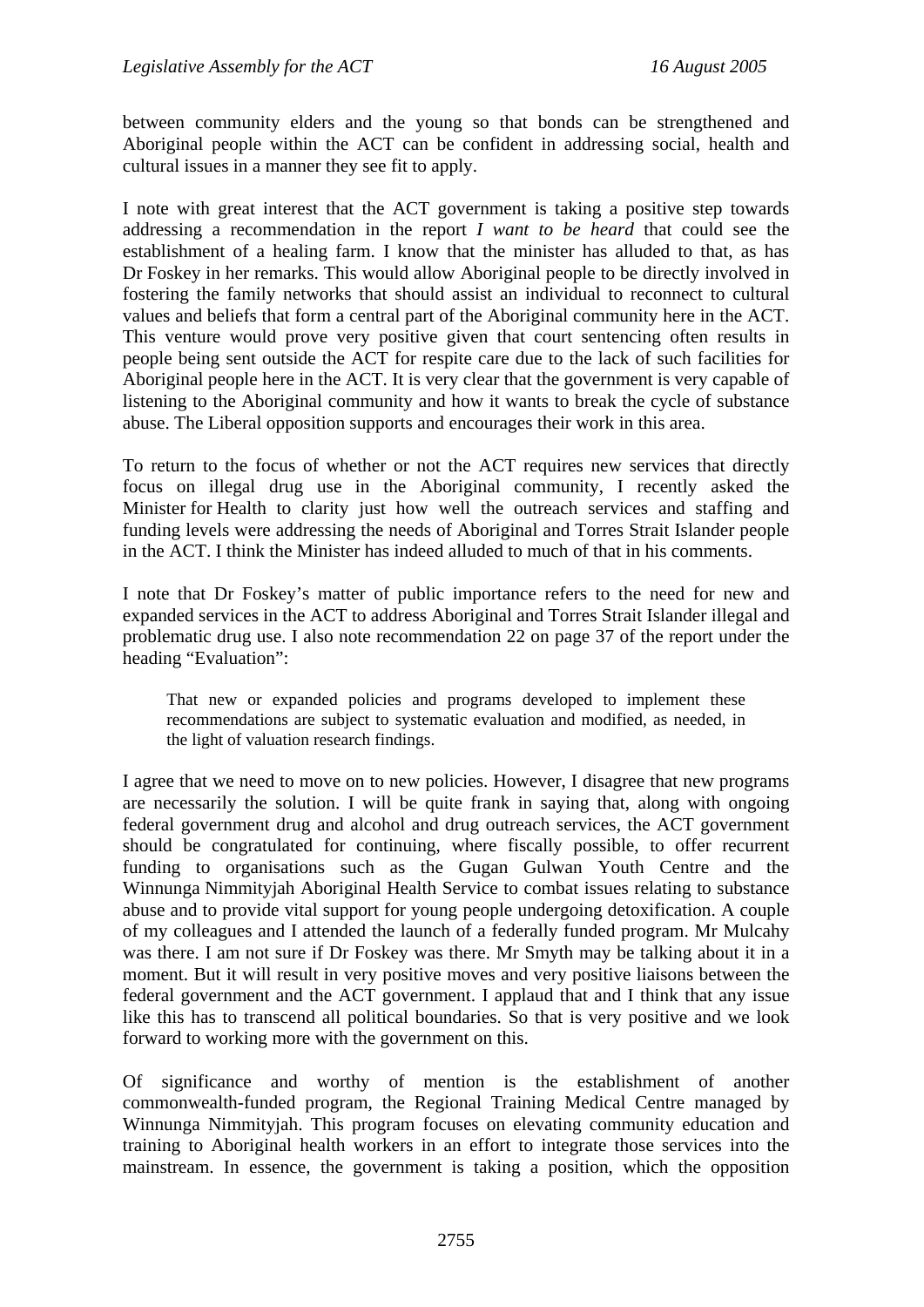between community elders and the young so that bonds can be strengthened and Aboriginal people within the ACT can be confident in addressing social, health and cultural issues in a manner they see fit to apply.

I note with great interest that the ACT government is taking a positive step towards addressing a recommendation in the report *I want to be heard* that could see the establishment of a healing farm. I know that the minister has alluded to that, as has Dr Foskey in her remarks. This would allow Aboriginal people to be directly involved in fostering the family networks that should assist an individual to reconnect to cultural values and beliefs that form a central part of the Aboriginal community here in the ACT. This venture would prove very positive given that court sentencing often results in people being sent outside the ACT for respite care due to the lack of such facilities for Aboriginal people here in the ACT. It is very clear that the government is very capable of listening to the Aboriginal community and how it wants to break the cycle of substance abuse. The Liberal opposition supports and encourages their work in this area.

To return to the focus of whether or not the ACT requires new services that directly focus on illegal drug use in the Aboriginal community, I recently asked the Minister for Health to clarity just how well the outreach services and staffing and funding levels were addressing the needs of Aboriginal and Torres Strait Islander people in the ACT. I think the Minister has indeed alluded to much of that in his comments.

I note that Dr Foskey's matter of public importance refers to the need for new and expanded services in the ACT to address Aboriginal and Torres Strait Islander illegal and problematic drug use. I also note recommendation 22 on page 37 of the report under the heading "Evaluation":

> That new or expanded policies and programs developed to implement these recommendations are subject to systematic evaluation and modified, as needed, in the light of valuation research findings.

I agree that we need to move on to new policies. However, I disagree that new programs are necessarily the solution. I will be quite frank in saying that, along with ongoing federal government drug and alcohol and drug outreach services, the ACT government should be congratulated for continuing, where fiscally possible, to offer recurrent funding to organisations such as the Gugan Gulwan Youth Centre and the Winnunga Nimmityjah Aboriginal Health Service to combat issues relating to substance abuse and to provide vital support for young people undergoing detoxification. A couple of my colleagues and I attended the launch of a federally funded program. Mr Mulcahy was there. I am not sure if Dr Foskey was there. Mr Smyth may be talking about it in a moment. But it will result in very positive moves and very positive liaisons between the federal government and the ACT government. I applaud that and I think that any issue like this has to transcend all political boundaries. So that is very positive and we look forward to working more with the government on this.

Of significance and worthy of mention is the establishment of another commonwealth-funded program, the Regional Training Medical Centre managed by Winnunga Nimmityjah. This program focuses on elevating community education and training to Aboriginal health workers in an effort to integrate those services into the mainstream. In essence, the government is taking a position, which the opposition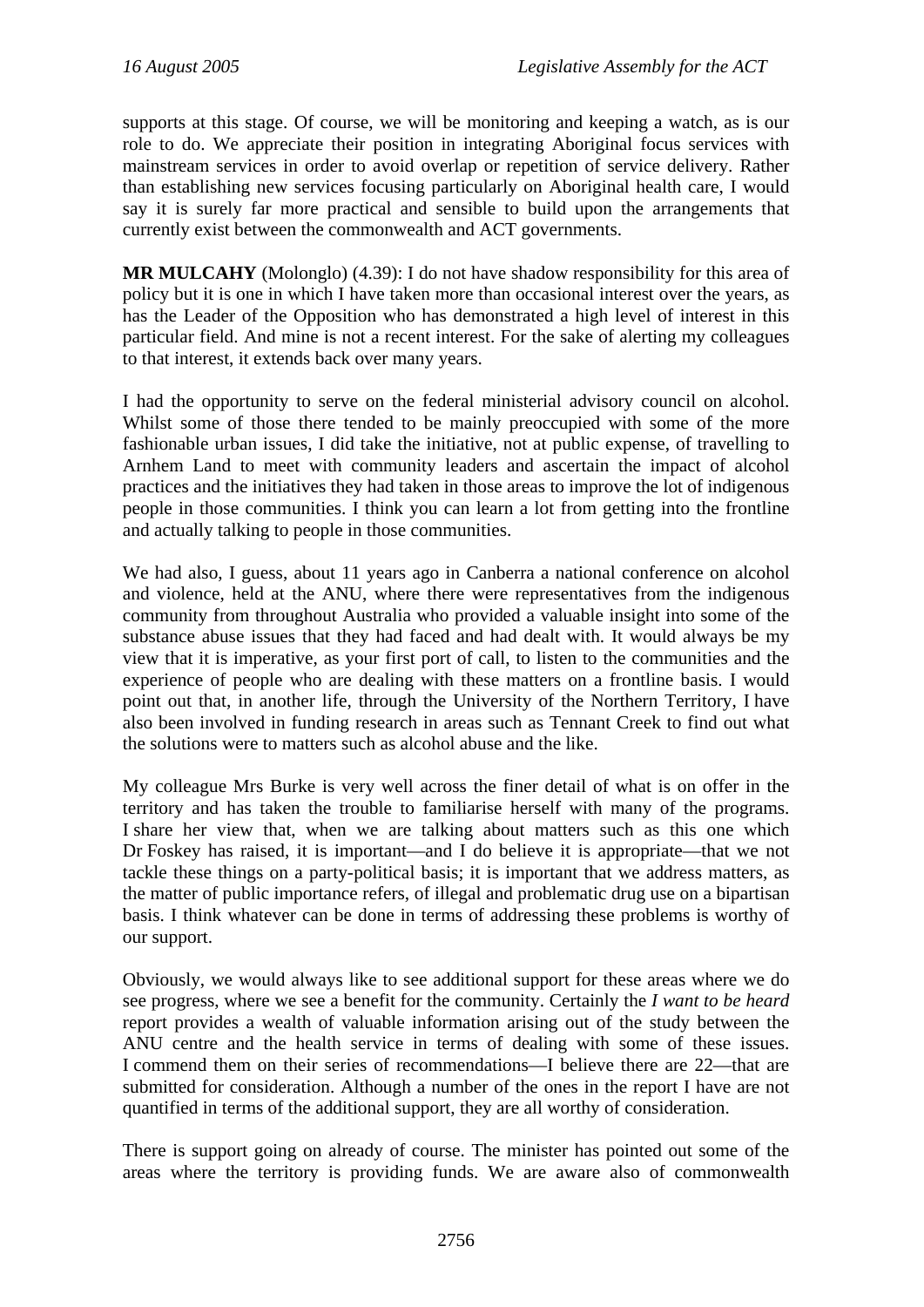supports at this stage. Of course, we will be monitoring and keeping a watch, as is our role to do. We appreciate their position in integrating Aboriginal focus services with mainstream services in order to avoid overlap or repetition of service delivery. Rather than establishing new services focusing particularly on Aboriginal health care, I would say it is surely far more practical and sensible to build upon the arrangements that currently exist between the commonwealth and ACT governments.

**MR MULCAHY** (Molonglo) (4.39): I do not have shadow responsibility for this area of policy but it is one in which I have taken more than occasional interest over the years, as has the Leader of the Opposition who has demonstrated a high level of interest in this particular field. And mine is not a recent interest. For the sake of alerting my colleagues to that interest, it extends back over many years.

I had the opportunity to serve on the federal ministerial advisory council on alcohol. Whilst some of those there tended to be mainly preoccupied with some of the more fashionable urban issues, I did take the initiative, not at public expense, of travelling to Arnhem Land to meet with community leaders and ascertain the impact of alcohol practices and the initiatives they had taken in those areas to improve the lot of indigenous people in those communities. I think you can learn a lot from getting into the frontline and actually talking to people in those communities.

We had also, I guess, about 11 years ago in Canberra a national conference on alcohol and violence, held at the ANU, where there were representatives from the indigenous community from throughout Australia who provided a valuable insight into some of the substance abuse issues that they had faced and had dealt with. It would always be my view that it is imperative, as your first port of call, to listen to the communities and the experience of people who are dealing with these matters on a frontline basis. I would point out that, in another life, through the University of the Northern Territory, I have also been involved in funding research in areas such as Tennant Creek to find out what the solutions were to matters such as alcohol abuse and the like.

My colleague Mrs Burke is very well across the finer detail of what is on offer in the territory and has taken the trouble to familiarise herself with many of the programs. I share her view that, when we are talking about matters such as this one which Dr Foskey has raised, it is important—and I do believe it is appropriate—that we not tackle these things on a party-political basis; it is important that we address matters, as the matter of public importance refers, of illegal and problematic drug use on a bipartisan basis. I think whatever can be done in terms of addressing these problems is worthy of our support.

Obviously, we would always like to see additional support for these areas where we do see progress, where we see a benefit for the community. Certainly the *I want to be heard* report provides a wealth of valuable information arising out of the study between the ANU centre and the health service in terms of dealing with some of these issues. I commend them on their series of recommendations—I believe there are 22—that are submitted for consideration. Although a number of the ones in the report I have are not quantified in terms of the additional support, they are all worthy of consideration.

There is support going on already of course. The minister has pointed out some of the areas where the territory is providing funds. We are aware also of commonwealth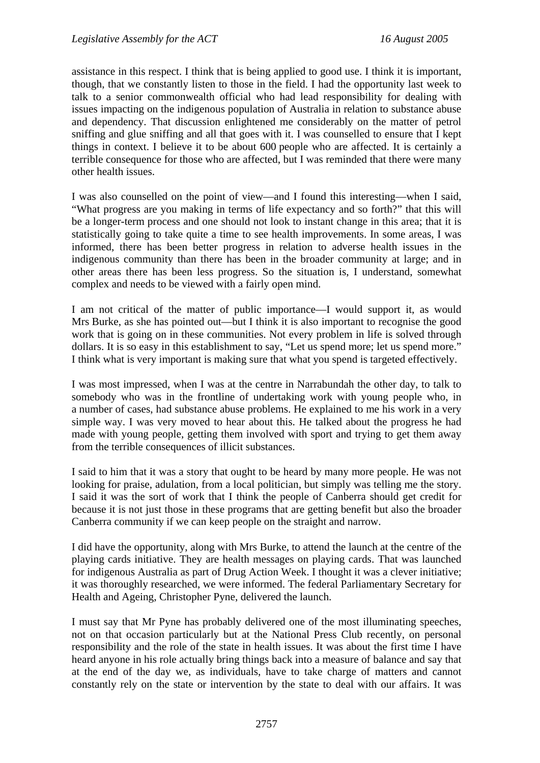assistance in this respect. I think that is being applied to good use. I think it is important, though, that we constantly listen to those in the field. I had the opportunity last week to talk to a senior commonwealth official who had lead responsibility for dealing with issues impacting on the indigenous population of Australia in relation to substance abuse and dependency. That discussion enlightened me considerably on the matter of petrol sniffing and glue sniffing and all that goes with it. I was counselled to ensure that I kept things in context. I believe it to be about 600 people who are affected. It is certainly a terrible consequence for those who are affected, but I was reminded that there were many other health issues.

I was also counselled on the point of view—and I found this interesting—when I said, "What progress are you making in terms of life expectancy and so forth?" that this will be a longer-term process and one should not look to instant change in this area; that it is statistically going to take quite a time to see health improvements. In some areas, I was informed, there has been better progress in relation to adverse health issues in the indigenous community than there has been in the broader community at large; and in other areas there has been less progress. So the situation is, I understand, somewhat complex and needs to be viewed with a fairly open mind.

I am not critical of the matter of public importance—I would support it, as would Mrs Burke, as she has pointed out—but I think it is also important to recognise the good work that is going on in these communities. Not every problem in life is solved through dollars. It is so easy in this establishment to say, "Let us spend more; let us spend more." I think what is very important is making sure that what you spend is targeted effectively.

I was most impressed, when I was at the centre in Narrabundah the other day, to talk to somebody who was in the frontline of undertaking work with young people who, in a number of cases, had substance abuse problems. He explained to me his work in a very simple way. I was very moved to hear about this. He talked about the progress he had made with young people, getting them involved with sport and trying to get them away from the terrible consequences of illicit substances.

I said to him that it was a story that ought to be heard by many more people. He was not looking for praise, adulation, from a local politician, but simply was telling me the story. I said it was the sort of work that I think the people of Canberra should get credit for because it is not just those in these programs that are getting benefit but also the broader Canberra community if we can keep people on the straight and narrow.

I did have the opportunity, along with Mrs Burke, to attend the launch at the centre of the playing cards initiative. They are health messages on playing cards. That was launched for indigenous Australia as part of Drug Action Week. I thought it was a clever initiative; it was thoroughly researched, we were informed. The federal Parliamentary Secretary for Health and Ageing, Christopher Pyne, delivered the launch.

I must say that Mr Pyne has probably delivered one of the most illuminating speeches, not on that occasion particularly but at the National Press Club recently, on personal responsibility and the role of the state in health issues. It was about the first time I have heard anyone in his role actually bring things back into a measure of balance and say that at the end of the day we, as individuals, have to take charge of matters and cannot constantly rely on the state or intervention by the state to deal with our affairs. It was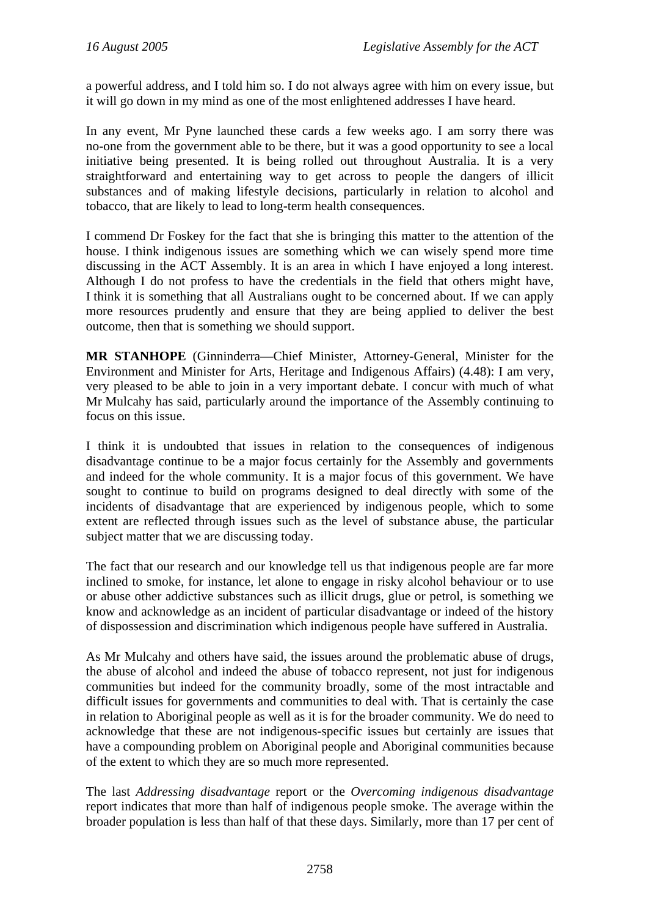a powerful address, and I told him so. I do not always agree with him on every issue, but it will go down in my mind as one of the most enlightened addresses I have heard.

In any event, Mr Pyne launched these cards a few weeks ago. I am sorry there was no-one from the government able to be there, but it was a good opportunity to see a local initiative being presented. It is being rolled out throughout Australia. It is a very straightforward and entertaining way to get across to people the dangers of illicit substances and of making lifestyle decisions, particularly in relation to alcohol and tobacco, that are likely to lead to long-term health consequences.

I commend Dr Foskey for the fact that she is bringing this matter to the attention of the house. I think indigenous issues are something which we can wisely spend more time discussing in the ACT Assembly. It is an area in which I have enjoyed a long interest. Although I do not profess to have the credentials in the field that others might have, I think it is something that all Australians ought to be concerned about. If we can apply more resources prudently and ensure that they are being applied to deliver the best outcome, then that is something we should support.

**MR STANHOPE** (Ginninderra—Chief Minister, Attorney-General, Minister for the Environment and Minister for Arts, Heritage and Indigenous Affairs) (4.48): I am very, very pleased to be able to join in a very important debate. I concur with much of what Mr Mulcahy has said, particularly around the importance of the Assembly continuing to focus on this issue.

I think it is undoubted that issues in relation to the consequences of indigenous disadvantage continue to be a major focus certainly for the Assembly and governments and indeed for the whole community. It is a major focus of this government. We have sought to continue to build on programs designed to deal directly with some of the incidents of disadvantage that are experienced by indigenous people, which to some extent are reflected through issues such as the level of substance abuse, the particular subject matter that we are discussing today.

The fact that our research and our knowledge tell us that indigenous people are far more inclined to smoke, for instance, let alone to engage in risky alcohol behaviour or to use or abuse other addictive substances such as illicit drugs, glue or petrol, is something we know and acknowledge as an incident of particular disadvantage or indeed of the history of dispossession and discrimination which indigenous people have suffered in Australia.

As Mr Mulcahy and others have said, the issues around the problematic abuse of drugs, the abuse of alcohol and indeed the abuse of tobacco represent, not just for indigenous communities but indeed for the community broadly, some of the most intractable and difficult issues for governments and communities to deal with. That is certainly the case in relation to Aboriginal people as well as it is for the broader community. We do need to acknowledge that these are not indigenous-specific issues but certainly are issues that have a compounding problem on Aboriginal people and Aboriginal communities because of the extent to which they are so much more represented.

The last *Addressing disadvantage* report or the *Overcoming indigenous disadvantage* report indicates that more than half of indigenous people smoke. The average within the broader population is less than half of that these days. Similarly, more than 17 per cent of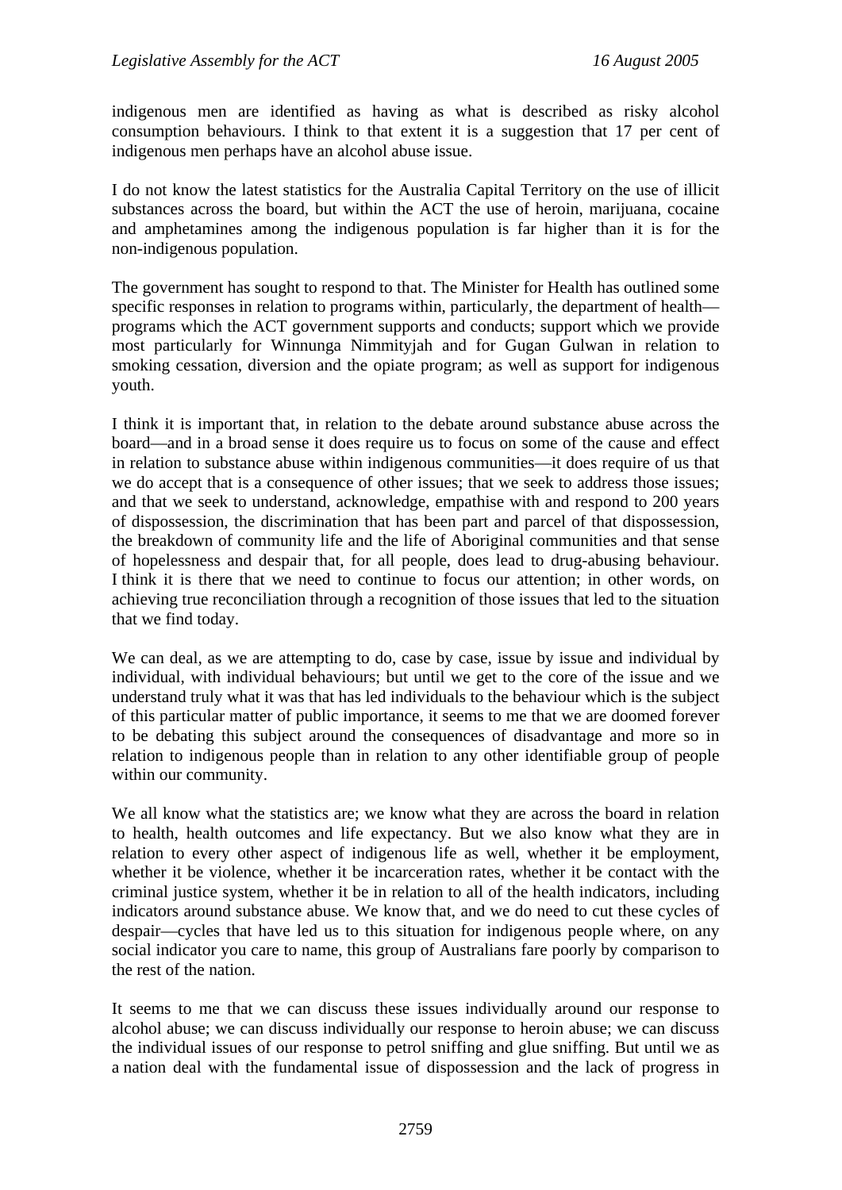indigenous men are identified as having as what is described as risky alcohol consumption behaviours. I think to that extent it is a suggestion that 17 per cent of indigenous men perhaps have an alcohol abuse issue.

I do not know the latest statistics for the Australia Capital Territory on the use of illicit substances across the board, but within the ACT the use of heroin, marijuana, cocaine and amphetamines among the indigenous population is far higher than it is for the non-indigenous population.

The government has sought to respond to that. The Minister for Health has outlined some specific responses in relation to programs within, particularly, the department of health—programs which the ACT government supports and conducts; support which we provide most particularly for Winnunga Nimmityjah and for Gugan Gulwan in relation to smoking cessation, diversion and the opiate program; as well as support for indigenous youth.

I think it is important that, in relation to the debate around substance abuse across the board—and in a broad sense it does require us to focus on some of the cause and effect in relation to substance abuse within indigenous communities—it does require of us that we do accept that is a consequence of other issues; that we seek to address those issues; and that we seek to understand, acknowledge, empathise with and respond to 200 years of dispossession, the discrimination that has been part and parcel of that dispossession, the breakdown of community life and the life of Aboriginal communities and that sense of hopelessness and despair that, for all people, does lead to drug-abusing behaviour. I think it is there that we need to continue to focus our attention; in other words, on achieving true reconciliation through a recognition of those issues that led to the situation that we find today.

We can deal, as we are attempting to do, case by case, issue by issue and individual by individual, with individual behaviours; but until we get to the core of the issue and we understand truly what it was that has led individuals to the behaviour which is the subject of this particular matter of public importance, it seems to me that we are doomed forever to be debating this subject around the consequences of disadvantage and more so in relation to indigenous people than in relation to any other identifiable group of people within our community.

We all know what the statistics are; we know what they are across the board in relation to health, health outcomes and life expectancy. But we also know what they are in relation to every other aspect of indigenous life as well, whether it be employment, whether it be violence, whether it be incarceration rates, whether it be contact with the criminal justice system, whether it be in relation to all of the health indicators, including indicators around substance abuse. We know that, and we do need to cut these cycles of despair—cycles that have led us to this situation for indigenous people where, on any social indicator you care to name, this group of Australians fare poorly by comparison to the rest of the nation.

It seems to me that we can discuss these issues individually around our response to alcohol abuse; we can discuss individually our response to heroin abuse; we can discuss the individual issues of our response to petrol sniffing and glue sniffing. But until we as a nation deal with the fundamental issue of dispossession and the lack of progress in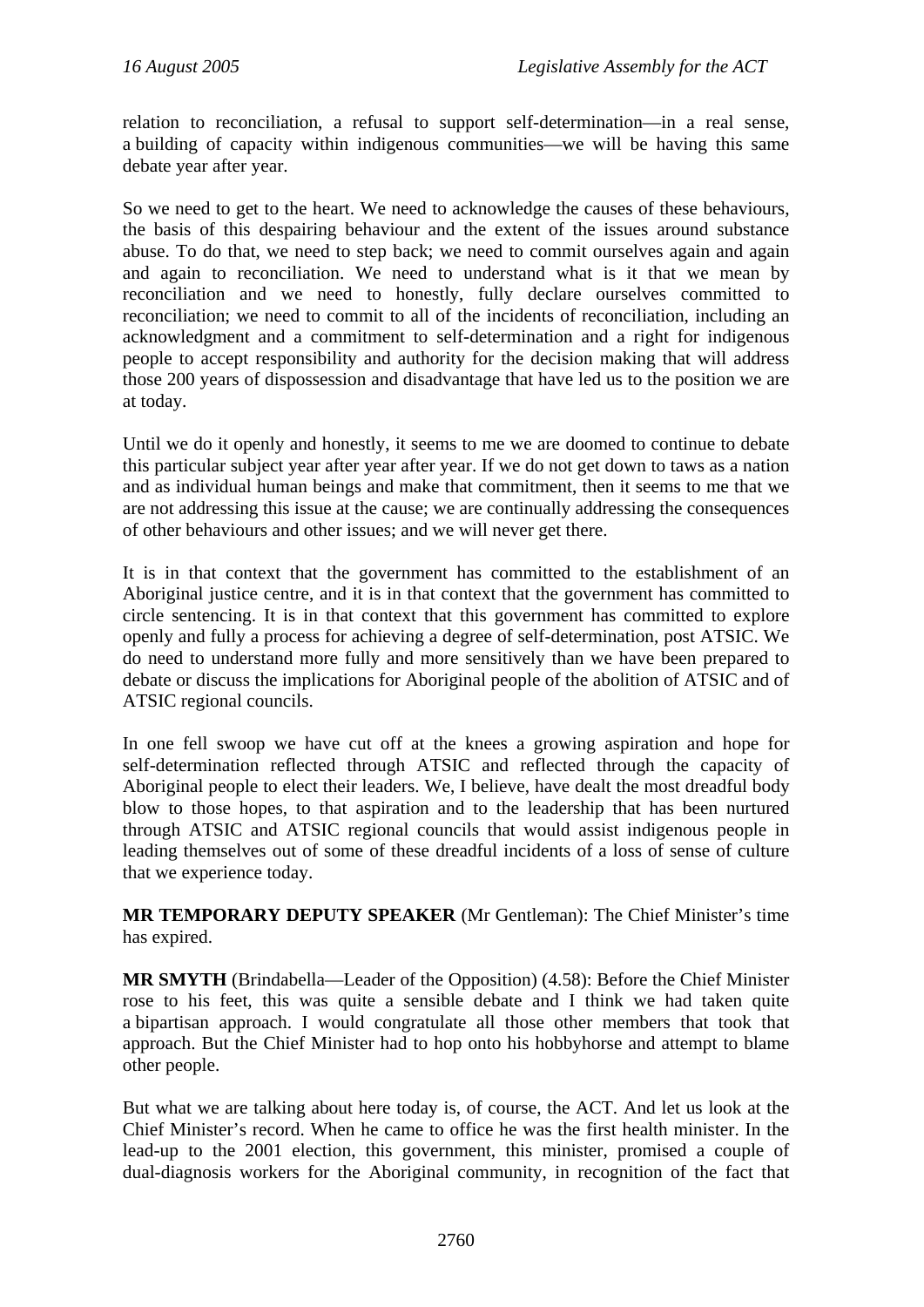relation to reconciliation, a refusal to support self-determination—in a real sense, a building of capacity within indigenous communities—we will be having this same debate year after year.

So we need to get to the heart. We need to acknowledge the causes of these behaviours, the basis of this despairing behaviour and the extent of the issues around substance abuse. To do that, we need to step back; we need to commit ourselves again and again and again to reconciliation. We need to understand what is it that we mean by reconciliation and we need to honestly, fully declare ourselves committed to reconciliation; we need to commit to all of the incidents of reconciliation, including an acknowledgment and a commitment to self-determination and a right for indigenous people to accept responsibility and authority for the decision making that will address those 200 years of dispossession and disadvantage that have led us to the position we are at today.

Until we do it openly and honestly, it seems to me we are doomed to continue to debate this particular subject year after year after year. If we do not get down to taws as a nation and as individual human beings and make that commitment, then it seems to me that we are not addressing this issue at the cause; we are continually addressing the consequences of other behaviours and other issues; and we will never get there.

It is in that context that the government has committed to the establishment of an Aboriginal justice centre, and it is in that context that the government has committed to circle sentencing. It is in that context that this government has committed to explore openly and fully a process for achieving a degree of self-determination, post ATSIC. We do need to understand more fully and more sensitively than we have been prepared to debate or discuss the implications for Aboriginal people of the abolition of ATSIC and of ATSIC regional councils.

In one fell swoop we have cut off at the knees a growing aspiration and hope for self-determination reflected through ATSIC and reflected through the capacity of Aboriginal people to elect their leaders. We, I believe, have dealt the most dreadful body blow to those hopes, to that aspiration and to the leadership that has been nurtured through ATSIC and ATSIC regional councils that would assist indigenous people in leading themselves out of some of these dreadful incidents of a loss of sense of culture that we experience today.

**MR TEMPORARY DEPUTY SPEAKER** (Mr Gentleman): The Chief Minister's time has expired.

**MR SMYTH** (Brindabella—Leader of the Opposition) (4.58): Before the Chief Minister rose to his feet, this was quite a sensible debate and I think we had taken quite a bipartisan approach. I would congratulate all those other members that took that approach. But the Chief Minister had to hop onto his hobbyhorse and attempt to blame other people.

But what we are talking about here today is, of course, the ACT. And let us look at the Chief Minister's record. When he came to office he was the first health minister. In the lead-up to the 2001 election, this government, this minister, promised a couple of dual-diagnosis workers for the Aboriginal community, in recognition of the fact that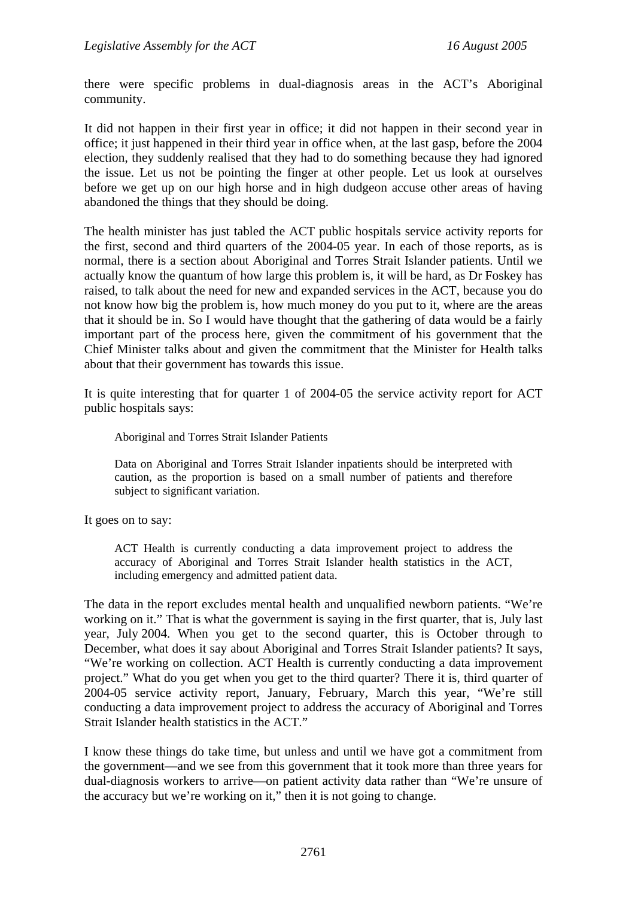there were specific problems in dual-diagnosis areas in the ACT's Aboriginal community.

It did not happen in their first year in office; it did not happen in their second year in office; it just happened in their third year in office when, at the last gasp, before the 2004 election, they suddenly realised that they had to do something because they had ignored the issue. Let us not be pointing the finger at other people. Let us look at ourselves before we get up on our high horse and in high dudgeon accuse other areas of having abandoned the things that they should be doing.

The health minister has just tabled the ACT public hospitals service activity reports for the first, second and third quarters of the 2004-05 year. In each of those reports, as is normal, there is a section about Aboriginal and Torres Strait Islander patients. Until we actually know the quantum of how large this problem is, it will be hard, as Dr Foskey has raised, to talk about the need for new and expanded services in the ACT, because you do not know how big the problem is, how much money do you put to it, where are the areas that it should be in. So I would have thought that the gathering of data would be a fairly important part of the process here, given the commitment of his government that the Chief Minister talks about and given the commitment that the Minister for Health talks about that their government has towards this issue.

It is quite interesting that for quarter 1 of 2004-05 the service activity report for ACT public hospitals says:

> Aboriginal and Torres Strait Islander Patients
>
> Data on Aboriginal and Torres Strait Islander inpatients should be interpreted with caution, as the proportion is based on a small number of patients and therefore subject to significant variation.

It goes on to say:

> ACT Health is currently conducting a data improvement project to address the accuracy of Aboriginal and Torres Strait Islander health statistics in the ACT, including emergency and admitted patient data.

The data in the report excludes mental health and unqualified newborn patients. "We're working on it." That is what the government is saying in the first quarter, that is, July last year, July 2004. When you get to the second quarter, this is October through to December, what does it say about Aboriginal and Torres Strait Islander patients? It says, "We're working on collection. ACT Health is currently conducting a data improvement project." What do you get when you get to the third quarter? There it is, third quarter of 2004-05 service activity report, January, February, March this year, "We're still conducting a data improvement project to address the accuracy of Aboriginal and Torres Strait Islander health statistics in the ACT."

I know these things do take time, but unless and until we have got a commitment from the government—and we see from this government that it took more than three years for dual-diagnosis workers to arrive—on patient activity data rather than "We're unsure of the accuracy but we're working on it," then it is not going to change.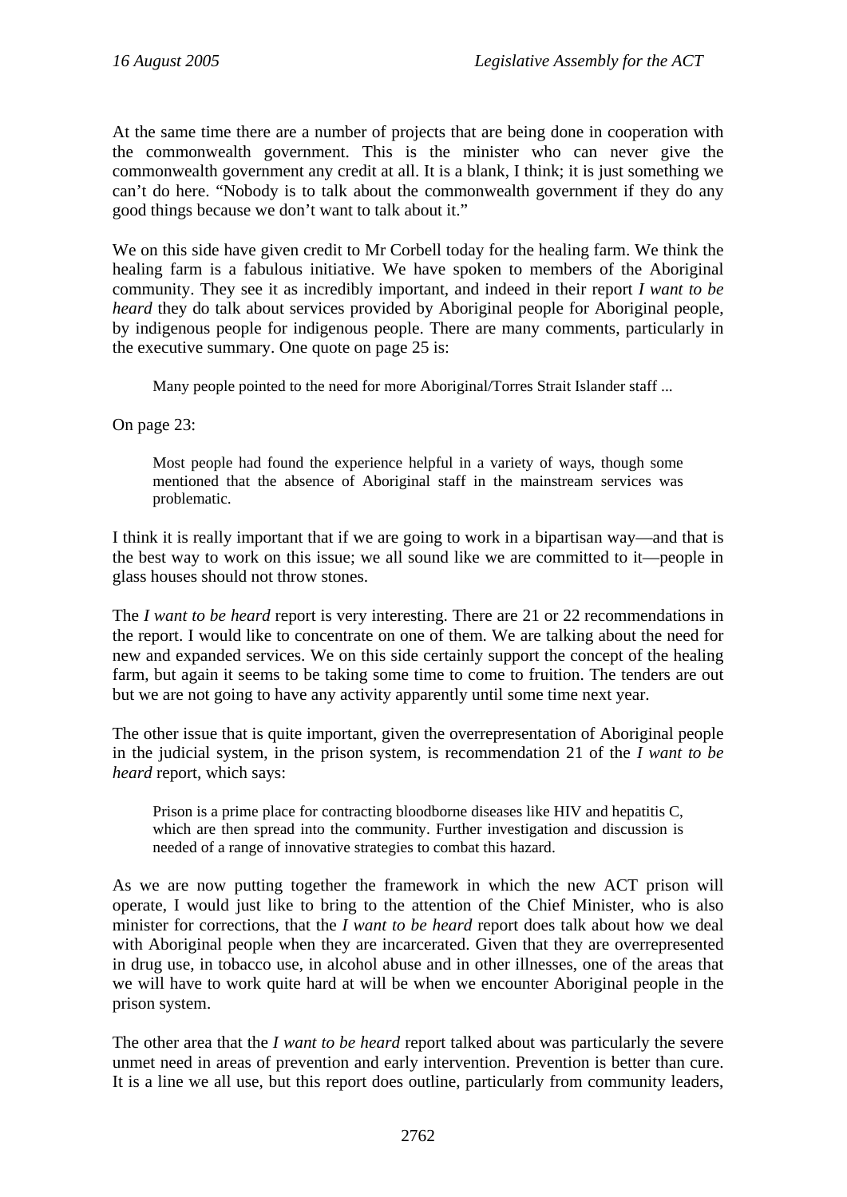At the same time there are a number of projects that are being done in cooperation with the commonwealth government. This is the minister who can never give the commonwealth government any credit at all. It is a blank, I think; it is just something we can't do here. "Nobody is to talk about the commonwealth government if they do any good things because we don't want to talk about it."

We on this side have given credit to Mr Corbell today for the healing farm. We think the healing farm is a fabulous initiative. We have spoken to members of the Aboriginal community. They see it as incredibly important, and indeed in their report *I want to be heard* they do talk about services provided by Aboriginal people for Aboriginal people, by indigenous people for indigenous people. There are many comments, particularly in the executive summary. One quote on page 25 is:

> Many people pointed to the need for more Aboriginal/Torres Strait Islander staff ...

On page 23:

> Most people had found the experience helpful in a variety of ways, though some mentioned that the absence of Aboriginal staff in the mainstream services was problematic.

I think it is really important that if we are going to work in a bipartisan way—and that is the best way to work on this issue; we all sound like we are committed to it—people in glass houses should not throw stones.

The *I want to be heard* report is very interesting. There are 21 or 22 recommendations in the report. I would like to concentrate on one of them. We are talking about the need for new and expanded services. We on this side certainly support the concept of the healing farm, but again it seems to be taking some time to come to fruition. The tenders are out but we are not going to have any activity apparently until some time next year.

The other issue that is quite important, given the overrepresentation of Aboriginal people in the judicial system, in the prison system, is recommendation 21 of the *I want to be heard* report, which says:

> Prison is a prime place for contracting bloodborne diseases like HIV and hepatitis C, which are then spread into the community. Further investigation and discussion is needed of a range of innovative strategies to combat this hazard.

As we are now putting together the framework in which the new ACT prison will operate, I would just like to bring to the attention of the Chief Minister, who is also minister for corrections, that the *I want to be heard* report does talk about how we deal with Aboriginal people when they are incarcerated. Given that they are overrepresented in drug use, in tobacco use, in alcohol abuse and in other illnesses, one of the areas that we will have to work quite hard at will be when we encounter Aboriginal people in the prison system.

The other area that the *I want to be heard* report talked about was particularly the severe unmet need in areas of prevention and early intervention. Prevention is better than cure. It is a line we all use, but this report does outline, particularly from community leaders,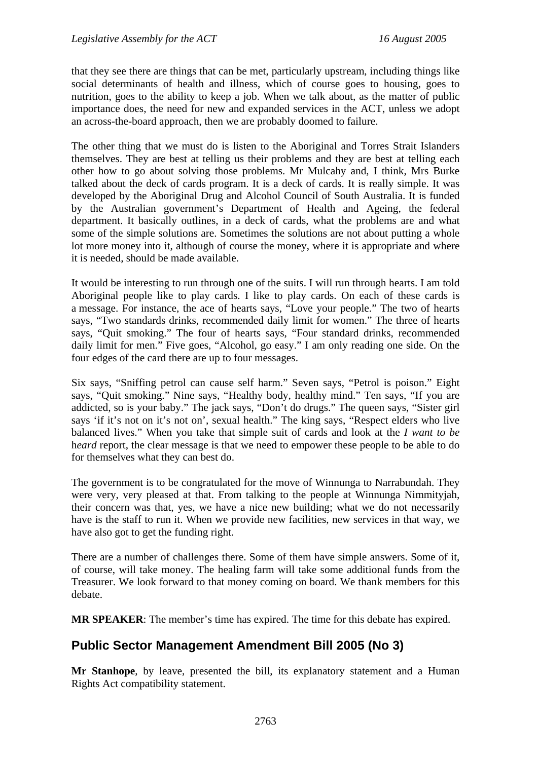that they see there are things that can be met, particularly upstream, including things like social determinants of health and illness, which of course goes to housing, goes to nutrition, goes to the ability to keep a job. When we talk about, as the matter of public importance does, the need for new and expanded services in the ACT, unless we adopt an across-the-board approach, then we are probably doomed to failure.

The other thing that we must do is listen to the Aboriginal and Torres Strait Islanders themselves. They are best at telling us their problems and they are best at telling each other how to go about solving those problems. Mr Mulcahy and, I think, Mrs Burke talked about the deck of cards program. It is a deck of cards. It is really simple. It was developed by the Aboriginal Drug and Alcohol Council of South Australia. It is funded by the Australian government's Department of Health and Ageing, the federal department. It basically outlines, in a deck of cards, what the problems are and what some of the simple solutions are. Sometimes the solutions are not about putting a whole lot more money into it, although of course the money, where it is appropriate and where it is needed, should be made available.

It would be interesting to run through one of the suits. I will run through hearts. I am told Aboriginal people like to play cards. I like to play cards. On each of these cards is a message. For instance, the ace of hearts says, "Love your people." The two of hearts says, "Two standards drinks, recommended daily limit for women." The three of hearts says, "Quit smoking." The four of hearts says, "Four standard drinks, recommended daily limit for men." Five goes, "Alcohol, go easy." I am only reading one side. On the four edges of the card there are up to four messages.

Six says, "Sniffing petrol can cause self harm." Seven says, "Petrol is poison." Eight says, "Quit smoking." Nine says, "Healthy body, healthy mind." Ten says, "If you are addicted, so is your baby." The jack says, "Don't do drugs." The queen says, "Sister girl says 'if it's not on it's not on', sexual health." The king says, "Respect elders who live balanced lives." When you take that simple suit of cards and look at the *I want to be heard* report, the clear message is that we need to empower these people to be able to do for themselves what they can best do.

The government is to be congratulated for the move of Winnunga to Narrabundah. They were very, very pleased at that. From talking to the people at Winnunga Nimmityjah, their concern was that, yes, we have a nice new building; what we do not necessarily have is the staff to run it. When we provide new facilities, new services in that way, we have also got to get the funding right.

There are a number of challenges there. Some of them have simple answers. Some of it, of course, will take money. The healing farm will take some additional funds from the Treasurer. We look forward to that money coming on board. We thank members for this debate.

**MR SPEAKER**: The member's time has expired. The time for this debate has expired.

## Public Sector Management Amendment Bill 2005 (No 3)

**Mr Stanhope**, by leave, presented the bill, its explanatory statement and a Human Rights Act compatibility statement.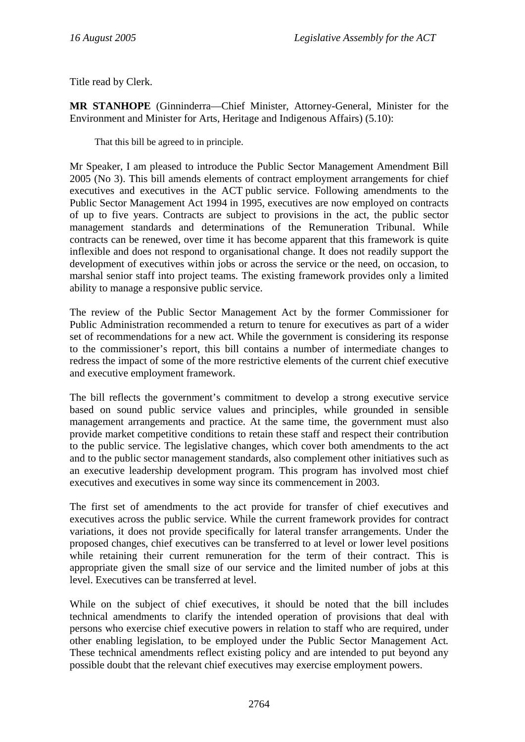Title read by Clerk.

**MR STANHOPE** (Ginninderra—Chief Minister, Attorney-General, Minister for the Environment and Minister for Arts, Heritage and Indigenous Affairs) (5.10):

> That this bill be agreed to in principle.

Mr Speaker, I am pleased to introduce the Public Sector Management Amendment Bill 2005 (No 3). This bill amends elements of contract employment arrangements for chief executives and executives in the ACT public service. Following amendments to the Public Sector Management Act 1994 in 1995, executives are now employed on contracts of up to five years. Contracts are subject to provisions in the act, the public sector management standards and determinations of the Remuneration Tribunal. While contracts can be renewed, over time it has become apparent that this framework is quite inflexible and does not respond to organisational change. It does not readily support the development of executives within jobs or across the service or the need, on occasion, to marshal senior staff into project teams. The existing framework provides only a limited ability to manage a responsive public service.

The review of the Public Sector Management Act by the former Commissioner for Public Administration recommended a return to tenure for executives as part of a wider set of recommendations for a new act. While the government is considering its response to the commissioner's report, this bill contains a number of intermediate changes to redress the impact of some of the more restrictive elements of the current chief executive and executive employment framework.

The bill reflects the government's commitment to develop a strong executive service based on sound public service values and principles, while grounded in sensible management arrangements and practice. At the same time, the government must also provide market competitive conditions to retain these staff and respect their contribution to the public service. The legislative changes, which cover both amendments to the act and to the public sector management standards, also complement other initiatives such as an executive leadership development program. This program has involved most chief executives and executives in some way since its commencement in 2003.

The first set of amendments to the act provide for transfer of chief executives and executives across the public service. While the current framework provides for contract variations, it does not provide specifically for lateral transfer arrangements. Under the proposed changes, chief executives can be transferred to at level or lower level positions while retaining their current remuneration for the term of their contract. This is appropriate given the small size of our service and the limited number of jobs at this level. Executives can be transferred at level.

While on the subject of chief executives, it should be noted that the bill includes technical amendments to clarify the intended operation of provisions that deal with persons who exercise chief executive powers in relation to staff who are required, under other enabling legislation, to be employed under the Public Sector Management Act. These technical amendments reflect existing policy and are intended to put beyond any possible doubt that the relevant chief executives may exercise employment powers.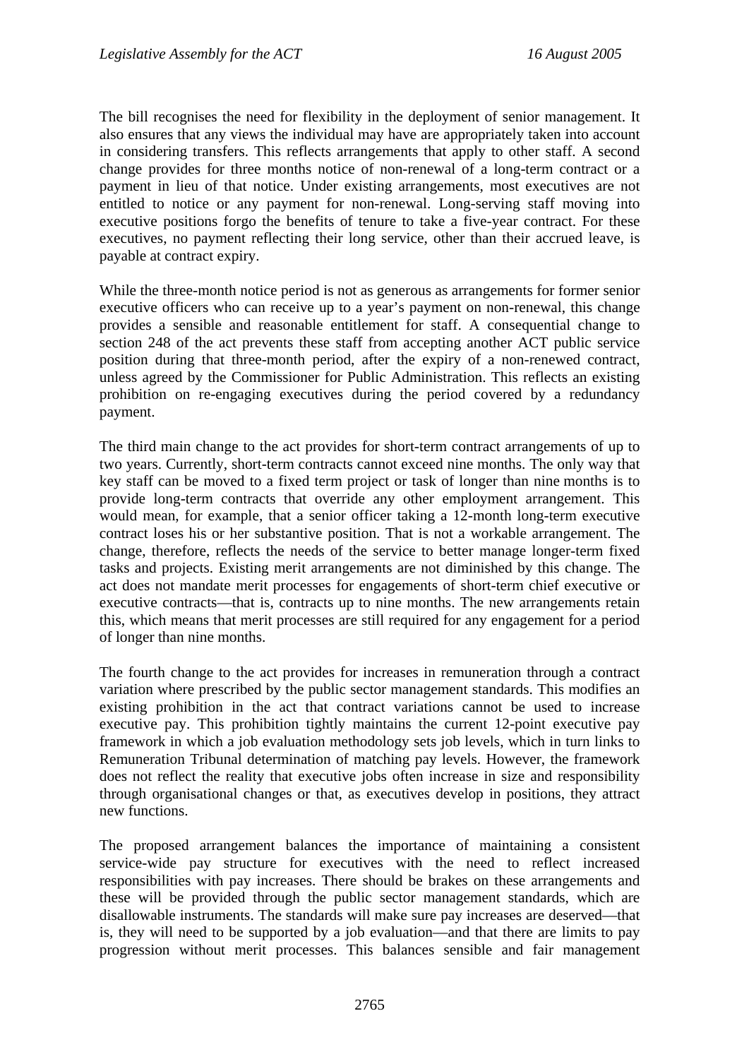The bill recognises the need for flexibility in the deployment of senior management. It also ensures that any views the individual may have are appropriately taken into account in considering transfers. This reflects arrangements that apply to other staff. A second change provides for three months notice of non-renewal of a long-term contract or a payment in lieu of that notice. Under existing arrangements, most executives are not entitled to notice or any payment for non-renewal. Long-serving staff moving into executive positions forgo the benefits of tenure to take a five-year contract. For these executives, no payment reflecting their long service, other than their accrued leave, is payable at contract expiry.

While the three-month notice period is not as generous as arrangements for former senior executive officers who can receive up to a year's payment on non-renewal, this change provides a sensible and reasonable entitlement for staff. A consequential change to section 248 of the act prevents these staff from accepting another ACT public service position during that three-month period, after the expiry of a non-renewed contract, unless agreed by the Commissioner for Public Administration. This reflects an existing prohibition on re-engaging executives during the period covered by a redundancy payment.

The third main change to the act provides for short-term contract arrangements of up to two years. Currently, short-term contracts cannot exceed nine months. The only way that key staff can be moved to a fixed term project or task of longer than nine months is to provide long-term contracts that override any other employment arrangement. This would mean, for example, that a senior officer taking a 12-month long-term executive contract loses his or her substantive position. That is not a workable arrangement. The change, therefore, reflects the needs of the service to better manage longer-term fixed tasks and projects. Existing merit arrangements are not diminished by this change. The act does not mandate merit processes for engagements of short-term chief executive or executive contracts—that is, contracts up to nine months. The new arrangements retain this, which means that merit processes are still required for any engagement for a period of longer than nine months.

The fourth change to the act provides for increases in remuneration through a contract variation where prescribed by the public sector management standards. This modifies an existing prohibition in the act that contract variations cannot be used to increase executive pay. This prohibition tightly maintains the current 12-point executive pay framework in which a job evaluation methodology sets job levels, which in turn links to Remuneration Tribunal determination of matching pay levels. However, the framework does not reflect the reality that executive jobs often increase in size and responsibility through organisational changes or that, as executives develop in positions, they attract new functions.

The proposed arrangement balances the importance of maintaining a consistent service-wide pay structure for executives with the need to reflect increased responsibilities with pay increases. There should be brakes on these arrangements and these will be provided through the public sector management standards, which are disallowable instruments. The standards will make sure pay increases are deserved—that is, they will need to be supported by a job evaluation—and that there are limits to pay progression without merit processes. This balances sensible and fair management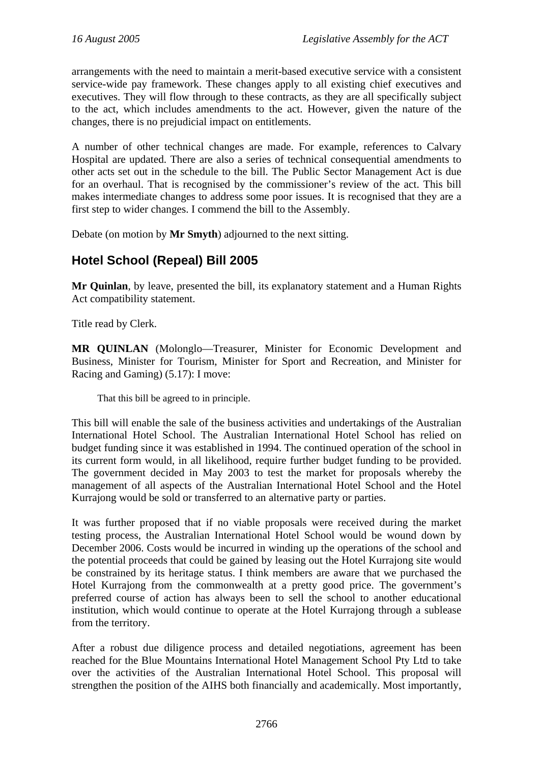arrangements with the need to maintain a merit-based executive service with a consistent service-wide pay framework. These changes apply to all existing chief executives and executives. They will flow through to these contracts, as they are all specifically subject to the act, which includes amendments to the act. However, given the nature of the changes, there is no prejudicial impact on entitlements.

A number of other technical changes are made. For example, references to Calvary Hospital are updated. There are also a series of technical consequential amendments to other acts set out in the schedule to the bill. The Public Sector Management Act is due for an overhaul. That is recognised by the commissioner's review of the act. This bill makes intermediate changes to address some poor issues. It is recognised that they are a first step to wider changes. I commend the bill to the Assembly.

Debate (on motion by **Mr Smyth**) adjourned to the next sitting.

## Hotel School (Repeal) Bill 2005

**Mr Quinlan**, by leave, presented the bill, its explanatory statement and a Human Rights Act compatibility statement.

Title read by Clerk.

**MR QUINLAN** (Molonglo—Treasurer, Minister for Economic Development and Business, Minister for Tourism, Minister for Sport and Recreation, and Minister for Racing and Gaming) (5.17): I move:

> That this bill be agreed to in principle.

This bill will enable the sale of the business activities and undertakings of the Australian International Hotel School. The Australian International Hotel School has relied on budget funding since it was established in 1994. The continued operation of the school in its current form would, in all likelihood, require further budget funding to be provided. The government decided in May 2003 to test the market for proposals whereby the management of all aspects of the Australian International Hotel School and the Hotel Kurrajong would be sold or transferred to an alternative party or parties.

It was further proposed that if no viable proposals were received during the market testing process, the Australian International Hotel School would be wound down by December 2006. Costs would be incurred in winding up the operations of the school and the potential proceeds that could be gained by leasing out the Hotel Kurrajong site would be constrained by its heritage status. I think members are aware that we purchased the Hotel Kurrajong from the commonwealth at a pretty good price. The government's preferred course of action has always been to sell the school to another educational institution, which would continue to operate at the Hotel Kurrajong through a sublease from the territory.

After a robust due diligence process and detailed negotiations, agreement has been reached for the Blue Mountains International Hotel Management School Pty Ltd to take over the activities of the Australian International Hotel School. This proposal will strengthen the position of the AIHS both financially and academically. Most importantly,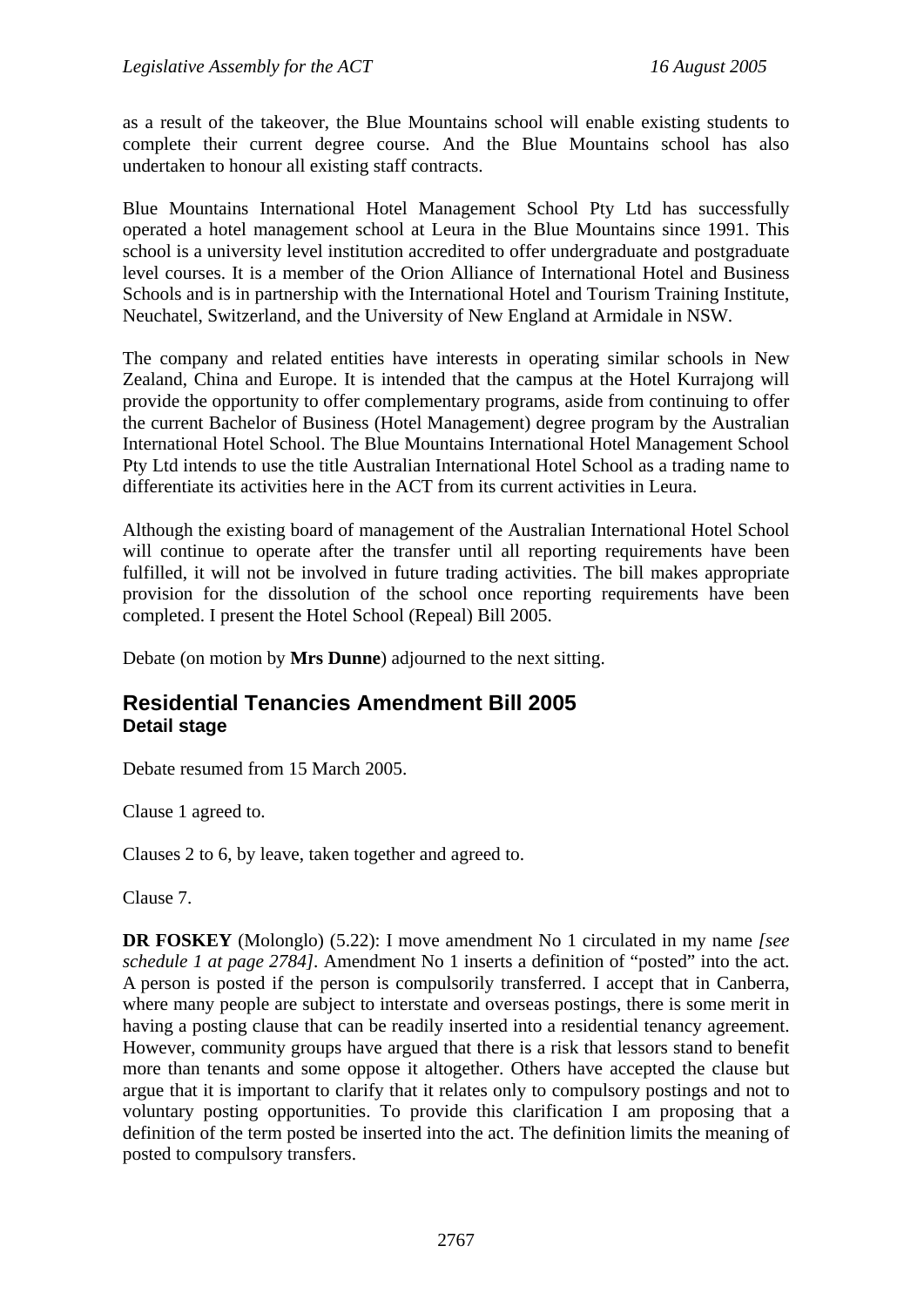as a result of the takeover, the Blue Mountains school will enable existing students to complete their current degree course. And the Blue Mountains school has also undertaken to honour all existing staff contracts.

Blue Mountains International Hotel Management School Pty Ltd has successfully operated a hotel management school at Leura in the Blue Mountains since 1991. This school is a university level institution accredited to offer undergraduate and postgraduate level courses. It is a member of the Orion Alliance of International Hotel and Business Schools and is in partnership with the International Hotel and Tourism Training Institute, Neuchatel, Switzerland, and the University of New England at Armidale in NSW.

The company and related entities have interests in operating similar schools in New Zealand, China and Europe. It is intended that the campus at the Hotel Kurrajong will provide the opportunity to offer complementary programs, aside from continuing to offer the current Bachelor of Business (Hotel Management) degree program by the Australian International Hotel School. The Blue Mountains International Hotel Management School Pty Ltd intends to use the title Australian International Hotel School as a trading name to differentiate its activities here in the ACT from its current activities in Leura.

Although the existing board of management of the Australian International Hotel School will continue to operate after the transfer until all reporting requirements have been fulfilled, it will not be involved in future trading activities. The bill makes appropriate provision for the dissolution of the school once reporting requirements have been completed. I present the Hotel School (Repeal) Bill 2005.

Debate (on motion by **Mrs Dunne**) adjourned to the next sitting.

## Residential Tenancies Amendment Bill 2005
### Detail stage

Debate resumed from 15 March 2005.

Clause 1 agreed to.

Clauses 2 to 6, by leave, taken together and agreed to.

Clause 7.

**DR FOSKEY** (Molonglo) (5.22): I move amendment No 1 circulated in my name *[see schedule 1 at page 2784]*. Amendment No 1 inserts a definition of "posted" into the act. A person is posted if the person is compulsorily transferred. I accept that in Canberra, where many people are subject to interstate and overseas postings, there is some merit in having a posting clause that can be readily inserted into a residential tenancy agreement. However, community groups have argued that there is a risk that lessors stand to benefit more than tenants and some oppose it altogether. Others have accepted the clause but argue that it is important to clarify that it relates only to compulsory postings and not to voluntary posting opportunities. To provide this clarification I am proposing that a definition of the term posted be inserted into the act. The definition limits the meaning of posted to compulsory transfers.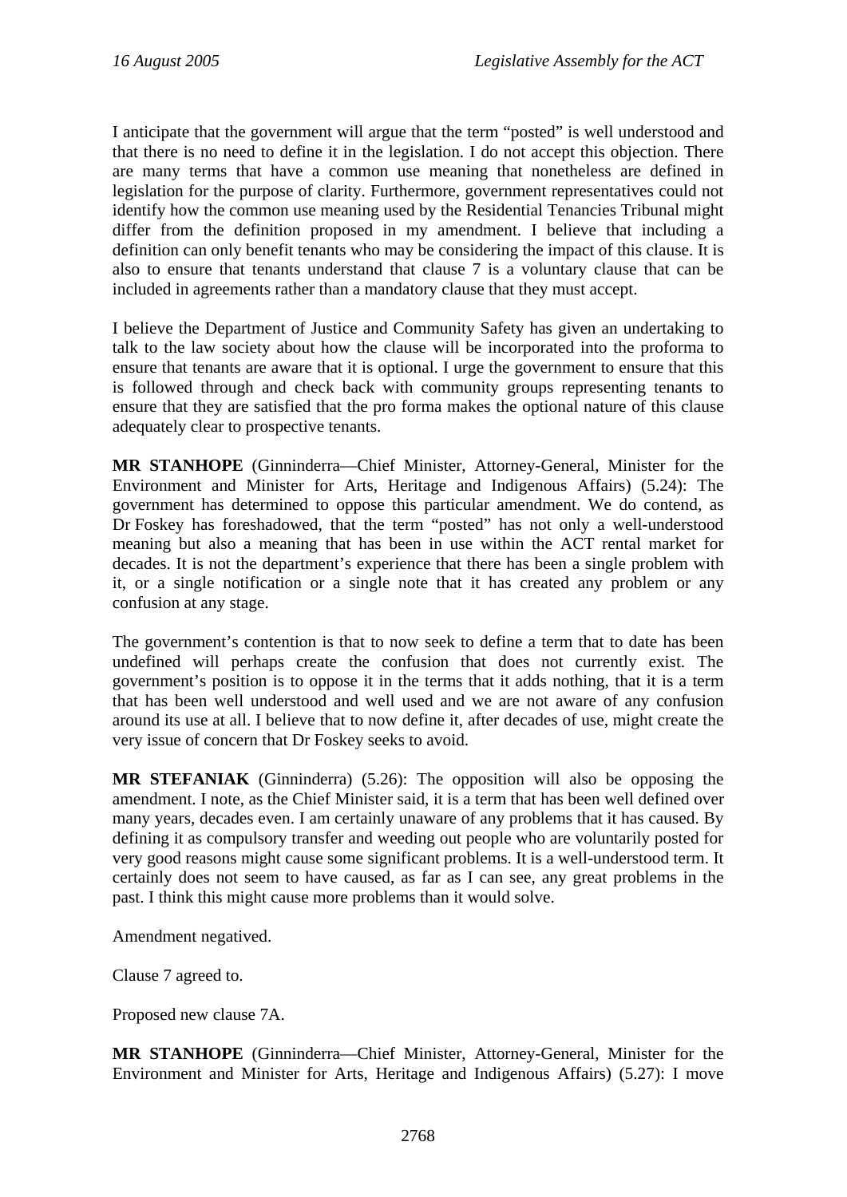I anticipate that the government will argue that the term "posted" is well understood and that there is no need to define it in the legislation. I do not accept this objection. There are many terms that have a common use meaning that nonetheless are defined in legislation for the purpose of clarity. Furthermore, government representatives could not identify how the common use meaning used by the Residential Tenancies Tribunal might differ from the definition proposed in my amendment. I believe that including a definition can only benefit tenants who may be considering the impact of this clause. It is also to ensure that tenants understand that clause 7 is a voluntary clause that can be included in agreements rather than a mandatory clause that they must accept.

I believe the Department of Justice and Community Safety has given an undertaking to talk to the law society about how the clause will be incorporated into the proforma to ensure that tenants are aware that it is optional. I urge the government to ensure that this is followed through and check back with community groups representing tenants to ensure that they are satisfied that the pro forma makes the optional nature of this clause adequately clear to prospective tenants.

**MR STANHOPE** (Ginninderra—Chief Minister, Attorney-General, Minister for the Environment and Minister for Arts, Heritage and Indigenous Affairs) (5.24): The government has determined to oppose this particular amendment. We do contend, as Dr Foskey has foreshadowed, that the term "posted" has not only a well-understood meaning but also a meaning that has been in use within the ACT rental market for decades. It is not the department's experience that there has been a single problem with it, or a single notification or a single note that it has created any problem or any confusion at any stage.

The government's contention is that to now seek to define a term that to date has been undefined will perhaps create the confusion that does not currently exist. The government's position is to oppose it in the terms that it adds nothing, that it is a term that has been well understood and well used and we are not aware of any confusion around its use at all. I believe that to now define it, after decades of use, might create the very issue of concern that Dr Foskey seeks to avoid.

**MR STEFANIAK** (Ginninderra) (5.26): The opposition will also be opposing the amendment. I note, as the Chief Minister said, it is a term that has been well defined over many years, decades even. I am certainly unaware of any problems that it has caused. By defining it as compulsory transfer and weeding out people who are voluntarily posted for very good reasons might cause some significant problems. It is a well-understood term. It certainly does not seem to have caused, as far as I can see, any great problems in the past. I think this might cause more problems than it would solve.

Amendment negatived.

Clause 7 agreed to.

Proposed new clause 7A.

**MR STANHOPE** (Ginninderra—Chief Minister, Attorney-General, Minister for the Environment and Minister for Arts, Heritage and Indigenous Affairs) (5.27): I move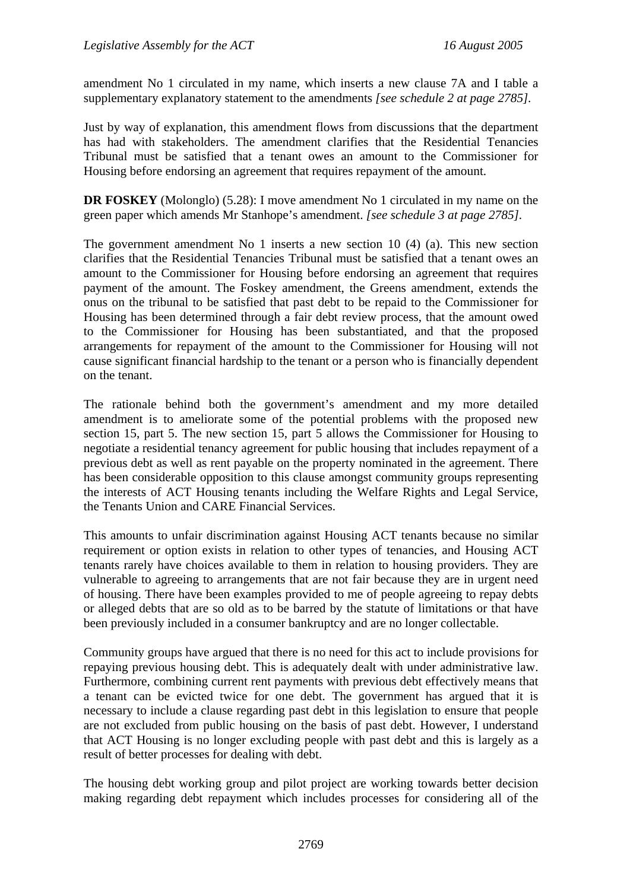amendment No 1 circulated in my name, which inserts a new clause 7A and I table a supplementary explanatory statement to the amendments *[see schedule 2 at page 2785]*.

Just by way of explanation, this amendment flows from discussions that the department has had with stakeholders. The amendment clarifies that the Residential Tenancies Tribunal must be satisfied that a tenant owes an amount to the Commissioner for Housing before endorsing an agreement that requires repayment of the amount.

**DR FOSKEY** (Molonglo) (5.28): I move amendment No 1 circulated in my name on the green paper which amends Mr Stanhope's amendment. *[see schedule 3 at page 2785]*.

The government amendment No 1 inserts a new section 10 (4) (a). This new section clarifies that the Residential Tenancies Tribunal must be satisfied that a tenant owes an amount to the Commissioner for Housing before endorsing an agreement that requires payment of the amount. The Foskey amendment, the Greens amendment, extends the onus on the tribunal to be satisfied that past debt to be repaid to the Commissioner for Housing has been determined through a fair debt review process, that the amount owed to the Commissioner for Housing has been substantiated, and that the proposed arrangements for repayment of the amount to the Commissioner for Housing will not cause significant financial hardship to the tenant or a person who is financially dependent on the tenant.

The rationale behind both the government's amendment and my more detailed amendment is to ameliorate some of the potential problems with the proposed new section 15, part 5. The new section 15, part 5 allows the Commissioner for Housing to negotiate a residential tenancy agreement for public housing that includes repayment of a previous debt as well as rent payable on the property nominated in the agreement. There has been considerable opposition to this clause amongst community groups representing the interests of ACT Housing tenants including the Welfare Rights and Legal Service, the Tenants Union and CARE Financial Services.

This amounts to unfair discrimination against Housing ACT tenants because no similar requirement or option exists in relation to other types of tenancies, and Housing ACT tenants rarely have choices available to them in relation to housing providers. They are vulnerable to agreeing to arrangements that are not fair because they are in urgent need of housing. There have been examples provided to me of people agreeing to repay debts or alleged debts that are so old as to be barred by the statute of limitations or that have been previously included in a consumer bankruptcy and are no longer collectable.

Community groups have argued that there is no need for this act to include provisions for repaying previous housing debt. This is adequately dealt with under administrative law. Furthermore, combining current rent payments with previous debt effectively means that a tenant can be evicted twice for one debt. The government has argued that it is necessary to include a clause regarding past debt in this legislation to ensure that people are not excluded from public housing on the basis of past debt. However, I understand that ACT Housing is no longer excluding people with past debt and this is largely as a result of better processes for dealing with debt.

The housing debt working group and pilot project are working towards better decision making regarding debt repayment which includes processes for considering all of the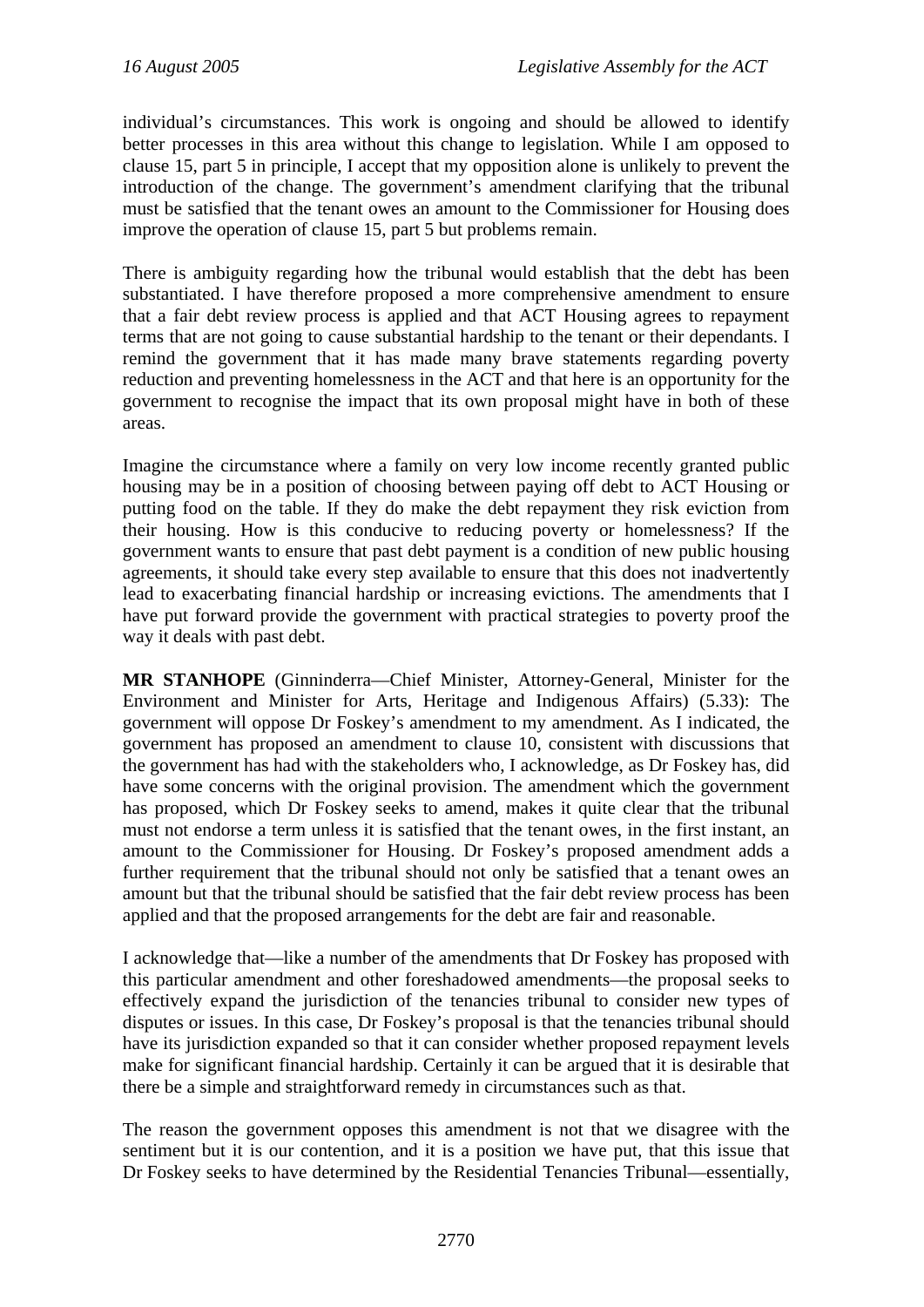individual's circumstances. This work is ongoing and should be allowed to identify better processes in this area without this change to legislation. While I am opposed to clause 15, part 5 in principle, I accept that my opposition alone is unlikely to prevent the introduction of the change. The government's amendment clarifying that the tribunal must be satisfied that the tenant owes an amount to the Commissioner for Housing does improve the operation of clause 15, part 5 but problems remain.

There is ambiguity regarding how the tribunal would establish that the debt has been substantiated. I have therefore proposed a more comprehensive amendment to ensure that a fair debt review process is applied and that ACT Housing agrees to repayment terms that are not going to cause substantial hardship to the tenant or their dependants. I remind the government that it has made many brave statements regarding poverty reduction and preventing homelessness in the ACT and that here is an opportunity for the government to recognise the impact that its own proposal might have in both of these areas.

Imagine the circumstance where a family on very low income recently granted public housing may be in a position of choosing between paying off debt to ACT Housing or putting food on the table. If they do make the debt repayment they risk eviction from their housing. How is this conducive to reducing poverty or homelessness? If the government wants to ensure that past debt payment is a condition of new public housing agreements, it should take every step available to ensure that this does not inadvertently lead to exacerbating financial hardship or increasing evictions. The amendments that I have put forward provide the government with practical strategies to poverty proof the way it deals with past debt.

**MR STANHOPE** (Ginninderra—Chief Minister, Attorney-General, Minister for the Environment and Minister for Arts, Heritage and Indigenous Affairs) (5.33): The government will oppose Dr Foskey's amendment to my amendment. As I indicated, the government has proposed an amendment to clause 10, consistent with discussions that the government has had with the stakeholders who, I acknowledge, as Dr Foskey has, did have some concerns with the original provision. The amendment which the government has proposed, which Dr Foskey seeks to amend, makes it quite clear that the tribunal must not endorse a term unless it is satisfied that the tenant owes, in the first instant, an amount to the Commissioner for Housing. Dr Foskey's proposed amendment adds a further requirement that the tribunal should not only be satisfied that a tenant owes an amount but that the tribunal should be satisfied that the fair debt review process has been applied and that the proposed arrangements for the debt are fair and reasonable.

I acknowledge that—like a number of the amendments that Dr Foskey has proposed with this particular amendment and other foreshadowed amendments—the proposal seeks to effectively expand the jurisdiction of the tenancies tribunal to consider new types of disputes or issues. In this case, Dr Foskey's proposal is that the tenancies tribunal should have its jurisdiction expanded so that it can consider whether proposed repayment levels make for significant financial hardship. Certainly it can be argued that it is desirable that there be a simple and straightforward remedy in circumstances such as that.

The reason the government opposes this amendment is not that we disagree with the sentiment but it is our contention, and it is a position we have put, that this issue that Dr Foskey seeks to have determined by the Residential Tenancies Tribunal—essentially,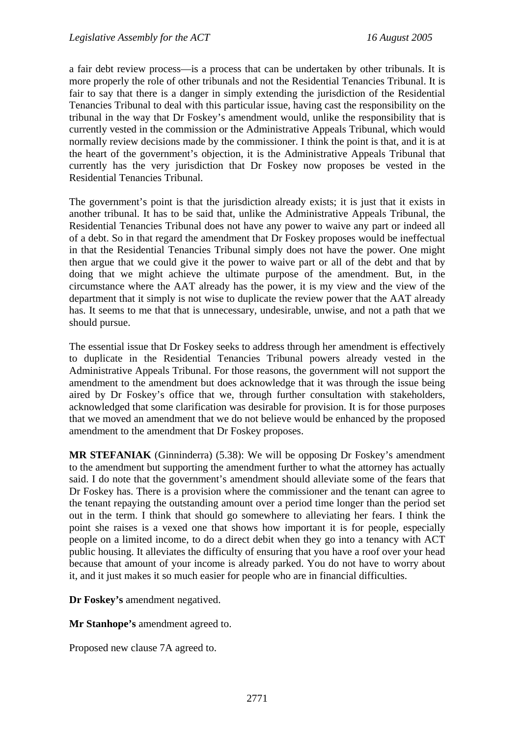a fair debt review process—is a process that can be undertaken by other tribunals. It is more properly the role of other tribunals and not the Residential Tenancies Tribunal. It is fair to say that there is a danger in simply extending the jurisdiction of the Residential Tenancies Tribunal to deal with this particular issue, having cast the responsibility on the tribunal in the way that Dr Foskey's amendment would, unlike the responsibility that is currently vested in the commission or the Administrative Appeals Tribunal, which would normally review decisions made by the commissioner. I think the point is that, and it is at the heart of the government's objection, it is the Administrative Appeals Tribunal that currently has the very jurisdiction that Dr Foskey now proposes be vested in the Residential Tenancies Tribunal.

The government's point is that the jurisdiction already exists; it is just that it exists in another tribunal. It has to be said that, unlike the Administrative Appeals Tribunal, the Residential Tenancies Tribunal does not have any power to waive any part or indeed all of a debt. So in that regard the amendment that Dr Foskey proposes would be ineffectual in that the Residential Tenancies Tribunal simply does not have the power. One might then argue that we could give it the power to waive part or all of the debt and that by doing that we might achieve the ultimate purpose of the amendment. But, in the circumstance where the AAT already has the power, it is my view and the view of the department that it simply is not wise to duplicate the review power that the AAT already has. It seems to me that that is unnecessary, undesirable, unwise, and not a path that we should pursue.

The essential issue that Dr Foskey seeks to address through her amendment is effectively to duplicate in the Residential Tenancies Tribunal powers already vested in the Administrative Appeals Tribunal. For those reasons, the government will not support the amendment to the amendment but does acknowledge that it was through the issue being aired by Dr Foskey's office that we, through further consultation with stakeholders, acknowledged that some clarification was desirable for provision. It is for those purposes that we moved an amendment that we do not believe would be enhanced by the proposed amendment to the amendment that Dr Foskey proposes.

**MR STEFANIAK** (Ginninderra) (5.38): We will be opposing Dr Foskey's amendment to the amendment but supporting the amendment further to what the attorney has actually said. I do note that the government's amendment should alleviate some of the fears that Dr Foskey has. There is a provision where the commissioner and the tenant can agree to the tenant repaying the outstanding amount over a period time longer than the period set out in the term. I think that should go somewhere to alleviating her fears. I think the point she raises is a vexed one that shows how important it is for people, especially people on a limited income, to do a direct debit when they go into a tenancy with ACT public housing. It alleviates the difficulty of ensuring that you have a roof over your head because that amount of your income is already parked. You do not have to worry about it, and it just makes it so much easier for people who are in financial difficulties.

**Dr Foskey's** amendment negatived.

**Mr Stanhope's** amendment agreed to.

Proposed new clause 7A agreed to.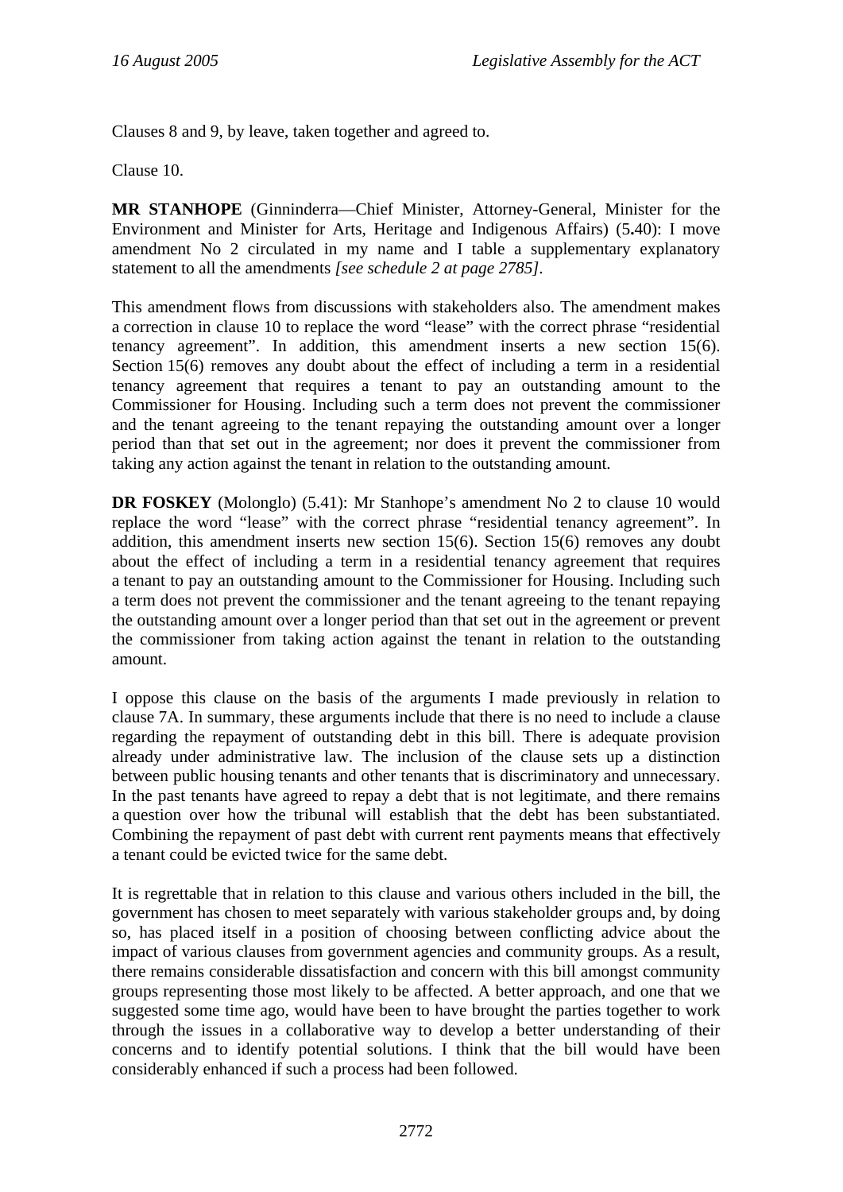Clauses 8 and 9, by leave, taken together and agreed to.

Clause 10.

**MR STANHOPE** (Ginninderra—Chief Minister, Attorney-General, Minister for the Environment and Minister for Arts, Heritage and Indigenous Affairs) (5.40): I move amendment No 2 circulated in my name and I table a supplementary explanatory statement to all the amendments *[see schedule 2 at page 2785]*.

This amendment flows from discussions with stakeholders also. The amendment makes a correction in clause 10 to replace the word "lease" with the correct phrase "residential tenancy agreement". In addition, this amendment inserts a new section 15(6). Section 15(6) removes any doubt about the effect of including a term in a residential tenancy agreement that requires a tenant to pay an outstanding amount to the Commissioner for Housing. Including such a term does not prevent the commissioner and the tenant agreeing to the tenant repaying the outstanding amount over a longer period than that set out in the agreement; nor does it prevent the commissioner from taking any action against the tenant in relation to the outstanding amount.

**DR FOSKEY** (Molonglo) (5.41): Mr Stanhope's amendment No 2 to clause 10 would replace the word "lease" with the correct phrase "residential tenancy agreement". In addition, this amendment inserts new section 15(6). Section 15(6) removes any doubt about the effect of including a term in a residential tenancy agreement that requires a tenant to pay an outstanding amount to the Commissioner for Housing. Including such a term does not prevent the commissioner and the tenant agreeing to the tenant repaying the outstanding amount over a longer period than that set out in the agreement or prevent the commissioner from taking action against the tenant in relation to the outstanding amount.

I oppose this clause on the basis of the arguments I made previously in relation to clause 7A. In summary, these arguments include that there is no need to include a clause regarding the repayment of outstanding debt in this bill. There is adequate provision already under administrative law. The inclusion of the clause sets up a distinction between public housing tenants and other tenants that is discriminatory and unnecessary. In the past tenants have agreed to repay a debt that is not legitimate, and there remains a question over how the tribunal will establish that the debt has been substantiated. Combining the repayment of past debt with current rent payments means that effectively a tenant could be evicted twice for the same debt.

It is regrettable that in relation to this clause and various others included in the bill, the government has chosen to meet separately with various stakeholder groups and, by doing so, has placed itself in a position of choosing between conflicting advice about the impact of various clauses from government agencies and community groups. As a result, there remains considerable dissatisfaction and concern with this bill amongst community groups representing those most likely to be affected. A better approach, and one that we suggested some time ago, would have been to have brought the parties together to work through the issues in a collaborative way to develop a better understanding of their concerns and to identify potential solutions. I think that the bill would have been considerably enhanced if such a process had been followed.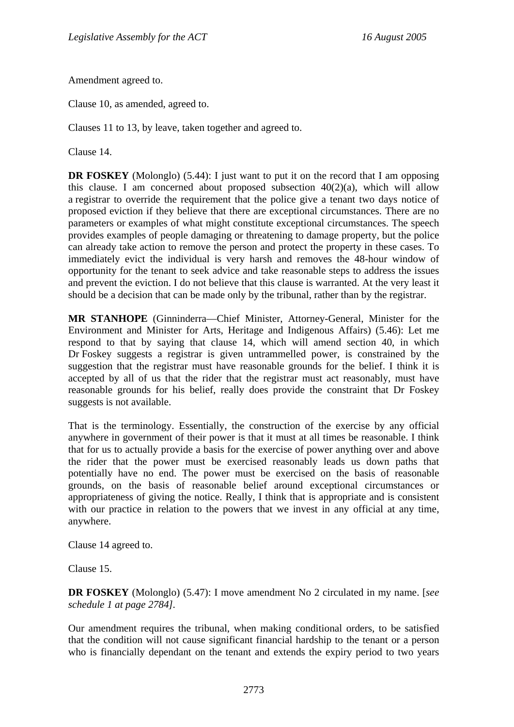Amendment agreed to.

Clause 10, as amended, agreed to.

Clauses 11 to 13, by leave, taken together and agreed to.

Clause 14.

**DR FOSKEY** (Molonglo) (5.44): I just want to put it on the record that I am opposing this clause. I am concerned about proposed subsection 40(2)(a), which will allow a registrar to override the requirement that the police give a tenant two days notice of proposed eviction if they believe that there are exceptional circumstances. There are no parameters or examples of what might constitute exceptional circumstances. The speech provides examples of people damaging or threatening to damage property, but the police can already take action to remove the person and protect the property in these cases. To immediately evict the individual is very harsh and removes the 48-hour window of opportunity for the tenant to seek advice and take reasonable steps to address the issues and prevent the eviction. I do not believe that this clause is warranted. At the very least it should be a decision that can be made only by the tribunal, rather than by the registrar.

**MR STANHOPE** (Ginninderra—Chief Minister, Attorney-General, Minister for the Environment and Minister for Arts, Heritage and Indigenous Affairs) (5.46): Let me respond to that by saying that clause 14, which will amend section 40, in which Dr Foskey suggests a registrar is given untrammelled power, is constrained by the suggestion that the registrar must have reasonable grounds for the belief. I think it is accepted by all of us that the rider that the registrar must act reasonably, must have reasonable grounds for his belief, really does provide the constraint that Dr Foskey suggests is not available.

That is the terminology. Essentially, the construction of the exercise by any official anywhere in government of their power is that it must at all times be reasonable. I think that for us to actually provide a basis for the exercise of power anything over and above the rider that the power must be exercised reasonably leads us down paths that potentially have no end. The power must be exercised on the basis of reasonable grounds, on the basis of reasonable belief around exceptional circumstances or appropriateness of giving the notice. Really, I think that is appropriate and is consistent with our practice in relation to the powers that we invest in any official at any time, anywhere.

Clause 14 agreed to.

Clause 15.

**DR FOSKEY** (Molonglo) (5.47): I move amendment No 2 circulated in my name. [*see schedule 1 at page 2784*].

Our amendment requires the tribunal, when making conditional orders, to be satisfied that the condition will not cause significant financial hardship to the tenant or a person who is financially dependant on the tenant and extends the expiry period to two years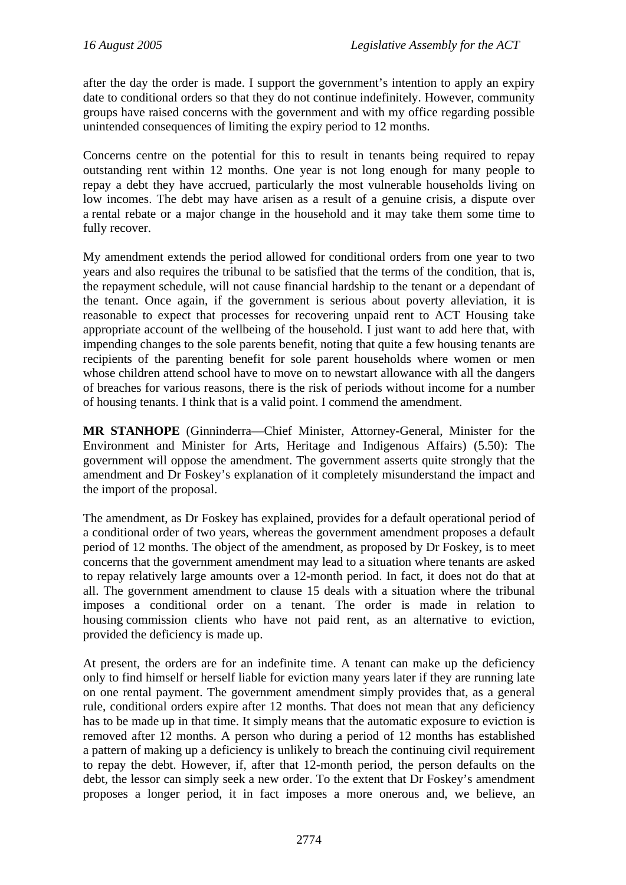after the day the order is made. I support the government's intention to apply an expiry date to conditional orders so that they do not continue indefinitely. However, community groups have raised concerns with the government and with my office regarding possible unintended consequences of limiting the expiry period to 12 months.

Concerns centre on the potential for this to result in tenants being required to repay outstanding rent within 12 months. One year is not long enough for many people to repay a debt they have accrued, particularly the most vulnerable households living on low incomes. The debt may have arisen as a result of a genuine crisis, a dispute over a rental rebate or a major change in the household and it may take them some time to fully recover.

My amendment extends the period allowed for conditional orders from one year to two years and also requires the tribunal to be satisfied that the terms of the condition, that is, the repayment schedule, will not cause financial hardship to the tenant or a dependant of the tenant. Once again, if the government is serious about poverty alleviation, it is reasonable to expect that processes for recovering unpaid rent to ACT Housing take appropriate account of the wellbeing of the household. I just want to add here that, with impending changes to the sole parents benefit, noting that quite a few housing tenants are recipients of the parenting benefit for sole parent households where women or men whose children attend school have to move on to newstart allowance with all the dangers of breaches for various reasons, there is the risk of periods without income for a number of housing tenants. I think that is a valid point. I commend the amendment.

**MR STANHOPE** (Ginninderra—Chief Minister, Attorney-General, Minister for the Environment and Minister for Arts, Heritage and Indigenous Affairs) (5.50): The government will oppose the amendment. The government asserts quite strongly that the amendment and Dr Foskey's explanation of it completely misunderstand the impact and the import of the proposal.

The amendment, as Dr Foskey has explained, provides for a default operational period of a conditional order of two years, whereas the government amendment proposes a default period of 12 months. The object of the amendment, as proposed by Dr Foskey, is to meet concerns that the government amendment may lead to a situation where tenants are asked to repay relatively large amounts over a 12-month period. In fact, it does not do that at all. The government amendment to clause 15 deals with a situation where the tribunal imposes a conditional order on a tenant. The order is made in relation to housing commission clients who have not paid rent, as an alternative to eviction, provided the deficiency is made up.

At present, the orders are for an indefinite time. A tenant can make up the deficiency only to find himself or herself liable for eviction many years later if they are running late on one rental payment. The government amendment simply provides that, as a general rule, conditional orders expire after 12 months. That does not mean that any deficiency has to be made up in that time. It simply means that the automatic exposure to eviction is removed after 12 months. A person who during a period of 12 months has established a pattern of making up a deficiency is unlikely to breach the continuing civil requirement to repay the debt. However, if, after that 12-month period, the person defaults on the debt, the lessor can simply seek a new order. To the extent that Dr Foskey's amendment proposes a longer period, it in fact imposes a more onerous and, we believe, an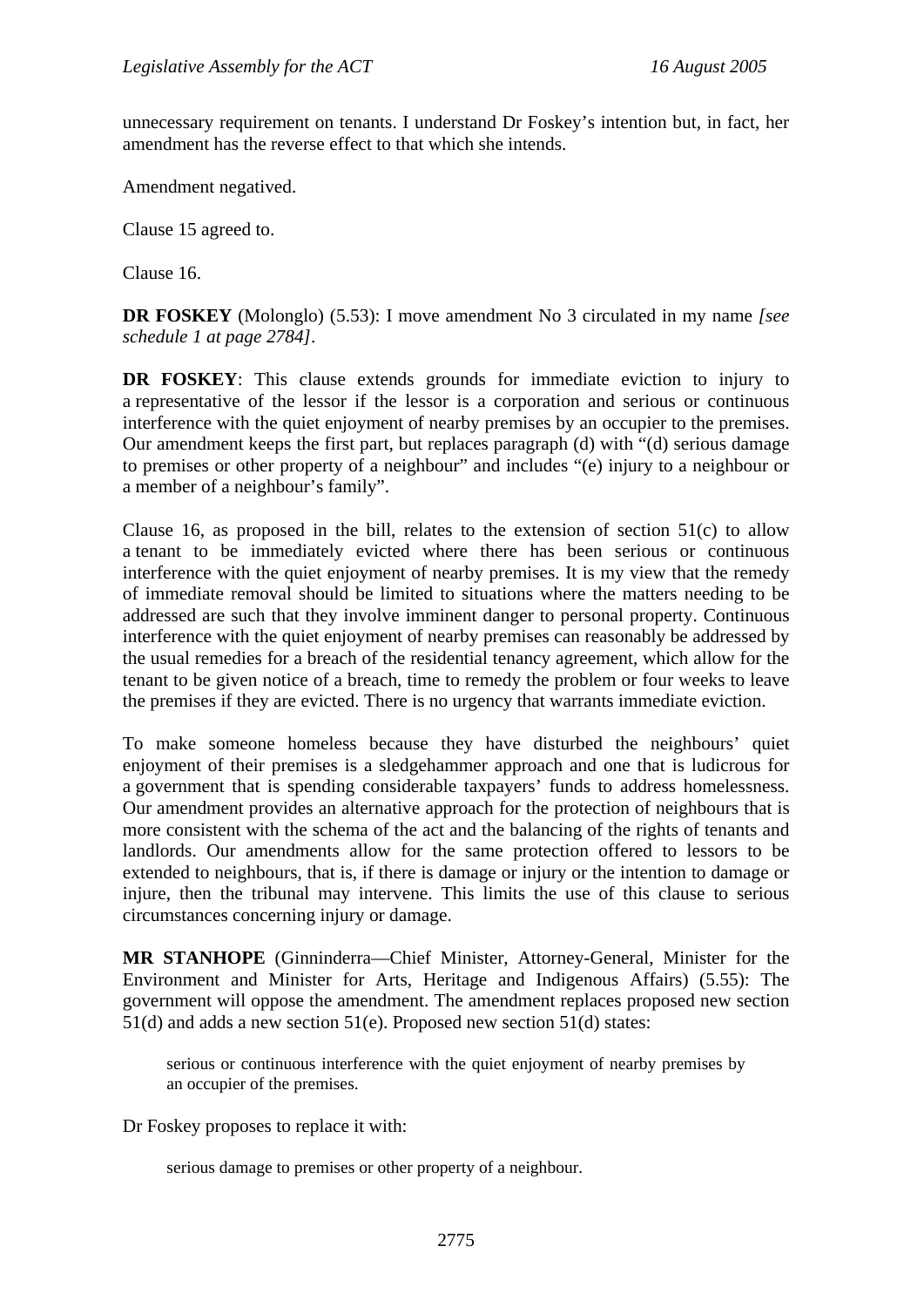unnecessary requirement on tenants. I understand Dr Foskey's intention but, in fact, her amendment has the reverse effect to that which she intends.

Amendment negatived.

Clause 15 agreed to.

Clause 16.

**DR FOSKEY** (Molonglo) (5.53): I move amendment No 3 circulated in my name *[see schedule 1 at page 2784]*.

**DR FOSKEY**: This clause extends grounds for immediate eviction to injury to a representative of the lessor if the lessor is a corporation and serious or continuous interference with the quiet enjoyment of nearby premises by an occupier to the premises. Our amendment keeps the first part, but replaces paragraph (d) with "(d) serious damage to premises or other property of a neighbour" and includes "(e) injury to a neighbour or a member of a neighbour's family".

Clause 16, as proposed in the bill, relates to the extension of section 51(c) to allow a tenant to be immediately evicted where there has been serious or continuous interference with the quiet enjoyment of nearby premises. It is my view that the remedy of immediate removal should be limited to situations where the matters needing to be addressed are such that they involve imminent danger to personal property. Continuous interference with the quiet enjoyment of nearby premises can reasonably be addressed by the usual remedies for a breach of the residential tenancy agreement, which allow for the tenant to be given notice of a breach, time to remedy the problem or four weeks to leave the premises if they are evicted. There is no urgency that warrants immediate eviction.

To make someone homeless because they have disturbed the neighbours' quiet enjoyment of their premises is a sledgehammer approach and one that is ludicrous for a government that is spending considerable taxpayers' funds to address homelessness. Our amendment provides an alternative approach for the protection of neighbours that is more consistent with the schema of the act and the balancing of the rights of tenants and landlords. Our amendments allow for the same protection offered to lessors to be extended to neighbours, that is, if there is damage or injury or the intention to damage or injure, then the tribunal may intervene. This limits the use of this clause to serious circumstances concerning injury or damage.

**MR STANHOPE** (Ginninderra—Chief Minister, Attorney-General, Minister for the Environment and Minister for Arts, Heritage and Indigenous Affairs) (5.55): The government will oppose the amendment. The amendment replaces proposed new section 51(d) and adds a new section 51(e). Proposed new section 51(d) states:

> serious or continuous interference with the quiet enjoyment of nearby premises by an occupier of the premises.

Dr Foskey proposes to replace it with:

> serious damage to premises or other property of a neighbour.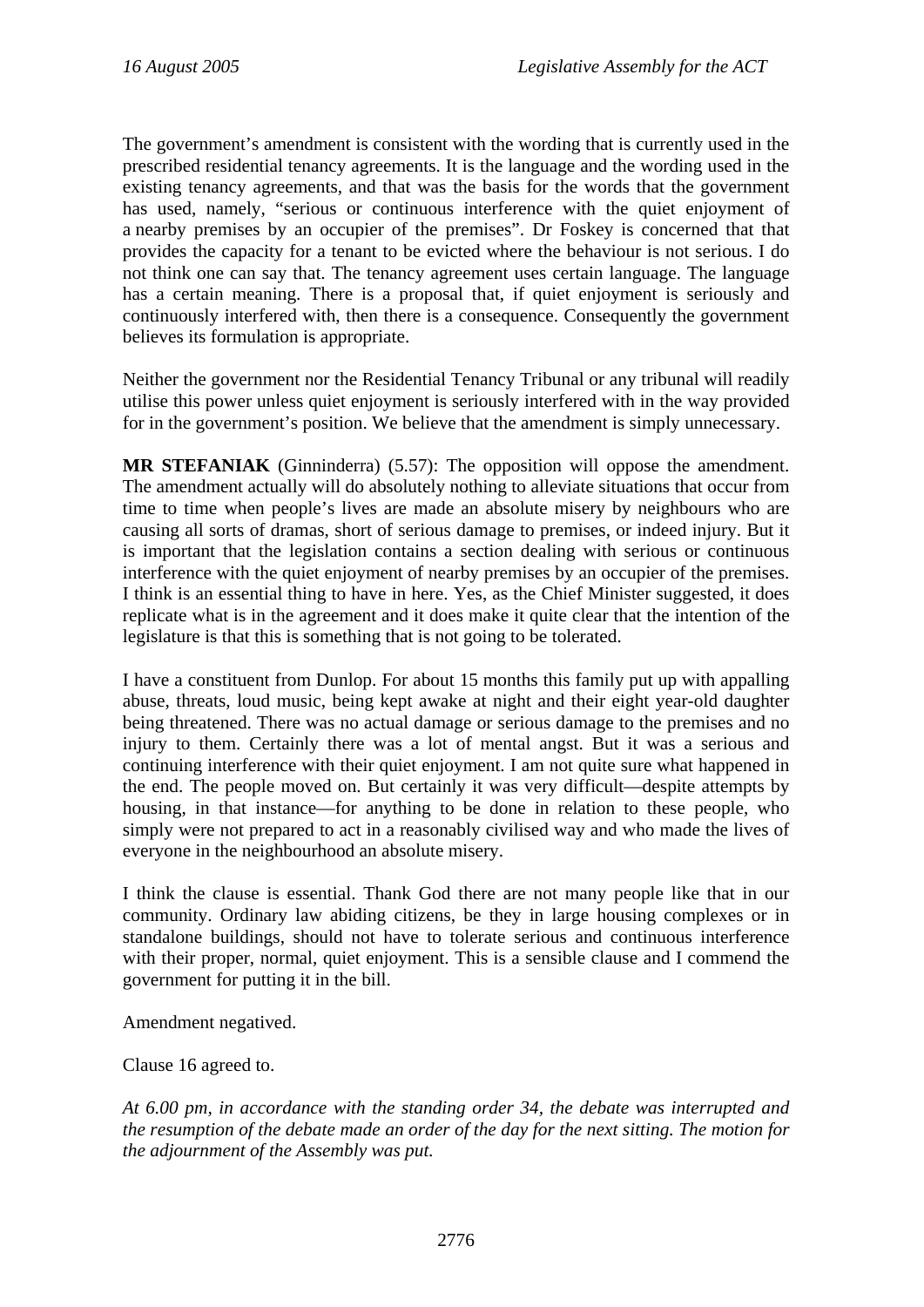The government's amendment is consistent with the wording that is currently used in the prescribed residential tenancy agreements. It is the language and the wording used in the existing tenancy agreements, and that was the basis for the words that the government has used, namely, "serious or continuous interference with the quiet enjoyment of a nearby premises by an occupier of the premises". Dr Foskey is concerned that that provides the capacity for a tenant to be evicted where the behaviour is not serious. I do not think one can say that. The tenancy agreement uses certain language. The language has a certain meaning. There is a proposal that, if quiet enjoyment is seriously and continuously interfered with, then there is a consequence. Consequently the government believes its formulation is appropriate.

Neither the government nor the Residential Tenancy Tribunal or any tribunal will readily utilise this power unless quiet enjoyment is seriously interfered with in the way provided for in the government's position. We believe that the amendment is simply unnecessary.

**MR STEFANIAK** (Ginninderra) (5.57): The opposition will oppose the amendment. The amendment actually will do absolutely nothing to alleviate situations that occur from time to time when people's lives are made an absolute misery by neighbours who are causing all sorts of dramas, short of serious damage to premises, or indeed injury. But it is important that the legislation contains a section dealing with serious or continuous interference with the quiet enjoyment of nearby premises by an occupier of the premises. I think is an essential thing to have in here. Yes, as the Chief Minister suggested, it does replicate what is in the agreement and it does make it quite clear that the intention of the legislature is that this is something that is not going to be tolerated.

I have a constituent from Dunlop. For about 15 months this family put up with appalling abuse, threats, loud music, being kept awake at night and their eight year-old daughter being threatened. There was no actual damage or serious damage to the premises and no injury to them. Certainly there was a lot of mental angst. But it was a serious and continuing interference with their quiet enjoyment. I am not quite sure what happened in the end. The people moved on. But certainly it was very difficult—despite attempts by housing, in that instance—for anything to be done in relation to these people, who simply were not prepared to act in a reasonably civilised way and who made the lives of everyone in the neighbourhood an absolute misery.

I think the clause is essential. Thank God there are not many people like that in our community. Ordinary law abiding citizens, be they in large housing complexes or in standalone buildings, should not have to tolerate serious and continuous interference with their proper, normal, quiet enjoyment. This is a sensible clause and I commend the government for putting it in the bill.

Amendment negatived.

Clause 16 agreed to.

*At 6.00 pm, in accordance with the standing order 34, the debate was interrupted and the resumption of the debate made an order of the day for the next sitting. The motion for the adjournment of the Assembly was put.*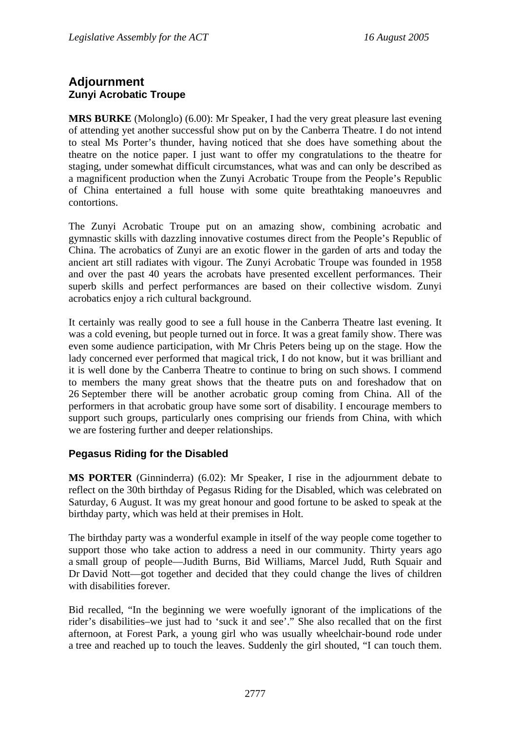## Adjournment

### Zunyi Acrobatic Troupe

**MRS BURKE** (Molonglo) (6.00): Mr Speaker, I had the very great pleasure last evening of attending yet another successful show put on by the Canberra Theatre. I do not intend to steal Ms Porter's thunder, having noticed that she does have something about the theatre on the notice paper. I just want to offer my congratulations to the theatre for staging, under somewhat difficult circumstances, what was and can only be described as a magnificent production when the Zunyi Acrobatic Troupe from the People's Republic of China entertained a full house with some quite breathtaking manoeuvres and contortions.

The Zunyi Acrobatic Troupe put on an amazing show, combining acrobatic and gymnastic skills with dazzling innovative costumes direct from the People's Republic of China. The acrobatics of Zunyi are an exotic flower in the garden of arts and today the ancient art still radiates with vigour. The Zunyi Acrobatic Troupe was founded in 1958 and over the past 40 years the acrobats have presented excellent performances. Their superb skills and perfect performances are based on their collective wisdom. Zunyi acrobatics enjoy a rich cultural background.

It certainly was really good to see a full house in the Canberra Theatre last evening. It was a cold evening, but people turned out in force. It was a great family show. There was even some audience participation, with Mr Chris Peters being up on the stage. How the lady concerned ever performed that magical trick, I do not know, but it was brilliant and it is well done by the Canberra Theatre to continue to bring on such shows. I commend to members the many great shows that the theatre puts on and foreshadow that on 26 September there will be another acrobatic group coming from China. All of the performers in that acrobatic group have some sort of disability. I encourage members to support such groups, particularly ones comprising our friends from China, with which we are fostering further and deeper relationships.

### Pegasus Riding for the Disabled

**MS PORTER** (Ginninderra) (6.02): Mr Speaker, I rise in the adjournment debate to reflect on the 30th birthday of Pegasus Riding for the Disabled, which was celebrated on Saturday, 6 August. It was my great honour and good fortune to be asked to speak at the birthday party, which was held at their premises in Holt.

The birthday party was a wonderful example in itself of the way people come together to support those who take action to address a need in our community. Thirty years ago a small group of people—Judith Burns, Bid Williams, Marcel Judd, Ruth Squair and Dr David Nott—got together and decided that they could change the lives of children with disabilities forever.

Bid recalled, "In the beginning we were woefully ignorant of the implications of the rider's disabilities–we just had to 'suck it and see'." She also recalled that on the first afternoon, at Forest Park, a young girl who was usually wheelchair-bound rode under a tree and reached up to touch the leaves. Suddenly the girl shouted, "I can touch them.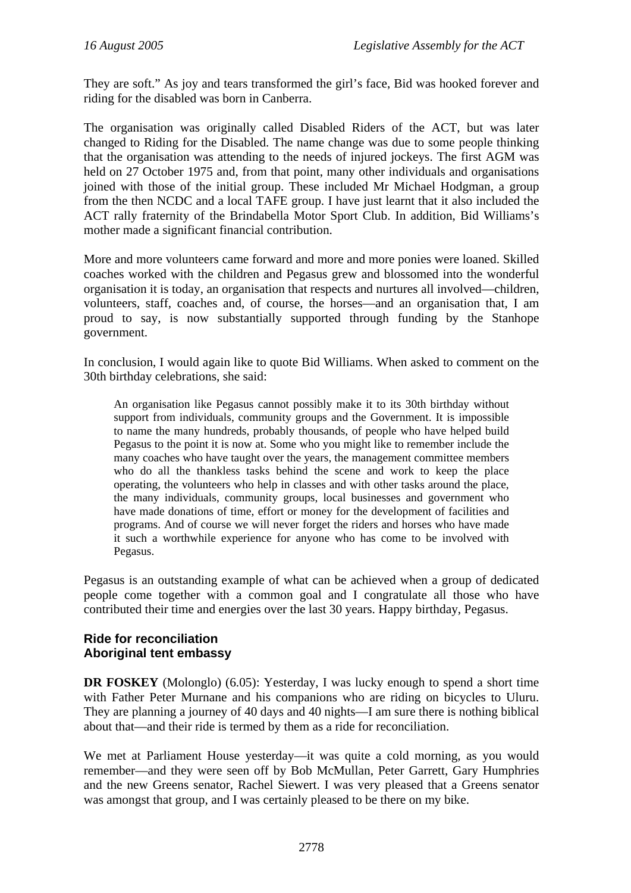They are soft." As joy and tears transformed the girl's face, Bid was hooked forever and riding for the disabled was born in Canberra.

The organisation was originally called Disabled Riders of the ACT, but was later changed to Riding for the Disabled. The name change was due to some people thinking that the organisation was attending to the needs of injured jockeys. The first AGM was held on 27 October 1975 and, from that point, many other individuals and organisations joined with those of the initial group. These included Mr Michael Hodgman, a group from the then NCDC and a local TAFE group. I have just learnt that it also included the ACT rally fraternity of the Brindabella Motor Sport Club. In addition, Bid Williams's mother made a significant financial contribution.

More and more volunteers came forward and more and more ponies were loaned. Skilled coaches worked with the children and Pegasus grew and blossomed into the wonderful organisation it is today, an organisation that respects and nurtures all involved—children, volunteers, staff, coaches and, of course, the horses—and an organisation that, I am proud to say, is now substantially supported through funding by the Stanhope government.

In conclusion, I would again like to quote Bid Williams. When asked to comment on the 30th birthday celebrations, she said:

> An organisation like Pegasus cannot possibly make it to its 30th birthday without support from individuals, community groups and the Government. It is impossible to name the many hundreds, probably thousands, of people who have helped build Pegasus to the point it is now at. Some who you might like to remember include the many coaches who have taught over the years, the management committee members who do all the thankless tasks behind the scene and work to keep the place operating, the volunteers who help in classes and with other tasks around the place, the many individuals, community groups, local businesses and government who have made donations of time, effort or money for the development of facilities and programs. And of course we will never forget the riders and horses who have made it such a worthwhile experience for anyone who has come to be involved with Pegasus.

Pegasus is an outstanding example of what can be achieved when a group of dedicated people come together with a common goal and I congratulate all those who have contributed their time and energies over the last 30 years. Happy birthday, Pegasus.

### Ride for reconciliation
### Aboriginal tent embassy

**DR FOSKEY** (Molonglo) (6.05): Yesterday, I was lucky enough to spend a short time with Father Peter Murnane and his companions who are riding on bicycles to Uluru. They are planning a journey of 40 days and 40 nights—I am sure there is nothing biblical about that—and their ride is termed by them as a ride for reconciliation.

We met at Parliament House yesterday—it was quite a cold morning, as you would remember—and they were seen off by Bob McMullan, Peter Garrett, Gary Humphries and the new Greens senator, Rachel Siewert. I was very pleased that a Greens senator was amongst that group, and I was certainly pleased to be there on my bike.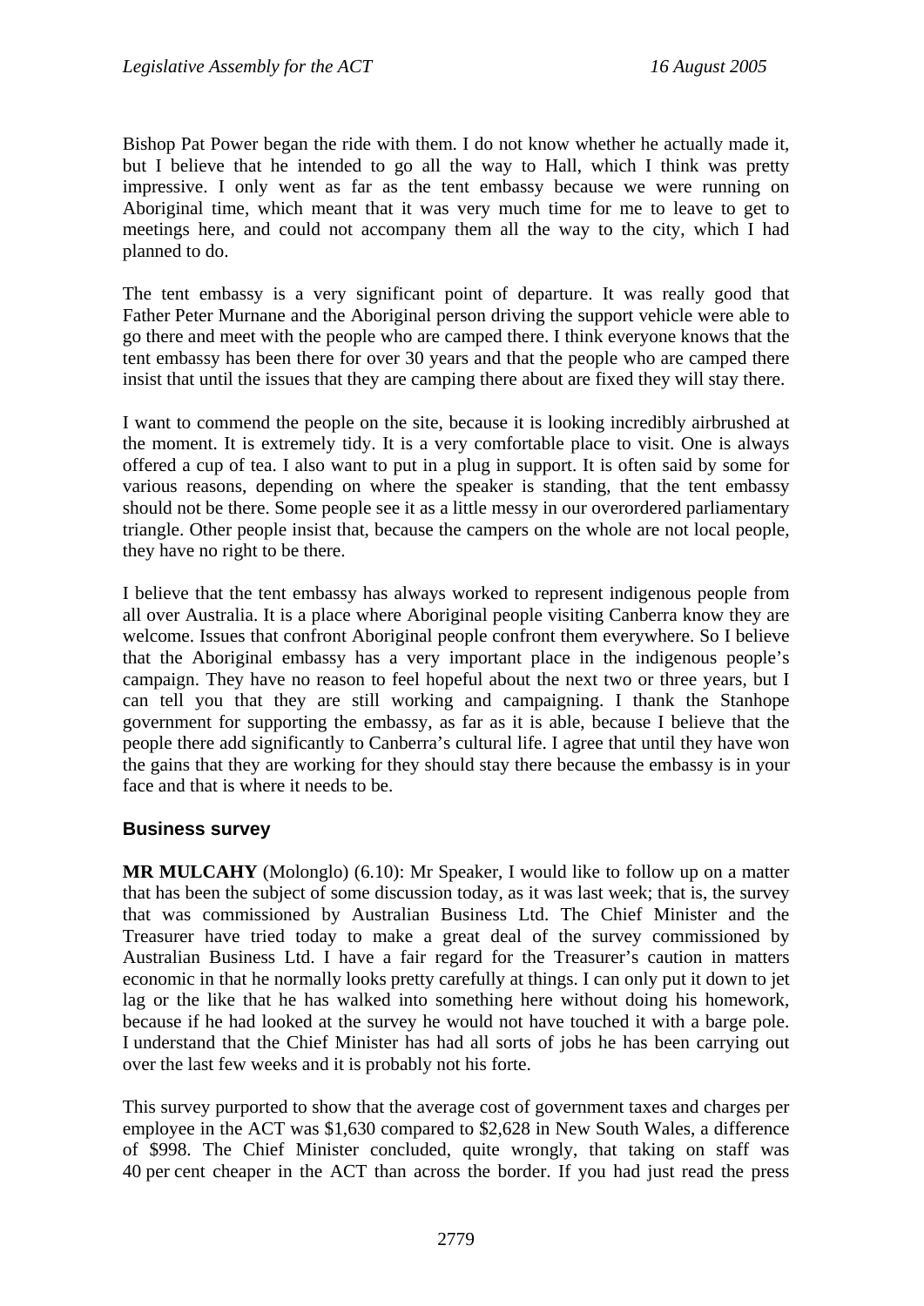Bishop Pat Power began the ride with them. I do not know whether he actually made it, but I believe that he intended to go all the way to Hall, which I think was pretty impressive. I only went as far as the tent embassy because we were running on Aboriginal time, which meant that it was very much time for me to leave to get to meetings here, and could not accompany them all the way to the city, which I had planned to do.

The tent embassy is a very significant point of departure. It was really good that Father Peter Murnane and the Aboriginal person driving the support vehicle were able to go there and meet with the people who are camped there. I think everyone knows that the tent embassy has been there for over 30 years and that the people who are camped there insist that until the issues that they are camping there about are fixed they will stay there.

I want to commend the people on the site, because it is looking incredibly airbrushed at the moment. It is extremely tidy. It is a very comfortable place to visit. One is always offered a cup of tea. I also want to put in a plug in support. It is often said by some for various reasons, depending on where the speaker is standing, that the tent embassy should not be there. Some people see it as a little messy in our overordered parliamentary triangle. Other people insist that, because the campers on the whole are not local people, they have no right to be there.

I believe that the tent embassy has always worked to represent indigenous people from all over Australia. It is a place where Aboriginal people visiting Canberra know they are welcome. Issues that confront Aboriginal people confront them everywhere. So I believe that the Aboriginal embassy has a very important place in the indigenous people's campaign. They have no reason to feel hopeful about the next two or three years, but I can tell you that they are still working and campaigning. I thank the Stanhope government for supporting the embassy, as far as it is able, because I believe that the people there add significantly to Canberra's cultural life. I agree that until they have won the gains that they are working for they should stay there because the embassy is in your face and that is where it needs to be.

### Business survey

**MR MULCAHY** (Molonglo) (6.10): Mr Speaker, I would like to follow up on a matter that has been the subject of some discussion today, as it was last week; that is, the survey that was commissioned by Australian Business Ltd. The Chief Minister and the Treasurer have tried today to make a great deal of the survey commissioned by Australian Business Ltd. I have a fair regard for the Treasurer's caution in matters economic in that he normally looks pretty carefully at things. I can only put it down to jet lag or the like that he has walked into something here without doing his homework, because if he had looked at the survey he would not have touched it with a barge pole. I understand that the Chief Minister has had all sorts of jobs he has been carrying out over the last few weeks and it is probably not his forte.

This survey purported to show that the average cost of government taxes and charges per employee in the ACT was $1,630 compared to $2,628 in New South Wales, a difference of $998. The Chief Minister concluded, quite wrongly, that taking on staff was 40 per cent cheaper in the ACT than across the border. If you had just read the press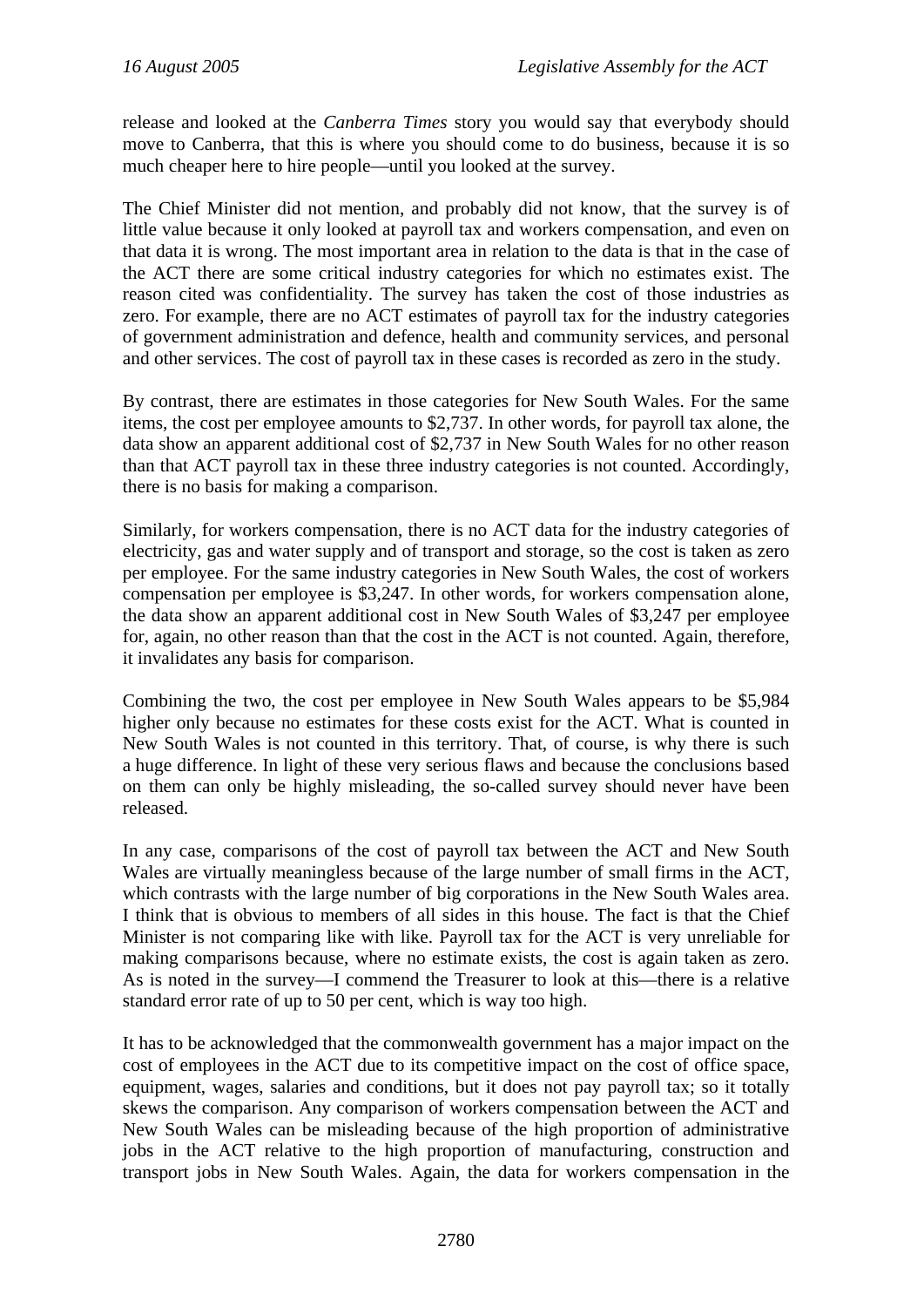release and looked at the *Canberra Times* story you would say that everybody should move to Canberra, that this is where you should come to do business, because it is so much cheaper here to hire people—until you looked at the survey.

The Chief Minister did not mention, and probably did not know, that the survey is of little value because it only looked at payroll tax and workers compensation, and even on that data it is wrong. The most important area in relation to the data is that in the case of the ACT there are some critical industry categories for which no estimates exist. The reason cited was confidentiality. The survey has taken the cost of those industries as zero. For example, there are no ACT estimates of payroll tax for the industry categories of government administration and defence, health and community services, and personal and other services. The cost of payroll tax in these cases is recorded as zero in the study.

By contrast, there are estimates in those categories for New South Wales. For the same items, the cost per employee amounts to $2,737. In other words, for payroll tax alone, the data show an apparent additional cost of $2,737 in New South Wales for no other reason than that ACT payroll tax in these three industry categories is not counted. Accordingly, there is no basis for making a comparison.

Similarly, for workers compensation, there is no ACT data for the industry categories of electricity, gas and water supply and of transport and storage, so the cost is taken as zero per employee. For the same industry categories in New South Wales, the cost of workers compensation per employee is $3,247. In other words, for workers compensation alone, the data show an apparent additional cost in New South Wales of $3,247 per employee for, again, no other reason than that the cost in the ACT is not counted. Again, therefore, it invalidates any basis for comparison.

Combining the two, the cost per employee in New South Wales appears to be $5,984 higher only because no estimates for these costs exist for the ACT. What is counted in New South Wales is not counted in this territory. That, of course, is why there is such a huge difference. In light of these very serious flaws and because the conclusions based on them can only be highly misleading, the so-called survey should never have been released.

In any case, comparisons of the cost of payroll tax between the ACT and New South Wales are virtually meaningless because of the large number of small firms in the ACT, which contrasts with the large number of big corporations in the New South Wales area. I think that is obvious to members of all sides in this house. The fact is that the Chief Minister is not comparing like with like. Payroll tax for the ACT is very unreliable for making comparisons because, where no estimate exists, the cost is again taken as zero. As is noted in the survey—I commend the Treasurer to look at this—there is a relative standard error rate of up to 50 per cent, which is way too high.

It has to be acknowledged that the commonwealth government has a major impact on the cost of employees in the ACT due to its competitive impact on the cost of office space, equipment, wages, salaries and conditions, but it does not pay payroll tax; so it totally skews the comparison. Any comparison of workers compensation between the ACT and New South Wales can be misleading because of the high proportion of administrative jobs in the ACT relative to the high proportion of manufacturing, construction and transport jobs in New South Wales. Again, the data for workers compensation in the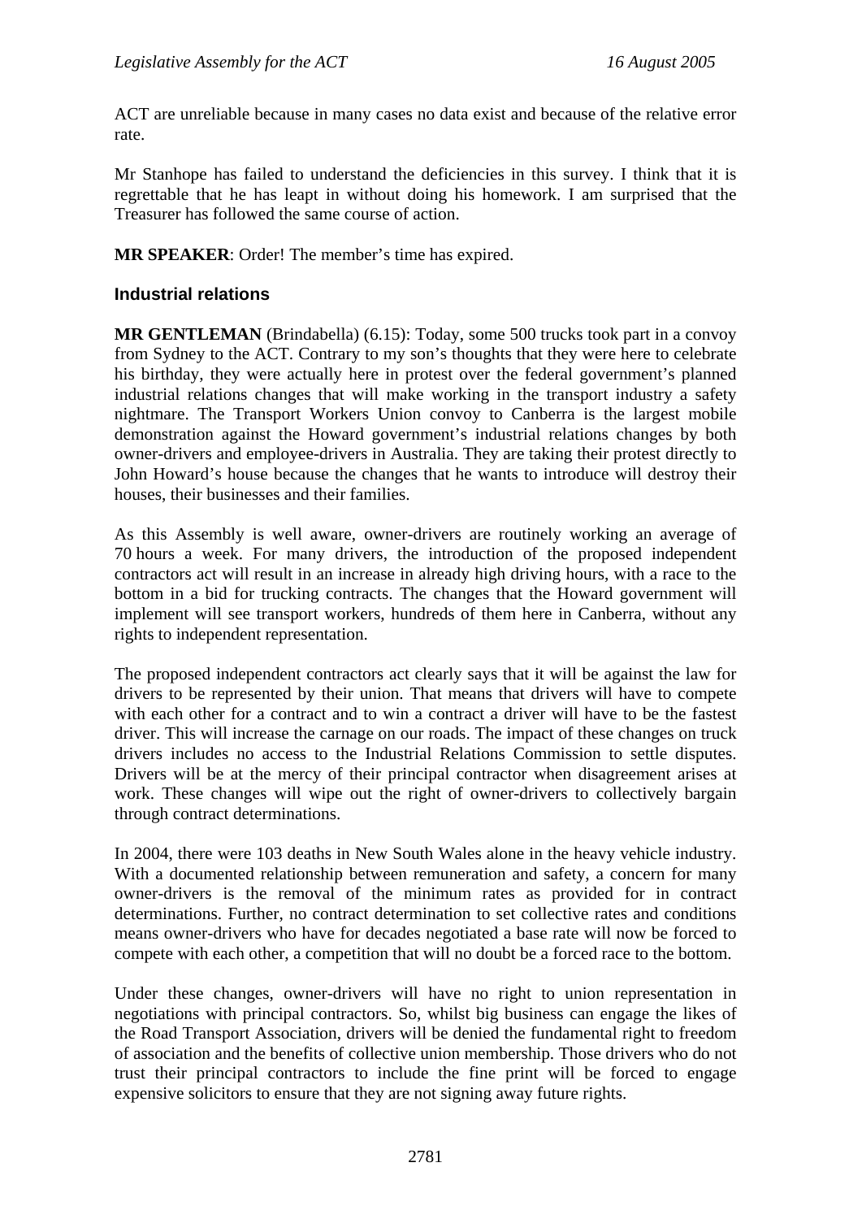ACT are unreliable because in many cases no data exist and because of the relative error rate.

Mr Stanhope has failed to understand the deficiencies in this survey. I think that it is regrettable that he has leapt in without doing his homework. I am surprised that the Treasurer has followed the same course of action.

**MR SPEAKER**: Order! The member's time has expired.

### Industrial relations

**MR GENTLEMAN** (Brindabella) (6.15): Today, some 500 trucks took part in a convoy from Sydney to the ACT. Contrary to my son's thoughts that they were here to celebrate his birthday, they were actually here in protest over the federal government's planned industrial relations changes that will make working in the transport industry a safety nightmare. The Transport Workers Union convoy to Canberra is the largest mobile demonstration against the Howard government's industrial relations changes by both owner-drivers and employee-drivers in Australia. They are taking their protest directly to John Howard's house because the changes that he wants to introduce will destroy their houses, their businesses and their families.

As this Assembly is well aware, owner-drivers are routinely working an average of 70 hours a week. For many drivers, the introduction of the proposed independent contractors act will result in an increase in already high driving hours, with a race to the bottom in a bid for trucking contracts. The changes that the Howard government will implement will see transport workers, hundreds of them here in Canberra, without any rights to independent representation.

The proposed independent contractors act clearly says that it will be against the law for drivers to be represented by their union. That means that drivers will have to compete with each other for a contract and to win a contract a driver will have to be the fastest driver. This will increase the carnage on our roads. The impact of these changes on truck drivers includes no access to the Industrial Relations Commission to settle disputes. Drivers will be at the mercy of their principal contractor when disagreement arises at work. These changes will wipe out the right of owner-drivers to collectively bargain through contract determinations.

In 2004, there were 103 deaths in New South Wales alone in the heavy vehicle industry. With a documented relationship between remuneration and safety, a concern for many owner-drivers is the removal of the minimum rates as provided for in contract determinations. Further, no contract determination to set collective rates and conditions means owner-drivers who have for decades negotiated a base rate will now be forced to compete with each other, a competition that will no doubt be a forced race to the bottom.

Under these changes, owner-drivers will have no right to union representation in negotiations with principal contractors. So, whilst big business can engage the likes of the Road Transport Association, drivers will be denied the fundamental right to freedom of association and the benefits of collective union membership. Those drivers who do not trust their principal contractors to include the fine print will be forced to engage expensive solicitors to ensure that they are not signing away future rights.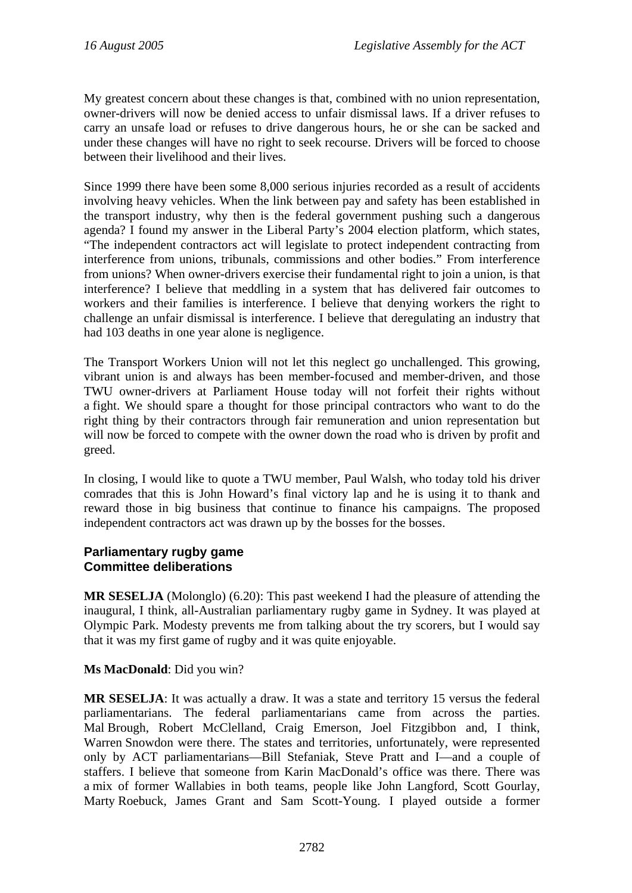My greatest concern about these changes is that, combined with no union representation, owner-drivers will now be denied access to unfair dismissal laws. If a driver refuses to carry an unsafe load or refuses to drive dangerous hours, he or she can be sacked and under these changes will have no right to seek recourse. Drivers will be forced to choose between their livelihood and their lives.

Since 1999 there have been some 8,000 serious injuries recorded as a result of accidents involving heavy vehicles. When the link between pay and safety has been established in the transport industry, why then is the federal government pushing such a dangerous agenda? I found my answer in the Liberal Party's 2004 election platform, which states, "The independent contractors act will legislate to protect independent contracting from interference from unions, tribunals, commissions and other bodies." From interference from unions? When owner-drivers exercise their fundamental right to join a union, is that interference? I believe that meddling in a system that has delivered fair outcomes to workers and their families is interference. I believe that denying workers the right to challenge an unfair dismissal is interference. I believe that deregulating an industry that had 103 deaths in one year alone is negligence.

The Transport Workers Union will not let this neglect go unchallenged. This growing, vibrant union is and always has been member-focused and member-driven, and those TWU owner-drivers at Parliament House today will not forfeit their rights without a fight. We should spare a thought for those principal contractors who want to do the right thing by their contractors through fair remuneration and union representation but will now be forced to compete with the owner down the road who is driven by profit and greed.

In closing, I would like to quote a TWU member, Paul Walsh, who today told his driver comrades that this is John Howard's final victory lap and he is using it to thank and reward those in big business that continue to finance his campaigns. The proposed independent contractors act was drawn up by the bosses for the bosses.

### Parliamentary rugby game
### Committee deliberations

**MR SESELJA** (Molonglo) (6.20): This past weekend I had the pleasure of attending the inaugural, I think, all-Australian parliamentary rugby game in Sydney. It was played at Olympic Park. Modesty prevents me from talking about the try scorers, but I would say that it was my first game of rugby and it was quite enjoyable.

**Ms MacDonald**: Did you win?

**MR SESELJA**: It was actually a draw. It was a state and territory 15 versus the federal parliamentarians. The federal parliamentarians came from across the parties. Mal Brough, Robert McClelland, Craig Emerson, Joel Fitzgibbon and, I think, Warren Snowdon were there. The states and territories, unfortunately, were represented only by ACT parliamentarians—Bill Stefaniak, Steve Pratt and I—and a couple of staffers. I believe that someone from Karin MacDonald's office was there. There was a mix of former Wallabies in both teams, people like John Langford, Scott Gourlay, Marty Roebuck, James Grant and Sam Scott-Young. I played outside a former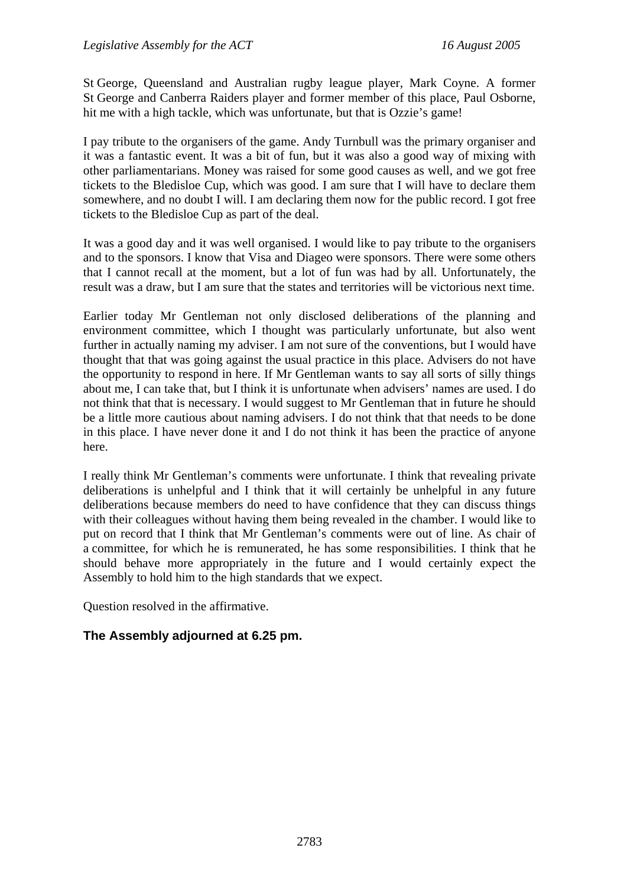St George, Queensland and Australian rugby league player, Mark Coyne. A former St George and Canberra Raiders player and former member of this place, Paul Osborne, hit me with a high tackle, which was unfortunate, but that is Ozzie's game!

I pay tribute to the organisers of the game. Andy Turnbull was the primary organiser and it was a fantastic event. It was a bit of fun, but it was also a good way of mixing with other parliamentarians. Money was raised for some good causes as well, and we got free tickets to the Bledisloe Cup, which was good. I am sure that I will have to declare them somewhere, and no doubt I will. I am declaring them now for the public record. I got free tickets to the Bledisloe Cup as part of the deal.

It was a good day and it was well organised. I would like to pay tribute to the organisers and to the sponsors. I know that Visa and Diageo were sponsors. There were some others that I cannot recall at the moment, but a lot of fun was had by all. Unfortunately, the result was a draw, but I am sure that the states and territories will be victorious next time.

Earlier today Mr Gentleman not only disclosed deliberations of the planning and environment committee, which I thought was particularly unfortunate, but also went further in actually naming my adviser. I am not sure of the conventions, but I would have thought that that was going against the usual practice in this place. Advisers do not have the opportunity to respond in here. If Mr Gentleman wants to say all sorts of silly things about me, I can take that, but I think it is unfortunate when advisers' names are used. I do not think that that is necessary. I would suggest to Mr Gentleman that in future he should be a little more cautious about naming advisers. I do not think that that needs to be done in this place. I have never done it and I do not think it has been the practice of anyone here.

I really think Mr Gentleman's comments were unfortunate. I think that revealing private deliberations is unhelpful and I think that it will certainly be unhelpful in any future deliberations because members do need to have confidence that they can discuss things with their colleagues without having them being revealed in the chamber. I would like to put on record that I think that Mr Gentleman's comments were out of line. As chair of a committee, for which he is remunerated, he has some responsibilities. I think that he should behave more appropriately in the future and I would certainly expect the Assembly to hold him to the high standards that we expect.

Question resolved in the affirmative.

**The Assembly adjourned at 6.25 pm.**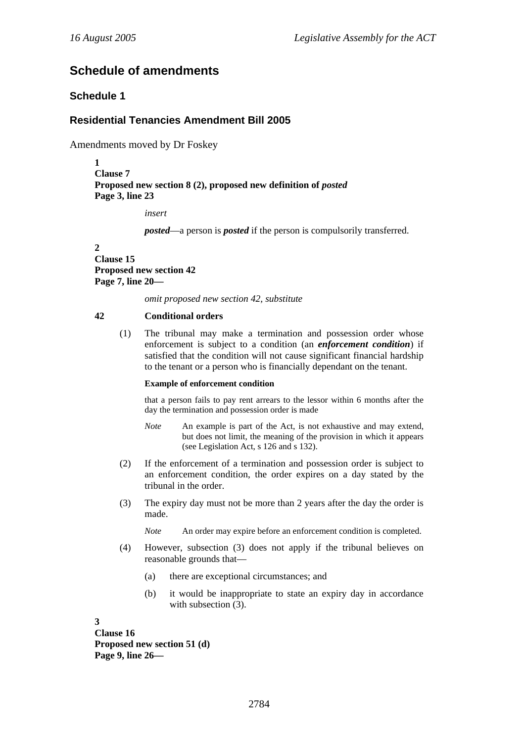# Schedule of amendments

## Schedule 1

## Residential Tenancies Amendment Bill 2005

Amendments moved by Dr Foskey

**1**
**Clause 7**
**Proposed new section 8 (2), proposed new definition of *posted***
**Page 3, line 23**

*insert*

***posted***—a person is ***posted*** if the person is compulsorily transferred.

**2**
**Clause 15**
**Proposed new section 42**
**Page 7, line 20—**

*omit proposed new section 42, substitute*

**42 Conditional orders**

(1) The tribunal may make a termination and possession order whose enforcement is subject to a condition (an ***enforcement condition***) if satisfied that the condition will not cause significant financial hardship to the tenant or a person who is financially dependant on the tenant.

**Example of enforcement condition**

that a person fails to pay rent arrears to the lessor within 6 months after the day the termination and possession order is made

*Note* An example is part of the Act, is not exhaustive and may extend, but does not limit, the meaning of the provision in which it appears (see Legislation Act, s 126 and s 132).

(2) If the enforcement of a termination and possession order is subject to an enforcement condition, the order expires on a day stated by the tribunal in the order.

(3) The expiry day must not be more than 2 years after the day the order is made.

*Note* An order may expire before an enforcement condition is completed.

(4) However, subsection (3) does not apply if the tribunal believes on reasonable grounds that—

(a) there are exceptional circumstances; and

(b) it would be inappropriate to state an expiry day in accordance with subsection (3).

**3**
**Clause 16**
**Proposed new section 51 (d)**
**Page 9, line 26—**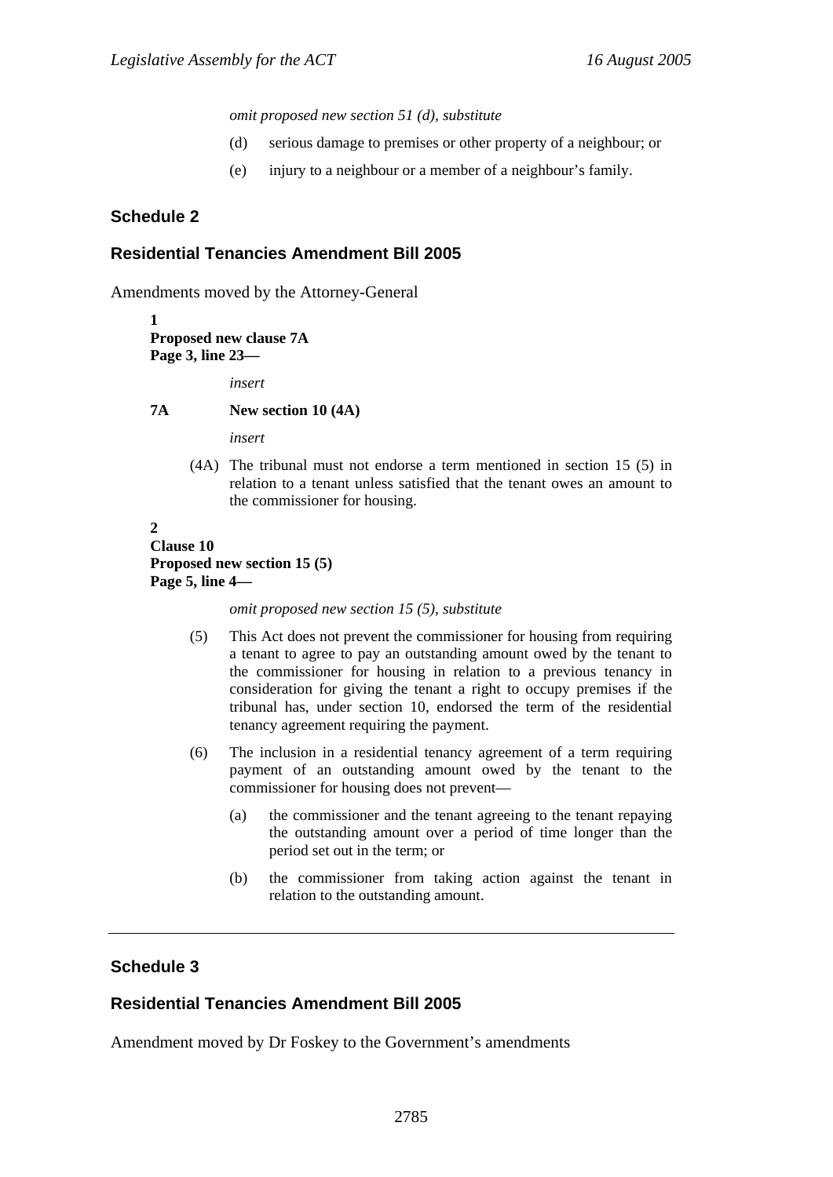*omit proposed new section 51 (d), substitute*

(d) serious damage to premises or other property of a neighbour; or

(e) injury to a neighbour or a member of a neighbour's family.

## Schedule 2

## Residential Tenancies Amendment Bill 2005

Amendments moved by the Attorney-General

**1**
**Proposed new clause 7A**
**Page 3, line 23—**

*insert*

**7A New section 10 (4A)**

*insert*

(4A) The tribunal must not endorse a term mentioned in section 15 (5) in relation to a tenant unless satisfied that the tenant owes an amount to the commissioner for housing.

**2**
**Clause 10**
**Proposed new section 15 (5)**
**Page 5, line 4—**

*omit proposed new section 15 (5), substitute*

(5) This Act does not prevent the commissioner for housing from requiring a tenant to agree to pay an outstanding amount owed by the tenant to the commissioner for housing in relation to a previous tenancy in consideration for giving the tenant a right to occupy premises if the tribunal has, under section 10, endorsed the term of the residential tenancy agreement requiring the payment.

(6) The inclusion in a residential tenancy agreement of a term requiring payment of an outstanding amount owed by the tenant to the commissioner for housing does not prevent—

(a) the commissioner and the tenant agreeing to the tenant repaying the outstanding amount over a period of time longer than the period set out in the term; or

(b) the commissioner from taking action against the tenant in relation to the outstanding amount.

---

## Schedule 3

## Residential Tenancies Amendment Bill 2005

Amendment moved by Dr Foskey to the Government's amendments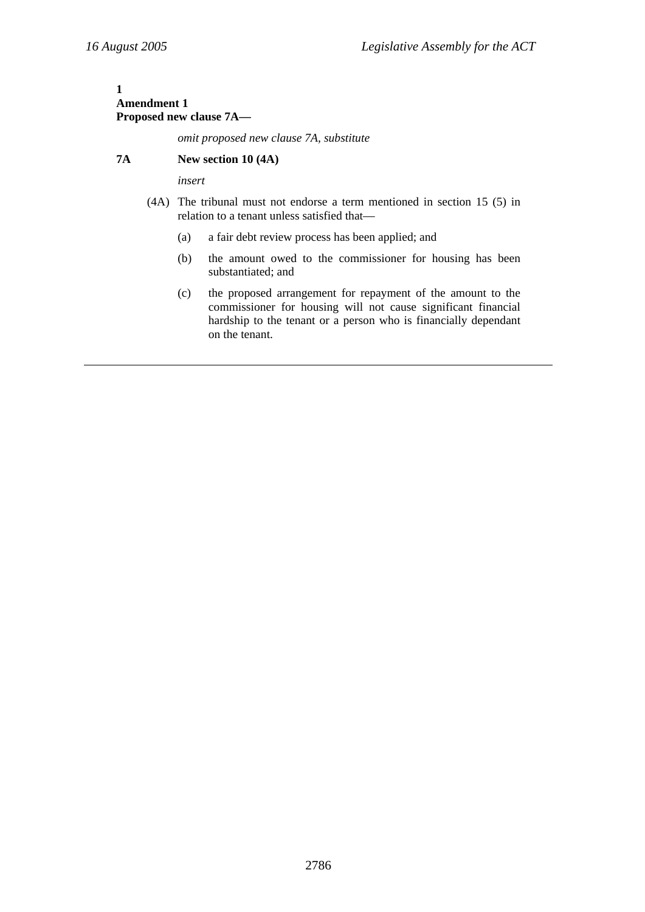**1**
**Amendment 1**
**Proposed new clause 7A—**

*omit proposed new clause 7A, substitute*

**7A New section 10 (4A)**

*insert*

(4A) The tribunal must not endorse a term mentioned in section 15 (5) in relation to a tenant unless satisfied that—

(a) a fair debt review process has been applied; and

(b) the amount owed to the commissioner for housing has been substantiated; and

(c) the proposed arrangement for repayment of the amount to the commissioner for housing will not cause significant financial hardship to the tenant or a person who is financially dependant on the tenant.

---